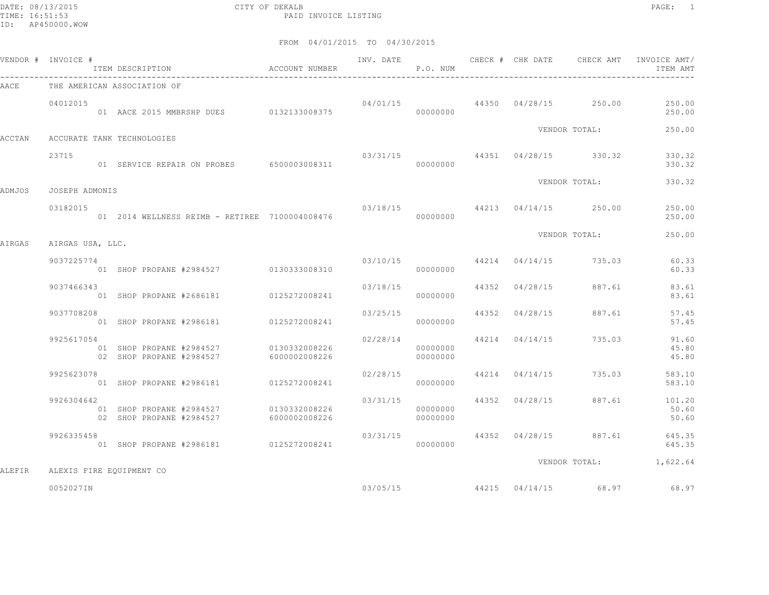DATE: 08/13/2015 CITY OF DEKALB
TIME: 16:51:53 PAID INVOICE LISTING
ID: AP450000.WOW

FROM 04/01/2015 TO 04/30/2015

| VENDOR # | INVOICE # / ITEM DESCRIPTION | ACCOUNT NUMBER | INV. DATE | P.O. NUM | CHECK # | CHK DATE | CHECK AMT | INVOICE AMT/ ITEM AMT |
|---|---|---|---|---|---|---|---|---|
| AACE | THE AMERICAN ASSOCIATION OF | | | | | | | |
| | 04012015 | | 04/01/15 | | 44350 | 04/28/15 | 250.00 | 250.00 |
| | 01 AACE 2015 MMBRSHP DUES | 0132133008375 | | 00000000 | | | | 250.00 |
| | | | | | | VENDOR TOTAL: | | 250.00 |
| ACCTAN | ACCURATE TANK TECHNOLOGIES | | | | | | | |
| | 23715 | | 03/31/15 | | 44351 | 04/28/15 | 330.32 | 330.32 |
| | 01 SERVICE REPAIR ON PROBES | 6500003008311 | | 00000000 | | | | 330.32 |
| | | | | | | VENDOR TOTAL: | | 330.32 |
| ADMJOS | JOSEPH ADMONIS | | | | | | | |
| | 03182015 | | 03/18/15 | | 44213 | 04/14/15 | 250.00 | 250.00 |
| | 01 2014 WELLNESS REIMB - RETIREE | 7100004008476 | | 00000000 | | | | 250.00 |
| | | | | | | VENDOR TOTAL: | | 250.00 |
| AIRGAS | AIRGAS USA, LLC. | | | | | | | |
| | 9037225774 | | 03/10/15 | | 44214 | 04/14/15 | 735.03 | 60.33 |
| | 01 SHOP PROPANE #2984527 | 0130333008310 | | 00000000 | | | | 60.33 |
| | 9037466343 | | 03/18/15 | | 44352 | 04/28/15 | 887.61 | 83.61 |
| | 01 SHOP PROPANE #2686181 | 0125272008241 | | 00000000 | | | | 83.61 |
| | 9037708208 | | 03/25/15 | | 44352 | 04/28/15 | 887.61 | 57.45 |
| | 01 SHOP PROPANE #2986181 | 0125272008241 | | 00000000 | | | | 57.45 |
| | 9925617054 | | 02/28/14 | | 44214 | 04/14/15 | 735.03 | 91.60 |
| | 01 SHOP PROPANE #2984527 | 0130332008226 | | 00000000 | | | | 45.80 |
| | 02 SHOP PROPANE #2984527 | 6000002008226 | | 00000000 | | | | 45.80 |
| | 9925623078 | | 02/28/15 | | 44214 | 04/14/15 | 735.03 | 583.10 |
| | 01 SHOP PROPANE #2986181 | 0125272008241 | | 00000000 | | | | 583.10 |
| | 9926304642 | | 03/31/15 | | 44352 | 04/28/15 | 887.61 | 101.20 |
| | 01 SHOP PROPANE #2984527 | 0130332008226 | | 00000000 | | | | 50.60 |
| | 02 SHOP PROPANE #2984527 | 6000002008226 | | 00000000 | | | | 50.60 |
| | 9926335458 | | 03/31/15 | | 44352 | 04/28/15 | 887.61 | 645.35 |
| | 01 SHOP PROPANE #2986181 | 0125272008241 | | 00000000 | | | | 645.35 |
| | | | | | | VENDOR TOTAL: | | 1,622.64 |
| ALEFIR | ALEXIS FIRE EQUIPMENT CO | | | | | | | |
| | 0052027IN | | 03/05/15 | | 44215 | 04/14/15 | 68.97 | 68.97 |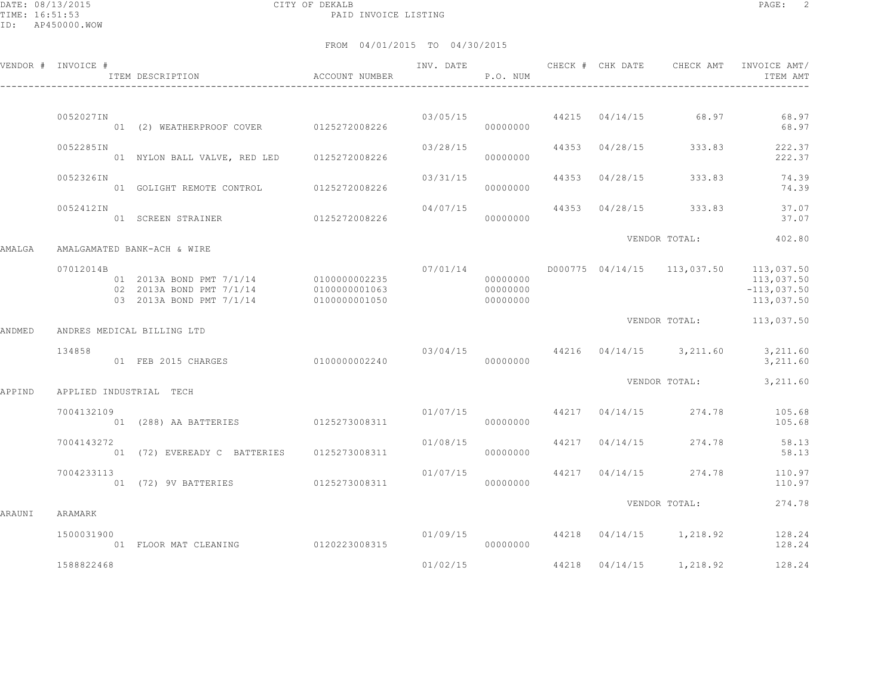FROM 04/01/2015 TO 04/30/2015

| VENDOR # | INVOICE # / ITEM DESCRIPTION | ACCOUNT NUMBER | INV. DATE | P.O. NUM | CHECK # | CHK DATE | CHECK AMT | INVOICE AMT/ ITEM AMT |
|---|---|---|---|---|---|---|---|---|
| | 0052027IN | | 03/05/15 | | 44215 | 04/14/15 | 68.97 | 68.97 |
| | 01 (2) WEATHERPROOF COVER | 0125272008226 | | 00000000 | | | | 68.97 |
| | 0052285IN | | 03/28/15 | | 44353 | 04/28/15 | 333.83 | 222.37 |
| | 01 NYLON BALL VALVE, RED LED | 0125272008226 | | 00000000 | | | | 222.37 |
| | 0052326IN | | 03/31/15 | | 44353 | 04/28/15 | 333.83 | 74.39 |
| | 01 GOLIGHT REMOTE CONTROL | 0125272008226 | | 00000000 | | | | 74.39 |
| | 0052412IN | | 04/07/15 | | 44353 | 04/28/15 | 333.83 | 37.07 |
| | 01 SCREEN STRAINER | 0125272008226 | | 00000000 | | | | 37.07 |
| | | | | | | VENDOR TOTAL: | | 402.80 |
| AMALGA | AMALGAMATED BANK-ACH & WIRE | | | | | | | |
| | 07012014B | | 07/01/14 | | D000775 | 04/14/15 | 113,037.50 | 113,037.50 |
| | 01 2013A BOND PMT 7/1/14 | 0100000002235 | | 00000000 | | | | 113,037.50 |
| | 02 2013A BOND PMT 7/1/14 | 0100000001063 | | 00000000 | | | | -113,037.50 |
| | 03 2013A BOND PMT 7/1/14 | 0100000001050 | | 00000000 | | | | 113,037.50 |
| | | | | | | VENDOR TOTAL: | | 113,037.50 |
| ANDMED | ANDRES MEDICAL BILLING LTD | | | | | | | |
| | 134858 | | 03/04/15 | | 44216 | 04/14/15 | 3,211.60 | 3,211.60 |
| | 01 FEB 2015 CHARGES | 0100000002240 | | 00000000 | | | | 3,211.60 |
| | | | | | | VENDOR TOTAL: | | 3,211.60 |
| APPIND | APPLIED INDUSTRIAL TECH | | | | | | | |
| | 7004132109 | | 01/07/15 | | 44217 | 04/14/15 | 274.78 | 105.68 |
| | 01 (288) AA BATTERIES | 0125273008311 | | 00000000 | | | | 105.68 |
| | 7004143272 | | 01/08/15 | | 44217 | 04/14/15 | 274.78 | 58.13 |
| | 01 (72) EVEREADY C BATTERIES | 0125273008311 | | 00000000 | | | | 58.13 |
| | 7004233113 | | 01/07/15 | | 44217 | 04/14/15 | 274.78 | 110.97 |
| | 01 (72) 9V BATTERIES | 0125273008311 | | 00000000 | | | | 110.97 |
| | | | | | | VENDOR TOTAL: | | 274.78 |
| ARAUNI | ARAMARK | | | | | | | |
| | 1500031900 | | 01/09/15 | | 44218 | 04/14/15 | 1,218.92 | 128.24 |
| | 01 FLOOR MAT CLEANING | 0120223008315 | | 00000000 | | | | 128.24 |
| | 1588822468 | | 01/02/15 | | 44218 | 04/14/15 | 1,218.92 | 128.24 |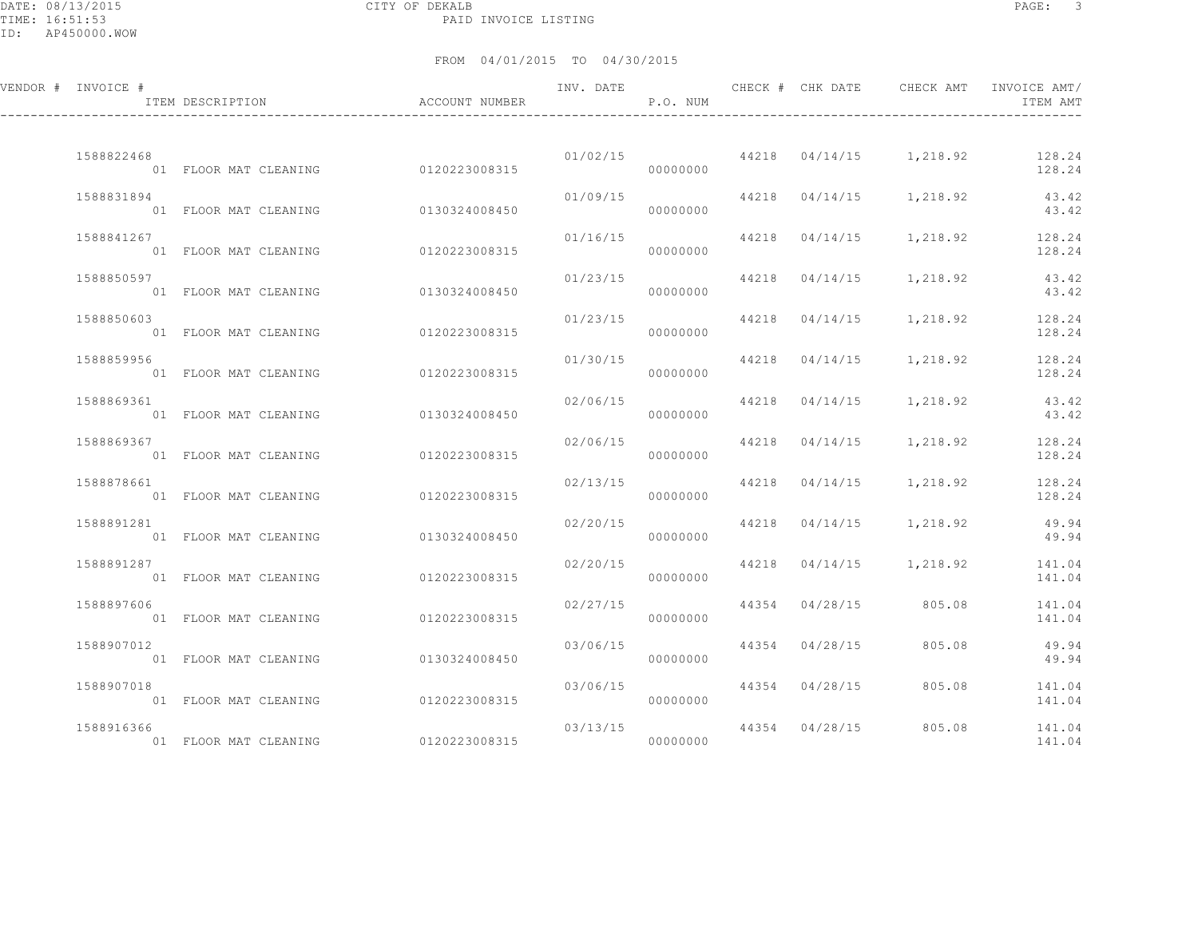CITY OF DEKALB

PAID INVOICE LISTING

FROM 04/01/2015 TO 04/30/2015

| VENDOR # | INVOICE # / ITEM DESCRIPTION | ACCOUNT NUMBER | INV. DATE | P.O. NUM | CHECK # | CHK DATE | CHECK AMT | INVOICE AMT/ ITEM AMT |
|---|---|---|---|---|---|---|---|---|
| | 1588822468 | | 01/02/15 | | 44218 | 04/14/15 | 1,218.92 | 128.24 |
| | 01 FLOOR MAT CLEANING | 0120223008315 | | 00000000 | | | | 128.24 |
| | 1588831894 | | 01/09/15 | | 44218 | 04/14/15 | 1,218.92 | 43.42 |
| | 01 FLOOR MAT CLEANING | 0130324008450 | | 00000000 | | | | 43.42 |
| | 1588841267 | | 01/16/15 | | 44218 | 04/14/15 | 1,218.92 | 128.24 |
| | 01 FLOOR MAT CLEANING | 0120223008315 | | 00000000 | | | | 128.24 |
| | 1588850597 | | 01/23/15 | | 44218 | 04/14/15 | 1,218.92 | 43.42 |
| | 01 FLOOR MAT CLEANING | 0130324008450 | | 00000000 | | | | 43.42 |
| | 1588850603 | | 01/23/15 | | 44218 | 04/14/15 | 1,218.92 | 128.24 |
| | 01 FLOOR MAT CLEANING | 0120223008315 | | 00000000 | | | | 128.24 |
| | 1588859956 | | 01/30/15 | | 44218 | 04/14/15 | 1,218.92 | 128.24 |
| | 01 FLOOR MAT CLEANING | 0120223008315 | | 00000000 | | | | 128.24 |
| | 1588869361 | | 02/06/15 | | 44218 | 04/14/15 | 1,218.92 | 43.42 |
| | 01 FLOOR MAT CLEANING | 0130324008450 | | 00000000 | | | | 43.42 |
| | 1588869367 | | 02/06/15 | | 44218 | 04/14/15 | 1,218.92 | 128.24 |
| | 01 FLOOR MAT CLEANING | 0120223008315 | | 00000000 | | | | 128.24 |
| | 1588878661 | | 02/13/15 | | 44218 | 04/14/15 | 1,218.92 | 128.24 |
| | 01 FLOOR MAT CLEANING | 0120223008315 | | 00000000 | | | | 128.24 |
| | 1588891281 | | 02/20/15 | | 44218 | 04/14/15 | 1,218.92 | 49.94 |
| | 01 FLOOR MAT CLEANING | 0130324008450 | | 00000000 | | | | 49.94 |
| | 1588891287 | | 02/20/15 | | 44218 | 04/14/15 | 1,218.92 | 141.04 |
| | 01 FLOOR MAT CLEANING | 0120223008315 | | 00000000 | | | | 141.04 |
| | 1588897606 | | 02/27/15 | | 44354 | 04/28/15 | 805.08 | 141.04 |
| | 01 FLOOR MAT CLEANING | 0120223008315 | | 00000000 | | | | 141.04 |
| | 1588907012 | | 03/06/15 | | 44354 | 04/28/15 | 805.08 | 49.94 |
| | 01 FLOOR MAT CLEANING | 0130324008450 | | 00000000 | | | | 49.94 |
| | 1588907018 | | 03/06/15 | | 44354 | 04/28/15 | 805.08 | 141.04 |
| | 01 FLOOR MAT CLEANING | 0120223008315 | | 00000000 | | | | 141.04 |
| | 1588916366 | | 03/13/15 | | 44354 | 04/28/15 | 805.08 | 141.04 |
| | 01 FLOOR MAT CLEANING | 0120223008315 | | 00000000 | | | | 141.04 |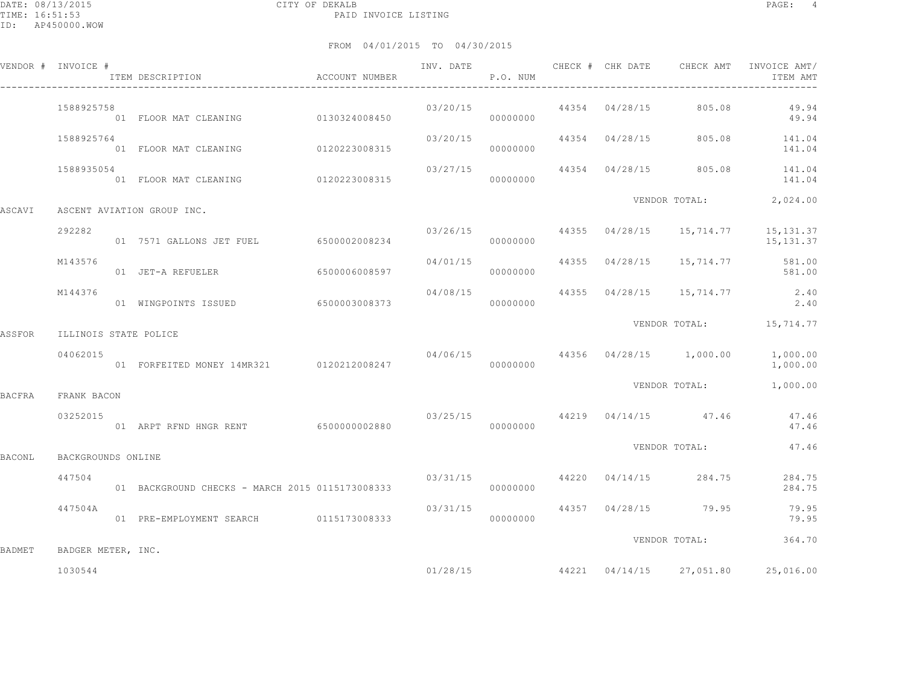FROM 04/01/2015 TO 04/30/2015

| VENDOR # | INVOICE # / ITEM DESCRIPTION | ACCOUNT NUMBER | INV. DATE | P.O. NUM | CHECK # | CHK DATE | CHECK AMT | INVOICE AMT/ ITEM AMT |
|---|---|---|---|---|---|---|---|---|
| | 1588925758 | | 03/20/15 | | 44354 | 04/28/15 | 805.08 | 49.94 |
| | 01 FLOOR MAT CLEANING | 0130324008450 | | 00000000 | | | | 49.94 |
| | 1588925764 | | 03/20/15 | | 44354 | 04/28/15 | 805.08 | 141.04 |
| | 01 FLOOR MAT CLEANING | 0120223008315 | | 00000000 | | | | 141.04 |
| | 1588935054 | | 03/27/15 | | 44354 | 04/28/15 | 805.08 | 141.04 |
| | 01 FLOOR MAT CLEANING | 0120223008315 | | 00000000 | | | | 141.04 |
| | | | | | | VENDOR TOTAL: | | 2,024.00 |
| ASCAVI | ASCENT AVIATION GROUP INC. | | | | | | | |
| | 292282 | | 03/26/15 | | 44355 | 04/28/15 | 15,714.77 | 15,131.37 |
| | 01 7571 GALLONS JET FUEL | 6500002008234 | | 00000000 | | | | 15,131.37 |
| | M143576 | | 04/01/15 | | 44355 | 04/28/15 | 15,714.77 | 581.00 |
| | 01 JET-A REFUELER | 6500006008597 | | 00000000 | | | | 581.00 |
| | M144376 | | 04/08/15 | | 44355 | 04/28/15 | 15,714.77 | 2.40 |
| | 01 WINGPOINTS ISSUED | 6500003008373 | | 00000000 | | | | 2.40 |
| | | | | | | VENDOR TOTAL: | | 15,714.77 |
| ASSFOR | ILLINOIS STATE POLICE | | | | | | | |
| | 04062015 | | 04/06/15 | | 44356 | 04/28/15 | 1,000.00 | 1,000.00 |
| | 01 FORFEITED MONEY 14MR321 | 0120212008247 | | 00000000 | | | | 1,000.00 |
| | | | | | | VENDOR TOTAL: | | 1,000.00 |
| BACFRA | FRANK BACON | | | | | | | |
| | 03252015 | | 03/25/15 | | 44219 | 04/14/15 | 47.46 | 47.46 |
| | 01 ARPT RFND HNGR RENT | 6500000002880 | | 00000000 | | | | 47.46 |
| | | | | | | VENDOR TOTAL: | | 47.46 |
| BACONL | BACKGROUNDS ONLINE | | | | | | | |
| | 447504 | | 03/31/15 | | 44220 | 04/14/15 | 284.75 | 284.75 |
| | 01 BACKGROUND CHECKS - MARCH 2015 | 0115173008333 | | 00000000 | | | | 284.75 |
| | 447504A | | 03/31/15 | | 44357 | 04/28/15 | 79.95 | 79.95 |
| | 01 PRE-EMPLOYMENT SEARCH | 0115173008333 | | 00000000 | | | | 79.95 |
| | | | | | | VENDOR TOTAL: | | 364.70 |
| BADMET | BADGER METER, INC. | | | | | | | |
| | 1030544 | | 01/28/15 | | 44221 | 04/14/15 | 27,051.80 | 25,016.00 |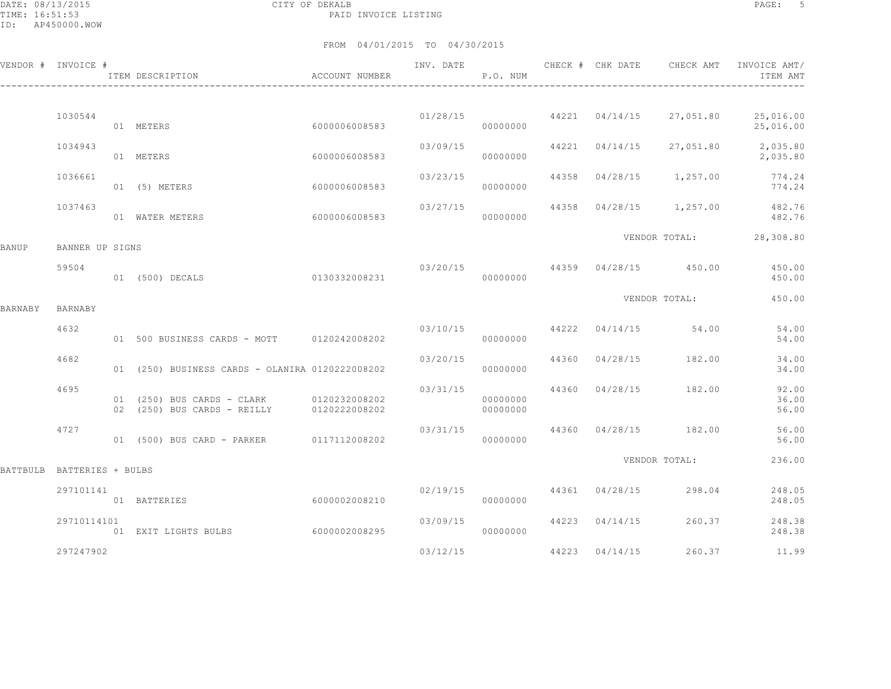CITY OF DEKALB

PAID INVOICE LISTING

FROM 04/01/2015 TO 04/30/2015

| VENDOR # | INVOICE # | ITEM DESCRIPTION | ACCOUNT NUMBER | INV. DATE | P.O. NUM | CHECK # | CHK DATE | CHECK AMT | INVOICE AMT/ ITEM AMT |
|---|---|---|---|---|---|---|---|---|---|
| | 1030544 | | | 01/28/15 | | 44221 | 04/14/15 | 27,051.80 | 25,016.00 |
| | | 01 METERS | 6000006008583 | | 00000000 | | | | 25,016.00 |
| | 1034943 | | | 03/09/15 | | 44221 | 04/14/15 | 27,051.80 | 2,035.80 |
| | | 01 METERS | 6000006008583 | | 00000000 | | | | 2,035.80 |
| | 1036661 | | | 03/23/15 | | 44358 | 04/28/15 | 1,257.00 | 774.24 |
| | | 01 (5) METERS | 6000006008583 | | 00000000 | | | | 774.24 |
| | 1037463 | | | 03/27/15 | | 44358 | 04/28/15 | 1,257.00 | 482.76 |
| | | 01 WATER METERS | 6000006008583 | | 00000000 | | | | 482.76 |
| | | | | | | | VENDOR TOTAL: | | 28,308.80 |
| BANUP | BANNER UP SIGNS | | | | | | | | |
| | 59504 | | | 03/20/15 | | 44359 | 04/28/15 | 450.00 | 450.00 |
| | | 01 (500) DECALS | 0130332008231 | | 00000000 | | | | 450.00 |
| | | | | | | | VENDOR TOTAL: | | 450.00 |
| BARNABY | BARNABY | | | | | | | | |
| | 4632 | | | 03/10/15 | | 44222 | 04/14/15 | 54.00 | 54.00 |
| | | 01 500 BUSINESS CARDS - MOTT | 0120242008202 | | 00000000 | | | | 54.00 |
| | 4682 | | | 03/20/15 | | 44360 | 04/28/15 | 182.00 | 34.00 |
| | | 01 (250) BUSINESS CARDS - OLANIRA | 0120222008202 | | 00000000 | | | | 34.00 |
| | 4695 | | | 03/31/15 | | 44360 | 04/28/15 | 182.00 | 92.00 |
| | | 01 (250) BUS CARDS - CLARK | 0120232008202 | | 00000000 | | | | 36.00 |
| | | 02 (250) BUS CARDS - REILLY | 0120222008202 | | 00000000 | | | | 56.00 |
| | 4727 | | | 03/31/15 | | 44360 | 04/28/15 | 182.00 | 56.00 |
| | | 01 (500) BUS CARD - PARKER | 0117112008202 | | 00000000 | | | | 56.00 |
| | | | | | | | VENDOR TOTAL: | | 236.00 |
| BATTBULB | BATTERIES + BULBS | | | | | | | | |
| | 297101141 | | | 02/19/15 | | 44361 | 04/28/15 | 298.04 | 248.05 |
| | | 01 BATTERIES | 6000002008210 | | 00000000 | | | | 248.05 |
| | 29710114101 | | | 03/09/15 | | 44223 | 04/14/15 | 260.37 | 248.38 |
| | | 01 EXIT LIGHTS BULBS | 6000002008295 | | 00000000 | | | | 248.38 |
| | 297247902 | | | 03/12/15 | | 44223 | 04/14/15 | 260.37 | 11.99 |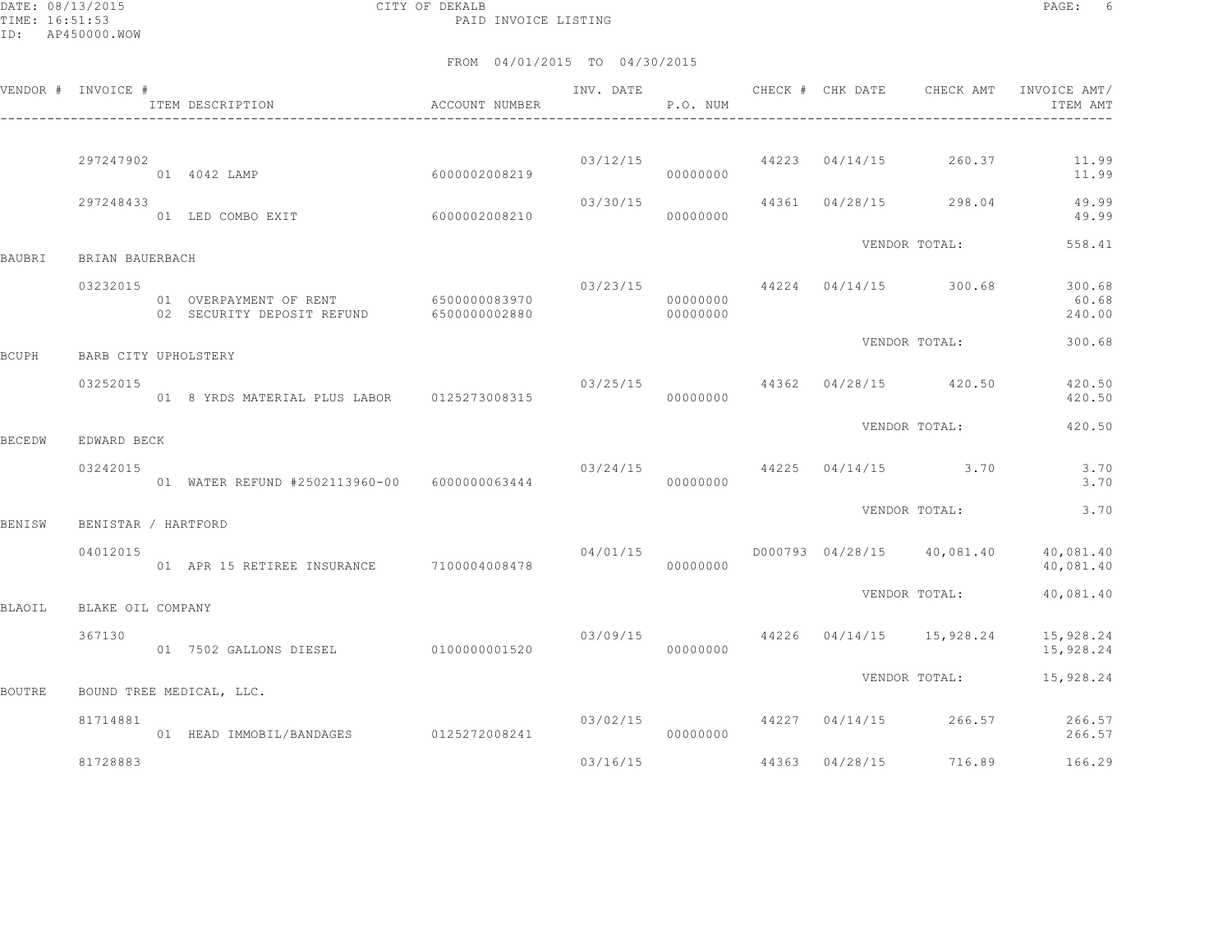DATE: 08/13/2015 CITY OF DEKALB
TIME: 16:51:53 PAID INVOICE LISTING
ID: AP450000.WOW

FROM 04/01/2015 TO 04/30/2015

| VENDOR # | INVOICE # / ITEM DESCRIPTION | ACCOUNT NUMBER | INV. DATE | P.O. NUM | CHECK # | CHK DATE | CHECK AMT | INVOICE AMT/ ITEM AMT |
|---|---|---|---|---|---|---|---|---|
| | 297247902 | | 03/12/15 | | 44223 | 04/14/15 | 260.37 | 11.99 |
| | 01 4042 LAMP | 6000002008219 | | 00000000 | | | | 11.99 |
| | 297248433 | | 03/30/15 | | 44361 | 04/28/15 | 298.04 | 49.99 |
| | 01 LED COMBO EXIT | 6000002008210 | | 00000000 | | | | 49.99 |
| | | | | | | VENDOR TOTAL: | | 558.41 |
| BAUBRI | BRIAN BAUERBACH | | | | | | | |
| | 03232015 | | 03/23/15 | | 44224 | 04/14/15 | 300.68 | 300.68 |
| | 01 OVERPAYMENT OF RENT | 6500000083970 | | 00000000 | | | | 60.68 |
| | 02 SECURITY DEPOSIT REFUND | 6500000002880 | | 00000000 | | | | 240.00 |
| | | | | | | VENDOR TOTAL: | | 300.68 |
| BCUPH | BARB CITY UPHOLSTERY | | | | | | | |
| | 03252015 | | 03/25/15 | | 44362 | 04/28/15 | 420.50 | 420.50 |
| | 01 8 YRDS MATERIAL PLUS LABOR | 0125273008315 | | 00000000 | | | | 420.50 |
| | | | | | | VENDOR TOTAL: | | 420.50 |
| BECEDW | EDWARD BECK | | | | | | | |
| | 03242015 | | 03/24/15 | | 44225 | 04/14/15 | 3.70 | 3.70 |
| | 01 WATER REFUND #2502113960-00 | 6000000063444 | | 00000000 | | | | 3.70 |
| | | | | | | VENDOR TOTAL: | | 3.70 |
| BENISW | BENISTAR / HARTFORD | | | | | | | |
| | 04012015 | | 04/01/15 | | D000793 | 04/28/15 | 40,081.40 | 40,081.40 |
| | 01 APR 15 RETIREE INSURANCE | 7100004008478 | | 00000000 | | | | 40,081.40 |
| | | | | | | VENDOR TOTAL: | | 40,081.40 |
| BLAOIL | BLAKE OIL COMPANY | | | | | | | |
| | 367130 | | 03/09/15 | | 44226 | 04/14/15 | 15,928.24 | 15,928.24 |
| | 01 7502 GALLONS DIESEL | 0100000001520 | | 00000000 | | | | 15,928.24 |
| | | | | | | VENDOR TOTAL: | | 15,928.24 |
| BOUTRE | BOUND TREE MEDICAL, LLC. | | | | | | | |
| | 81714881 | | 03/02/15 | | 44227 | 04/14/15 | 266.57 | 266.57 |
| | 01 HEAD IMMOBIL/BANDAGES | 0125272008241 | | 00000000 | | | | 266.57 |
| | 81728883 | | 03/16/15 | | 44363 | 04/28/15 | 716.89 | 166.29 |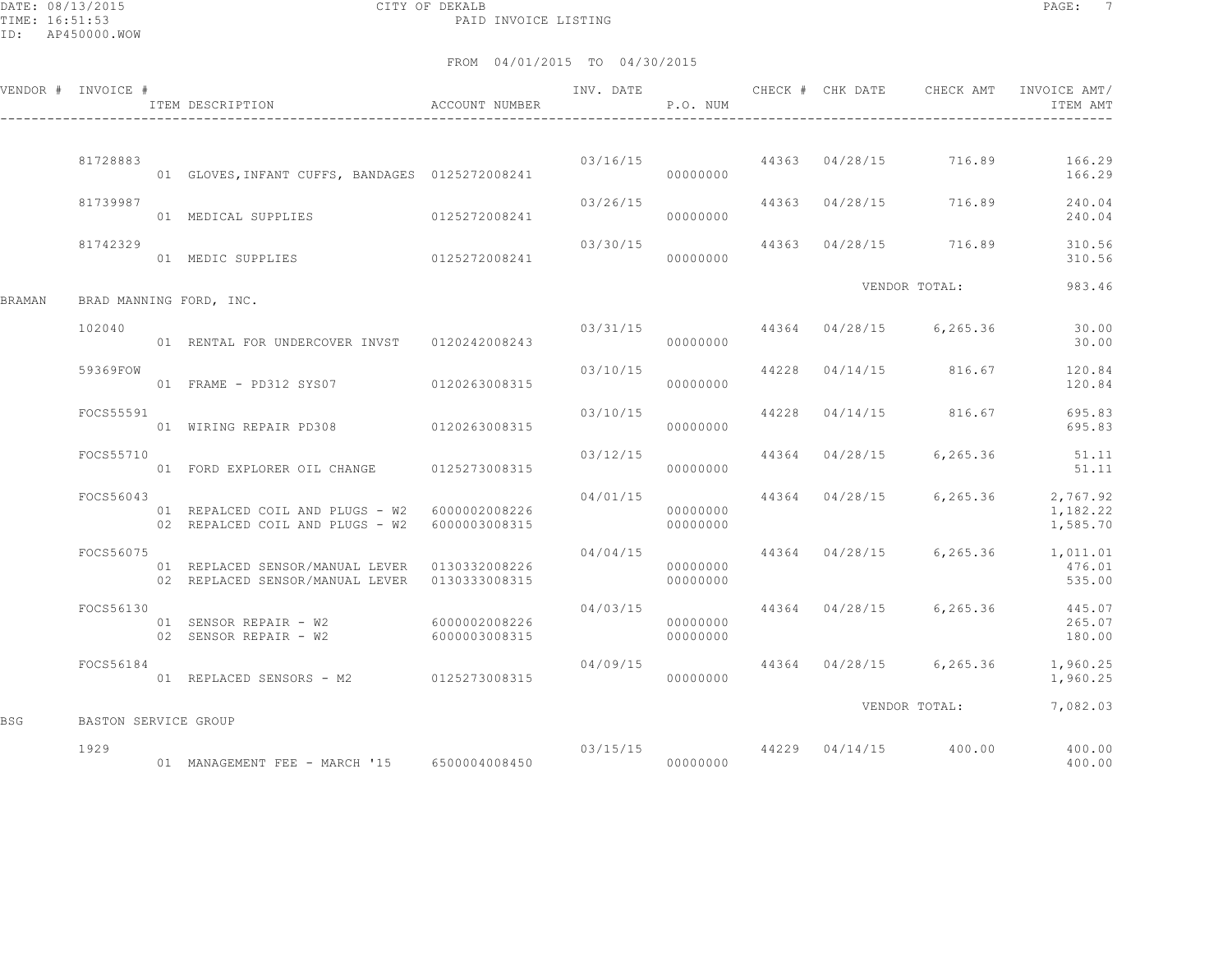DATE: 08/13/2015 CITY OF DEKALB
TIME: 16:51:53 PAID INVOICE LISTING
ID: AP450000.WOW

FROM 04/01/2015 TO 04/30/2015

| VENDOR # | INVOICE # | ITEM DESCRIPTION | ACCOUNT NUMBER | INV. DATE | P.O. NUM | CHECK # | CHK DATE | CHECK AMT | INVOICE AMT/ ITEM AMT |
|---|---|---|---|---|---|---|---|---|---|
| | 81728883 | | | 03/16/15 | | 44363 | 04/28/15 | 716.89 | 166.29 |
| | | 01 GLOVES,INFANT CUFFS, BANDAGES | 0125272008241 | | 00000000 | | | | 166.29 |
| | 81739987 | | | 03/26/15 | | 44363 | 04/28/15 | 716.89 | 240.04 |
| | | 01 MEDICAL SUPPLIES | 0125272008241 | | 00000000 | | | | 240.04 |
| | 81742329 | | | 03/30/15 | | 44363 | 04/28/15 | 716.89 | 310.56 |
| | | 01 MEDIC SUPPLIES | 0125272008241 | | 00000000 | | | | 310.56 |
| | | | | | | | VENDOR TOTAL: | | 983.46 |
| BRAMAN | BRAD MANNING FORD, INC. | | | | | | | | |
| | 102040 | | | 03/31/15 | | 44364 | 04/28/15 | 6,265.36 | 30.00 |
| | | 01 RENTAL FOR UNDERCOVER INVST | 0120242008243 | | 00000000 | | | | 30.00 |
| | 59369FOW | | | 03/10/15 | | 44228 | 04/14/15 | 816.67 | 120.84 |
| | | 01 FRAME - PD312 SYS07 | 0120263008315 | | 00000000 | | | | 120.84 |
| | FOCS55591 | | | 03/10/15 | | 44228 | 04/14/15 | 816.67 | 695.83 |
| | | 01 WIRING REPAIR PD308 | 0120263008315 | | 00000000 | | | | 695.83 |
| | FOCS55710 | | | 03/12/15 | | 44364 | 04/28/15 | 6,265.36 | 51.11 |
| | | 01 FORD EXPLORER OIL CHANGE | 0125273008315 | | 00000000 | | | | 51.11 |
| | FOCS56043 | | | 04/01/15 | | 44364 | 04/28/15 | 6,265.36 | 2,767.92 |
| | | 01 REPALCED COIL AND PLUGS - W2 | 6000002008226 | | 00000000 | | | | 1,182.22 |
| | | 02 REPALCED COIL AND PLUGS - W2 | 6000003008315 | | 00000000 | | | | 1,585.70 |
| | FOCS56075 | | | 04/04/15 | | 44364 | 04/28/15 | 6,265.36 | 1,011.01 |
| | | 01 REPLACED SENSOR/MANUAL LEVER | 0130332008226 | | 00000000 | | | | 476.01 |
| | | 02 REPLACED SENSOR/MANUAL LEVER | 0130333008315 | | 00000000 | | | | 535.00 |
| | FOCS56130 | | | 04/03/15 | | 44364 | 04/28/15 | 6,265.36 | 445.07 |
| | | 01 SENSOR REPAIR - W2 | 6000002008226 | | 00000000 | | | | 265.07 |
| | | 02 SENSOR REPAIR - W2 | 6000003008315 | | 00000000 | | | | 180.00 |
| | FOCS56184 | | | 04/09/15 | | 44364 | 04/28/15 | 6,265.36 | 1,960.25 |
| | | 01 REPLACED SENSORS - M2 | 0125273008315 | | 00000000 | | | | 1,960.25 |
| | | | | | | | VENDOR TOTAL: | | 7,082.03 |
| BSG | BASTON SERVICE GROUP | | | | | | | | |
| | 1929 | | | 03/15/15 | | 44229 | 04/14/15 | 400.00 | 400.00 |
| | | 01 MANAGEMENT FEE - MARCH '15 | 6500004008450 | | 00000000 | | | | 400.00 |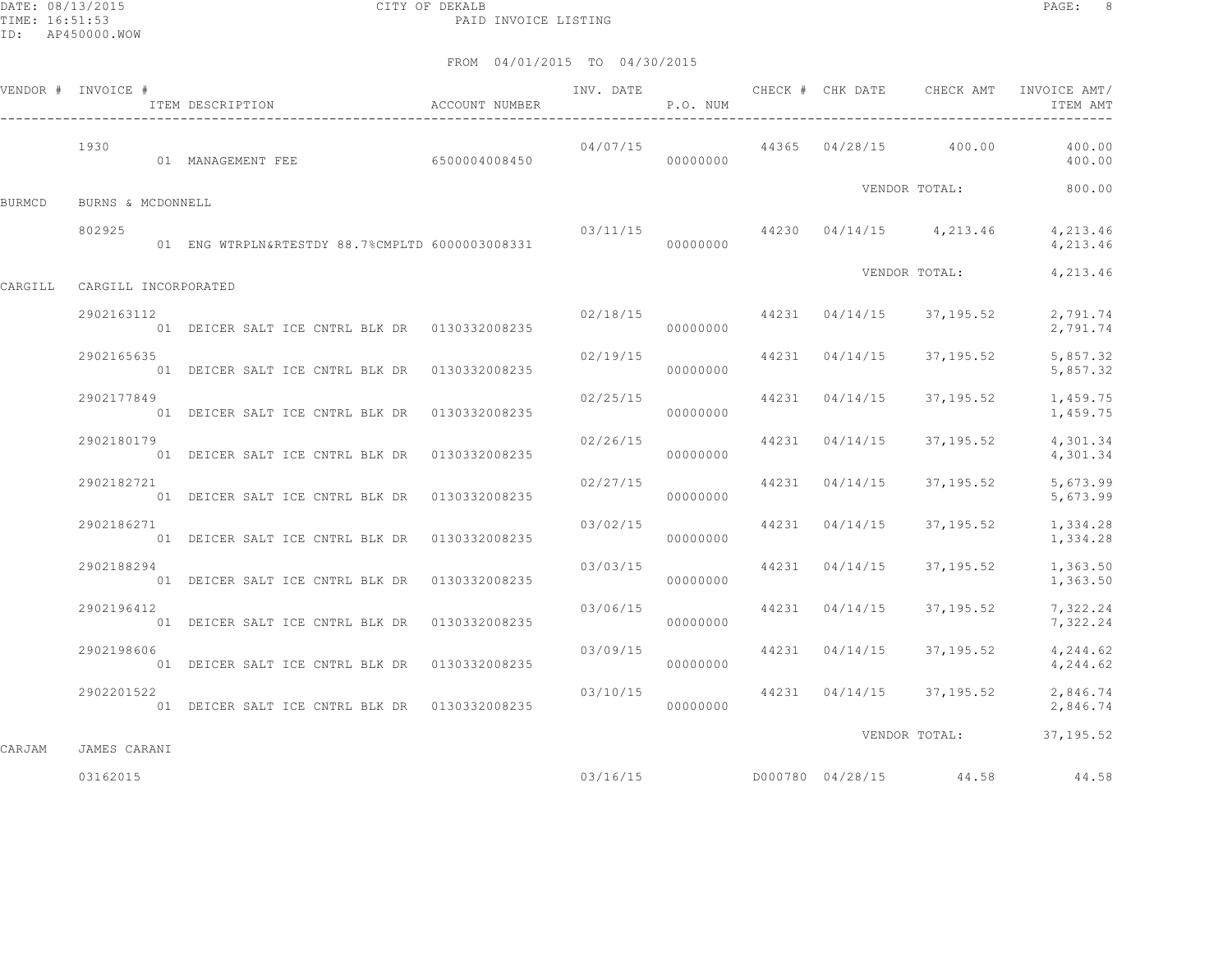CITY OF DEKALB

PAID INVOICE LISTING

FROM 04/01/2015 TO 04/30/2015

| VENDOR # | INVOICE # / ITEM DESCRIPTION | ACCOUNT NUMBER | INV. DATE | P.O. NUM | CHECK # | CHK DATE | CHECK AMT | INVOICE AMT/ ITEM AMT |
|---|---|---|---|---|---|---|---|---|
| | 1930 | | 04/07/15 | | 44365 | 04/28/15 | 400.00 | 400.00 |
| | 01 MANAGEMENT FEE | 6500004008450 | | 00000000 | | | | 400.00 |
| | | | | | | | VENDOR TOTAL: | 800.00 |
| BURMCD | BURNS & MCDONNELL | | | | | | | |
| | 802925 | | 03/11/15 | | 44230 | 04/14/15 | 4,213.46 | 4,213.46 |
| | 01 ENG WTRPLN&RTESTDY 88.7%CMPLTD | 6000003008331 | | 00000000 | | | | 4,213.46 |
| | | | | | | | VENDOR TOTAL: | 4,213.46 |
| CARGILL | CARGILL INCORPORATED | | | | | | | |
| | 2902163112 | | 02/18/15 | | 44231 | 04/14/15 | 37,195.52 | 2,791.74 |
| | 01 DEICER SALT ICE CNTRL BLK DR | 0130332008235 | | 00000000 | | | | 2,791.74 |
| | 2902165635 | | 02/19/15 | | 44231 | 04/14/15 | 37,195.52 | 5,857.32 |
| | 01 DEICER SALT ICE CNTRL BLK DR | 0130332008235 | | 00000000 | | | | 5,857.32 |
| | 2902177849 | | 02/25/15 | | 44231 | 04/14/15 | 37,195.52 | 1,459.75 |
| | 01 DEICER SALT ICE CNTRL BLK DR | 0130332008235 | | 00000000 | | | | 1,459.75 |
| | 2902180179 | | 02/26/15 | | 44231 | 04/14/15 | 37,195.52 | 4,301.34 |
| | 01 DEICER SALT ICE CNTRL BLK DR | 0130332008235 | | 00000000 | | | | 4,301.34 |
| | 2902182721 | | 02/27/15 | | 44231 | 04/14/15 | 37,195.52 | 5,673.99 |
| | 01 DEICER SALT ICE CNTRL BLK DR | 0130332008235 | | 00000000 | | | | 5,673.99 |
| | 2902186271 | | 03/02/15 | | 44231 | 04/14/15 | 37,195.52 | 1,334.28 |
| | 01 DEICER SALT ICE CNTRL BLK DR | 0130332008235 | | 00000000 | | | | 1,334.28 |
| | 2902188294 | | 03/03/15 | | 44231 | 04/14/15 | 37,195.52 | 1,363.50 |
| | 01 DEICER SALT ICE CNTRL BLK DR | 0130332008235 | | 00000000 | | | | 1,363.50 |
| | 2902196412 | | 03/06/15 | | 44231 | 04/14/15 | 37,195.52 | 7,322.24 |
| | 01 DEICER SALT ICE CNTRL BLK DR | 0130332008235 | | 00000000 | | | | 7,322.24 |
| | 2902198606 | | 03/09/15 | | 44231 | 04/14/15 | 37,195.52 | 4,244.62 |
| | 01 DEICER SALT ICE CNTRL BLK DR | 0130332008235 | | 00000000 | | | | 4,244.62 |
| | 2902201522 | | 03/10/15 | | 44231 | 04/14/15 | 37,195.52 | 2,846.74 |
| | 01 DEICER SALT ICE CNTRL BLK DR | 0130332008235 | | 00000000 | | | | 2,846.74 |
| | | | | | | | VENDOR TOTAL: | 37,195.52 |
| CARJAM | JAMES CARANI | | | | | | | |
| | 03162015 | | 03/16/15 | | D000780 | 04/28/15 | 44.58 | 44.58 |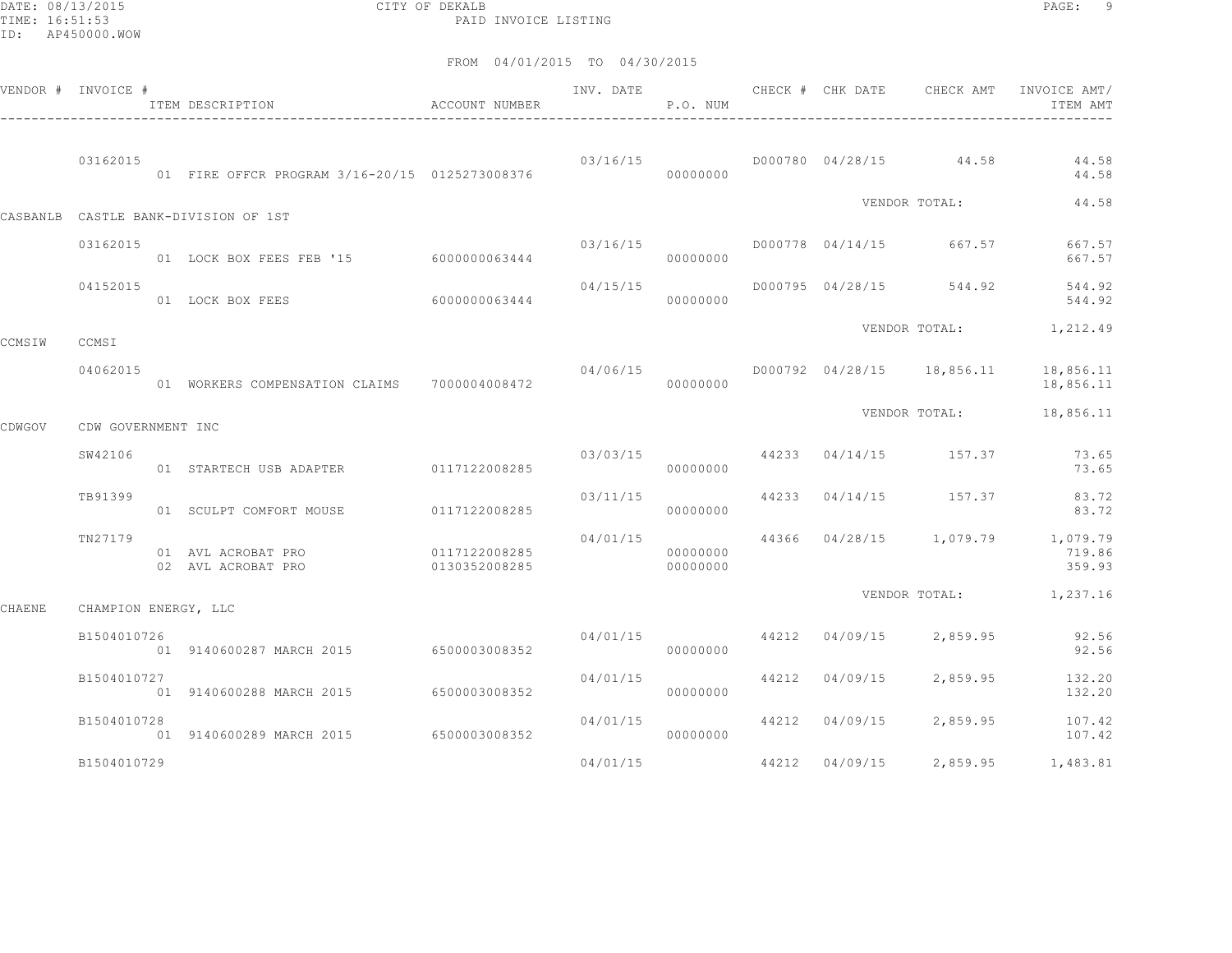CITY OF DEKALB
PAID INVOICE LISTING

DATE: 08/13/2015
TIME: 16:51:53
ID: AP450000.WOW

FROM 04/01/2015 TO 04/30/2015

| VENDOR # | INVOICE # | ITEM DESCRIPTION | ACCOUNT NUMBER | INV. DATE | P.O. NUM | CHECK # | CHK DATE | CHECK AMT | INVOICE AMT/ ITEM AMT |
|---|---|---|---|---|---|---|---|---|---|
| | 03162015 | | | 03/16/15 | | D000780 | 04/28/15 | 44.58 | 44.58 |
| | | 01 FIRE OFFCR PROGRAM 3/16-20/15 | 0125273008376 | | 00000000 | | | | 44.58 |
| | | | | | | | | VENDOR TOTAL: | 44.58 |
| CASBANLB | CASTLE BANK-DIVISION OF 1ST | | | | | | | | |
| | 03162015 | | | 03/16/15 | | D000778 | 04/14/15 | 667.57 | 667.57 |
| | | 01 LOCK BOX FEES FEB '15 | 6000000063444 | | 00000000 | | | | 667.57 |
| | 04152015 | | | 04/15/15 | | D000795 | 04/28/15 | 544.92 | 544.92 |
| | | 01 LOCK BOX FEES | 6000000063444 | | 00000000 | | | | 544.92 |
| | | | | | | | | VENDOR TOTAL: | 1,212.49 |
| CCMSIW | CCMSI | | | | | | | | |
| | 04062015 | | | 04/06/15 | | D000792 | 04/28/15 | 18,856.11 | 18,856.11 |
| | | 01 WORKERS COMPENSATION CLAIMS | 7000004008472 | | 00000000 | | | | 18,856.11 |
| | | | | | | | | VENDOR TOTAL: | 18,856.11 |
| CDWGOV | CDW GOVERNMENT INC | | | | | | | | |
| | SW42106 | | | 03/03/15 | | 44233 | 04/14/15 | 157.37 | 73.65 |
| | | 01 STARTECH USB ADAPTER | 0117122008285 | | 00000000 | | | | 73.65 |
| | TB91399 | | | 03/11/15 | | 44233 | 04/14/15 | 157.37 | 83.72 |
| | | 01 SCULPT COMFORT MOUSE | 0117122008285 | | 00000000 | | | | 83.72 |
| | TN27179 | | | 04/01/15 | | 44366 | 04/28/15 | 1,079.79 | 1,079.79 |
| | | 01 AVL ACROBAT PRO | 0117122008285 | | 00000000 | | | | 719.86 |
| | | 02 AVL ACROBAT PRO | 0130352008285 | | 00000000 | | | | 359.93 |
| | | | | | | | | VENDOR TOTAL: | 1,237.16 |
| CHAENE | CHAMPION ENERGY, LLC | | | | | | | | |
| | B1504010726 | | | 04/01/15 | | 44212 | 04/09/15 | 2,859.95 | 92.56 |
| | | 01 9140600287 MARCH 2015 | 6500003008352 | | 00000000 | | | | 92.56 |
| | B1504010727 | | | 04/01/15 | | 44212 | 04/09/15 | 2,859.95 | 132.20 |
| | | 01 9140600288 MARCH 2015 | 6500003008352 | | 00000000 | | | | 132.20 |
| | B1504010728 | | | 04/01/15 | | 44212 | 04/09/15 | 2,859.95 | 107.42 |
| | | 01 9140600289 MARCH 2015 | 6500003008352 | | 00000000 | | | | 107.42 |
| | B1504010729 | | | 04/01/15 | | 44212 | 04/09/15 | 2,859.95 | 1,483.81 |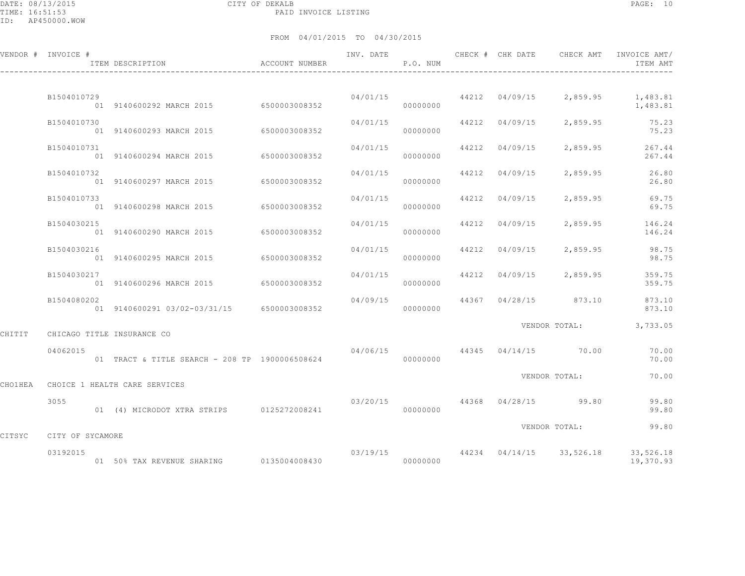CITY OF DEKALB
PAID INVOICE LISTING

FROM 04/01/2015 TO 04/30/2015

| VENDOR # | INVOICE # / ITEM DESCRIPTION | ACCOUNT NUMBER | INV. DATE | P.O. NUM | CHECK # | CHK DATE | CHECK AMT | INVOICE AMT/ ITEM AMT |
|---|---|---|---|---|---|---|---|---|
| | B1504010729 | | 04/01/15 | | 44212 | 04/09/15 | 2,859.95 | 1,483.81 |
| | 01 9140600292 MARCH 2015 | 6500003008352 | | 00000000 | | | | 1,483.81 |
| | B1504010730 | | 04/01/15 | | 44212 | 04/09/15 | 2,859.95 | 75.23 |
| | 01 9140600293 MARCH 2015 | 6500003008352 | | 00000000 | | | | 75.23 |
| | B1504010731 | | 04/01/15 | | 44212 | 04/09/15 | 2,859.95 | 267.44 |
| | 01 9140600294 MARCH 2015 | 6500003008352 | | 00000000 | | | | 267.44 |
| | B1504010732 | | 04/01/15 | | 44212 | 04/09/15 | 2,859.95 | 26.80 |
| | 01 9140600297 MARCH 2015 | 6500003008352 | | 00000000 | | | | 26.80 |
| | B1504010733 | | 04/01/15 | | 44212 | 04/09/15 | 2,859.95 | 69.75 |
| | 01 9140600298 MARCH 2015 | 6500003008352 | | 00000000 | | | | 69.75 |
| | B1504030215 | | 04/01/15 | | 44212 | 04/09/15 | 2,859.95 | 146.24 |
| | 01 9140600290 MARCH 2015 | 6500003008352 | | 00000000 | | | | 146.24 |
| | B1504030216 | | 04/01/15 | | 44212 | 04/09/15 | 2,859.95 | 98.75 |
| | 01 9140600295 MARCH 2015 | 6500003008352 | | 00000000 | | | | 98.75 |
| | B1504030217 | | 04/01/15 | | 44212 | 04/09/15 | 2,859.95 | 359.75 |
| | 01 9140600296 MARCH 2015 | 6500003008352 | | 00000000 | | | | 359.75 |
| | B1504080202 | | 04/09/15 | | 44367 | 04/28/15 | 873.10 | 873.10 |
| | 01 9140600291 03/02-03/31/15 | 6500003008352 | | 00000000 | | | | 873.10 |
| | | | | | | VENDOR TOTAL: | | 3,733.05 |
| CHITIT | CHICAGO TITLE INSURANCE CO | | | | | | | |
| | 04062015 | | 04/06/15 | | 44345 | 04/14/15 | 70.00 | 70.00 |
| | 01 TRACT & TITLE SEARCH - 208 TP | 1900006508624 | | 00000000 | | | | 70.00 |
| | | | | | | VENDOR TOTAL: | | 70.00 |
| CHO1HEA | CHOICE 1 HEALTH CARE SERVICES | | | | | | | |
| | 3055 | | 03/20/15 | | 44368 | 04/28/15 | 99.80 | 99.80 |
| | 01 (4) MICRODOT XTRA STRIPS | 0125272008241 | | 00000000 | | | | 99.80 |
| | | | | | | VENDOR TOTAL: | | 99.80 |
| CITSYC | CITY OF SYCAMORE | | | | | | | |
| | 03192015 | | 03/19/15 | | 44234 | 04/14/15 | 33,526.18 | 33,526.18 |
| | 01 50% TAX REVENUE SHARING | 0135004008430 | | 00000000 | | | | 19,370.93 |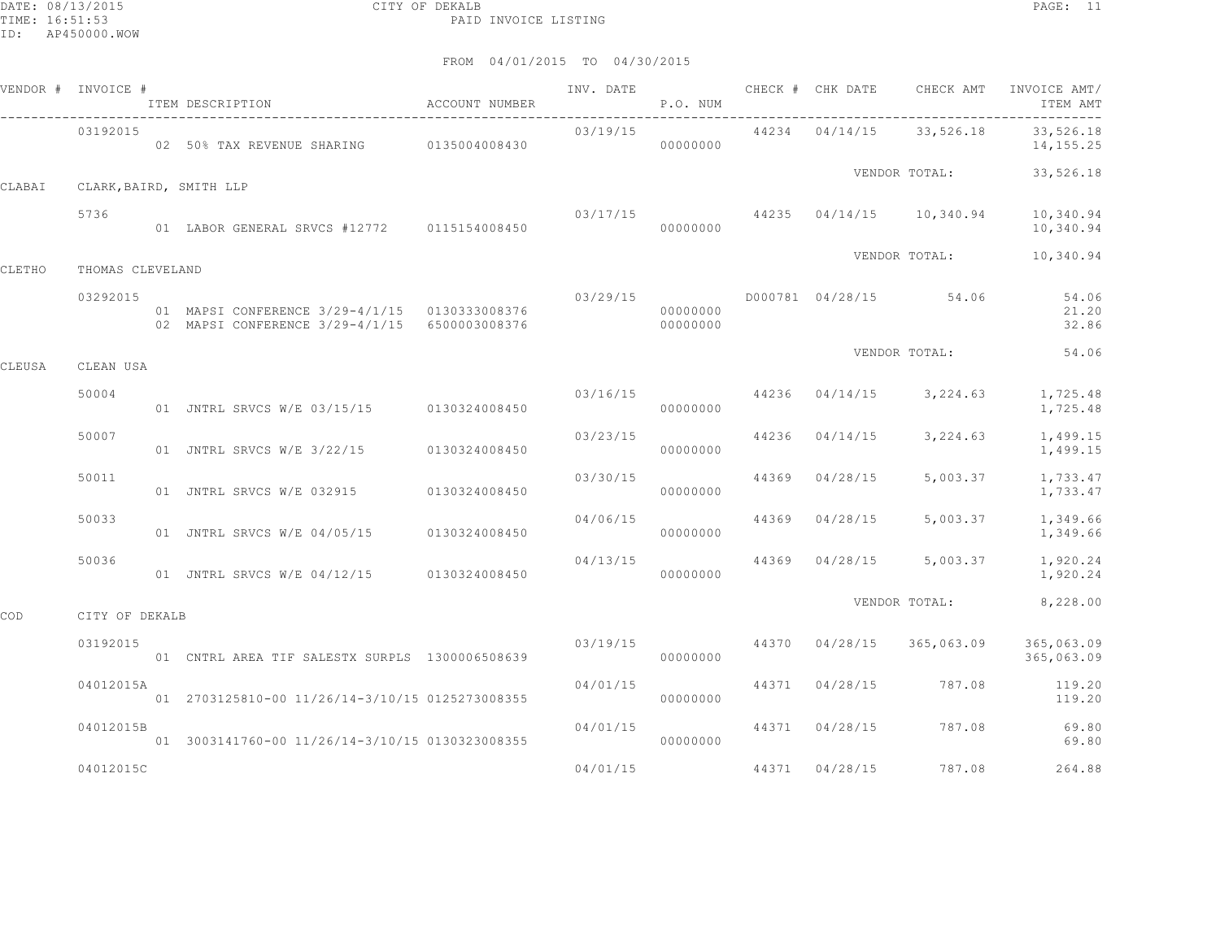DATE: 08/13/2015 CITY OF DEKALB
TIME: 16:51:53 PAID INVOICE LISTING
ID: AP450000.WOW

FROM 04/01/2015 TO 04/30/2015

| VENDOR # | INVOICE # | ITEM DESCRIPTION | ACCOUNT NUMBER | INV. DATE | P.O. NUM | CHECK # | CHK DATE | CHECK AMT | INVOICE AMT/ ITEM AMT |
|---|---|---|---|---|---|---|---|---|---|
| | 03192015 | | | 03/19/15 | | 44234 | 04/14/15 | 33,526.18 | 33,526.18 |
| | | 02 50% TAX REVENUE SHARING | 0135004008430 | | 00000000 | | | | 14,155.25 |
| | | | | | | | | VENDOR TOTAL: | 33,526.18 |
| CLABAI | CLARK,BAIRD, SMITH LLP | | | | | | | | |
| | 5736 | | | 03/17/15 | | 44235 | 04/14/15 | 10,340.94 | 10,340.94 |
| | | 01 LABOR GENERAL SRVCS #12772 | 0115154008450 | | 00000000 | | | | 10,340.94 |
| | | | | | | | | VENDOR TOTAL: | 10,340.94 |
| CLETHO | THOMAS CLEVELAND | | | | | | | | |
| | 03292015 | | | 03/29/15 | | D000781 | 04/28/15 | 54.06 | 54.06 |
| | | 01 MAPSI CONFERENCE 3/29-4/1/15 | 0130333008376 | | 00000000 | | | | 21.20 |
| | | 02 MAPSI CONFERENCE 3/29-4/1/15 | 6500003008376 | | 00000000 | | | | 32.86 |
| | | | | | | | | VENDOR TOTAL: | 54.06 |
| CLEUSA | CLEAN USA | | | | | | | | |
| | 50004 | | | 03/16/15 | | 44236 | 04/14/15 | 3,224.63 | 1,725.48 |
| | | 01 JNTRL SRVCS W/E 03/15/15 | 0130324008450 | | 00000000 | | | | 1,725.48 |
| | 50007 | | | 03/23/15 | | 44236 | 04/14/15 | 3,224.63 | 1,499.15 |
| | | 01 JNTRL SRVCS W/E 3/22/15 | 0130324008450 | | 00000000 | | | | 1,499.15 |
| | 50011 | | | 03/30/15 | | 44369 | 04/28/15 | 5,003.37 | 1,733.47 |
| | | 01 JNTRL SRVCS W/E 032915 | 0130324008450 | | 00000000 | | | | 1,733.47 |
| | 50033 | | | 04/06/15 | | 44369 | 04/28/15 | 5,003.37 | 1,349.66 |
| | | 01 JNTRL SRVCS W/E 04/05/15 | 0130324008450 | | 00000000 | | | | 1,349.66 |
| | 50036 | | | 04/13/15 | | 44369 | 04/28/15 | 5,003.37 | 1,920.24 |
| | | 01 JNTRL SRVCS W/E 04/12/15 | 0130324008450 | | 00000000 | | | | 1,920.24 |
| | | | | | | | | VENDOR TOTAL: | 8,228.00 |
| COD | CITY OF DEKALB | | | | | | | | |
| | 03192015 | | | 03/19/15 | | 44370 | 04/28/15 | 365,063.09 | 365,063.09 |
| | | 01 CNTRL AREA TIF SALESTX SURPLS | 1300006508639 | | 00000000 | | | | 365,063.09 |
| | 04012015A | | | 04/01/15 | | 44371 | 04/28/15 | 787.08 | 119.20 |
| | | 01 2703125810-00 11/26/14-3/10/15 | 0125273008355 | | 00000000 | | | | 119.20 |
| | 04012015B | | | 04/01/15 | | 44371 | 04/28/15 | 787.08 | 69.80 |
| | | 01 3003141760-00 11/26/14-3/10/15 | 0130323008355 | | 00000000 | | | | 69.80 |
| | 04012015C | | | 04/01/15 | | 44371 | 04/28/15 | 787.08 | 264.88 |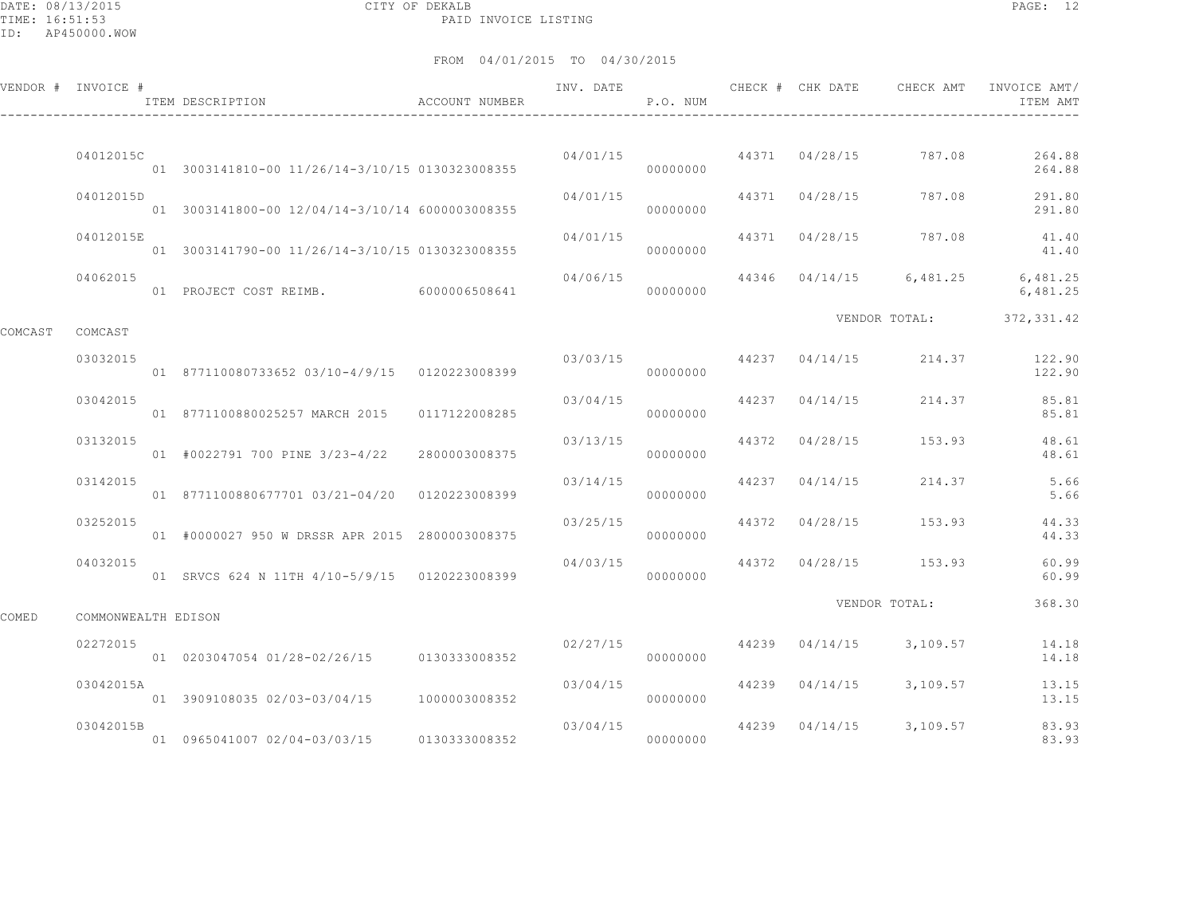CITY OF DEKALB
PAID INVOICE LISTING

DATE: 08/13/2015
TIME: 16:51:53
ID: AP450000.WOW

FROM 04/01/2015 TO 04/30/2015

| VENDOR # | INVOICE # | ITEM DESCRIPTION | ACCOUNT NUMBER | INV. DATE | P.O. NUM | CHECK # | CHK DATE | CHECK AMT | INVOICE AMT/ ITEM AMT |
|---|---|---|---|---|---|---|---|---|---|
| | 04012015C | | | 04/01/15 | | 44371 | 04/28/15 | 787.08 | 264.88 |
| | | 01 3003141810-00 11/26/14-3/10/15 | 0130323008355 | | 00000000 | | | | 264.88 |
| | 04012015D | | | 04/01/15 | | 44371 | 04/28/15 | 787.08 | 291.80 |
| | | 01 3003141800-00 12/04/14-3/10/14 | 6000003008355 | | 00000000 | | | | 291.80 |
| | 04012015E | | | 04/01/15 | | 44371 | 04/28/15 | 787.08 | 41.40 |
| | | 01 3003141790-00 11/26/14-3/10/15 | 0130323008355 | | 00000000 | | | | 41.40 |
| | 04062015 | | | 04/06/15 | | 44346 | 04/14/15 | 6,481.25 | 6,481.25 |
| | | 01 PROJECT COST REIMB. | 6000006508641 | | 00000000 | | | | 6,481.25 |
| | | | | | | | VENDOR TOTAL: | | 372,331.42 |
| COMCAST | COMCAST | | | | | | | | |
| | 03032015 | | | 03/03/15 | | 44237 | 04/14/15 | 214.37 | 122.90 |
| | | 01 877110080733652 03/10-4/9/15 | 0120223008399 | | 00000000 | | | | 122.90 |
| | 03042015 | | | 03/04/15 | | 44237 | 04/14/15 | 214.37 | 85.81 |
| | | 01 8771100880025257 MARCH 2015 | 0117122008285 | | 00000000 | | | | 85.81 |
| | 03132015 | | | 03/13/15 | | 44372 | 04/28/15 | 153.93 | 48.61 |
| | | 01 #0022791 700 PINE 3/23-4/22 | 2800003008375 | | 00000000 | | | | 48.61 |
| | 03142015 | | | 03/14/15 | | 44237 | 04/14/15 | 214.37 | 5.66 |
| | | 01 8771100880677701 03/21-04/20 | 0120223008399 | | 00000000 | | | | 5.66 |
| | 03252015 | | | 03/25/15 | | 44372 | 04/28/15 | 153.93 | 44.33 |
| | | 01 #0000027 950 W DRSSR APR 2015 | 2800003008375 | | 00000000 | | | | 44.33 |
| | 04032015 | | | 04/03/15 | | 44372 | 04/28/15 | 153.93 | 60.99 |
| | | 01 SRVCS 624 N 11TH 4/10-5/9/15 | 0120223008399 | | 00000000 | | | | 60.99 |
| | | | | | | | VENDOR TOTAL: | | 368.30 |
| COMED | COMMONWEALTH EDISON | | | | | | | | |
| | 02272015 | | | 02/27/15 | | 44239 | 04/14/15 | 3,109.57 | 14.18 |
| | | 01 0203047054 01/28-02/26/15 | 0130333008352 | | 00000000 | | | | 14.18 |
| | 03042015A | | | 03/04/15 | | 44239 | 04/14/15 | 3,109.57 | 13.15 |
| | | 01 3909108035 02/03-03/04/15 | 1000003008352 | | 00000000 | | | | 13.15 |
| | 03042015B | | | 03/04/15 | | 44239 | 04/14/15 | 3,109.57 | 83.93 |
| | | 01 0965041007 02/04-03/03/15 | 0130333008352 | | 00000000 | | | | 83.93 |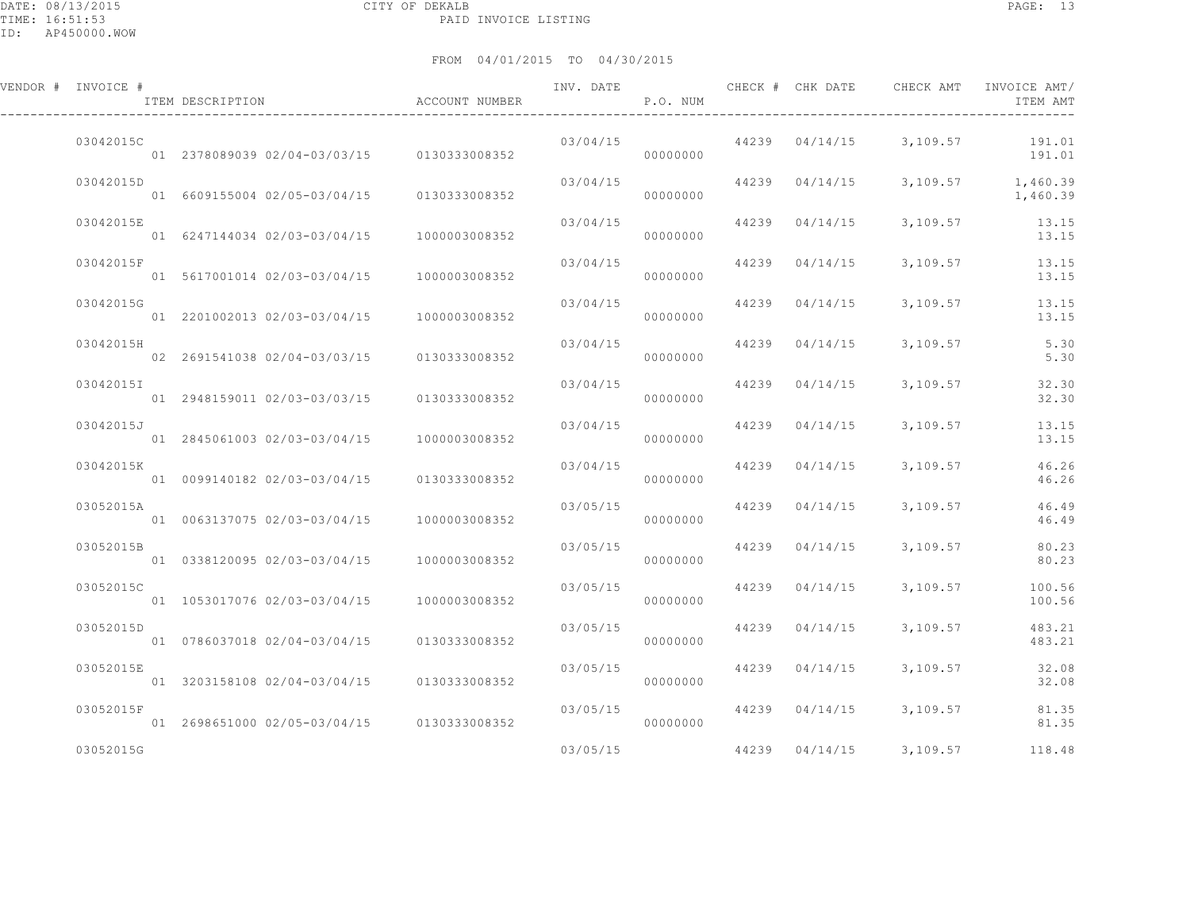CITY OF DEKALB

PAID INVOICE LISTING

FROM 04/01/2015 TO 04/30/2015

| VENDOR # | INVOICE # | ITEM DESCRIPTION | ACCOUNT NUMBER | INV. DATE | P.O. NUM | CHECK # | CHK DATE | CHECK AMT | INVOICE AMT/ ITEM AMT |
|---|---|---|---|---|---|---|---|---|---|
| | 03042015C | | | 03/04/15 | | 44239 | 04/14/15 | 3,109.57 | 191.01 |
| | | 01 2378089039 02/04-03/03/15 | 0130333008352 | | 00000000 | | | | 191.01 |
| | 03042015D | | | 03/04/15 | | 44239 | 04/14/15 | 3,109.57 | 1,460.39 |
| | | 01 6609155004 02/05-03/04/15 | 0130333008352 | | 00000000 | | | | 1,460.39 |
| | 03042015E | | | 03/04/15 | | 44239 | 04/14/15 | 3,109.57 | 13.15 |
| | | 01 6247144034 02/03-03/04/15 | 1000003008352 | | 00000000 | | | | 13.15 |
| | 03042015F | | | 03/04/15 | | 44239 | 04/14/15 | 3,109.57 | 13.15 |
| | | 01 5617001014 02/03-03/04/15 | 1000003008352 | | 00000000 | | | | 13.15 |
| | 03042015G | | | 03/04/15 | | 44239 | 04/14/15 | 3,109.57 | 13.15 |
| | | 01 2201002013 02/03-03/04/15 | 1000003008352 | | 00000000 | | | | 13.15 |
| | 03042015H | | | 03/04/15 | | 44239 | 04/14/15 | 3,109.57 | 5.30 |
| | | 02 2691541038 02/04-03/03/15 | 0130333008352 | | 00000000 | | | | 5.30 |
| | 03042015I | | | 03/04/15 | | 44239 | 04/14/15 | 3,109.57 | 32.30 |
| | | 01 2948159011 02/03-03/03/15 | 0130333008352 | | 00000000 | | | | 32.30 |
| | 03042015J | | | 03/04/15 | | 44239 | 04/14/15 | 3,109.57 | 13.15 |
| | | 01 2845061003 02/03-03/04/15 | 1000003008352 | | 00000000 | | | | 13.15 |
| | 03042015K | | | 03/04/15 | | 44239 | 04/14/15 | 3,109.57 | 46.26 |
| | | 01 0099140182 02/03-03/04/15 | 0130333008352 | | 00000000 | | | | 46.26 |
| | 03052015A | | | 03/05/15 | | 44239 | 04/14/15 | 3,109.57 | 46.49 |
| | | 01 0063137075 02/03-03/04/15 | 1000003008352 | | 00000000 | | | | 46.49 |
| | 03052015B | | | 03/05/15 | | 44239 | 04/14/15 | 3,109.57 | 80.23 |
| | | 01 0338120095 02/03-03/04/15 | 1000003008352 | | 00000000 | | | | 80.23 |
| | 03052015C | | | 03/05/15 | | 44239 | 04/14/15 | 3,109.57 | 100.56 |
| | | 01 1053017076 02/03-03/04/15 | 1000003008352 | | 00000000 | | | | 100.56 |
| | 03052015D | | | 03/05/15 | | 44239 | 04/14/15 | 3,109.57 | 483.21 |
| | | 01 0786037018 02/04-03/04/15 | 0130333008352 | | 00000000 | | | | 483.21 |
| | 03052015E | | | 03/05/15 | | 44239 | 04/14/15 | 3,109.57 | 32.08 |
| | | 01 3203158108 02/04-03/04/15 | 0130333008352 | | 00000000 | | | | 32.08 |
| | 03052015F | | | 03/05/15 | | 44239 | 04/14/15 | 3,109.57 | 81.35 |
| | | 01 2698651000 02/05-03/04/15 | 0130333008352 | | 00000000 | | | | 81.35 |
| | 03052015G | | | 03/05/15 | | 44239 | 04/14/15 | 3,109.57 | 118.48 |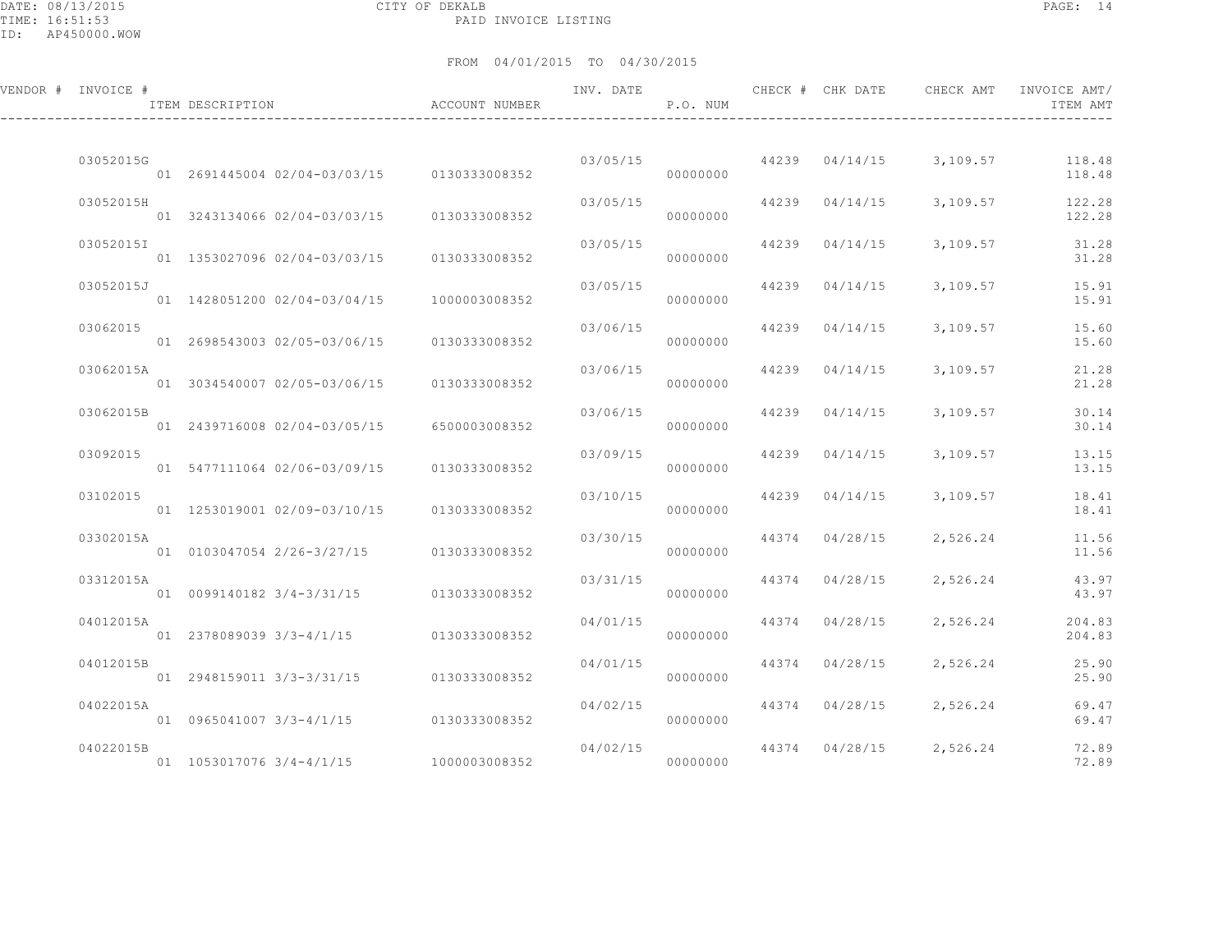DATE: 08/13/2015 CITY OF DEKALB
TIME: 16:51:53 PAID INVOICE LISTING
ID: AP450000.WOW

FROM 04/01/2015 TO 04/30/2015

| VENDOR # | INVOICE # | ITEM DESCRIPTION | ACCOUNT NUMBER | INV. DATE | P.O. NUM | CHECK # | CHK DATE | CHECK AMT | INVOICE AMT/ ITEM AMT |
|---|---|---|---|---|---|---|---|---|---|
| | 03052015G | | | 03/05/15 | | 44239 | 04/14/15 | 3,109.57 | 118.48 |
| | | 01 2691445004 02/04-03/03/15 | 0130333008352 | | 00000000 | | | | 118.48 |
| | 03052015H | | | 03/05/15 | | 44239 | 04/14/15 | 3,109.57 | 122.28 |
| | | 01 3243134066 02/04-03/03/15 | 0130333008352 | | 00000000 | | | | 122.28 |
| | 03052015I | | | 03/05/15 | | 44239 | 04/14/15 | 3,109.57 | 31.28 |
| | | 01 1353027096 02/04-03/03/15 | 0130333008352 | | 00000000 | | | | 31.28 |
| | 03052015J | | | 03/05/15 | | 44239 | 04/14/15 | 3,109.57 | 15.91 |
| | | 01 1428051200 02/04-03/04/15 | 1000003008352 | | 00000000 | | | | 15.91 |
| | 03062015 | | | 03/06/15 | | 44239 | 04/14/15 | 3,109.57 | 15.60 |
| | | 01 2698543003 02/05-03/06/15 | 0130333008352 | | 00000000 | | | | 15.60 |
| | 03062015A | | | 03/06/15 | | 44239 | 04/14/15 | 3,109.57 | 21.28 |
| | | 01 3034540007 02/05-03/06/15 | 0130333008352 | | 00000000 | | | | 21.28 |
| | 03062015B | | | 03/06/15 | | 44239 | 04/14/15 | 3,109.57 | 30.14 |
| | | 01 2439716008 02/04-03/05/15 | 6500003008352 | | 00000000 | | | | 30.14 |
| | 03092015 | | | 03/09/15 | | 44239 | 04/14/15 | 3,109.57 | 13.15 |
| | | 01 5477111064 02/06-03/09/15 | 0130333008352 | | 00000000 | | | | 13.15 |
| | 03102015 | | | 03/10/15 | | 44239 | 04/14/15 | 3,109.57 | 18.41 |
| | | 01 1253019001 02/09-03/10/15 | 0130333008352 | | 00000000 | | | | 18.41 |
| | 03302015A | | | 03/30/15 | | 44374 | 04/28/15 | 2,526.24 | 11.56 |
| | | 01 0103047054 2/26-3/27/15 | 0130333008352 | | 00000000 | | | | 11.56 |
| | 03312015A | | | 03/31/15 | | 44374 | 04/28/15 | 2,526.24 | 43.97 |
| | | 01 0099140182 3/4-3/31/15 | 0130333008352 | | 00000000 | | | | 43.97 |
| | 04012015A | | | 04/01/15 | | 44374 | 04/28/15 | 2,526.24 | 204.83 |
| | | 01 2378089039 3/3-4/1/15 | 0130333008352 | | 00000000 | | | | 204.83 |
| | 04012015B | | | 04/01/15 | | 44374 | 04/28/15 | 2,526.24 | 25.90 |
| | | 01 2948159011 3/3-3/31/15 | 0130333008352 | | 00000000 | | | | 25.90 |
| | 04022015A | | | 04/02/15 | | 44374 | 04/28/15 | 2,526.24 | 69.47 |
| | | 01 0965041007 3/3-4/1/15 | 0130333008352 | | 00000000 | | | | 69.47 |
| | 04022015B | | | 04/02/15 | | 44374 | 04/28/15 | 2,526.24 | 72.89 |
| | | 01 1053017076 3/4-4/1/15 | 1000003008352 | | 00000000 | | | | 72.89 |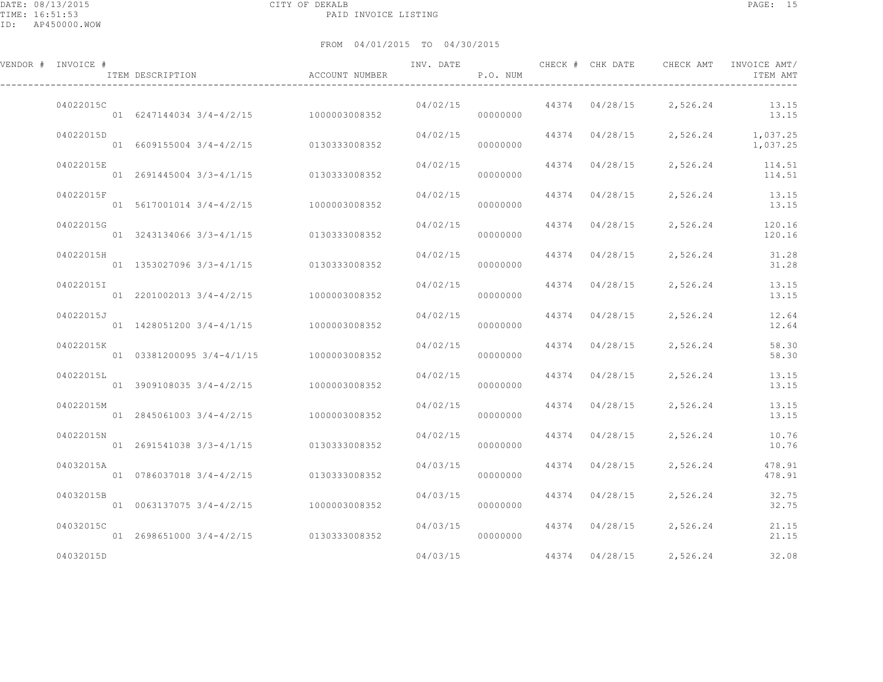CITY OF DEKALB

PAID INVOICE LISTING

DATE: 08/13/2015
TIME: 16:51:53
ID: AP450000.WOW

FROM 04/01/2015 TO 04/30/2015

| VENDOR # | INVOICE # | ITEM DESCRIPTION | ACCOUNT NUMBER | INV. DATE | P.O. NUM | CHECK # | CHK DATE | CHECK AMT | INVOICE AMT/ ITEM AMT |
|---|---|---|---|---|---|---|---|---|---|
| | 04022015C | | | 04/02/15 | | 44374 | 04/28/15 | 2,526.24 | 13.15 |
| | | 01 6247144034 3/4-4/2/15 | 1000003008352 | | 00000000 | | | | 13.15 |
| | 04022015D | | | 04/02/15 | | 44374 | 04/28/15 | 2,526.24 | 1,037.25 |
| | | 01 6609155004 3/4-4/2/15 | 0130333008352 | | 00000000 | | | | 1,037.25 |
| | 04022015E | | | 04/02/15 | | 44374 | 04/28/15 | 2,526.24 | 114.51 |
| | | 01 2691445004 3/3-4/1/15 | 0130333008352 | | 00000000 | | | | 114.51 |
| | 04022015F | | | 04/02/15 | | 44374 | 04/28/15 | 2,526.24 | 13.15 |
| | | 01 5617001014 3/4-4/2/15 | 1000003008352 | | 00000000 | | | | 13.15 |
| | 04022015G | | | 04/02/15 | | 44374 | 04/28/15 | 2,526.24 | 120.16 |
| | | 01 3243134066 3/3-4/1/15 | 0130333008352 | | 00000000 | | | | 120.16 |
| | 04022015H | | | 04/02/15 | | 44374 | 04/28/15 | 2,526.24 | 31.28 |
| | | 01 1353027096 3/3-4/1/15 | 0130333008352 | | 00000000 | | | | 31.28 |
| | 04022015I | | | 04/02/15 | | 44374 | 04/28/15 | 2,526.24 | 13.15 |
| | | 01 2201002013 3/4-4/2/15 | 1000003008352 | | 00000000 | | | | 13.15 |
| | 04022015J | | | 04/02/15 | | 44374 | 04/28/15 | 2,526.24 | 12.64 |
| | | 01 1428051200 3/4-4/1/15 | 1000003008352 | | 00000000 | | | | 12.64 |
| | 04022015K | | | 04/02/15 | | 44374 | 04/28/15 | 2,526.24 | 58.30 |
| | | 01 03381200095 3/4-4/1/15 | 1000003008352 | | 00000000 | | | | 58.30 |
| | 04022015L | | | 04/02/15 | | 44374 | 04/28/15 | 2,526.24 | 13.15 |
| | | 01 3909108035 3/4-4/2/15 | 1000003008352 | | 00000000 | | | | 13.15 |
| | 04022015M | | | 04/02/15 | | 44374 | 04/28/15 | 2,526.24 | 13.15 |
| | | 01 2845061003 3/4-4/2/15 | 1000003008352 | | 00000000 | | | | 13.15 |
| | 04022015N | | | 04/02/15 | | 44374 | 04/28/15 | 2,526.24 | 10.76 |
| | | 01 2691541038 3/3-4/1/15 | 0130333008352 | | 00000000 | | | | 10.76 |
| | 04032015A | | | 04/03/15 | | 44374 | 04/28/15 | 2,526.24 | 478.91 |
| | | 01 0786037018 3/4-4/2/15 | 0130333008352 | | 00000000 | | | | 478.91 |
| | 04032015B | | | 04/03/15 | | 44374 | 04/28/15 | 2,526.24 | 32.75 |
| | | 01 0063137075 3/4-4/2/15 | 1000003008352 | | 00000000 | | | | 32.75 |
| | 04032015C | | | 04/03/15 | | 44374 | 04/28/15 | 2,526.24 | 21.15 |
| | | 01 2698651000 3/4-4/2/15 | 0130333008352 | | 00000000 | | | | 21.15 |
| | 04032015D | | | 04/03/15 | | 44374 | 04/28/15 | 2,526.24 | 32.08 |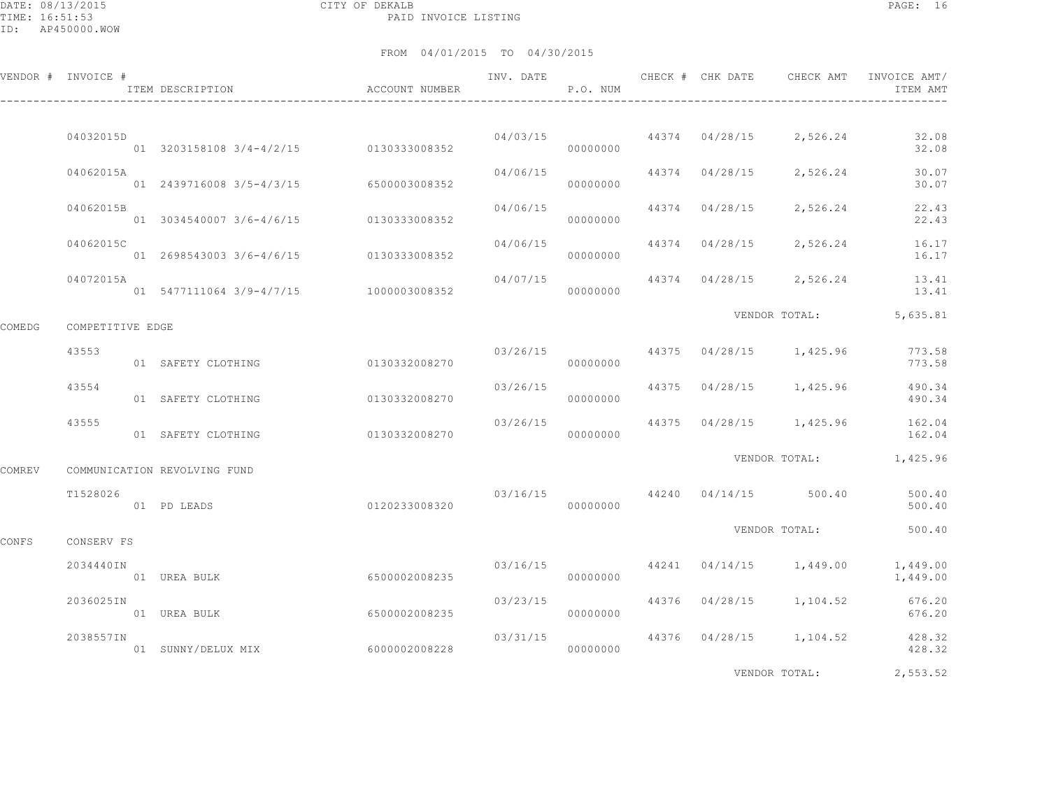CITY OF DEKALB

PAID INVOICE LISTING

FROM 04/01/2015 TO 04/30/2015

| VENDOR # | INVOICE # / ITEM DESCRIPTION | ACCOUNT NUMBER | INV. DATE | P.O. NUM | CHECK # | CHK DATE | CHECK AMT | INVOICE AMT/ ITEM AMT |
|---|---|---|---|---|---|---|---|---|
| | 04032015D | | 04/03/15 | | 44374 | 04/28/15 | 2,526.24 | 32.08 |
| | 01 3203158108 3/4-4/2/15 | 0130333008352 | | 00000000 | | | | 32.08 |
| | 04062015A | | 04/06/15 | | 44374 | 04/28/15 | 2,526.24 | 30.07 |
| | 01 2439716008 3/5-4/3/15 | 6500003008352 | | 00000000 | | | | 30.07 |
| | 04062015B | | 04/06/15 | | 44374 | 04/28/15 | 2,526.24 | 22.43 |
| | 01 3034540007 3/6-4/6/15 | 0130333008352 | | 00000000 | | | | 22.43 |
| | 04062015C | | 04/06/15 | | 44374 | 04/28/15 | 2,526.24 | 16.17 |
| | 01 2698543003 3/6-4/6/15 | 0130333008352 | | 00000000 | | | | 16.17 |
| | 04072015A | | 04/07/15 | | 44374 | 04/28/15 | 2,526.24 | 13.41 |
| | 01 5477111064 3/9-4/7/15 | 1000003008352 | | 00000000 | | | | 13.41 |
| | | | | | | VENDOR TOTAL: | | 5,635.81 |
| COMEDG | COMPETITIVE EDGE | | | | | | | |
| | 43553 | | 03/26/15 | | 44375 | 04/28/15 | 1,425.96 | 773.58 |
| | 01 SAFETY CLOTHING | 0130332008270 | | 00000000 | | | | 773.58 |
| | 43554 | | 03/26/15 | | 44375 | 04/28/15 | 1,425.96 | 490.34 |
| | 01 SAFETY CLOTHING | 0130332008270 | | 00000000 | | | | 490.34 |
| | 43555 | | 03/26/15 | | 44375 | 04/28/15 | 1,425.96 | 162.04 |
| | 01 SAFETY CLOTHING | 0130332008270 | | 00000000 | | | | 162.04 |
| | | | | | | VENDOR TOTAL: | | 1,425.96 |
| COMREV | COMMUNICATION REVOLVING FUND | | | | | | | |
| | T1528026 | | 03/16/15 | | 44240 | 04/14/15 | 500.40 | 500.40 |
| | 01 PD LEADS | 0120233008320 | | 00000000 | | | | 500.40 |
| | | | | | | VENDOR TOTAL: | | 500.40 |
| CONFS | CONSERV FS | | | | | | | |
| | 2034440IN | | 03/16/15 | | 44241 | 04/14/15 | 1,449.00 | 1,449.00 |
| | 01 UREA BULK | 6500002008235 | | 00000000 | | | | 1,449.00 |
| | 2036025IN | | 03/23/15 | | 44376 | 04/28/15 | 1,104.52 | 676.20 |
| | 01 UREA BULK | 6500002008235 | | 00000000 | | | | 676.20 |
| | 2038557IN | | 03/31/15 | | 44376 | 04/28/15 | 1,104.52 | 428.32 |
| | 01 SUNNY/DELUX MIX | 6000002008228 | | 00000000 | | | | 428.32 |
| | | | | | | VENDOR TOTAL: | | 2,553.52 |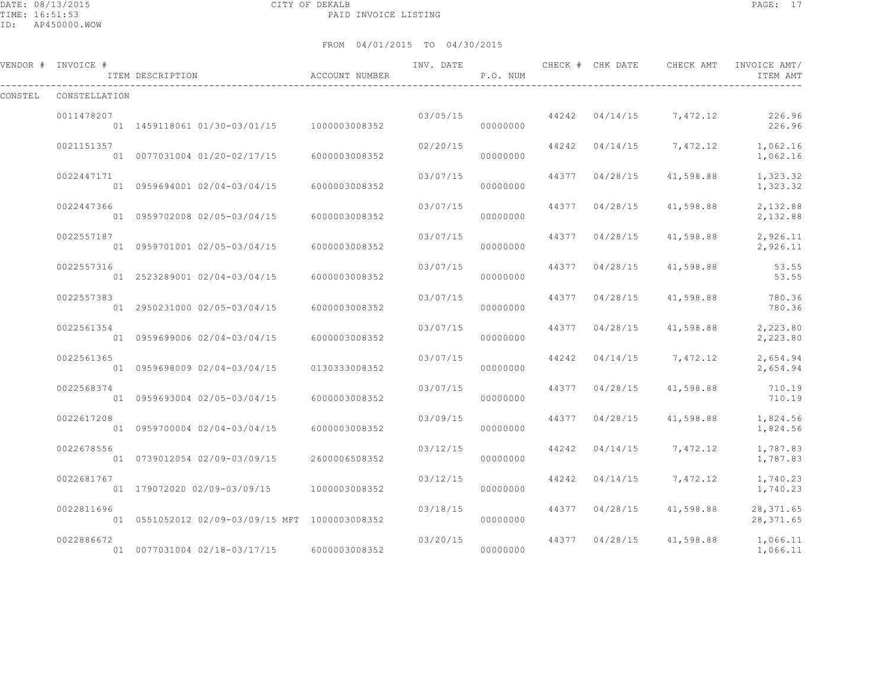CITY OF DEKALB

PAID INVOICE LISTING

DATE: 08/13/2015
TIME: 16:51:53
ID: AP450000.WOW

FROM 04/01/2015 TO 04/30/2015

| VENDOR # | INVOICE # / ITEM DESCRIPTION | ACCOUNT NUMBER | INV. DATE | P.O. NUM | CHECK # | CHK DATE | CHECK AMT | INVOICE AMT/ ITEM AMT |
|---|---|---|---|---|---|---|---|---|
| CONSTEL | CONSTELLATION | | | | | | | |
| | 0011478207 | | 03/05/15 | | 44242 | 04/14/15 | 7,472.12 | 226.96 |
| | 01 1459118061 01/30-03/01/15 | 1000003008352 | | 00000000 | | | | 226.96 |
| | 0021151357 | | 02/20/15 | | 44242 | 04/14/15 | 7,472.12 | 1,062.16 |
| | 01 0077031004 01/20-02/17/15 | 6000003008352 | | 00000000 | | | | 1,062.16 |
| | 0022447171 | | 03/07/15 | | 44377 | 04/28/15 | 41,598.88 | 1,323.32 |
| | 01 0959694001 02/04-03/04/15 | 6000003008352 | | 00000000 | | | | 1,323.32 |
| | 0022447366 | | 03/07/15 | | 44377 | 04/28/15 | 41,598.88 | 2,132.88 |
| | 01 0959702008 02/05-03/04/15 | 6000003008352 | | 00000000 | | | | 2,132.88 |
| | 0022557187 | | 03/07/15 | | 44377 | 04/28/15 | 41,598.88 | 2,926.11 |
| | 01 0959701001 02/05-03/04/15 | 6000003008352 | | 00000000 | | | | 2,926.11 |
| | 0022557316 | | 03/07/15 | | 44377 | 04/28/15 | 41,598.88 | 53.55 |
| | 01 2523289001 02/04-03/04/15 | 6000003008352 | | 00000000 | | | | 53.55 |
| | 0022557383 | | 03/07/15 | | 44377 | 04/28/15 | 41,598.88 | 780.36 |
| | 01 2950231000 02/05-03/04/15 | 6000003008352 | | 00000000 | | | | 780.36 |
| | 0022561354 | | 03/07/15 | | 44377 | 04/28/15 | 41,598.88 | 2,223.80 |
| | 01 0959699006 02/04-03/04/15 | 6000003008352 | | 00000000 | | | | 2,223.80 |
| | 0022561365 | | 03/07/15 | | 44242 | 04/14/15 | 7,472.12 | 2,654.94 |
| | 01 0959698009 02/04-03/04/15 | 0130333008352 | | 00000000 | | | | 2,654.94 |
| | 0022568374 | | 03/07/15 | | 44377 | 04/28/15 | 41,598.88 | 710.19 |
| | 01 0959693004 02/05-03/04/15 | 6000003008352 | | 00000000 | | | | 710.19 |
| | 0022617208 | | 03/09/15 | | 44377 | 04/28/15 | 41,598.88 | 1,824.56 |
| | 01 0959700004 02/04-03/04/15 | 6000003008352 | | 00000000 | | | | 1,824.56 |
| | 0022678556 | | 03/12/15 | | 44242 | 04/14/15 | 7,472.12 | 1,787.83 |
| | 01 0739012054 02/09-03/09/15 | 2600006508352 | | 00000000 | | | | 1,787.83 |
| | 0022681767 | | 03/12/15 | | 44242 | 04/14/15 | 7,472.12 | 1,740.23 |
| | 01 179072020 02/09-03/09/15 | 1000003008352 | | 00000000 | | | | 1,740.23 |
| | 0022811696 | | 03/18/15 | | 44377 | 04/28/15 | 41,598.88 | 28,371.65 |
| | 01 0551052012 02/09-03/09/15 MFT | 1000003008352 | | 00000000 | | | | 28,371.65 |
| | 0022886672 | | 03/20/15 | | 44377 | 04/28/15 | 41,598.88 | 1,066.11 |
| | 01 0077031004 02/18-03/17/15 | 6000003008352 | | 00000000 | | | | 1,066.11 |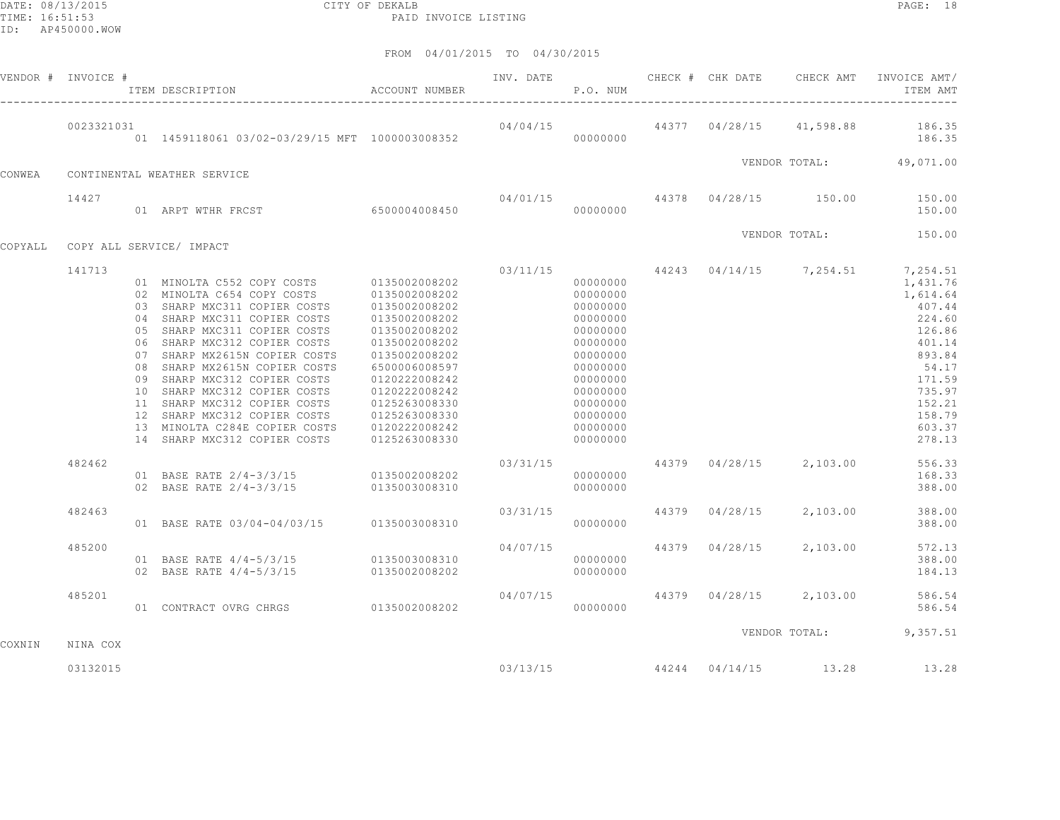CITY OF DEKALB

PAID INVOICE LISTING

FROM 04/01/2015 TO 04/30/2015

| VENDOR # | INVOICE # | ITEM DESCRIPTION | ACCOUNT NUMBER | INV. DATE | P.O. NUM | CHECK # | CHK DATE | CHECK AMT | INVOICE AMT/ ITEM AMT |
|---|---|---|---|---|---|---|---|---|---|
| | 0023321031 | | | 04/04/15 | | 44377 | 04/28/15 | 41,598.88 | 186.35 |
| | | 01 1459118061 03/02-03/29/15 MFT | 1000003008352 | | 00000000 | | | | 186.35 |
| | | | | | | | | VENDOR TOTAL: | 49,071.00 |
| CONWEA | CONTINENTAL WEATHER SERVICE | | | | | | | | |
| | 14427 | | | 04/01/15 | | 44378 | 04/28/15 | 150.00 | 150.00 |
| | | 01 ARPT WTHR FRCST | 6500004008450 | | 00000000 | | | | 150.00 |
| | | | | | | | | VENDOR TOTAL: | 150.00 |
| COPYALL | COPY ALL SERVICE/ IMPACT | | | | | | | | |
| | 141713 | | | 03/11/15 | | 44243 | 04/14/15 | 7,254.51 | 7,254.51 |
| | | 01 MINOLTA C552 COPY COSTS | 0135002008202 | | 00000000 | | | | 1,431.76 |
| | | 02 MINOLTA C654 COPY COSTS | 0135002008202 | | 00000000 | | | | 1,614.64 |
| | | 03 SHARP MXC311 COPIER COSTS | 0135002008202 | | 00000000 | | | | 407.44 |
| | | 04 SHARP MXC311 COPIER COSTS | 0135002008202 | | 00000000 | | | | 224.60 |
| | | 05 SHARP MXC311 COPIER COSTS | 0135002008202 | | 00000000 | | | | 126.86 |
| | | 06 SHARP MXC312 COPIER COSTS | 0135002008202 | | 00000000 | | | | 401.14 |
| | | 07 SHARP MX2615N COPIER COSTS | 0135002008202 | | 00000000 | | | | 893.84 |
| | | 08 SHARP MX2615N COPIER COSTS | 6500006008597 | | 00000000 | | | | 54.17 |
| | | 09 SHARP MXC312 COPIER COSTS | 0120222008242 | | 00000000 | | | | 171.59 |
| | | 10 SHARP MXC312 COPIER COSTS | 0120222008242 | | 00000000 | | | | 735.97 |
| | | 11 SHARP MXC312 COPIER COSTS | 0125263008330 | | 00000000 | | | | 152.21 |
| | | 12 SHARP MXC312 COPIER COSTS | 0125263008330 | | 00000000 | | | | 158.79 |
| | | 13 MINOLTA C284E COPIER COSTS | 0120222008242 | | 00000000 | | | | 603.37 |
| | | 14 SHARP MXC312 COPIER COSTS | 0125263008330 | | 00000000 | | | | 278.13 |
| | 482462 | | | 03/31/15 | | 44379 | 04/28/15 | 2,103.00 | 556.33 |
| | | 01 BASE RATE 2/4-3/3/15 | 0135002008202 | | 00000000 | | | | 168.33 |
| | | 02 BASE RATE 2/4-3/3/15 | 0135003008310 | | 00000000 | | | | 388.00 |
| | 482463 | | | 03/31/15 | | 44379 | 04/28/15 | 2,103.00 | 388.00 |
| | | 01 BASE RATE 03/04-04/03/15 | 0135003008310 | | 00000000 | | | | 388.00 |
| | 485200 | | | 04/07/15 | | 44379 | 04/28/15 | 2,103.00 | 572.13 |
| | | 01 BASE RATE 4/4-5/3/15 | 0135003008310 | | 00000000 | | | | 388.00 |
| | | 02 BASE RATE 4/4-5/3/15 | 0135002008202 | | 00000000 | | | | 184.13 |
| | 485201 | | | 04/07/15 | | 44379 | 04/28/15 | 2,103.00 | 586.54 |
| | | 01 CONTRACT OVRG CHRGS | 0135002008202 | | 00000000 | | | | 586.54 |
| | | | | | | | | VENDOR TOTAL: | 9,357.51 |
| COXNIN | NINA COX | | | | | | | | |
| | 03132015 | | | 03/13/15 | | 44244 | 04/14/15 | 13.28 | 13.28 |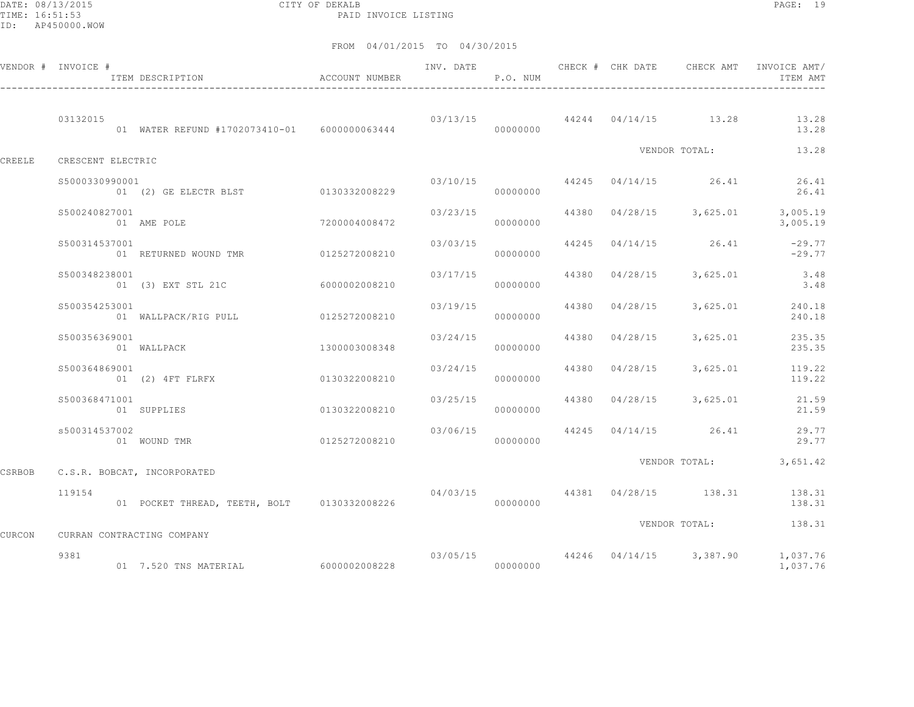CITY OF DEKALB
PAID INVOICE LISTING

DATE: 08/13/2015
TIME: 16:51:53
ID: AP450000.WOW

FROM 04/01/2015 TO 04/30/2015

| VENDOR # | INVOICE # / ITEM DESCRIPTION | ACCOUNT NUMBER | INV. DATE | P.O. NUM | CHECK # | CHK DATE | CHECK AMT | INVOICE AMT/ ITEM AMT |
|---|---|---|---|---|---|---|---|---|
| | 03132015 | | 03/13/15 | | 44244 | 04/14/15 | 13.28 | 13.28 |
| | 01 WATER REFUND #1702073410-01 | 6000000063444 | | 00000000 | | | | 13.28 |
| | | | | | | VENDOR TOTAL: | | 13.28 |
| CREELE | CRESCENT ELECTRIC | | | | | | | |
| | S5000330990001 | | 03/10/15 | | 44245 | 04/14/15 | 26.41 | 26.41 |
| | 01 (2) GE ELECTR BLST | 0130332008229 | | 00000000 | | | | 26.41 |
| | S500240827001 | | 03/23/15 | | 44380 | 04/28/15 | 3,625.01 | 3,005.19 |
| | 01 AME POLE | 7200004008472 | | 00000000 | | | | 3,005.19 |
| | S500314537001 | | 03/03/15 | | 44245 | 04/14/15 | 26.41 | -29.77 |
| | 01 RETURNED WOUND TMR | 0125272008210 | | 00000000 | | | | -29.77 |
| | S500348238001 | | 03/17/15 | | 44380 | 04/28/15 | 3,625.01 | 3.48 |
| | 01 (3) EXT STL 21C | 6000002008210 | | 00000000 | | | | 3.48 |
| | S500354253001 | | 03/19/15 | | 44380 | 04/28/15 | 3,625.01 | 240.18 |
| | 01 WALLPACK/RIG PULL | 0125272008210 | | 00000000 | | | | 240.18 |
| | S500356369001 | | 03/24/15 | | 44380 | 04/28/15 | 3,625.01 | 235.35 |
| | 01 WALLPACK | 1300003008348 | | 00000000 | | | | 235.35 |
| | S500364869001 | | 03/24/15 | | 44380 | 04/28/15 | 3,625.01 | 119.22 |
| | 01 (2) 4FT FLRFX | 0130322008210 | | 00000000 | | | | 119.22 |
| | S500368471001 | | 03/25/15 | | 44380 | 04/28/15 | 3,625.01 | 21.59 |
| | 01 SUPPLIES | 0130322008210 | | 00000000 | | | | 21.59 |
| | s500314537002 | | 03/06/15 | | 44245 | 04/14/15 | 26.41 | 29.77 |
| | 01 WOUND TMR | 0125272008210 | | 00000000 | | | | 29.77 |
| | | | | | | VENDOR TOTAL: | | 3,651.42 |
| CSRBOB | C.S.R. BOBCAT, INCORPORATED | | | | | | | |
| | 119154 | | 04/03/15 | | 44381 | 04/28/15 | 138.31 | 138.31 |
| | 01 POCKET THREAD, TEETH, BOLT | 0130332008226 | | 00000000 | | | | 138.31 |
| | | | | | | VENDOR TOTAL: | | 138.31 |
| CURCON | CURRAN CONTRACTING COMPANY | | | | | | | |
| | 9381 | | 03/05/15 | | 44246 | 04/14/15 | 3,387.90 | 1,037.76 |
| | 01 7.520 TNS MATERIAL | 6000002008228 | | 00000000 | | | | 1,037.76 |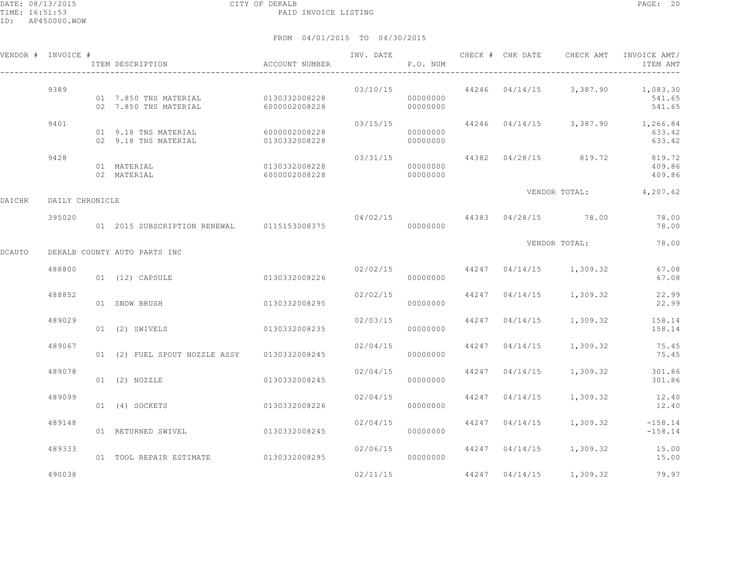CITY OF DEKALB

PAID INVOICE LISTING

FROM 04/01/2015 TO 04/30/2015

| VENDOR # | INVOICE # | ITEM DESCRIPTION | ACCOUNT NUMBER | INV. DATE | P.O. NUM | CHECK # | CHK DATE | CHECK AMT | INVOICE AMT/ ITEM AMT |
|---|---|---|---|---|---|---|---|---|---|
| | 9389 | | | 03/10/15 | | 44246 | 04/14/15 | 3,387.90 | 1,083.30 |
| | | 01 7.850 TNS MATERIAL | 0130332008228 | | 00000000 | | | | 541.65 |
| | | 02 7.850 TNS MATERIAL | 6000002008228 | | 00000000 | | | | 541.65 |
| | 9401 | | | 03/15/15 | | 44246 | 04/14/15 | 3,387.90 | 1,266.84 |
| | | 01 9.18 TNS MATERIAL | 6000002008228 | | 00000000 | | | | 633.42 |
| | | 02 9.18 TNS MATERIAL | 0130332008228 | | 00000000 | | | | 633.42 |
| | 9428 | | | 03/31/15 | | 44382 | 04/28/15 | 819.72 | 819.72 |
| | | 01 MATERIAL | 0130332008228 | | 00000000 | | | | 409.86 |
| | | 02 MATERIAL | 6000002008228 | | 00000000 | | | | 409.86 |
| | | | | | | | | VENDOR TOTAL: | 4,207.62 |
| DAICHR | DAILY CHRONICLE | | | | | | | | |
| | 395020 | | | 04/02/15 | | 44383 | 04/28/15 | 78.00 | 78.00 |
| | | 01 2015 SUBSCRIPTION RENEWAL | 0115153008375 | | 00000000 | | | | 78.00 |
| | | | | | | | | VENDOR TOTAL: | 78.00 |
| DCAUTO | DEKALB COUNTY AUTO PARTS INC | | | | | | | | |
| | 488800 | | | 02/02/15 | | 44247 | 04/14/15 | 1,309.32 | 67.08 |
| | | 01 (12) CAPSULE | 0130332008226 | | 00000000 | | | | 67.08 |
| | 488852 | | | 02/02/15 | | 44247 | 04/14/15 | 1,309.32 | 22.99 |
| | | 01 SNOW BRUSH | 0130332008295 | | 00000000 | | | | 22.99 |
| | 489029 | | | 02/03/15 | | 44247 | 04/14/15 | 1,309.32 | 158.14 |
| | | 01 (2) SWIVELS | 0130332008235 | | 00000000 | | | | 158.14 |
| | 489067 | | | 02/04/15 | | 44247 | 04/14/15 | 1,309.32 | 75.45 |
| | | 01 (2) FUEL SPOUT NOZZLE ASSY | 0130332008245 | | 00000000 | | | | 75.45 |
| | 489078 | | | 02/04/15 | | 44247 | 04/14/15 | 1,309.32 | 301.86 |
| | | 01 (2) NOZZLE | 0130332008245 | | 00000000 | | | | 301.86 |
| | 489099 | | | 02/04/15 | | 44247 | 04/14/15 | 1,309.32 | 12.40 |
| | | 01 (4) SOCKETS | 0130332008226 | | 00000000 | | | | 12.40 |
| | 489148 | | | 02/04/15 | | 44247 | 04/14/15 | 1,309.32 | -158.14 |
| | | 01 RETURNED SWIVEL | 0130332008245 | | 00000000 | | | | -158.14 |
| | 489333 | | | 02/06/15 | | 44247 | 04/14/15 | 1,309.32 | 15.00 |
| | | 01 TOOL REPAIR ESTIMATE | 0130332008295 | | 00000000 | | | | 15.00 |
| | 490038 | | | 02/11/15 | | 44247 | 04/14/15 | 1,309.32 | 79.97 |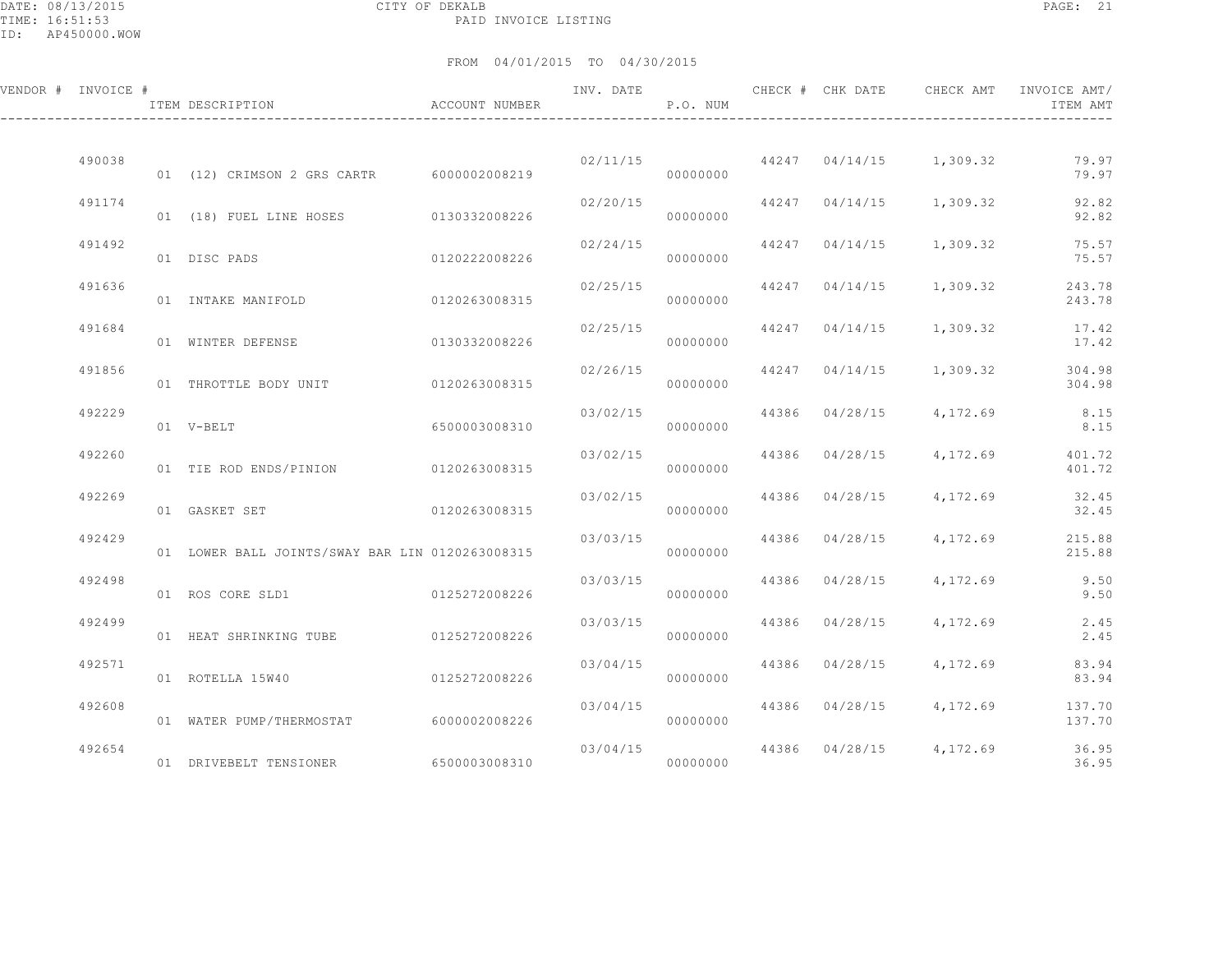CITY OF DEKALB

PAID INVOICE LISTING

DATE: 08/13/2015
TIME: 16:51:53
ID: AP450000.WOW

FROM 04/01/2015 TO 04/30/2015

| VENDOR # | INVOICE # | ITEM DESCRIPTION | ACCOUNT NUMBER | INV. DATE | P.O. NUM | CHECK # | CHK DATE | CHECK AMT | INVOICE AMT/ ITEM AMT |
|---|---|---|---|---|---|---|---|---|---|
| | 490038 | | | 02/11/15 | | 44247 | 04/14/15 | 1,309.32 | 79.97 |
| | | 01 (12) CRIMSON 2 GRS CARTR | 6000002008219 | | 00000000 | | | | 79.97 |
| | 491174 | | | 02/20/15 | | 44247 | 04/14/15 | 1,309.32 | 92.82 |
| | | 01 (18) FUEL LINE HOSES | 0130332008226 | | 00000000 | | | | 92.82 |
| | 491492 | | | 02/24/15 | | 44247 | 04/14/15 | 1,309.32 | 75.57 |
| | | 01 DISC PADS | 0120222008226 | | 00000000 | | | | 75.57 |
| | 491636 | | | 02/25/15 | | 44247 | 04/14/15 | 1,309.32 | 243.78 |
| | | 01 INTAKE MANIFOLD | 0120263008315 | | 00000000 | | | | 243.78 |
| | 491684 | | | 02/25/15 | | 44247 | 04/14/15 | 1,309.32 | 17.42 |
| | | 01 WINTER DEFENSE | 0130332008226 | | 00000000 | | | | 17.42 |
| | 491856 | | | 02/26/15 | | 44247 | 04/14/15 | 1,309.32 | 304.98 |
| | | 01 THROTTLE BODY UNIT | 0120263008315 | | 00000000 | | | | 304.98 |
| | 492229 | | | 03/02/15 | | 44386 | 04/28/15 | 4,172.69 | 8.15 |
| | | 01 V-BELT | 6500003008310 | | 00000000 | | | | 8.15 |
| | 492260 | | | 03/02/15 | | 44386 | 04/28/15 | 4,172.69 | 401.72 |
| | | 01 TIE ROD ENDS/PINION | 0120263008315 | | 00000000 | | | | 401.72 |
| | 492269 | | | 03/02/15 | | 44386 | 04/28/15 | 4,172.69 | 32.45 |
| | | 01 GASKET SET | 0120263008315 | | 00000000 | | | | 32.45 |
| | 492429 | | | 03/03/15 | | 44386 | 04/28/15 | 4,172.69 | 215.88 |
| | | 01 LOWER BALL JOINTS/SWAY BAR LIN | 0120263008315 | | 00000000 | | | | 215.88 |
| | 492498 | | | 03/03/15 | | 44386 | 04/28/15 | 4,172.69 | 9.50 |
| | | 01 ROS CORE SLD1 | 0125272008226 | | 00000000 | | | | 9.50 |
| | 492499 | | | 03/03/15 | | 44386 | 04/28/15 | 4,172.69 | 2.45 |
| | | 01 HEAT SHRINKING TUBE | 0125272008226 | | 00000000 | | | | 2.45 |
| | 492571 | | | 03/04/15 | | 44386 | 04/28/15 | 4,172.69 | 83.94 |
| | | 01 ROTELLA 15W40 | 0125272008226 | | 00000000 | | | | 83.94 |
| | 492608 | | | 03/04/15 | | 44386 | 04/28/15 | 4,172.69 | 137.70 |
| | | 01 WATER PUMP/THERMOSTAT | 6000002008226 | | 00000000 | | | | 137.70 |
| | 492654 | | | 03/04/15 | | 44386 | 04/28/15 | 4,172.69 | 36.95 |
| | | 01 DRIVEBELT TENSIONER | 6500003008310 | | 00000000 | | | | 36.95 |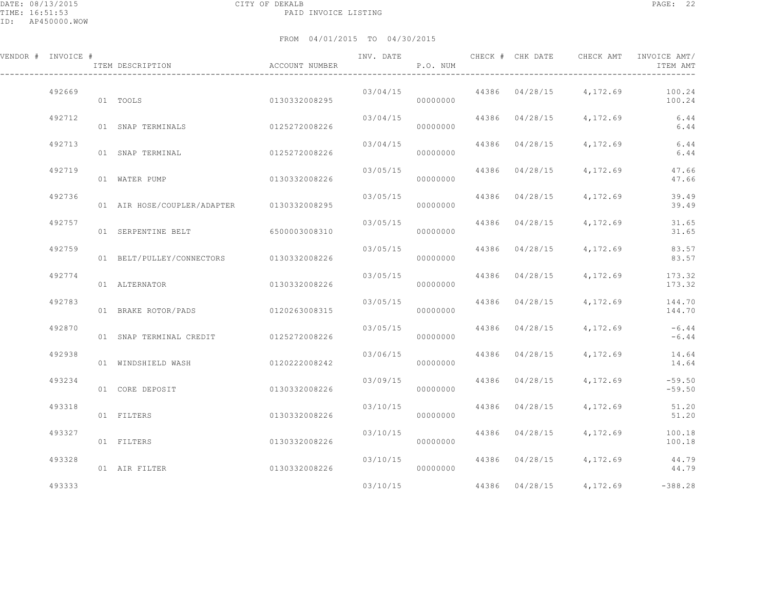DATE: 08/13/2015
TIME: 16:51:53
ID: AP450000.WOW

CITY OF DEKALB
PAID INVOICE LISTING

FROM 04/01/2015 TO 04/30/2015

| VENDOR # | INVOICE # | ITEM DESCRIPTION | ACCOUNT NUMBER | INV. DATE | P.O. NUM | CHECK # | CHK DATE | CHECK AMT | INVOICE AMT/ ITEM AMT |
|---|---|---|---|---|---|---|---|---|---|
| | 492669 | | | 03/04/15 | | 44386 | 04/28/15 | 4,172.69 | 100.24 |
| | | 01 TOOLS | 0130332008295 | | 00000000 | | | | 100.24 |
| | 492712 | | | 03/04/15 | | 44386 | 04/28/15 | 4,172.69 | 6.44 |
| | | 01 SNAP TERMINALS | 0125272008226 | | 00000000 | | | | 6.44 |
| | 492713 | | | 03/04/15 | | 44386 | 04/28/15 | 4,172.69 | 6.44 |
| | | 01 SNAP TERMINAL | 0125272008226 | | 00000000 | | | | 6.44 |
| | 492719 | | | 03/05/15 | | 44386 | 04/28/15 | 4,172.69 | 47.66 |
| | | 01 WATER PUMP | 0130332008226 | | 00000000 | | | | 47.66 |
| | 492736 | | | 03/05/15 | | 44386 | 04/28/15 | 4,172.69 | 39.49 |
| | | 01 AIR HOSE/COUPLER/ADAPTER | 0130332008295 | | 00000000 | | | | 39.49 |
| | 492757 | | | 03/05/15 | | 44386 | 04/28/15 | 4,172.69 | 31.65 |
| | | 01 SERPENTINE BELT | 6500003008310 | | 00000000 | | | | 31.65 |
| | 492759 | | | 03/05/15 | | 44386 | 04/28/15 | 4,172.69 | 83.57 |
| | | 01 BELT/PULLEY/CONNECTORS | 0130332008226 | | 00000000 | | | | 83.57 |
| | 492774 | | | 03/05/15 | | 44386 | 04/28/15 | 4,172.69 | 173.32 |
| | | 01 ALTERNATOR | 0130332008226 | | 00000000 | | | | 173.32 |
| | 492783 | | | 03/05/15 | | 44386 | 04/28/15 | 4,172.69 | 144.70 |
| | | 01 BRAKE ROTOR/PADS | 0120263008315 | | 00000000 | | | | 144.70 |
| | 492870 | | | 03/05/15 | | 44386 | 04/28/15 | 4,172.69 | -6.44 |
| | | 01 SNAP TERMINAL CREDIT | 0125272008226 | | 00000000 | | | | -6.44 |
| | 492938 | | | 03/06/15 | | 44386 | 04/28/15 | 4,172.69 | 14.64 |
| | | 01 WINDSHIELD WASH | 0120222008242 | | 00000000 | | | | 14.64 |
| | 493234 | | | 03/09/15 | | 44386 | 04/28/15 | 4,172.69 | -59.50 |
| | | 01 CORE DEPOSIT | 0130332008226 | | 00000000 | | | | -59.50 |
| | 493318 | | | 03/10/15 | | 44386 | 04/28/15 | 4,172.69 | 51.20 |
| | | 01 FILTERS | 0130332008226 | | 00000000 | | | | 51.20 |
| | 493327 | | | 03/10/15 | | 44386 | 04/28/15 | 4,172.69 | 100.18 |
| | | 01 FILTERS | 0130332008226 | | 00000000 | | | | 100.18 |
| | 493328 | | | 03/10/15 | | 44386 | 04/28/15 | 4,172.69 | 44.79 |
| | | 01 AIR FILTER | 0130332008226 | | 00000000 | | | | 44.79 |
| | 493333 | | | 03/10/15 | | 44386 | 04/28/15 | 4,172.69 | -388.28 |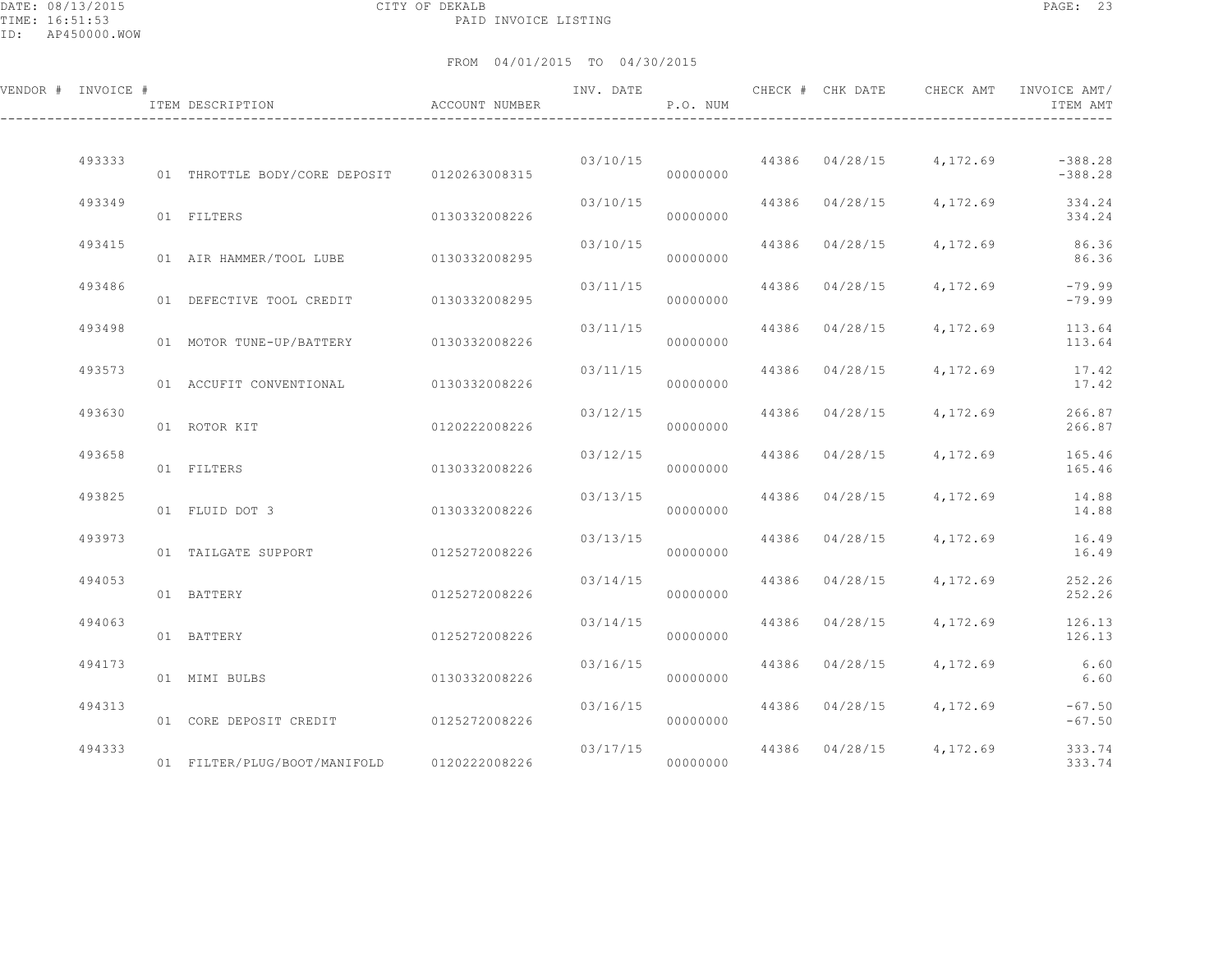DATE: 08/13/2015
TIME: 16:51:53
ID: AP450000.WOW

CITY OF DEKALB
PAID INVOICE LISTING

FROM 04/01/2015 TO 04/30/2015

| VENDOR # | INVOICE # | ITEM DESCRIPTION | ACCOUNT NUMBER | INV. DATE | P.O. NUM | CHECK # | CHK DATE | CHECK AMT | INVOICE AMT/ ITEM AMT |
|---|---|---|---|---|---|---|---|---|---|
| | 493333 | | | 03/10/15 | | 44386 | 04/28/15 | 4,172.69 | -388.28 |
| | | 01 THROTTLE BODY/CORE DEPOSIT | 0120263008315 | | 00000000 | | | | -388.28 |
| | 493349 | | | 03/10/15 | | 44386 | 04/28/15 | 4,172.69 | 334.24 |
| | | 01 FILTERS | 0130332008226 | | 00000000 | | | | 334.24 |
| | 493415 | | | 03/10/15 | | 44386 | 04/28/15 | 4,172.69 | 86.36 |
| | | 01 AIR HAMMER/TOOL LUBE | 0130332008295 | | 00000000 | | | | 86.36 |
| | 493486 | | | 03/11/15 | | 44386 | 04/28/15 | 4,172.69 | -79.99 |
| | | 01 DEFECTIVE TOOL CREDIT | 0130332008295 | | 00000000 | | | | -79.99 |
| | 493498 | | | 03/11/15 | | 44386 | 04/28/15 | 4,172.69 | 113.64 |
| | | 01 MOTOR TUNE-UP/BATTERY | 0130332008226 | | 00000000 | | | | 113.64 |
| | 493573 | | | 03/11/15 | | 44386 | 04/28/15 | 4,172.69 | 17.42 |
| | | 01 ACCUFIT CONVENTIONAL | 0130332008226 | | 00000000 | | | | 17.42 |
| | 493630 | | | 03/12/15 | | 44386 | 04/28/15 | 4,172.69 | 266.87 |
| | | 01 ROTOR KIT | 0120222008226 | | 00000000 | | | | 266.87 |
| | 493658 | | | 03/12/15 | | 44386 | 04/28/15 | 4,172.69 | 165.46 |
| | | 01 FILTERS | 0130332008226 | | 00000000 | | | | 165.46 |
| | 493825 | | | 03/13/15 | | 44386 | 04/28/15 | 4,172.69 | 14.88 |
| | | 01 FLUID DOT 3 | 0130332008226 | | 00000000 | | | | 14.88 |
| | 493973 | | | 03/13/15 | | 44386 | 04/28/15 | 4,172.69 | 16.49 |
| | | 01 TAILGATE SUPPORT | 0125272008226 | | 00000000 | | | | 16.49 |
| | 494053 | | | 03/14/15 | | 44386 | 04/28/15 | 4,172.69 | 252.26 |
| | | 01 BATTERY | 0125272008226 | | 00000000 | | | | 252.26 |
| | 494063 | | | 03/14/15 | | 44386 | 04/28/15 | 4,172.69 | 126.13 |
| | | 01 BATTERY | 0125272008226 | | 00000000 | | | | 126.13 |
| | 494173 | | | 03/16/15 | | 44386 | 04/28/15 | 4,172.69 | 6.60 |
| | | 01 MIMI BULBS | 0130332008226 | | 00000000 | | | | 6.60 |
| | 494313 | | | 03/16/15 | | 44386 | 04/28/15 | 4,172.69 | -67.50 |
| | | 01 CORE DEPOSIT CREDIT | 0125272008226 | | 00000000 | | | | -67.50 |
| | 494333 | | | 03/17/15 | | 44386 | 04/28/15 | 4,172.69 | 333.74 |
| | | 01 FILTER/PLUG/BOOT/MANIFOLD | 0120222008226 | | 00000000 | | | | 333.74 |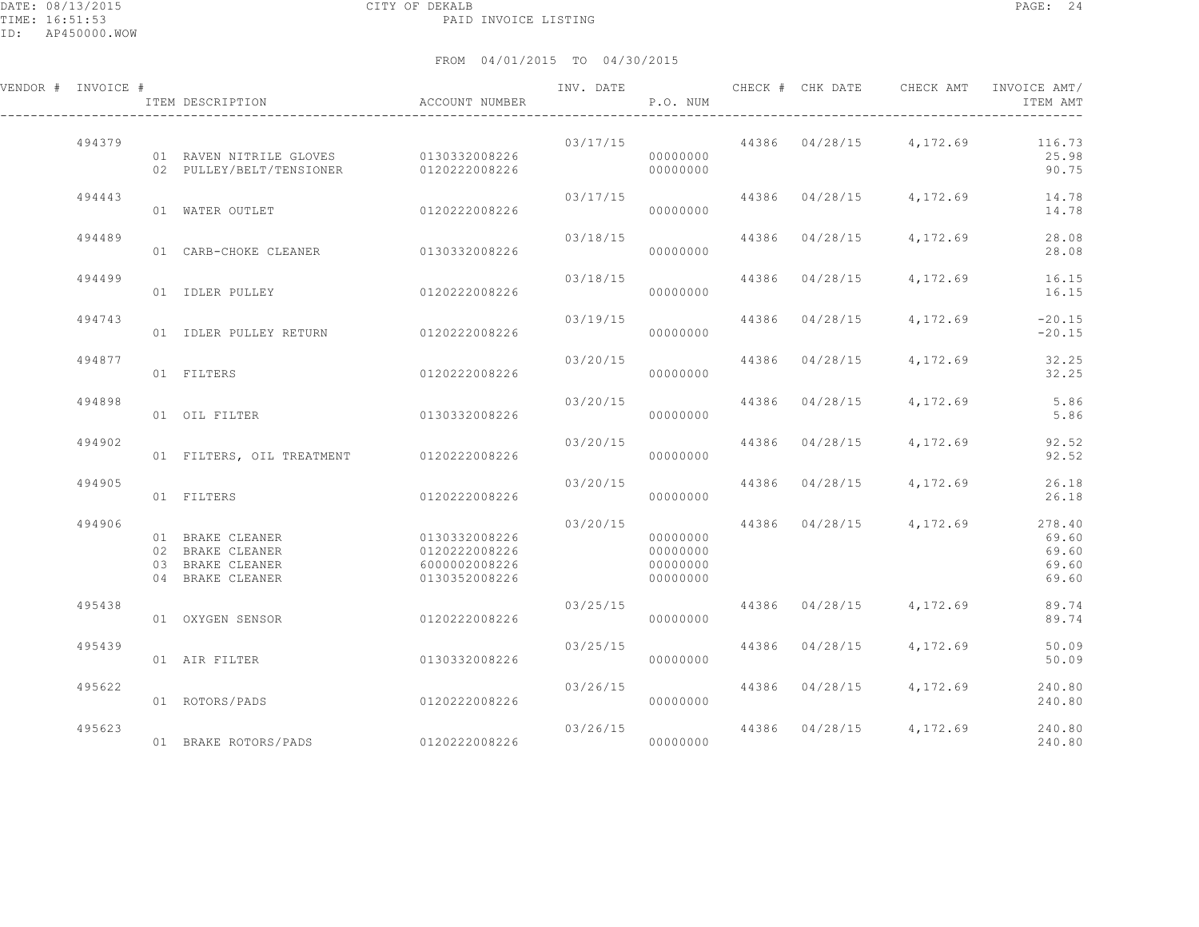CITY OF DEKALB

PAID INVOICE LISTING

FROM 04/01/2015 TO 04/30/2015

| VENDOR # | INVOICE # | ITEM DESCRIPTION | ACCOUNT NUMBER | INV. DATE | P.O. NUM | CHECK # | CHK DATE | CHECK AMT | INVOICE AMT/ ITEM AMT |
|---|---|---|---|---|---|---|---|---|---|
| | 494379 | | | 03/17/15 | | 44386 | 04/28/15 | 4,172.69 | 116.73 |
| | | 01 RAVEN NITRILE GLOVES | 0130332008226 | | 00000000 | | | | 25.98 |
| | | 02 PULLEY/BELT/TENSIONER | 0120222008226 | | 00000000 | | | | 90.75 |
| | 494443 | | | 03/17/15 | | 44386 | 04/28/15 | 4,172.69 | 14.78 |
| | | 01 WATER OUTLET | 0120222008226 | | 00000000 | | | | 14.78 |
| | 494489 | | | 03/18/15 | | 44386 | 04/28/15 | 4,172.69 | 28.08 |
| | | 01 CARB-CHOKE CLEANER | 0130332008226 | | 00000000 | | | | 28.08 |
| | 494499 | | | 03/18/15 | | 44386 | 04/28/15 | 4,172.69 | 16.15 |
| | | 01 IDLER PULLEY | 0120222008226 | | 00000000 | | | | 16.15 |
| | 494743 | | | 03/19/15 | | 44386 | 04/28/15 | 4,172.69 | -20.15 |
| | | 01 IDLER PULLEY RETURN | 0120222008226 | | 00000000 | | | | -20.15 |
| | 494877 | | | 03/20/15 | | 44386 | 04/28/15 | 4,172.69 | 32.25 |
| | | 01 FILTERS | 0120222008226 | | 00000000 | | | | 32.25 |
| | 494898 | | | 03/20/15 | | 44386 | 04/28/15 | 4,172.69 | 5.86 |
| | | 01 OIL FILTER | 0130332008226 | | 00000000 | | | | 5.86 |
| | 494902 | | | 03/20/15 | | 44386 | 04/28/15 | 4,172.69 | 92.52 |
| | | 01 FILTERS, OIL TREATMENT | 0120222008226 | | 00000000 | | | | 92.52 |
| | 494905 | | | 03/20/15 | | 44386 | 04/28/15 | 4,172.69 | 26.18 |
| | | 01 FILTERS | 0120222008226 | | 00000000 | | | | 26.18 |
| | 494906 | | | 03/20/15 | | 44386 | 04/28/15 | 4,172.69 | 278.40 |
| | | 01 BRAKE CLEANER | 0130332008226 | | 00000000 | | | | 69.60 |
| | | 02 BRAKE CLEANER | 0120222008226 | | 00000000 | | | | 69.60 |
| | | 03 BRAKE CLEANER | 6000002008226 | | 00000000 | | | | 69.60 |
| | | 04 BRAKE CLEANER | 0130352008226 | | 00000000 | | | | 69.60 |
| | 495438 | | | 03/25/15 | | 44386 | 04/28/15 | 4,172.69 | 89.74 |
| | | 01 OXYGEN SENSOR | 0120222008226 | | 00000000 | | | | 89.74 |
| | 495439 | | | 03/25/15 | | 44386 | 04/28/15 | 4,172.69 | 50.09 |
| | | 01 AIR FILTER | 0130332008226 | | 00000000 | | | | 50.09 |
| | 495622 | | | 03/26/15 | | 44386 | 04/28/15 | 4,172.69 | 240.80 |
| | | 01 ROTORS/PADS | 0120222008226 | | 00000000 | | | | 240.80 |
| | 495623 | | | 03/26/15 | | 44386 | 04/28/15 | 4,172.69 | 240.80 |
| | | 01 BRAKE ROTORS/PADS | 0120222008226 | | 00000000 | | | | 240.80 |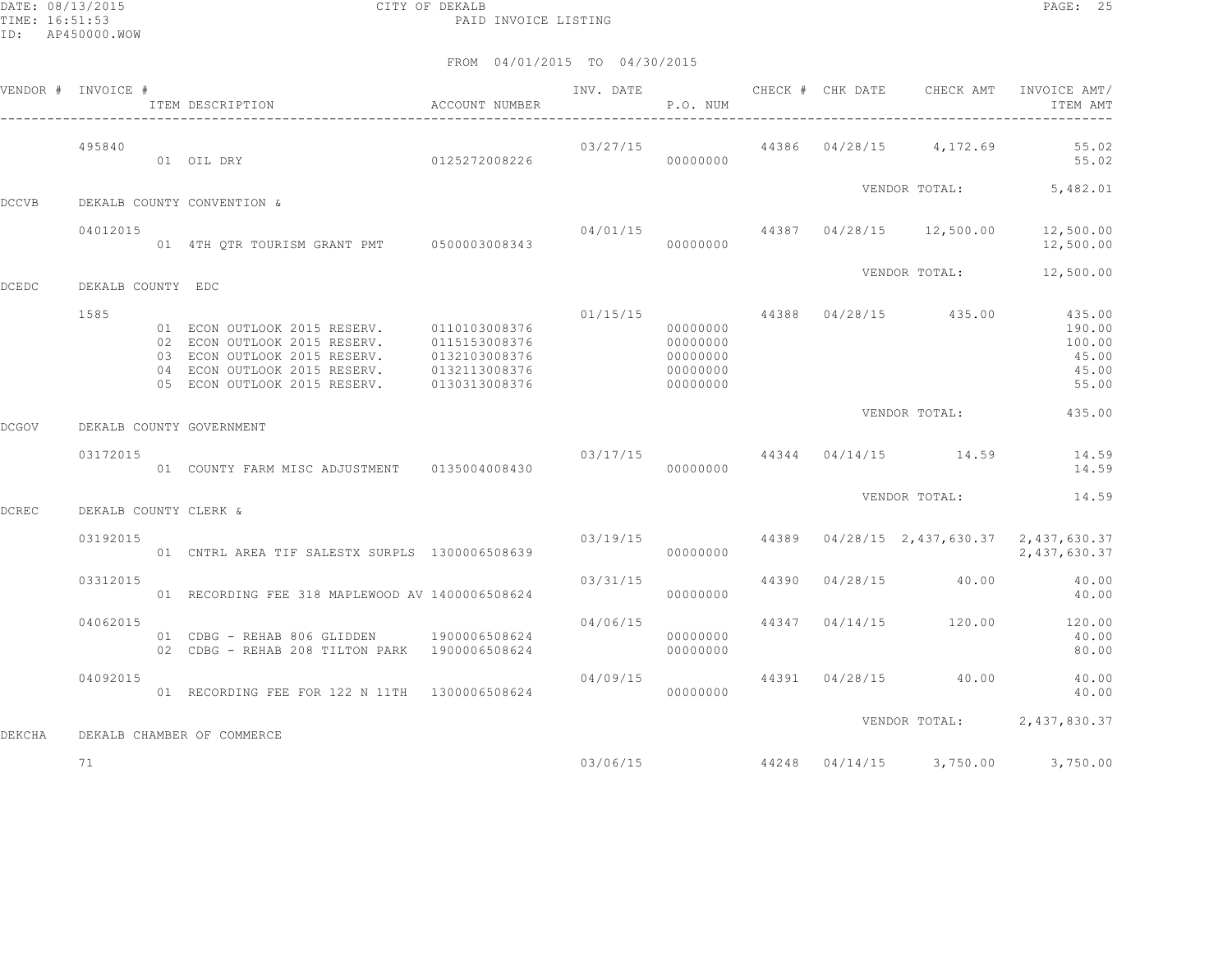CITY OF DEKALB
PAID INVOICE LISTING

FROM 04/01/2015 TO 04/30/2015

| VENDOR # | INVOICE # | ITEM DESCRIPTION | ACCOUNT NUMBER | INV. DATE | P.O. NUM | CHECK # | CHK DATE | CHECK AMT | INVOICE AMT/ ITEM AMT |
|---|---|---|---|---|---|---|---|---|---|
| | 495840 | | | 03/27/15 | | 44386 | 04/28/15 | 4,172.69 | 55.02 |
| | | 01 OIL DRY | 0125272008226 | | 00000000 | | | | 55.02 |
| | | | | | | | | VENDOR TOTAL: | 5,482.01 |
| DCCVB | DEKALB COUNTY CONVENTION & | | | | | | | | |
| | 04012015 | | | 04/01/15 | | 44387 | 04/28/15 | 12,500.00 | 12,500.00 |
| | | 01 4TH QTR TOURISM GRANT PMT | 0500003008343 | | 00000000 | | | | 12,500.00 |
| | | | | | | | | VENDOR TOTAL: | 12,500.00 |
| DCEDC | DEKALB COUNTY EDC | | | | | | | | |
| | 1585 | | | 01/15/15 | | 44388 | 04/28/15 | 435.00 | 435.00 |
| | | 01 ECON OUTLOOK 2015 RESERV. | 0110103008376 | | 00000000 | | | | 190.00 |
| | | 02 ECON OUTLOOK 2015 RESERV. | 0115153008376 | | 00000000 | | | | 100.00 |
| | | 03 ECON OUTLOOK 2015 RESERV. | 0132103008376 | | 00000000 | | | | 45.00 |
| | | 04 ECON OUTLOOK 2015 RESERV. | 0132113008376 | | 00000000 | | | | 45.00 |
| | | 05 ECON OUTLOOK 2015 RESERV. | 0130313008376 | | 00000000 | | | | 55.00 |
| | | | | | | | | VENDOR TOTAL: | 435.00 |
| DCGOV | DEKALB COUNTY GOVERNMENT | | | | | | | | |
| | 03172015 | | | 03/17/15 | | 44344 | 04/14/15 | 14.59 | 14.59 |
| | | 01 COUNTY FARM MISC ADJUSTMENT | 0135004008430 | | 00000000 | | | | 14.59 |
| | | | | | | | | VENDOR TOTAL: | 14.59 |
| DCREC | DEKALB COUNTY CLERK & | | | | | | | | |
| | 03192015 | | | 03/19/15 | | 44389 | 04/28/15 | 2,437,630.37 | 2,437,630.37 |
| | | 01 CNTRL AREA TIF SALESTX SURPLS | 1300006508639 | | 00000000 | | | | 2,437,630.37 |
| | 03312015 | | | 03/31/15 | | 44390 | 04/28/15 | 40.00 | 40.00 |
| | | 01 RECORDING FEE 318 MAPLEWOOD AV | 1400006508624 | | 00000000 | | | | 40.00 |
| | 04062015 | | | 04/06/15 | | 44347 | 04/14/15 | 120.00 | 120.00 |
| | | 01 CDBG - REHAB 806 GLIDDEN | 1900006508624 | | 00000000 | | | | 40.00 |
| | | 02 CDBG - REHAB 208 TILTON PARK | 1900006508624 | | 00000000 | | | | 80.00 |
| | 04092015 | | | 04/09/15 | | 44391 | 04/28/15 | 40.00 | 40.00 |
| | | 01 RECORDING FEE FOR 122 N 11TH | 1300006508624 | | 00000000 | | | | 40.00 |
| | | | | | | | | VENDOR TOTAL: | 2,437,830.37 |
| DEKCHA | DEKALB CHAMBER OF COMMERCE | | | | | | | | |
| | 71 | | | 03/06/15 | | 44248 | 04/14/15 | 3,750.00 | 3,750.00 |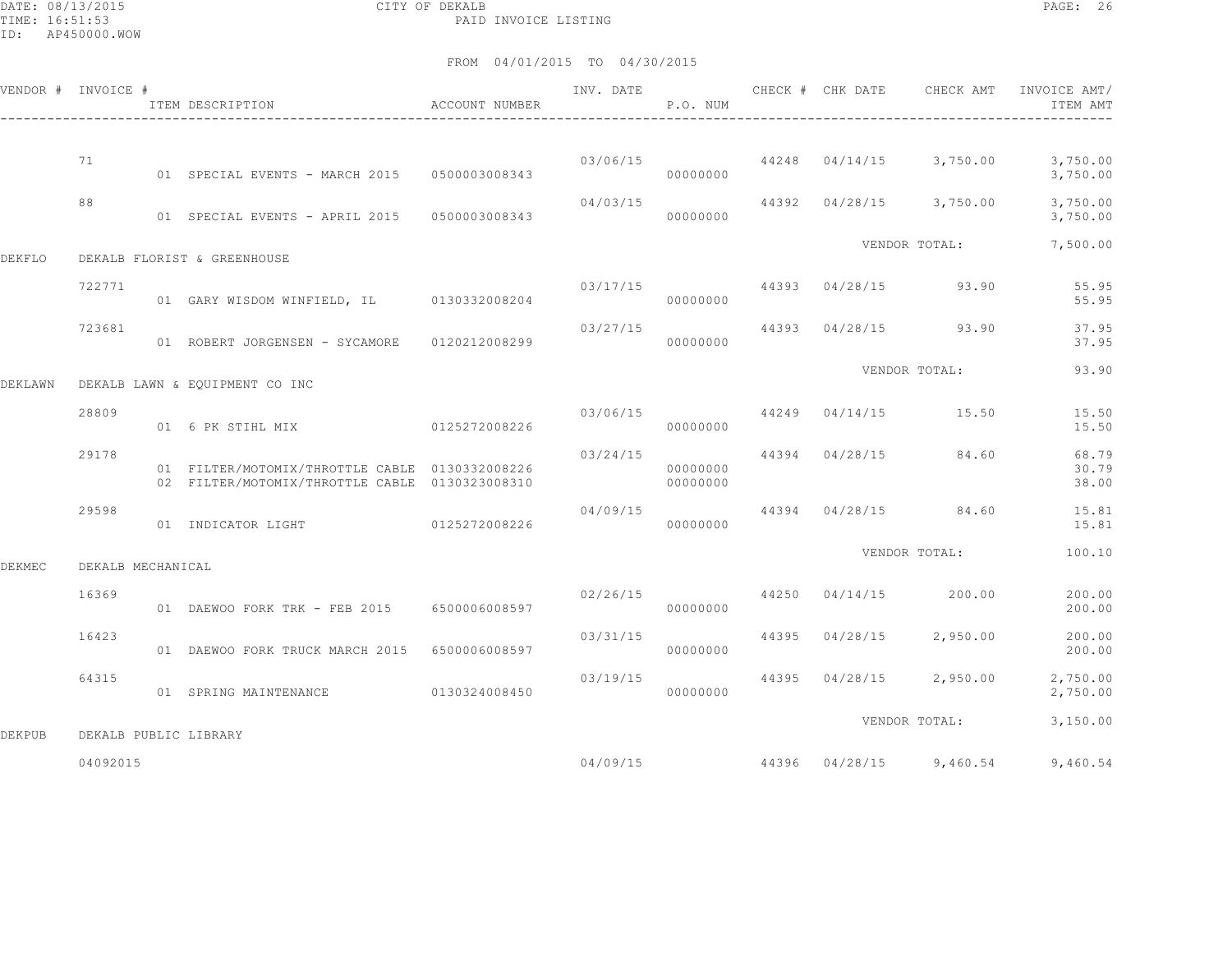CITY OF DEKALB

PAID INVOICE LISTING

FROM 04/01/2015 TO 04/30/2015

| VENDOR # | INVOICE # | ITEM DESCRIPTION | ACCOUNT NUMBER | INV. DATE | P.O. NUM | CHECK # | CHK DATE | CHECK AMT | INVOICE AMT/ ITEM AMT |
|---|---|---|---|---|---|---|---|---|---|
| | 71 | | | 03/06/15 | | 44248 | 04/14/15 | 3,750.00 | 3,750.00 |
| | | 01 SPECIAL EVENTS - MARCH 2015 | 0500003008343 | | 00000000 | | | | 3,750.00 |
| | 88 | | | 04/03/15 | | 44392 | 04/28/15 | 3,750.00 | 3,750.00 |
| | | 01 SPECIAL EVENTS - APRIL 2015 | 0500003008343 | | 00000000 | | | | 3,750.00 |
| | | | | | | | VENDOR TOTAL: | | 7,500.00 |
| DEKFLO | DEKALB FLORIST & GREENHOUSE | | | | | | | | |
| | 722771 | | | 03/17/15 | | 44393 | 04/28/15 | 93.90 | 55.95 |
| | | 01 GARY WISDOM WINFIELD, IL | 0130332008204 | | 00000000 | | | | 55.95 |
| | 723681 | | | 03/27/15 | | 44393 | 04/28/15 | 93.90 | 37.95 |
| | | 01 ROBERT JORGENSEN - SYCAMORE | 0120212008299 | | 00000000 | | | | 37.95 |
| | | | | | | | VENDOR TOTAL: | | 93.90 |
| DEKLAWN | DEKALB LAWN & EQUIPMENT CO INC | | | | | | | | |
| | 28809 | | | 03/06/15 | | 44249 | 04/14/15 | 15.50 | 15.50 |
| | | 01 6 PK STIHL MIX | 0125272008226 | | 00000000 | | | | 15.50 |
| | 29178 | | | 03/24/15 | | 44394 | 04/28/15 | 84.60 | 68.79 |
| | | 01 FILTER/MOTOMIX/THROTTLE CABLE | 0130332008226 | | 00000000 | | | | 30.79 |
| | | 02 FILTER/MOTOMIX/THROTTLE CABLE | 0130323008310 | | 00000000 | | | | 38.00 |
| | 29598 | | | 04/09/15 | | 44394 | 04/28/15 | 84.60 | 15.81 |
| | | 01 INDICATOR LIGHT | 0125272008226 | | 00000000 | | | | 15.81 |
| | | | | | | | VENDOR TOTAL: | | 100.10 |
| DEKMEC | DEKALB MECHANICAL | | | | | | | | |
| | 16369 | | | 02/26/15 | | 44250 | 04/14/15 | 200.00 | 200.00 |
| | | 01 DAEWOO FORK TRK - FEB 2015 | 6500006008597 | | 00000000 | | | | 200.00 |
| | 16423 | | | 03/31/15 | | 44395 | 04/28/15 | 2,950.00 | 200.00 |
| | | 01 DAEWOO FORK TRUCK MARCH 2015 | 6500006008597 | | 00000000 | | | | 200.00 |
| | 64315 | | | 03/19/15 | | 44395 | 04/28/15 | 2,950.00 | 2,750.00 |
| | | 01 SPRING MAINTENANCE | 0130324008450 | | 00000000 | | | | 2,750.00 |
| | | | | | | | VENDOR TOTAL: | | 3,150.00 |
| DEKPUB | DEKALB PUBLIC LIBRARY | | | | | | | | |
| | 04092015 | | | 04/09/15 | | 44396 | 04/28/15 | 9,460.54 | 9,460.54 |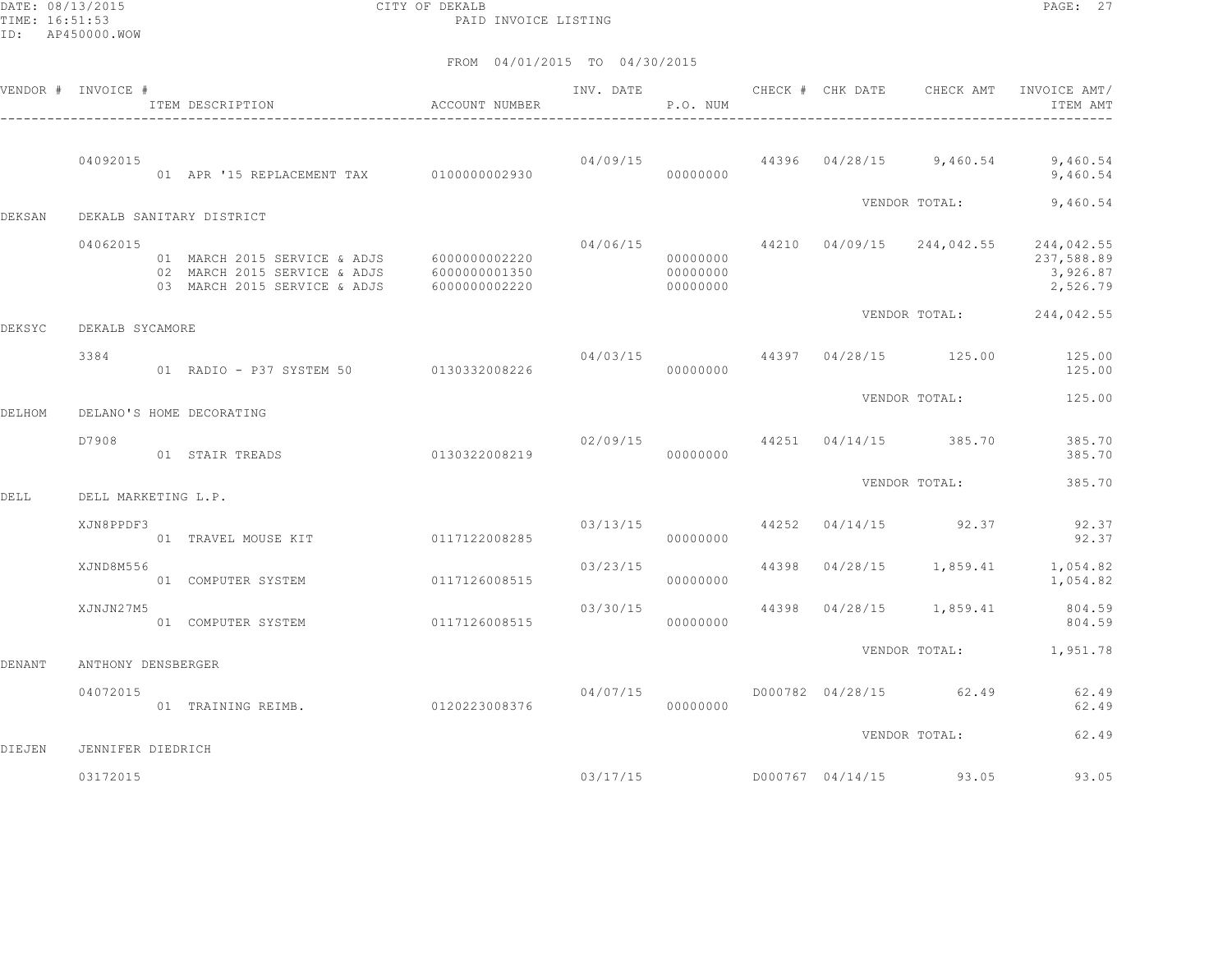CITY OF DEKALB

PAID INVOICE LISTING

FROM 04/01/2015 TO 04/30/2015

| VENDOR # | INVOICE # / ITEM DESCRIPTION | ACCOUNT NUMBER | INV. DATE | P.O. NUM | CHECK # | CHK DATE | CHECK AMT | INVOICE AMT/ ITEM AMT |
|---|---|---|---|---|---|---|---|---|
| | 04092015 | | 04/09/15 | | 44396 | 04/28/15 | 9,460.54 | 9,460.54 |
| | 01 APR '15 REPLACEMENT TAX | 0100000002930 | | 00000000 | | | | 9,460.54 |
| | | | | | | VENDOR TOTAL: | | 9,460.54 |
| DEKSAN | DEKALB SANITARY DISTRICT | | | | | | | |
| | 04062015 | | 04/06/15 | | 44210 | 04/09/15 | 244,042.55 | 244,042.55 |
| | 01 MARCH 2015 SERVICE & ADJS | 6000000002220 | | 00000000 | | | | 237,588.89 |
| | 02 MARCH 2015 SERVICE & ADJS | 6000000001350 | | 00000000 | | | | 3,926.87 |
| | 03 MARCH 2015 SERVICE & ADJS | 6000000002220 | | 00000000 | | | | 2,526.79 |
| | | | | | | VENDOR TOTAL: | | 244,042.55 |
| DEKSYC | DEKALB SYCAMORE | | | | | | | |
| | 3384 | | 04/03/15 | | 44397 | 04/28/15 | 125.00 | 125.00 |
| | 01 RADIO - P37 SYSTEM 50 | 0130332008226 | | 00000000 | | | | 125.00 |
| | | | | | | VENDOR TOTAL: | | 125.00 |
| DELHOM | DELANO'S HOME DECORATING | | | | | | | |
| | D7908 | | 02/09/15 | | 44251 | 04/14/15 | 385.70 | 385.70 |
| | 01 STAIR TREADS | 0130322008219 | | 00000000 | | | | 385.70 |
| | | | | | | VENDOR TOTAL: | | 385.70 |
| DELL | DELL MARKETING L.P. | | | | | | | |
| | XJN8PPDF3 | | 03/13/15 | | 44252 | 04/14/15 | 92.37 | 92.37 |
| | 01 TRAVEL MOUSE KIT | 0117122008285 | | 00000000 | | | | 92.37 |
| | XJND8M556 | | 03/23/15 | | 44398 | 04/28/15 | 1,859.41 | 1,054.82 |
| | 01 COMPUTER SYSTEM | 0117126008515 | | 00000000 | | | | 1,054.82 |
| | XJNJN27M5 | | 03/30/15 | | 44398 | 04/28/15 | 1,859.41 | 804.59 |
| | 01 COMPUTER SYSTEM | 0117126008515 | | 00000000 | | | | 804.59 |
| | | | | | | VENDOR TOTAL: | | 1,951.78 |
| DENANT | ANTHONY DENSBERGER | | | | | | | |
| | 04072015 | | 04/07/15 | | D000782 | 04/28/15 | 62.49 | 62.49 |
| | 01 TRAINING REIMB. | 0120223008376 | | 00000000 | | | | 62.49 |
| | | | | | | VENDOR TOTAL: | | 62.49 |
| DIEJEN | JENNIFER DIEDRICH | | | | | | | |
| | 03172015 | | 03/17/15 | | D000767 | 04/14/15 | 93.05 | 93.05 |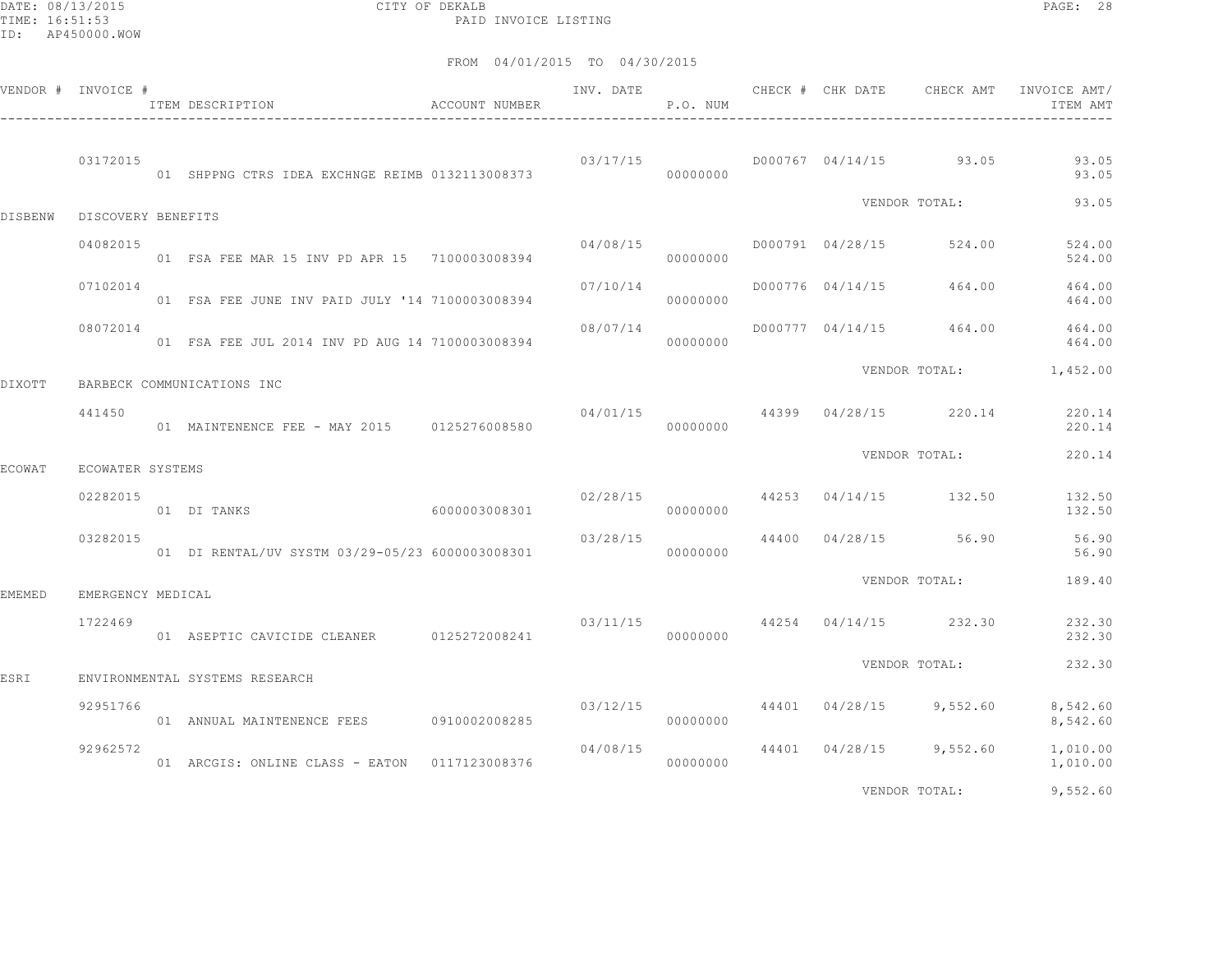CITY OF DEKALB
PAID INVOICE LISTING

DATE: 08/13/2015
TIME: 16:51:53
ID: AP450000.WOW

FROM 04/01/2015 TO 04/30/2015

| VENDOR # | INVOICE # | ITEM DESCRIPTION | ACCOUNT NUMBER | INV. DATE | P.O. NUM | CHECK # | CHK DATE | CHECK AMT | INVOICE AMT/ ITEM AMT |
|---|---|---|---|---|---|---|---|---|---|
| | 03172015 | | | 03/17/15 | | D000767 | 04/14/15 | 93.05 | 93.05 |
| | | 01 SHPPNG CTRS IDEA EXCHNGE REIMB | 0132113008373 | | 00000000 | | | | 93.05 |
| | | | | | | | VENDOR TOTAL: | | 93.05 |
| DISBENW | DISCOVERY BENEFITS | | | | | | | | |
| | 04082015 | | | 04/08/15 | | D000791 | 04/28/15 | 524.00 | 524.00 |
| | | 01 FSA FEE MAR 15 INV PD APR 15 | 7100003008394 | | 00000000 | | | | 524.00 |
| | 07102014 | | | 07/10/14 | | D000776 | 04/14/15 | 464.00 | 464.00 |
| | | 01 FSA FEE JUNE INV PAID JULY '14 | 7100003008394 | | 00000000 | | | | 464.00 |
| | 08072014 | | | 08/07/14 | | D000777 | 04/14/15 | 464.00 | 464.00 |
| | | 01 FSA FEE JUL 2014 INV PD AUG 14 | 7100003008394 | | 00000000 | | | | 464.00 |
| | | | | | | | VENDOR TOTAL: | | 1,452.00 |
| DIXOTT | BARBECK COMMUNICATIONS INC | | | | | | | | |
| | 441450 | | | 04/01/15 | | 44399 | 04/28/15 | 220.14 | 220.14 |
| | | 01 MAINTENENCE FEE - MAY 2015 | 0125276008580 | | 00000000 | | | | 220.14 |
| | | | | | | | VENDOR TOTAL: | | 220.14 |
| ECOWAT | ECOWATER SYSTEMS | | | | | | | | |
| | 02282015 | | | 02/28/15 | | 44253 | 04/14/15 | 132.50 | 132.50 |
| | | 01 DI TANKS | 6000003008301 | | 00000000 | | | | 132.50 |
| | 03282015 | | | 03/28/15 | | 44400 | 04/28/15 | 56.90 | 56.90 |
| | | 01 DI RENTAL/UV SYSTM 03/29-05/23 | 6000003008301 | | 00000000 | | | | 56.90 |
| | | | | | | | VENDOR TOTAL: | | 189.40 |
| EMEMED | EMERGENCY MEDICAL | | | | | | | | |
| | 1722469 | | | 03/11/15 | | 44254 | 04/14/15 | 232.30 | 232.30 |
| | | 01 ASEPTIC CAVICIDE CLEANER | 0125272008241 | | 00000000 | | | | 232.30 |
| | | | | | | | VENDOR TOTAL: | | 232.30 |
| ESRI | ENVIRONMENTAL SYSTEMS RESEARCH | | | | | | | | |
| | 92951766 | | | 03/12/15 | | 44401 | 04/28/15 | 9,552.60 | 8,542.60 |
| | | 01 ANNUAL MAINTENENCE FEES | 0910002008285 | | 00000000 | | | | 8,542.60 |
| | 92962572 | | | 04/08/15 | | 44401 | 04/28/15 | 9,552.60 | 1,010.00 |
| | | 01 ARCGIS: ONLINE CLASS - EATON | 0117123008376 | | 00000000 | | | | 1,010.00 |
| | | | | | | | VENDOR TOTAL: | | 9,552.60 |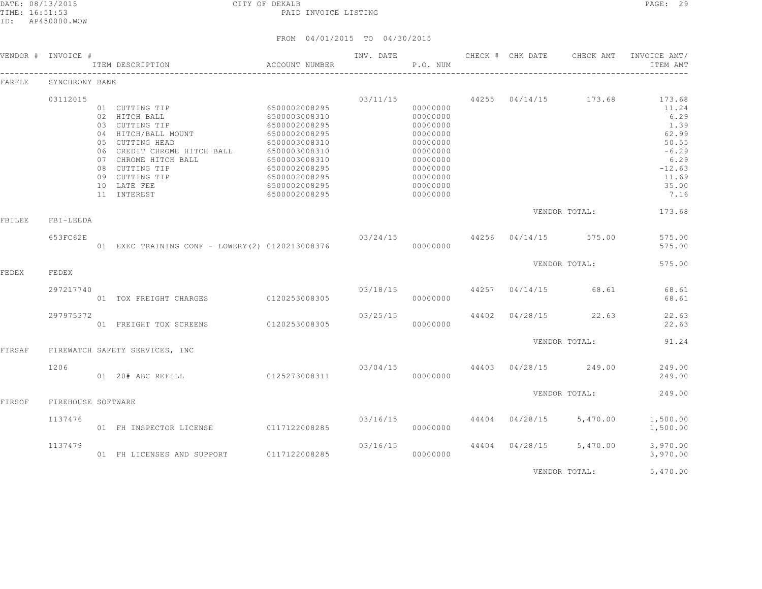CITY OF DEKALB

PAID INVOICE LISTING

DATE: 08/13/2015
TIME: 16:51:53
ID: AP450000.WOW

FROM 04/01/2015 TO 04/30/2015

| VENDOR # | INVOICE # | ITEM DESCRIPTION | ACCOUNT NUMBER | INV. DATE | P.O. NUM | CHECK # | CHK DATE | CHECK AMT | INVOICE AMT/ ITEM AMT |
|---|---|---|---|---|---|---|---|---|---|
| FARFLE | SYNCHRONY BANK | | | | | | | | |
| | 03112015 | | | 03/11/15 | | 44255 | 04/14/15 | 173.68 | 173.68 |
| | | 01 CUTTING TIP | 6500002008295 | | 00000000 | | | | 11.24 |
| | | 02 HITCH BALL | 6500003008310 | | 00000000 | | | | 6.29 |
| | | 03 CUTTING TIP | 6500002008295 | | 00000000 | | | | 1.39 |
| | | 04 HITCH/BALL MOUNT | 6500002008295 | | 00000000 | | | | 62.99 |
| | | 05 CUTTING HEAD | 6500003008310 | | 00000000 | | | | 50.55 |
| | | 06 CREDIT CHROME HITCH BALL | 6500003008310 | | 00000000 | | | | -6.29 |
| | | 07 CHROME HITCH BALL | 6500003008310 | | 00000000 | | | | 6.29 |
| | | 08 CUTTING TIP | 6500002008295 | | 00000000 | | | | -12.63 |
| | | 09 CUTTING TIP | 6500002008295 | | 00000000 | | | | 11.69 |
| | | 10 LATE FEE | 6500002008295 | | 00000000 | | | | 35.00 |
| | | 11 INTEREST | 6500002008295 | | 00000000 | | | | 7.16 |
| | | | | | | | VENDOR TOTAL: | | 173.68 |
| FBILEE | FBI-LEEDA | | | | | | | | |
| | 653FC62E | | | 03/24/15 | | 44256 | 04/14/15 | 575.00 | 575.00 |
| | | 01 EXEC TRAINING CONF - LOWERY(2) | 0120213008376 | | 00000000 | | | | 575.00 |
| | | | | | | | VENDOR TOTAL: | | 575.00 |
| FEDEX | FEDEX | | | | | | | | |
| | 297217740 | | | 03/18/15 | | 44257 | 04/14/15 | 68.61 | 68.61 |
| | | 01 TOX FREIGHT CHARGES | 0120253008305 | | 00000000 | | | | 68.61 |
| | 297975372 | | | 03/25/15 | | 44402 | 04/28/15 | 22.63 | 22.63 |
| | | 01 FREIGHT TOX SCREENS | 0120253008305 | | 00000000 | | | | 22.63 |
| | | | | | | | VENDOR TOTAL: | | 91.24 |
| FIRSAF | FIREWATCH SAFETY SERVICES, INC | | | | | | | | |
| | 1206 | | | 03/04/15 | | 44403 | 04/28/15 | 249.00 | 249.00 |
| | | 01 20# ABC REFILL | 0125273008311 | | 00000000 | | | | 249.00 |
| | | | | | | | VENDOR TOTAL: | | 249.00 |
| FIRSOF | FIREHOUSE SOFTWARE | | | | | | | | |
| | 1137476 | | | 03/16/15 | | 44404 | 04/28/15 | 5,470.00 | 1,500.00 |
| | | 01 FH INSPECTOR LICENSE | 0117122008285 | | 00000000 | | | | 1,500.00 |
| | 1137479 | | | 03/16/15 | | 44404 | 04/28/15 | 5,470.00 | 3,970.00 |
| | | 01 FH LICENSES AND SUPPORT | 0117122008285 | | 00000000 | | | | 3,970.00 |
| | | | | | | | VENDOR TOTAL: | | 5,470.00 |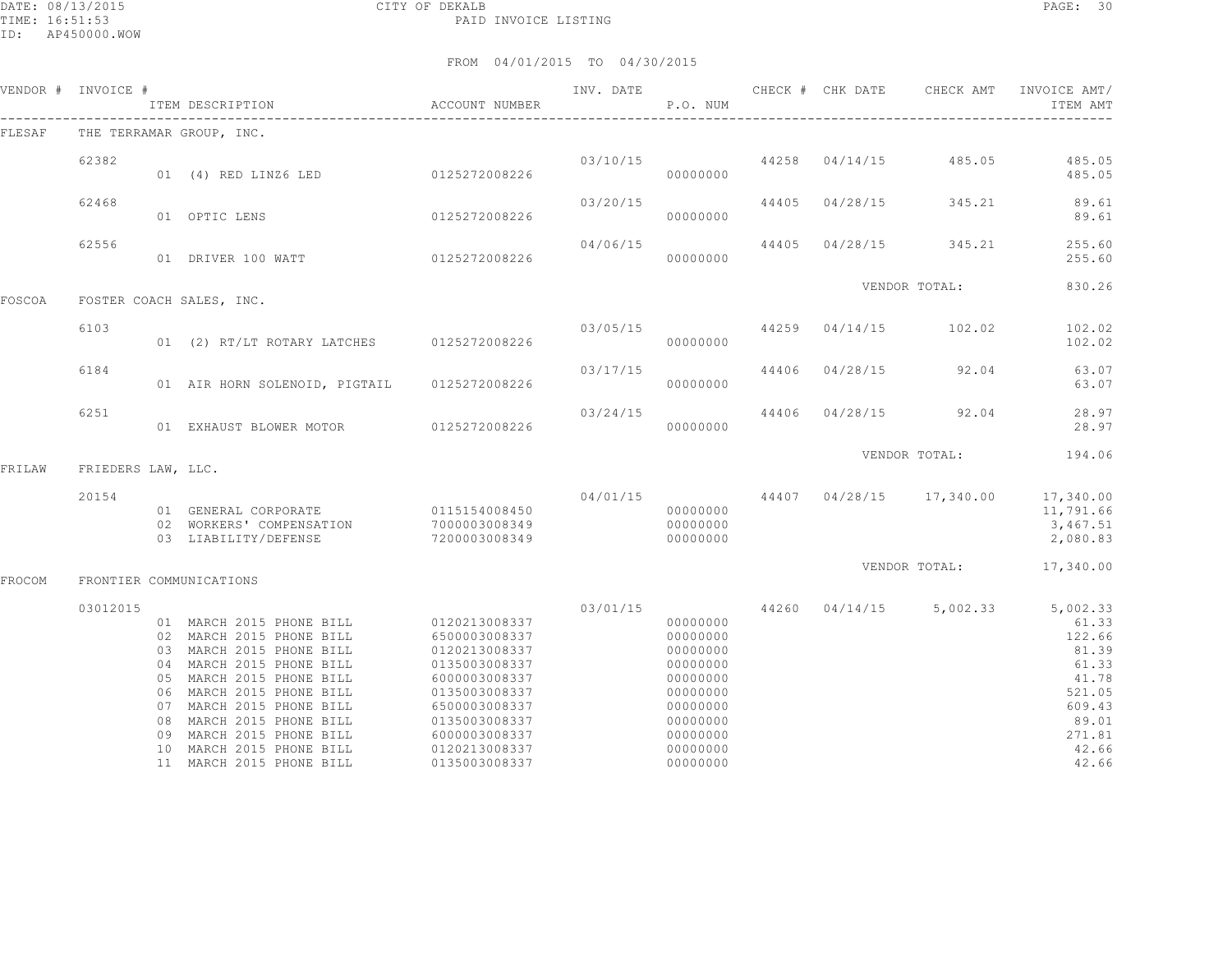CITY OF DEKALB
PAID INVOICE LISTING

DATE: 08/13/2015
TIME: 16:51:53
ID: AP450000.WOW

FROM 04/01/2015 TO 04/30/2015

| VENDOR # | INVOICE # | ITEM DESCRIPTION | ACCOUNT NUMBER | INV. DATE | P.O. NUM | CHECK # | CHK DATE | CHECK AMT | INVOICE AMT/ ITEM AMT |
|---|---|---|---|---|---|---|---|---|---|
| FLESAF | THE TERRAMAR GROUP, INC. | | | | | | | | |
| | 62382 | | | 03/10/15 | | 44258 | 04/14/15 | 485.05 | 485.05 |
| | | 01 (4) RED LINZ6 LED | 0125272008226 | | 00000000 | | | | 485.05 |
| | 62468 | | | 03/20/15 | | 44405 | 04/28/15 | 345.21 | 89.61 |
| | | 01 OPTIC LENS | 0125272008226 | | 00000000 | | | | 89.61 |
| | 62556 | | | 04/06/15 | | 44405 | 04/28/15 | 345.21 | 255.60 |
| | | 01 DRIVER 100 WATT | 0125272008226 | | 00000000 | | | | 255.60 |
| | | | | | | | VENDOR TOTAL: | | 830.26 |
| FOSCOA | FOSTER COACH SALES, INC. | | | | | | | | |
| | 6103 | | | 03/05/15 | | 44259 | 04/14/15 | 102.02 | 102.02 |
| | | 01 (2) RT/LT ROTARY LATCHES | 0125272008226 | | 00000000 | | | | 102.02 |
| | 6184 | | | 03/17/15 | | 44406 | 04/28/15 | 92.04 | 63.07 |
| | | 01 AIR HORN SOLENOID, PIGTAIL | 0125272008226 | | 00000000 | | | | 63.07 |
| | 6251 | | | 03/24/15 | | 44406 | 04/28/15 | 92.04 | 28.97 |
| | | 01 EXHAUST BLOWER MOTOR | 0125272008226 | | 00000000 | | | | 28.97 |
| | | | | | | | VENDOR TOTAL: | | 194.06 |
| FRILAW | FRIEDERS LAW, LLC. | | | | | | | | |
| | 20154 | | | 04/01/15 | | 44407 | 04/28/15 | 17,340.00 | 17,340.00 |
| | | 01 GENERAL CORPORATE | 0115154008450 | | 00000000 | | | | 11,791.66 |
| | | 02 WORKERS' COMPENSATION | 7000003008349 | | 00000000 | | | | 3,467.51 |
| | | 03 LIABILITY/DEFENSE | 7200003008349 | | 00000000 | | | | 2,080.83 |
| | | | | | | | VENDOR TOTAL: | | 17,340.00 |
| FROCOM | FRONTIER COMMUNICATIONS | | | | | | | | |
| | 03012015 | | | 03/01/15 | | 44260 | 04/14/15 | 5,002.33 | 5,002.33 |
| | | 01 MARCH 2015 PHONE BILL | 0120213008337 | | 00000000 | | | | 61.33 |
| | | 02 MARCH 2015 PHONE BILL | 6500003008337 | | 00000000 | | | | 122.66 |
| | | 03 MARCH 2015 PHONE BILL | 0120213008337 | | 00000000 | | | | 81.39 |
| | | 04 MARCH 2015 PHONE BILL | 0135003008337 | | 00000000 | | | | 61.33 |
| | | 05 MARCH 2015 PHONE BILL | 6000003008337 | | 00000000 | | | | 41.78 |
| | | 06 MARCH 2015 PHONE BILL | 0135003008337 | | 00000000 | | | | 521.05 |
| | | 07 MARCH 2015 PHONE BILL | 6500003008337 | | 00000000 | | | | 609.43 |
| | | 08 MARCH 2015 PHONE BILL | 0135003008337 | | 00000000 | | | | 89.01 |
| | | 09 MARCH 2015 PHONE BILL | 6000003008337 | | 00000000 | | | | 271.81 |
| | | 10 MARCH 2015 PHONE BILL | 0120213008337 | | 00000000 | | | | 42.66 |
| | | 11 MARCH 2015 PHONE BILL | 0135003008337 | | 00000000 | | | | 42.66 |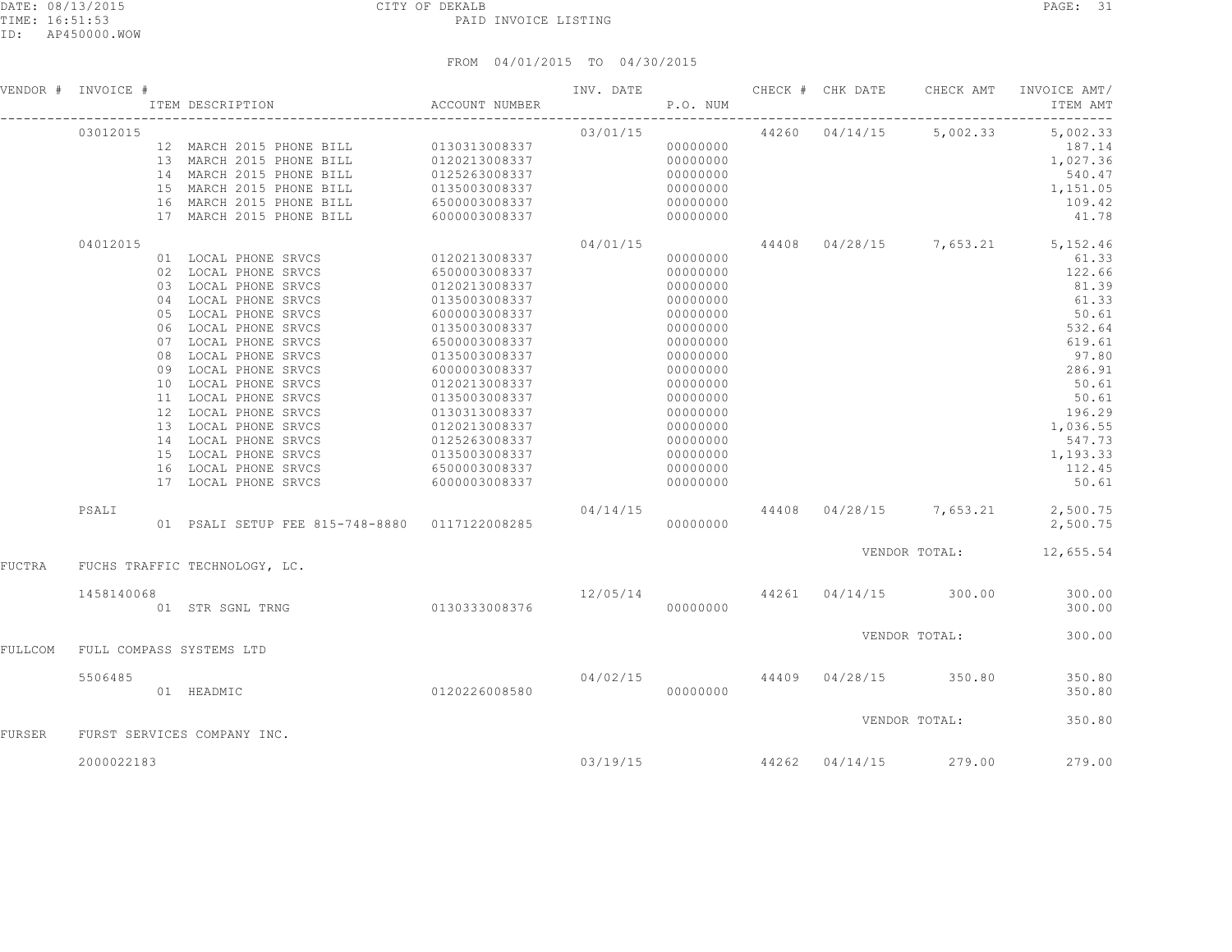CITY OF DEKALB
PAID INVOICE LISTING

DATE: 08/13/2015
TIME: 16:51:53
ID: AP450000.WOW

FROM 04/01/2015 TO 04/30/2015

| VENDOR # | INVOICE # | ITEM DESCRIPTION | ACCOUNT NUMBER | INV. DATE | P.O. NUM | CHECK # | CHK DATE | CHECK AMT | INVOICE AMT/ ITEM AMT |
|---|---|---|---|---|---|---|---|---|---|
| | 03012015 | | | 03/01/15 | | 44260 | 04/14/15 | 5,002.33 | 5,002.33 |
| | | 12 MARCH 2015 PHONE BILL | 0130313008337 | | 00000000 | | | | 187.14 |
| | | 13 MARCH 2015 PHONE BILL | 0120213008337 | | 00000000 | | | | 1,027.36 |
| | | 14 MARCH 2015 PHONE BILL | 0125263008337 | | 00000000 | | | | 540.47 |
| | | 15 MARCH 2015 PHONE BILL | 0135003008337 | | 00000000 | | | | 1,151.05 |
| | | 16 MARCH 2015 PHONE BILL | 6500003008337 | | 00000000 | | | | 109.42 |
| | | 17 MARCH 2015 PHONE BILL | 6000003008337 | | 00000000 | | | | 41.78 |
| | 04012015 | | | 04/01/15 | | 44408 | 04/28/15 | 7,653.21 | 5,152.46 |
| | | 01 LOCAL PHONE SRVCS | 0120213008337 | | 00000000 | | | | 61.33 |
| | | 02 LOCAL PHONE SRVCS | 6500003008337 | | 00000000 | | | | 122.66 |
| | | 03 LOCAL PHONE SRVCS | 0120213008337 | | 00000000 | | | | 81.39 |
| | | 04 LOCAL PHONE SRVCS | 0135003008337 | | 00000000 | | | | 61.33 |
| | | 05 LOCAL PHONE SRVCS | 6000003008337 | | 00000000 | | | | 50.61 |
| | | 06 LOCAL PHONE SRVCS | 0135003008337 | | 00000000 | | | | 532.64 |
| | | 07 LOCAL PHONE SRVCS | 6500003008337 | | 00000000 | | | | 619.61 |
| | | 08 LOCAL PHONE SRVCS | 0135003008337 | | 00000000 | | | | 97.80 |
| | | 09 LOCAL PHONE SRVCS | 6000003008337 | | 00000000 | | | | 286.91 |
| | | 10 LOCAL PHONE SRVCS | 0120213008337 | | 00000000 | | | | 50.61 |
| | | 11 LOCAL PHONE SRVCS | 0135003008337 | | 00000000 | | | | 50.61 |
| | | 12 LOCAL PHONE SRVCS | 0130313008337 | | 00000000 | | | | 196.29 |
| | | 13 LOCAL PHONE SRVCS | 0120213008337 | | 00000000 | | | | 1,036.55 |
| | | 14 LOCAL PHONE SRVCS | 0125263008337 | | 00000000 | | | | 547.73 |
| | | 15 LOCAL PHONE SRVCS | 0135003008337 | | 00000000 | | | | 1,193.33 |
| | | 16 LOCAL PHONE SRVCS | 6500003008337 | | 00000000 | | | | 112.45 |
| | | 17 LOCAL PHONE SRVCS | 6000003008337 | | 00000000 | | | | 50.61 |
| | PSALI | | | 04/14/15 | | 44408 | 04/28/15 | 7,653.21 | 2,500.75 |
| | | 01 PSALI SETUP FEE 815-748-8880 | 0117122008285 | | 00000000 | | | | 2,500.75 |
| | | | | | | | VENDOR TOTAL: | | 12,655.54 |
| FUCTRA | FUCHS TRAFFIC TECHNOLOGY, LC. | | | | | | | | |
| | 1458140068 | | | 12/05/14 | | 44261 | 04/14/15 | 300.00 | 300.00 |
| | | 01 STR SGNL TRNG | 0130333008376 | | 00000000 | | | | 300.00 |
| | | | | | | | VENDOR TOTAL: | | 300.00 |
| FULLCOM | FULL COMPASS SYSTEMS LTD | | | | | | | | |
| | 5506485 | | | 04/02/15 | | 44409 | 04/28/15 | 350.80 | 350.80 |
| | | 01 HEADMIC | 0120226008580 | | 00000000 | | | | 350.80 |
| | | | | | | | VENDOR TOTAL: | | 350.80 |
| FURSER | FURST SERVICES COMPANY INC. | | | | | | | | |
| | 2000022183 | | | 03/19/15 | | 44262 | 04/14/15 | 279.00 | 279.00 |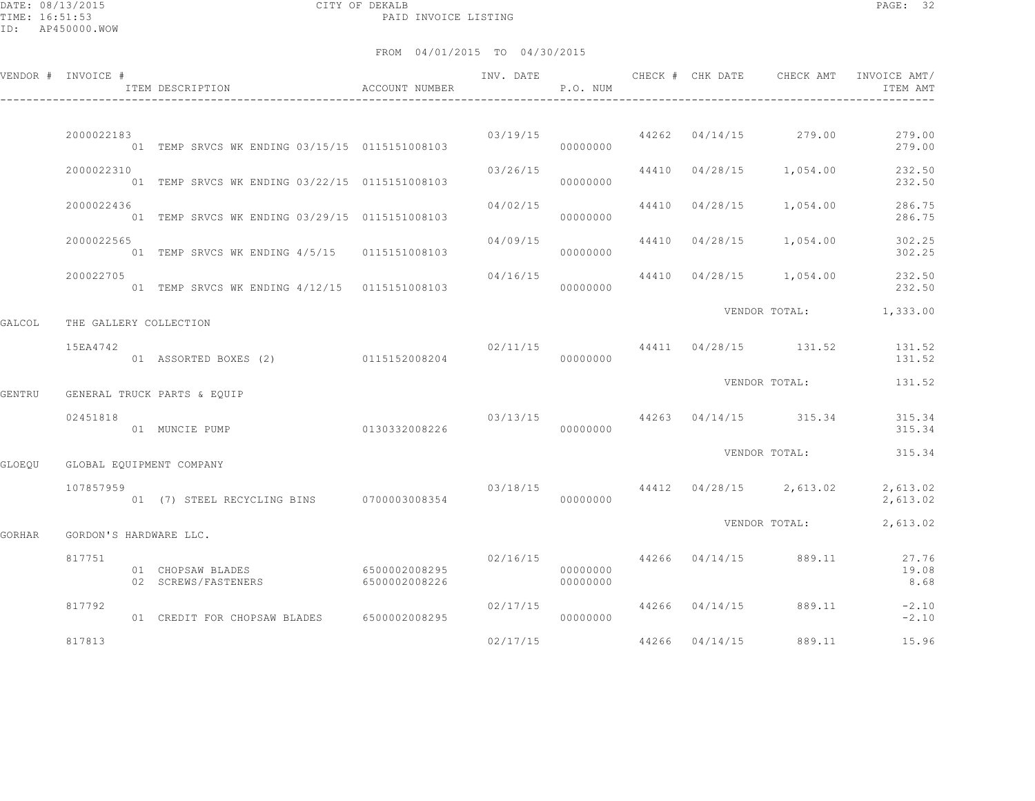CITY OF DEKALB
PAID INVOICE LISTING

DATE: 08/13/2015
TIME: 16:51:53
ID: AP450000.WOW

FROM 04/01/2015 TO 04/30/2015

| VENDOR # | INVOICE # / ITEM DESCRIPTION | ACCOUNT NUMBER | INV. DATE | P.O. NUM | CHECK # | CHK DATE | CHECK AMT | INVOICE AMT/ ITEM AMT |
|---|---|---|---|---|---|---|---|---|
| | 2000022183 | | 03/19/15 | | 44262 | 04/14/15 | 279.00 | 279.00 |
| | 01 TEMP SRVCS WK ENDING 03/15/15 | 0115151008103 | | 00000000 | | | | 279.00 |
| | 2000022310 | | 03/26/15 | | 44410 | 04/28/15 | 1,054.00 | 232.50 |
| | 01 TEMP SRVCS WK ENDING 03/22/15 | 0115151008103 | | 00000000 | | | | 232.50 |
| | 2000022436 | | 04/02/15 | | 44410 | 04/28/15 | 1,054.00 | 286.75 |
| | 01 TEMP SRVCS WK ENDING 03/29/15 | 0115151008103 | | 00000000 | | | | 286.75 |
| | 2000022565 | | 04/09/15 | | 44410 | 04/28/15 | 1,054.00 | 302.25 |
| | 01 TEMP SRVCS WK ENDING 4/5/15 | 0115151008103 | | 00000000 | | | | 302.25 |
| | 200022705 | | 04/16/15 | | 44410 | 04/28/15 | 1,054.00 | 232.50 |
| | 01 TEMP SRVCS WK ENDING 4/12/15 | 0115151008103 | | 00000000 | | | | 232.50 |
| | | | | | | VENDOR TOTAL: | | 1,333.00 |
| GALCOL | THE GALLERY COLLECTION | | | | | | | |
| | 15EA4742 | | 02/11/15 | | 44411 | 04/28/15 | 131.52 | 131.52 |
| | 01 ASSORTED BOXES (2) | 0115152008204 | | 00000000 | | | | 131.52 |
| | | | | | | VENDOR TOTAL: | | 131.52 |
| GENTRU | GENERAL TRUCK PARTS & EQUIP | | | | | | | |
| | 02451818 | | 03/13/15 | | 44263 | 04/14/15 | 315.34 | 315.34 |
| | 01 MUNCIE PUMP | 0130332008226 | | 00000000 | | | | 315.34 |
| | | | | | | VENDOR TOTAL: | | 315.34 |
| GLOEQU | GLOBAL EQUIPMENT COMPANY | | | | | | | |
| | 107857959 | | 03/18/15 | | 44412 | 04/28/15 | 2,613.02 | 2,613.02 |
| | 01 (7) STEEL RECYCLING BINS | 0700003008354 | | 00000000 | | | | 2,613.02 |
| | | | | | | VENDOR TOTAL: | | 2,613.02 |
| GORHAR | GORDON'S HARDWARE LLC. | | | | | | | |
| | 817751 | | 02/16/15 | | 44266 | 04/14/15 | 889.11 | 27.76 |
| | 01 CHOPSAW BLADES | 6500002008295 | | 00000000 | | | | 19.08 |
| | 02 SCREWS/FASTENERS | 6500002008226 | | 00000000 | | | | 8.68 |
| | 817792 | | 02/17/15 | | 44266 | 04/14/15 | 889.11 | -2.10 |
| | 01 CREDIT FOR CHOPSAW BLADES | 6500002008295 | | 00000000 | | | | -2.10 |
| | 817813 | | 02/17/15 | | 44266 | 04/14/15 | 889.11 | 15.96 |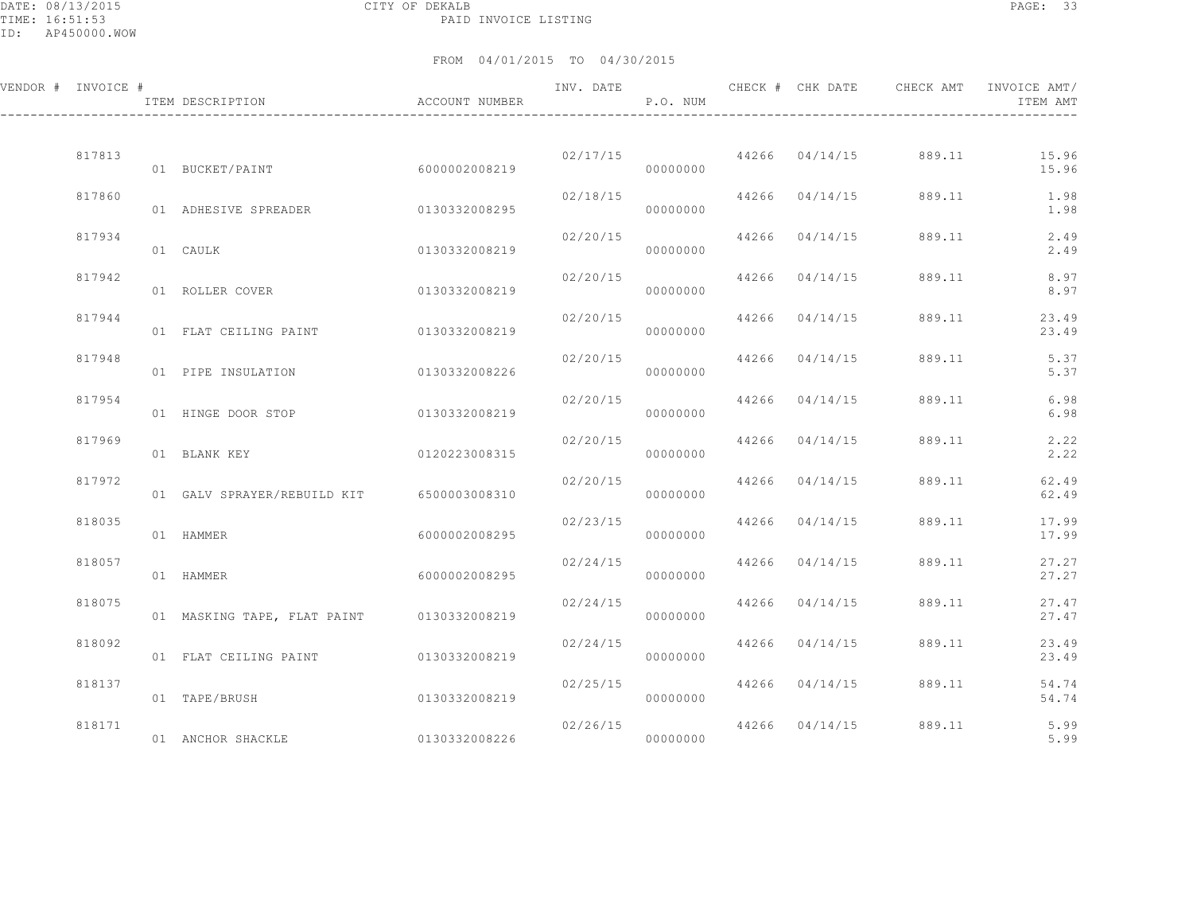CITY OF DEKALB

PAID INVOICE LISTING

DATE: 08/13/2015
TIME: 16:51:53
ID: AP450000.WOW

FROM 04/01/2015 TO 04/30/2015

| VENDOR # | INVOICE # | ITEM DESCRIPTION | ACCOUNT NUMBER | INV. DATE | P.O. NUM | CHECK # | CHK DATE | CHECK AMT | INVOICE AMT/ ITEM AMT |
|---|---|---|---|---|---|---|---|---|---|
| | 817813 | | | 02/17/15 | | 44266 | 04/14/15 | 889.11 | 15.96 |
| | | 01 BUCKET/PAINT | 6000002008219 | | 00000000 | | | | 15.96 |
| | 817860 | | | 02/18/15 | | 44266 | 04/14/15 | 889.11 | 1.98 |
| | | 01 ADHESIVE SPREADER | 0130332008295 | | 00000000 | | | | 1.98 |
| | 817934 | | | 02/20/15 | | 44266 | 04/14/15 | 889.11 | 2.49 |
| | | 01 CAULK | 0130332008219 | | 00000000 | | | | 2.49 |
| | 817942 | | | 02/20/15 | | 44266 | 04/14/15 | 889.11 | 8.97 |
| | | 01 ROLLER COVER | 0130332008219 | | 00000000 | | | | 8.97 |
| | 817944 | | | 02/20/15 | | 44266 | 04/14/15 | 889.11 | 23.49 |
| | | 01 FLAT CEILING PAINT | 0130332008219 | | 00000000 | | | | 23.49 |
| | 817948 | | | 02/20/15 | | 44266 | 04/14/15 | 889.11 | 5.37 |
| | | 01 PIPE INSULATION | 0130332008226 | | 00000000 | | | | 5.37 |
| | 817954 | | | 02/20/15 | | 44266 | 04/14/15 | 889.11 | 6.98 |
| | | 01 HINGE DOOR STOP | 0130332008219 | | 00000000 | | | | 6.98 |
| | 817969 | | | 02/20/15 | | 44266 | 04/14/15 | 889.11 | 2.22 |
| | | 01 BLANK KEY | 0120223008315 | | 00000000 | | | | 2.22 |
| | 817972 | | | 02/20/15 | | 44266 | 04/14/15 | 889.11 | 62.49 |
| | | 01 GALV SPRAYER/REBUILD KIT | 6500003008310 | | 00000000 | | | | 62.49 |
| | 818035 | | | 02/23/15 | | 44266 | 04/14/15 | 889.11 | 17.99 |
| | | 01 HAMMER | 6000002008295 | | 00000000 | | | | 17.99 |
| | 818057 | | | 02/24/15 | | 44266 | 04/14/15 | 889.11 | 27.27 |
| | | 01 HAMMER | 6000002008295 | | 00000000 | | | | 27.27 |
| | 818075 | | | 02/24/15 | | 44266 | 04/14/15 | 889.11 | 27.47 |
| | | 01 MASKING TAPE, FLAT PAINT | 0130332008219 | | 00000000 | | | | 27.47 |
| | 818092 | | | 02/24/15 | | 44266 | 04/14/15 | 889.11 | 23.49 |
| | | 01 FLAT CEILING PAINT | 0130332008219 | | 00000000 | | | | 23.49 |
| | 818137 | | | 02/25/15 | | 44266 | 04/14/15 | 889.11 | 54.74 |
| | | 01 TAPE/BRUSH | 0130332008219 | | 00000000 | | | | 54.74 |
| | 818171 | | | 02/26/15 | | 44266 | 04/14/15 | 889.11 | 5.99 |
| | | 01 ANCHOR SHACKLE | 0130332008226 | | 00000000 | | | | 5.99 |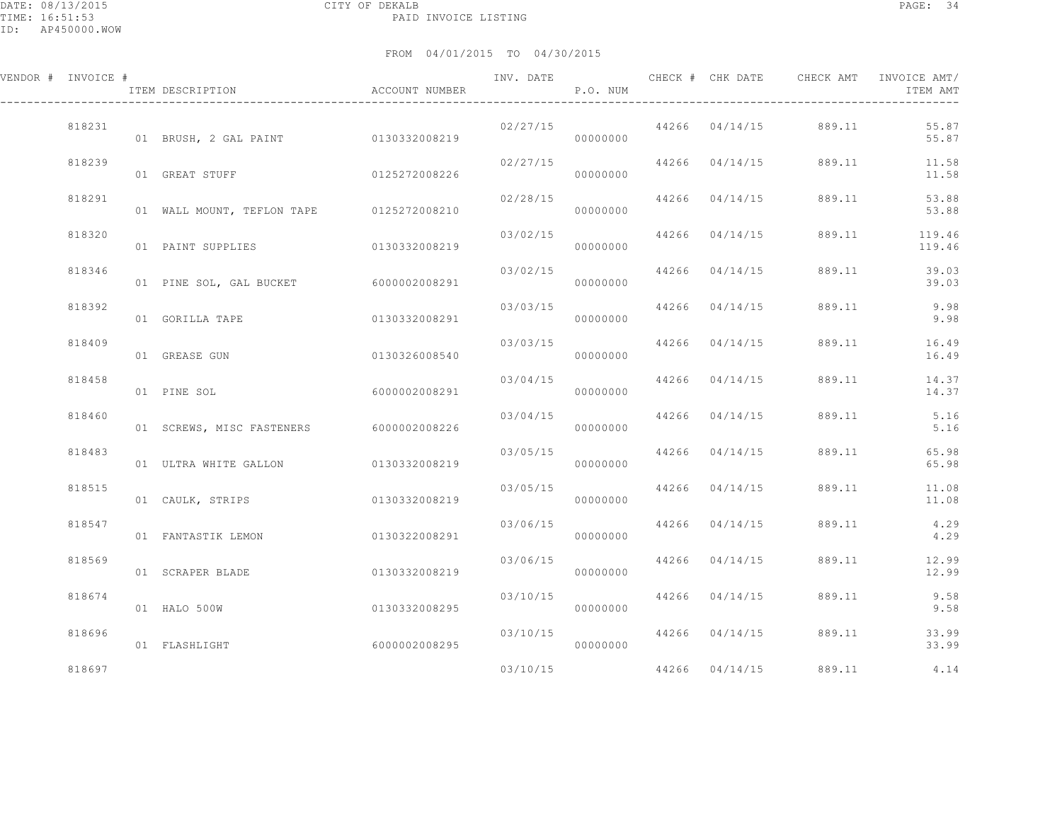CITY OF DEKALB
PAID INVOICE LISTING

FROM 04/01/2015 TO 04/30/2015

| VENDOR # | INVOICE # | ITEM DESCRIPTION | ACCOUNT NUMBER | INV. DATE | P.O. NUM | CHECK # | CHK DATE | CHECK AMT | INVOICE AMT/ ITEM AMT |
|---|---|---|---|---|---|---|---|---|---|
| | 818231 | | | 02/27/15 | | 44266 | 04/14/15 | 889.11 | 55.87 |
| | | 01 BRUSH, 2 GAL PAINT | 0130332008219 | | 00000000 | | | | 55.87 |
| | 818239 | | | 02/27/15 | | 44266 | 04/14/15 | 889.11 | 11.58 |
| | | 01 GREAT STUFF | 0125272008226 | | 00000000 | | | | 11.58 |
| | 818291 | | | 02/28/15 | | 44266 | 04/14/15 | 889.11 | 53.88 |
| | | 01 WALL MOUNT, TEFLON TAPE | 0125272008210 | | 00000000 | | | | 53.88 |
| | 818320 | | | 03/02/15 | | 44266 | 04/14/15 | 889.11 | 119.46 |
| | | 01 PAINT SUPPLIES | 0130332008219 | | 00000000 | | | | 119.46 |
| | 818346 | | | 03/02/15 | | 44266 | 04/14/15 | 889.11 | 39.03 |
| | | 01 PINE SOL, GAL BUCKET | 6000002008291 | | 00000000 | | | | 39.03 |
| | 818392 | | | 03/03/15 | | 44266 | 04/14/15 | 889.11 | 9.98 |
| | | 01 GORILLA TAPE | 0130332008291 | | 00000000 | | | | 9.98 |
| | 818409 | | | 03/03/15 | | 44266 | 04/14/15 | 889.11 | 16.49 |
| | | 01 GREASE GUN | 0130326008540 | | 00000000 | | | | 16.49 |
| | 818458 | | | 03/04/15 | | 44266 | 04/14/15 | 889.11 | 14.37 |
| | | 01 PINE SOL | 6000002008291 | | 00000000 | | | | 14.37 |
| | 818460 | | | 03/04/15 | | 44266 | 04/14/15 | 889.11 | 5.16 |
| | | 01 SCREWS, MISC FASTENERS | 6000002008226 | | 00000000 | | | | 5.16 |
| | 818483 | | | 03/05/15 | | 44266 | 04/14/15 | 889.11 | 65.98 |
| | | 01 ULTRA WHITE GALLON | 0130332008219 | | 00000000 | | | | 65.98 |
| | 818515 | | | 03/05/15 | | 44266 | 04/14/15 | 889.11 | 11.08 |
| | | 01 CAULK, STRIPS | 0130332008219 | | 00000000 | | | | 11.08 |
| | 818547 | | | 03/06/15 | | 44266 | 04/14/15 | 889.11 | 4.29 |
| | | 01 FANTASTIK LEMON | 0130322008291 | | 00000000 | | | | 4.29 |
| | 818569 | | | 03/06/15 | | 44266 | 04/14/15 | 889.11 | 12.99 |
| | | 01 SCRAPER BLADE | 0130332008219 | | 00000000 | | | | 12.99 |
| | 818674 | | | 03/10/15 | | 44266 | 04/14/15 | 889.11 | 9.58 |
| | | 01 HALO 500W | 0130332008295 | | 00000000 | | | | 9.58 |
| | 818696 | | | 03/10/15 | | 44266 | 04/14/15 | 889.11 | 33.99 |
| | | 01 FLASHLIGHT | 6000002008295 | | 00000000 | | | | 33.99 |
| | 818697 | | | 03/10/15 | | 44266 | 04/14/15 | 889.11 | 4.14 |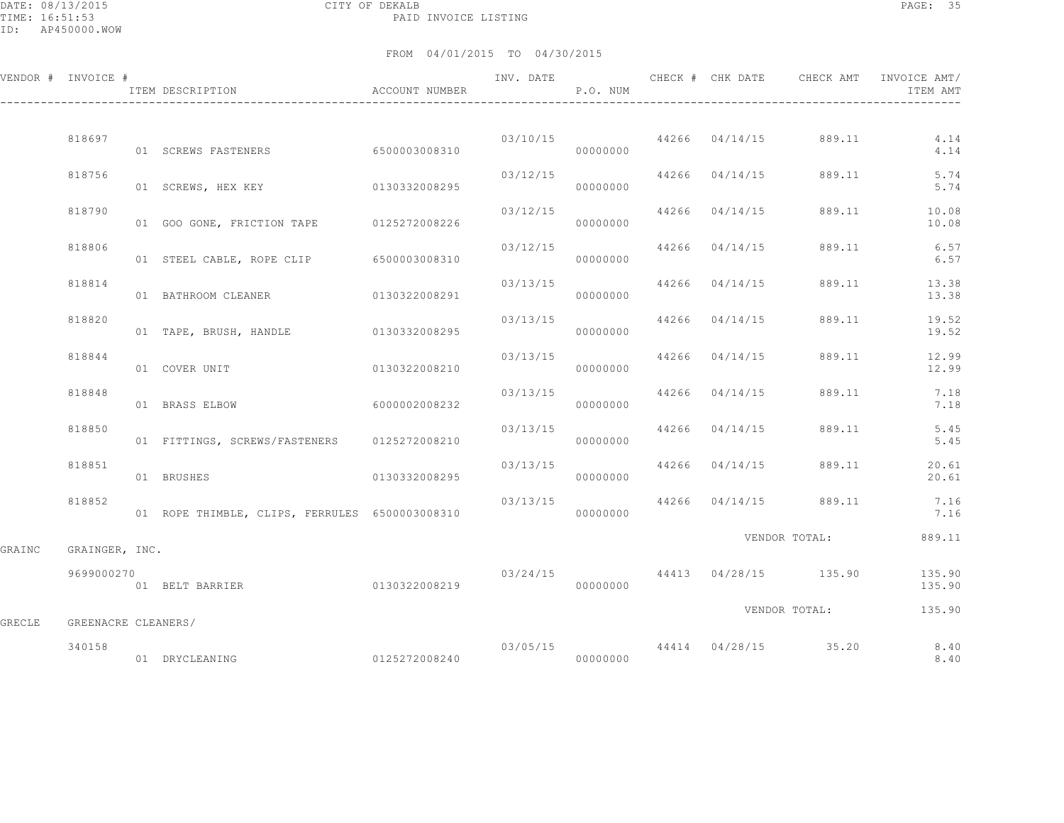FROM 04/01/2015 TO 04/30/2015

| VENDOR # | INVOICE # | ITEM DESCRIPTION | ACCOUNT NUMBER | INV. DATE | P.O. NUM | CHECK # | CHK DATE | CHECK AMT | INVOICE AMT/ ITEM AMT |
|---|---|---|---|---|---|---|---|---|---|
| | 818697 | | | 03/10/15 | | 44266 | 04/14/15 | 889.11 | 4.14 |
| | | 01 SCREWS FASTENERS | 6500003008310 | | 00000000 | | | | 4.14 |
| | 818756 | | | 03/12/15 | | 44266 | 04/14/15 | 889.11 | 5.74 |
| | | 01 SCREWS, HEX KEY | 0130332008295 | | 00000000 | | | | 5.74 |
| | 818790 | | | 03/12/15 | | 44266 | 04/14/15 | 889.11 | 10.08 |
| | | 01 GOO GONE, FRICTION TAPE | 0125272008226 | | 00000000 | | | | 10.08 |
| | 818806 | | | 03/12/15 | | 44266 | 04/14/15 | 889.11 | 6.57 |
| | | 01 STEEL CABLE, ROPE CLIP | 6500003008310 | | 00000000 | | | | 6.57 |
| | 818814 | | | 03/13/15 | | 44266 | 04/14/15 | 889.11 | 13.38 |
| | | 01 BATHROOM CLEANER | 0130322008291 | | 00000000 | | | | 13.38 |
| | 818820 | | | 03/13/15 | | 44266 | 04/14/15 | 889.11 | 19.52 |
| | | 01 TAPE, BRUSH, HANDLE | 0130332008295 | | 00000000 | | | | 19.52 |
| | 818844 | | | 03/13/15 | | 44266 | 04/14/15 | 889.11 | 12.99 |
| | | 01 COVER UNIT | 0130322008210 | | 00000000 | | | | 12.99 |
| | 818848 | | | 03/13/15 | | 44266 | 04/14/15 | 889.11 | 7.18 |
| | | 01 BRASS ELBOW | 6000002008232 | | 00000000 | | | | 7.18 |
| | 818850 | | | 03/13/15 | | 44266 | 04/14/15 | 889.11 | 5.45 |
| | | 01 FITTINGS, SCREWS/FASTENERS | 0125272008210 | | 00000000 | | | | 5.45 |
| | 818851 | | | 03/13/15 | | 44266 | 04/14/15 | 889.11 | 20.61 |
| | | 01 BRUSHES | 0130332008295 | | 00000000 | | | | 20.61 |
| | 818852 | | | 03/13/15 | | 44266 | 04/14/15 | 889.11 | 7.16 |
| | | 01 ROPE THIMBLE, CLIPS, FERRULES | 6500003008310 | | 00000000 | | | | 7.16 |
| | | | | | | | VENDOR TOTAL: | | 889.11 |
| GRAINC | GRAINGER, INC. | | | | | | | | |
| | 9699000270 | | | 03/24/15 | | 44413 | 04/28/15 | 135.90 | 135.90 |
| | | 01 BELT BARRIER | 0130322008219 | | 00000000 | | | | 135.90 |
| | | | | | | | VENDOR TOTAL: | | 135.90 |
| GRECLE | GREENACRE CLEANERS/ | | | | | | | | |
| | 340158 | | | 03/05/15 | | 44414 | 04/28/15 | 35.20 | 8.40 |
| | | 01 DRYCLEANING | 0125272008240 | | 00000000 | | | | 8.40 |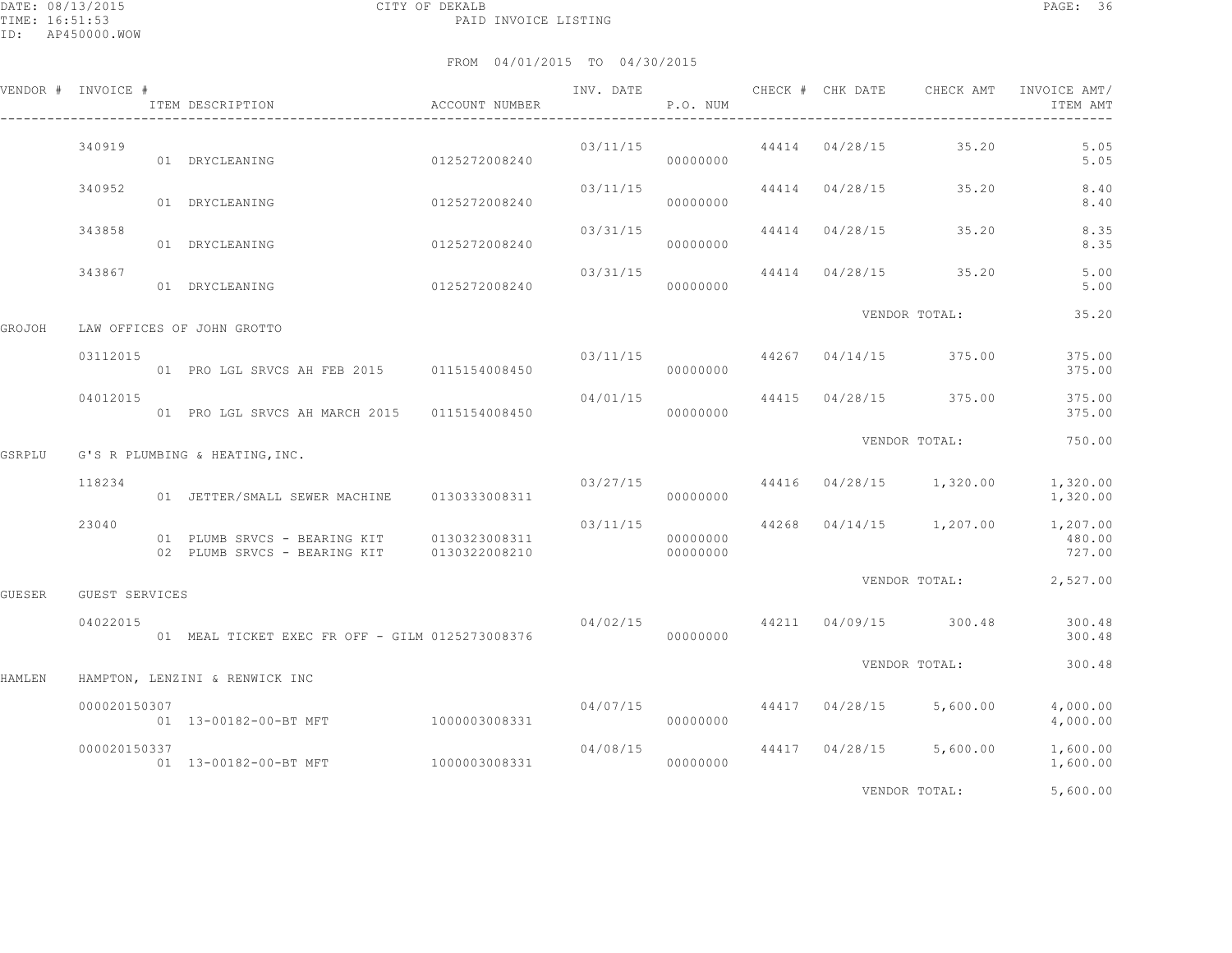DATE: 08/13/2015 CITY OF DEKALB
TIME: 16:51:53 PAID INVOICE LISTING
ID: AP450000.WOW

FROM 04/01/2015 TO 04/30/2015

| VENDOR # | INVOICE # | ITEM DESCRIPTION | ACCOUNT NUMBER | INV. DATE | P.O. NUM | CHECK # | CHK DATE | CHECK AMT | INVOICE AMT/ ITEM AMT |
|---|---|---|---|---|---|---|---|---|---|
| | 340919 | | | 03/11/15 | | 44414 | 04/28/15 | 35.20 | 5.05 |
| | | 01 DRYCLEANING | 0125272008240 | | 00000000 | | | | 5.05 |
| | 340952 | | | 03/11/15 | | 44414 | 04/28/15 | 35.20 | 8.40 |
| | | 01 DRYCLEANING | 0125272008240 | | 00000000 | | | | 8.40 |
| | 343858 | | | 03/31/15 | | 44414 | 04/28/15 | 35.20 | 8.35 |
| | | 01 DRYCLEANING | 0125272008240 | | 00000000 | | | | 8.35 |
| | 343867 | | | 03/31/15 | | 44414 | 04/28/15 | 35.20 | 5.00 |
| | | 01 DRYCLEANING | 0125272008240 | | 00000000 | | | | 5.00 |
| | | | | | | | VENDOR TOTAL: | | 35.20 |
| GROJOH | LAW OFFICES OF JOHN GROTTO | | | | | | | | |
| | 03112015 | | | 03/11/15 | | 44267 | 04/14/15 | 375.00 | 375.00 |
| | | 01 PRO LGL SRVCS AH FEB 2015 | 0115154008450 | | 00000000 | | | | 375.00 |
| | 04012015 | | | 04/01/15 | | 44415 | 04/28/15 | 375.00 | 375.00 |
| | | 01 PRO LGL SRVCS AH MARCH 2015 | 0115154008450 | | 00000000 | | | | 375.00 |
| | | | | | | | VENDOR TOTAL: | | 750.00 |
| GSRPLU | G'S R PLUMBING & HEATING,INC. | | | | | | | | |
| | 118234 | | | 03/27/15 | | 44416 | 04/28/15 | 1,320.00 | 1,320.00 |
| | | 01 JETTER/SMALL SEWER MACHINE | 0130333008311 | | 00000000 | | | | 1,320.00 |
| | 23040 | | | 03/11/15 | | 44268 | 04/14/15 | 1,207.00 | 1,207.00 |
| | | 01 PLUMB SRVCS - BEARING KIT | 0130323008311 | | 00000000 | | | | 480.00 |
| | | 02 PLUMB SRVCS - BEARING KIT | 0130322008210 | | 00000000 | | | | 727.00 |
| | | | | | | | VENDOR TOTAL: | | 2,527.00 |
| GUESER | GUEST SERVICES | | | | | | | | |
| | 04022015 | | | 04/02/15 | | 44211 | 04/09/15 | 300.48 | 300.48 |
| | | 01 MEAL TICKET EXEC FR OFF - GILM | 0125273008376 | | 00000000 | | | | 300.48 |
| | | | | | | | VENDOR TOTAL: | | 300.48 |
| HAMLEN | HAMPTON, LENZINI & RENWICK INC | | | | | | | | |
| | 000020150307 | | | 04/07/15 | | 44417 | 04/28/15 | 5,600.00 | 4,000.00 |
| | | 01 13-00182-00-BT MFT | 1000003008331 | | 00000000 | | | | 4,000.00 |
| | 000020150337 | | | 04/08/15 | | 44417 | 04/28/15 | 5,600.00 | 1,600.00 |
| | | 01 13-00182-00-BT MFT | 1000003008331 | | 00000000 | | | | 1,600.00 |
| | | | | | | | VENDOR TOTAL: | | 5,600.00 |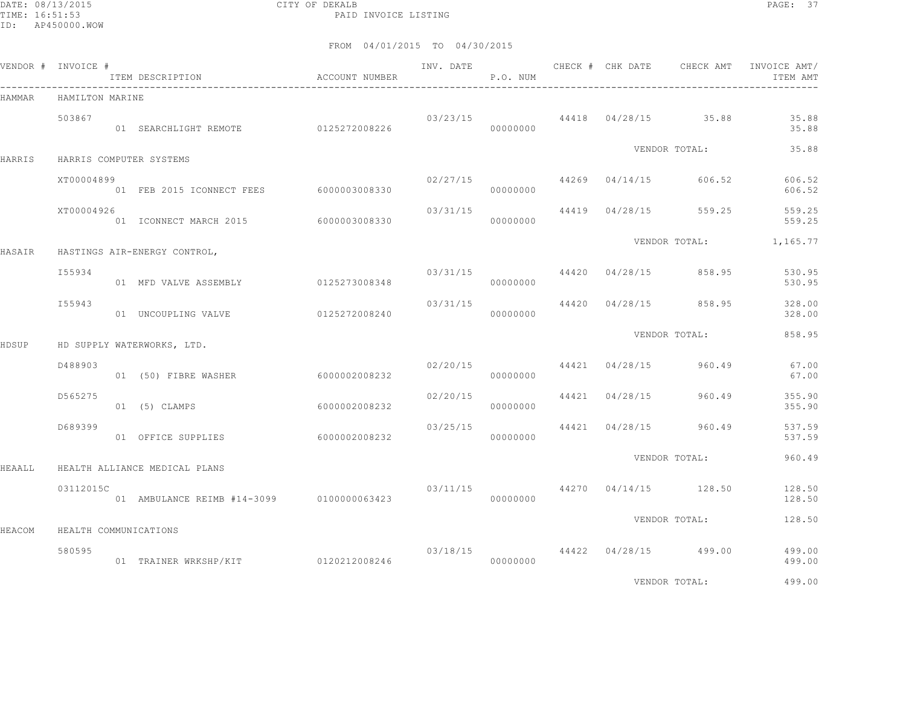CITY OF DEKALB
PAID INVOICE LISTING

DATE: 08/13/2015
TIME: 16:51:53
ID: AP450000.WOW

FROM 04/01/2015 TO 04/30/2015

| VENDOR # | INVOICE # / ITEM DESCRIPTION | ACCOUNT NUMBER | INV. DATE | P.O. NUM | CHECK # | CHK DATE | CHECK AMT | INVOICE AMT/ ITEM AMT |
|---|---|---|---|---|---|---|---|---|
| HAMMAR | HAMILTON MARINE | | | | | | | |
| | 503867 | | 03/23/15 | | 44418 | 04/28/15 | 35.88 | 35.88 |
| | 01 SEARCHLIGHT REMOTE | 0125272008226 | | 00000000 | | | | 35.88 |
| | | | | | | VENDOR TOTAL: | | 35.88 |
| HARRIS | HARRIS COMPUTER SYSTEMS | | | | | | | |
| | XT00004899 | | 02/27/15 | | 44269 | 04/14/15 | 606.52 | 606.52 |
| | 01 FEB 2015 ICONNECT FEES | 6000003008330 | | 00000000 | | | | 606.52 |
| | XT00004926 | | 03/31/15 | | 44419 | 04/28/15 | 559.25 | 559.25 |
| | 01 ICONNECT MARCH 2015 | 6000003008330 | | 00000000 | | | | 559.25 |
| | | | | | | VENDOR TOTAL: | | 1,165.77 |
| HASAIR | HASTINGS AIR-ENERGY CONTROL, | | | | | | | |
| | I55934 | | 03/31/15 | | 44420 | 04/28/15 | 858.95 | 530.95 |
| | 01 MFD VALVE ASSEMBLY | 0125273008348 | | 00000000 | | | | 530.95 |
| | I55943 | | 03/31/15 | | 44420 | 04/28/15 | 858.95 | 328.00 |
| | 01 UNCOUPLING VALVE | 0125272008240 | | 00000000 | | | | 328.00 |
| | | | | | | VENDOR TOTAL: | | 858.95 |
| HDSUP | HD SUPPLY WATERWORKS, LTD. | | | | | | | |
| | D488903 | | 02/20/15 | | 44421 | 04/28/15 | 960.49 | 67.00 |
| | 01 (50) FIBRE WASHER | 6000002008232 | | 00000000 | | | | 67.00 |
| | D565275 | | 02/20/15 | | 44421 | 04/28/15 | 960.49 | 355.90 |
| | 01 (5) CLAMPS | 6000002008232 | | 00000000 | | | | 355.90 |
| | D689399 | | 03/25/15 | | 44421 | 04/28/15 | 960.49 | 537.59 |
| | 01 OFFICE SUPPLIES | 6000002008232 | | 00000000 | | | | 537.59 |
| | | | | | | VENDOR TOTAL: | | 960.49 |
| HEAALL | HEALTH ALLIANCE MEDICAL PLANS | | | | | | | |
| | 03112015C | | 03/11/15 | | 44270 | 04/14/15 | 128.50 | 128.50 |
| | 01 AMBULANCE REIMB #14-3099 | 0100000063423 | | 00000000 | | | | 128.50 |
| | | | | | | VENDOR TOTAL: | | 128.50 |
| HEACOM | HEALTH COMMUNICATIONS | | | | | | | |
| | 580595 | | 03/18/15 | | 44422 | 04/28/15 | 499.00 | 499.00 |
| | 01 TRAINER WRKSHP/KIT | 0120212008246 | | 00000000 | | | | 499.00 |
| | | | | | | VENDOR TOTAL: | | 499.00 |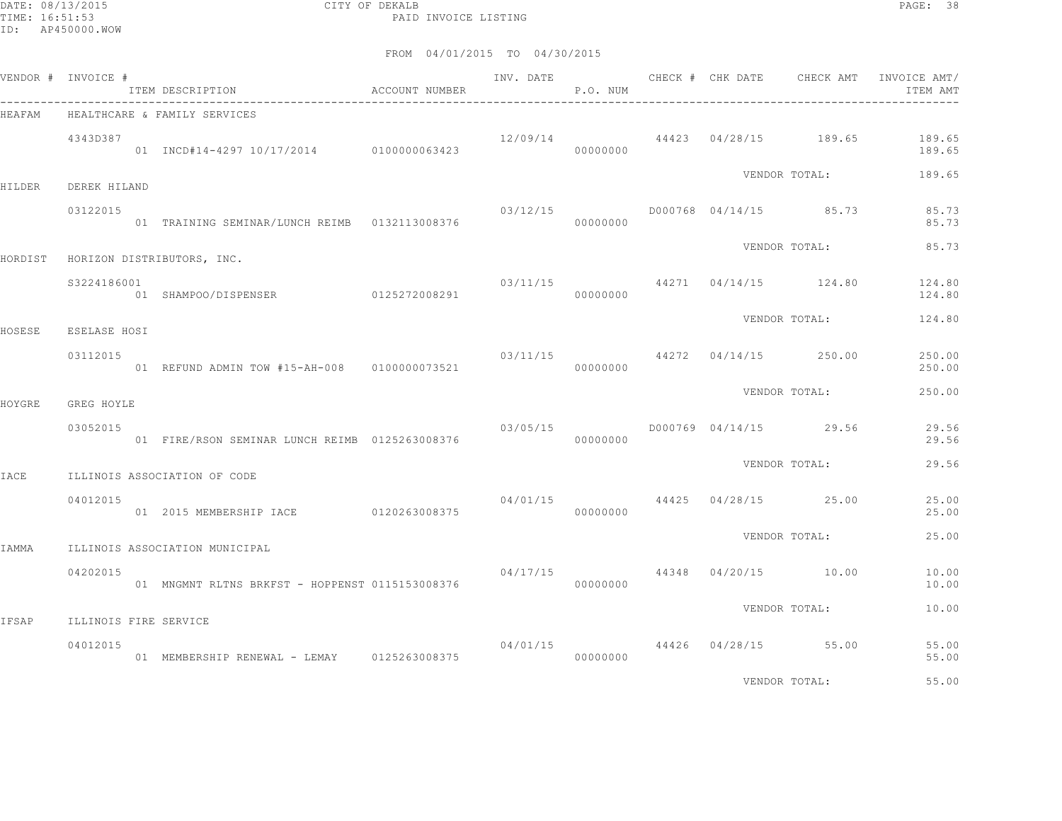CITY OF DEKALB
PAID INVOICE LISTING

FROM 04/01/2015 TO 04/30/2015

| VENDOR # | INVOICE # / ITEM DESCRIPTION | ACCOUNT NUMBER | INV. DATE | P.O. NUM | CHECK # | CHK DATE | CHECK AMT | INVOICE AMT/ ITEM AMT |
|---|---|---|---|---|---|---|---|---|
| HEAFAM | HEALTHCARE & FAMILY SERVICES | | | | | | | |
| | 4343D387 | | 12/09/14 | | 44423 | 04/28/15 | 189.65 | 189.65 |
| | 01 INCD#14-4297 10/17/2014 | 0100000063423 | | 00000000 | | | | 189.65 |
| | | | | | | VENDOR TOTAL: | | 189.65 |
| HILDER | DEREK HILAND | | | | | | | |
| | 03122015 | | 03/12/15 | | D000768 | 04/14/15 | 85.73 | 85.73 |
| | 01 TRAINING SEMINAR/LUNCH REIMB | 0132113008376 | | 00000000 | | | | 85.73 |
| | | | | | | VENDOR TOTAL: | | 85.73 |
| HORDIST | HORIZON DISTRIBUTORS, INC. | | | | | | | |
| | S3224186001 | | 03/11/15 | | 44271 | 04/14/15 | 124.80 | 124.80 |
| | 01 SHAMPOO/DISPENSER | 0125272008291 | | 00000000 | | | | 124.80 |
| | | | | | | VENDOR TOTAL: | | 124.80 |
| HOSESE | ESELASE HOSI | | | | | | | |
| | 03112015 | | 03/11/15 | | 44272 | 04/14/15 | 250.00 | 250.00 |
| | 01 REFUND ADMIN TOW #15-AH-008 | 0100000073521 | | 00000000 | | | | 250.00 |
| | | | | | | VENDOR TOTAL: | | 250.00 |
| HOYGRE | GREG HOYLE | | | | | | | |
| | 03052015 | | 03/05/15 | | D000769 | 04/14/15 | 29.56 | 29.56 |
| | 01 FIRE/RSON SEMINAR LUNCH REIMB | 0125263008376 | | 00000000 | | | | 29.56 |
| | | | | | | VENDOR TOTAL: | | 29.56 |
| IACE | ILLINOIS ASSOCIATION OF CODE | | | | | | | |
| | 04012015 | | 04/01/15 | | 44425 | 04/28/15 | 25.00 | 25.00 |
| | 01 2015 MEMBERSHIP IACE | 0120263008375 | | 00000000 | | | | 25.00 |
| | | | | | | VENDOR TOTAL: | | 25.00 |
| IAMMA | ILLINOIS ASSOCIATION MUNICIPAL | | | | | | | |
| | 04202015 | | 04/17/15 | | 44348 | 04/20/15 | 10.00 | 10.00 |
| | 01 MNGMNT RLTNS BRKFST - HOPPENST | 0115153008376 | | 00000000 | | | | 10.00 |
| | | | | | | VENDOR TOTAL: | | 10.00 |
| IFSAP | ILLINOIS FIRE SERVICE | | | | | | | |
| | 04012015 | | 04/01/15 | | 44426 | 04/28/15 | 55.00 | 55.00 |
| | 01 MEMBERSHIP RENEWAL - LEMAY | 0125263008375 | | 00000000 | | | | 55.00 |
| | | | | | | VENDOR TOTAL: | | 55.00 |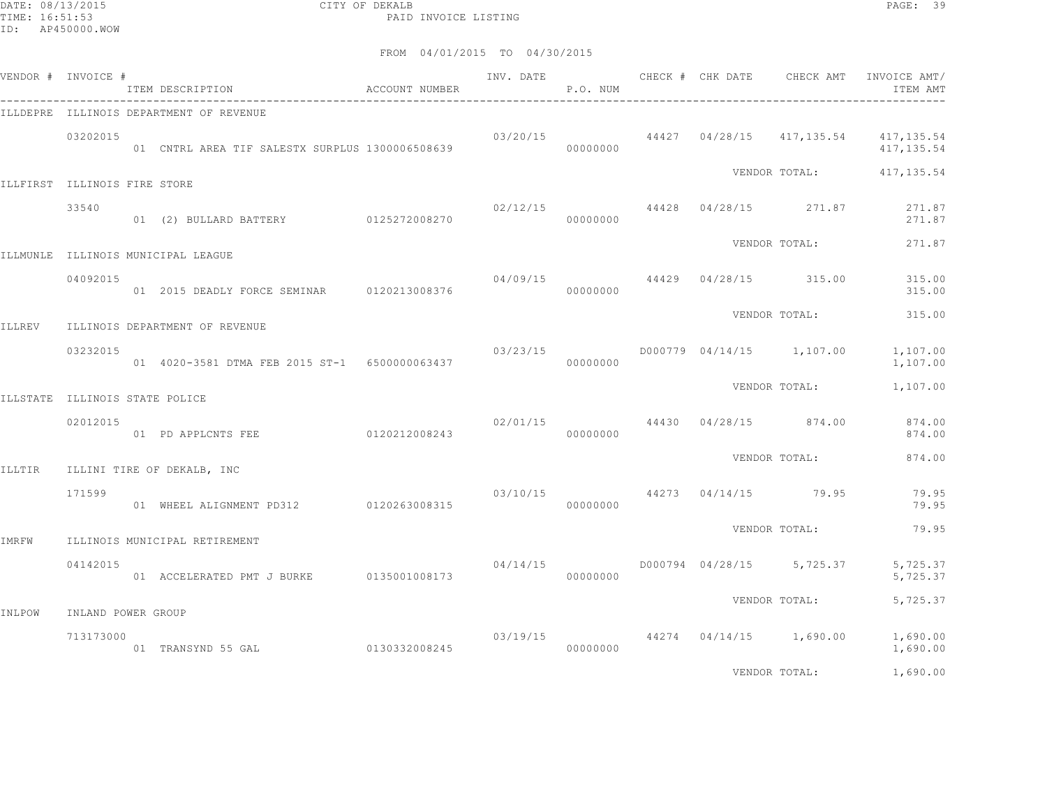CITY OF DEKALB
PAID INVOICE LISTING

FROM 04/01/2015 TO 04/30/2015

| VENDOR # | INVOICE # | ITEM DESCRIPTION | ACCOUNT NUMBER | INV. DATE | P.O. NUM | CHECK # | CHK DATE | CHECK AMT | INVOICE AMT/ ITEM AMT |
|---|---|---|---|---|---|---|---|---|---|
| ILLDEPRE | ILLINOIS DEPARTMENT OF REVENUE | | | | | | | | |
| | 03202015 | | | 03/20/15 | | 44427 | 04/28/15 | 417,135.54 | 417,135.54 |
| | | 01 CNTRL AREA TIF SALESTX SURPLUS | 1300006508639 | | 00000000 | | | | 417,135.54 |
| | | | | | | | | VENDOR TOTAL: | 417,135.54 |
| ILLFIRST | ILLINOIS FIRE STORE | | | | | | | | |
| | 33540 | | | 02/12/15 | | 44428 | 04/28/15 | 271.87 | 271.87 |
| | | 01 (2) BULLARD BATTERY | 0125272008270 | | 00000000 | | | | 271.87 |
| | | | | | | | | VENDOR TOTAL: | 271.87 |
| ILLMUNLE | ILLINOIS MUNICIPAL LEAGUE | | | | | | | | |
| | 04092015 | | | 04/09/15 | | 44429 | 04/28/15 | 315.00 | 315.00 |
| | | 01 2015 DEADLY FORCE SEMINAR | 0120213008376 | | 00000000 | | | | 315.00 |
| | | | | | | | | VENDOR TOTAL: | 315.00 |
| ILLREV | ILLINOIS DEPARTMENT OF REVENUE | | | | | | | | |
| | 03232015 | | | 03/23/15 | | D000779 | 04/14/15 | 1,107.00 | 1,107.00 |
| | | 01 4020-3581 DTMA FEB 2015 ST-1 | 6500000063437 | | 00000000 | | | | 1,107.00 |
| | | | | | | | | VENDOR TOTAL: | 1,107.00 |
| ILLSTATE | ILLINOIS STATE POLICE | | | | | | | | |
| | 02012015 | | | 02/01/15 | | 44430 | 04/28/15 | 874.00 | 874.00 |
| | | 01 PD APPLCNTS FEE | 0120212008243 | | 00000000 | | | | 874.00 |
| | | | | | | | | VENDOR TOTAL: | 874.00 |
| ILLTIR | ILLINI TIRE OF DEKALB, INC | | | | | | | | |
| | 171599 | | | 03/10/15 | | 44273 | 04/14/15 | 79.95 | 79.95 |
| | | 01 WHEEL ALIGNMENT PD312 | 0120263008315 | | 00000000 | | | | 79.95 |
| | | | | | | | | VENDOR TOTAL: | 79.95 |
| IMRFW | ILLINOIS MUNICIPAL RETIREMENT | | | | | | | | |
| | 04142015 | | | 04/14/15 | | D000794 | 04/28/15 | 5,725.37 | 5,725.37 |
| | | 01 ACCELERATED PMT J BURKE | 0135001008173 | | 00000000 | | | | 5,725.37 |
| | | | | | | | | VENDOR TOTAL: | 5,725.37 |
| INLPOW | INLAND POWER GROUP | | | | | | | | |
| | 713173000 | | | 03/19/15 | | 44274 | 04/14/15 | 1,690.00 | 1,690.00 |
| | | 01 TRANSYND 55 GAL | 0130332008245 | | 00000000 | | | | 1,690.00 |
| | | | | | | | | VENDOR TOTAL: | 1,690.00 |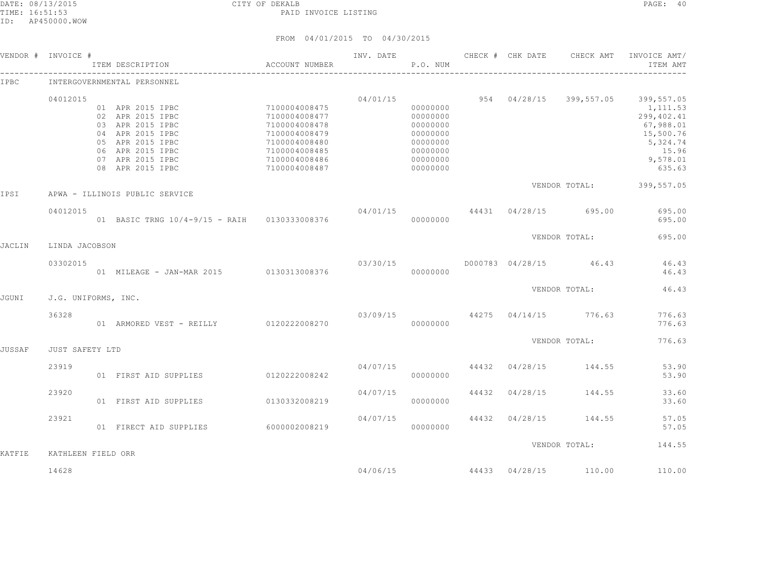CITY OF DEKALB
PAID INVOICE LISTING

DATE: 08/13/2015
TIME: 16:51:53
ID: AP450000.WOW

FROM 04/01/2015 TO 04/30/2015

| VENDOR # | INVOICE # | ITEM DESCRIPTION | ACCOUNT NUMBER | INV. DATE | P.O. NUM | CHECK # | CHK DATE | CHECK AMT | INVOICE AMT/ ITEM AMT |
|---|---|---|---|---|---|---|---|---|---|
| IPBC | INTERGOVERNMENTAL PERSONNEL | | | | | | | | |
| | 04012015 | | | 04/01/15 | | 954 | 04/28/15 | 399,557.05 | 399,557.05 |
| | | 01 APR 2015 IPBC | 7100004008475 | | 00000000 | | | | 1,111.53 |
| | | 02 APR 2015 IPBC | 7100004008477 | | 00000000 | | | | 299,402.41 |
| | | 03 APR 2015 IPBC | 7100004008478 | | 00000000 | | | | 67,988.01 |
| | | 04 APR 2015 IPBC | 7100004008479 | | 00000000 | | | | 15,500.76 |
| | | 05 APR 2015 IPBC | 7100004008480 | | 00000000 | | | | 5,324.74 |
| | | 06 APR 2015 IPBC | 7100004008485 | | 00000000 | | | | 15.96 |
| | | 07 APR 2015 IPBC | 7100004008486 | | 00000000 | | | | 9,578.01 |
| | | 08 APR 2015 IPBC | 7100004008487 | | 00000000 | | | | 635.63 |
| | | | | | | | VENDOR TOTAL: | | 399,557.05 |
| IPSI | APWA - ILLINOIS PUBLIC SERVICE | | | | | | | | |
| | 04012015 | | | 04/01/15 | | 44431 | 04/28/15 | 695.00 | 695.00 |
| | | 01 BASIC TRNG 10/4-9/15 - RAIH | 0130333008376 | | 00000000 | | | | 695.00 |
| | | | | | | | VENDOR TOTAL: | | 695.00 |
| JACLIN | LINDA JACOBSON | | | | | | | | |
| | 03302015 | | | 03/30/15 | | D000783 | 04/28/15 | 46.43 | 46.43 |
| | | 01 MILEAGE - JAN-MAR 2015 | 0130313008376 | | 00000000 | | | | 46.43 |
| | | | | | | | VENDOR TOTAL: | | 46.43 |
| JGUNI | J.G. UNIFORMS, INC. | | | | | | | | |
| | 36328 | | | 03/09/15 | | 44275 | 04/14/15 | 776.63 | 776.63 |
| | | 01 ARMORED VEST - REILLY | 0120222008270 | | 00000000 | | | | 776.63 |
| | | | | | | | VENDOR TOTAL: | | 776.63 |
| JUSSAF | JUST SAFETY LTD | | | | | | | | |
| | 23919 | | | 04/07/15 | | 44432 | 04/28/15 | 144.55 | 53.90 |
| | | 01 FIRST AID SUPPLIES | 0120222008242 | | 00000000 | | | | 53.90 |
| | 23920 | | | 04/07/15 | | 44432 | 04/28/15 | 144.55 | 33.60 |
| | | 01 FIRST AID SUPPLIES | 0130332008219 | | 00000000 | | | | 33.60 |
| | 23921 | | | 04/07/15 | | 44432 | 04/28/15 | 144.55 | 57.05 |
| | | 01 FIRECT AID SUPPLIES | 6000002008219 | | 00000000 | | | | 57.05 |
| | | | | | | | VENDOR TOTAL: | | 144.55 |
| KATFIE | KATHLEEN FIELD ORR | | | | | | | | |
| | 14628 | | | 04/06/15 | | 44433 | 04/28/15 | 110.00 | 110.00 |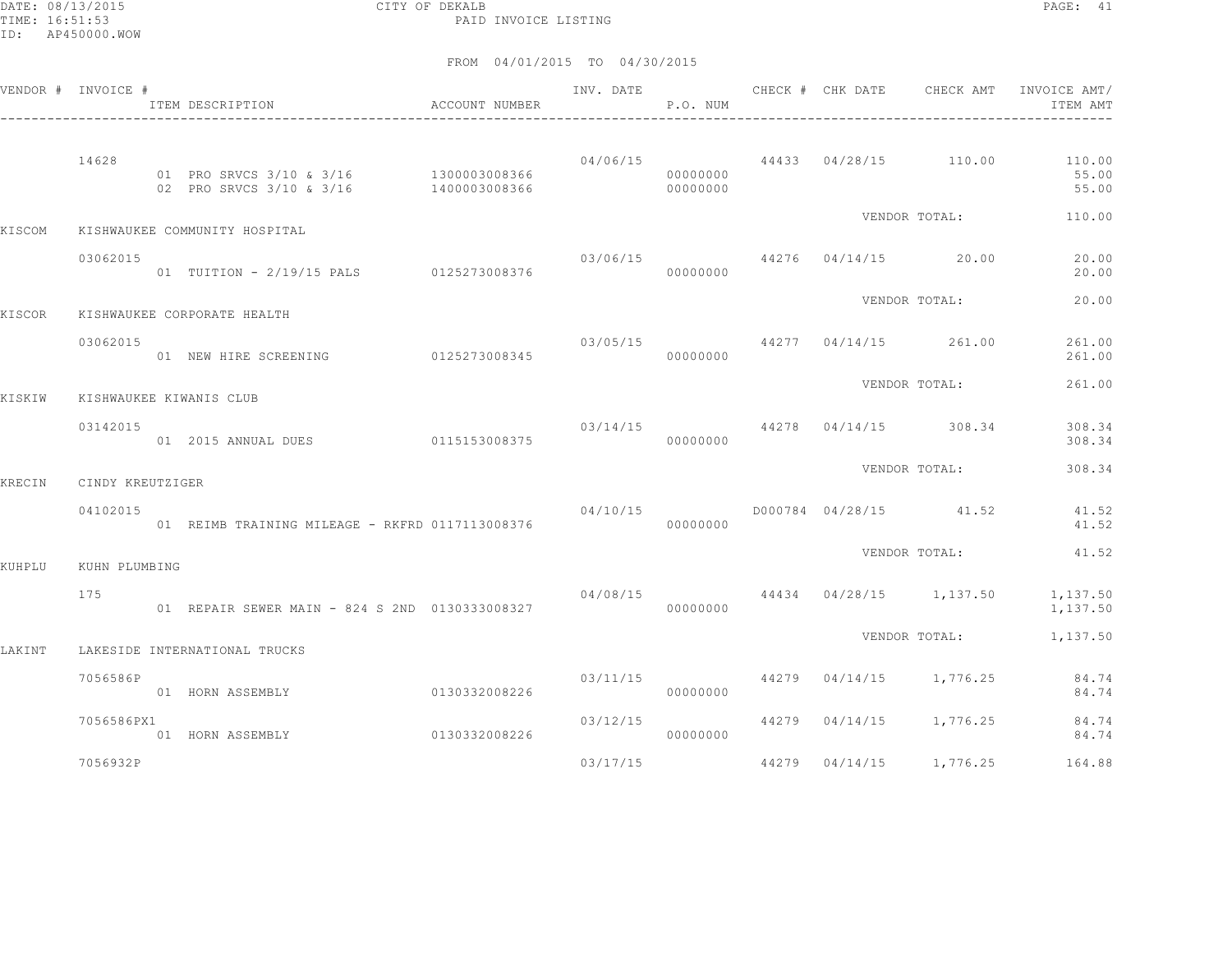CITY OF DEKALB
PAID INVOICE LISTING

FROM 04/01/2015 TO 04/30/2015

| VENDOR # | INVOICE # / ITEM DESCRIPTION | ACCOUNT NUMBER | INV. DATE | P.O. NUM | CHECK # | CHK DATE | CHECK AMT | INVOICE AMT/ ITEM AMT |
|---|---|---|---|---|---|---|---|---|
| | 14628 | | 04/06/15 | | 44433 | 04/28/15 | 110.00 | 110.00 |
| | 01 PRO SRVCS 3/10 & 3/16 | 1300003008366 | | 00000000 | | | | 55.00 |
| | 02 PRO SRVCS 3/10 & 3/16 | 1400003008366 | | 00000000 | | | | 55.00 |
| | | | | | | VENDOR TOTAL: | | 110.00 |
| KISCOM | KISHWAUKEE COMMUNITY HOSPITAL | | | | | | | |
| | 03062015 | | 03/06/15 | | 44276 | 04/14/15 | 20.00 | 20.00 |
| | 01 TUITION - 2/19/15 PALS | 0125273008376 | | 00000000 | | | | 20.00 |
| | | | | | | VENDOR TOTAL: | | 20.00 |
| KISCOR | KISHWAUKEE CORPORATE HEALTH | | | | | | | |
| | 03062015 | | 03/05/15 | | 44277 | 04/14/15 | 261.00 | 261.00 |
| | 01 NEW HIRE SCREENING | 0125273008345 | | 00000000 | | | | 261.00 |
| | | | | | | VENDOR TOTAL: | | 261.00 |
| KISKIW | KISHWAUKEE KIWANIS CLUB | | | | | | | |
| | 03142015 | | 03/14/15 | | 44278 | 04/14/15 | 308.34 | 308.34 |
| | 01 2015 ANNUAL DUES | 0115153008375 | | 00000000 | | | | 308.34 |
| | | | | | | VENDOR TOTAL: | | 308.34 |
| KRECIN | CINDY KREUTZIGER | | | | | | | |
| | 04102015 | | 04/10/15 | | D000784 | 04/28/15 | 41.52 | 41.52 |
| | 01 REIMB TRAINING MILEAGE - RKFRD | 0117113008376 | | 00000000 | | | | 41.52 |
| | | | | | | VENDOR TOTAL: | | 41.52 |
| KUHPLU | KUHN PLUMBING | | | | | | | |
| | 175 | | 04/08/15 | | 44434 | 04/28/15 | 1,137.50 | 1,137.50 |
| | 01 REPAIR SEWER MAIN - 824 S 2ND | 0130333008327 | | 00000000 | | | | 1,137.50 |
| | | | | | | VENDOR TOTAL: | | 1,137.50 |
| LAKINT | LAKESIDE INTERNATIONAL TRUCKS | | | | | | | |
| | 7056586P | | 03/11/15 | | 44279 | 04/14/15 | 1,776.25 | 84.74 |
| | 01 HORN ASSEMBLY | 0130332008226 | | 00000000 | | | | 84.74 |
| | 7056586PX1 | | 03/12/15 | | 44279 | 04/14/15 | 1,776.25 | 84.74 |
| | 01 HORN ASSEMBLY | 0130332008226 | | 00000000 | | | | 84.74 |
| | 7056932P | | 03/17/15 | | 44279 | 04/14/15 | 1,776.25 | 164.88 |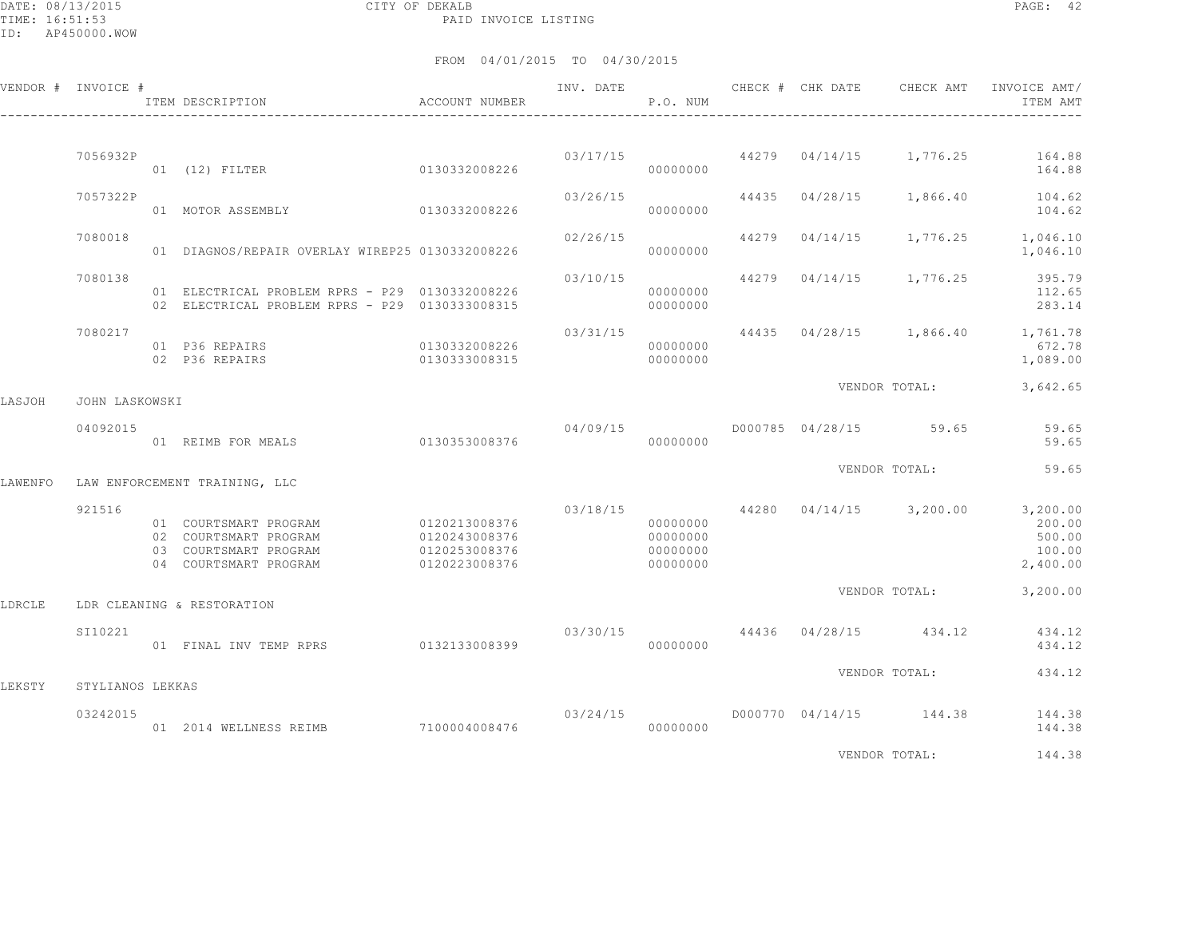FROM 04/01/2015 TO 04/30/2015

| VENDOR # | INVOICE # | ITEM DESCRIPTION | ACCOUNT NUMBER | INV. DATE | P.O. NUM | CHECK # | CHK DATE | CHECK AMT | INVOICE AMT/ ITEM AMT |
|---|---|---|---|---|---|---|---|---|---|
| | 7056932P | | | 03/17/15 | | 44279 | 04/14/15 | 1,776.25 | 164.88 |
| | | 01 (12) FILTER | 0130332008226 | | 00000000 | | | | 164.88 |
| | 7057322P | | | 03/26/15 | | 44435 | 04/28/15 | 1,866.40 | 104.62 |
| | | 01 MOTOR ASSEMBLY | 0130332008226 | | 00000000 | | | | 104.62 |
| | 7080018 | | | 02/26/15 | | 44279 | 04/14/15 | 1,776.25 | 1,046.10 |
| | | 01 DIAGNOS/REPAIR OVERLAY WIREP25 | 0130332008226 | | 00000000 | | | | 1,046.10 |
| | 7080138 | | | 03/10/15 | | 44279 | 04/14/15 | 1,776.25 | 395.79 |
| | | 01 ELECTRICAL PROBLEM RPRS - P29 | 0130332008226 | | 00000000 | | | | 112.65 |
| | | 02 ELECTRICAL PROBLEM RPRS - P29 | 0130333008315 | | 00000000 | | | | 283.14 |
| | 7080217 | | | 03/31/15 | | 44435 | 04/28/15 | 1,866.40 | 1,761.78 |
| | | 01 P36 REPAIRS | 0130332008226 | | 00000000 | | | | 672.78 |
| | | 02 P36 REPAIRS | 0130333008315 | | 00000000 | | | | 1,089.00 |
| | | | | | | | VENDOR TOTAL: | | 3,642.65 |
| LASJOH | JOHN LASKOWSKI | | | | | | | | |
| | 04092015 | | | 04/09/15 | | D000785 | 04/28/15 | 59.65 | 59.65 |
| | | 01 REIMB FOR MEALS | 0130353008376 | | 00000000 | | | | 59.65 |
| | | | | | | | VENDOR TOTAL: | | 59.65 |
| LAWENFO | LAW ENFORCEMENT TRAINING, LLC | | | | | | | | |
| | 921516 | | | 03/18/15 | | 44280 | 04/14/15 | 3,200.00 | 3,200.00 |
| | | 01 COURTSMART PROGRAM | 0120213008376 | | 00000000 | | | | 200.00 |
| | | 02 COURTSMART PROGRAM | 0120243008376 | | 00000000 | | | | 500.00 |
| | | 03 COURTSMART PROGRAM | 0120253008376 | | 00000000 | | | | 100.00 |
| | | 04 COURTSMART PROGRAM | 0120223008376 | | 00000000 | | | | 2,400.00 |
| | | | | | | | VENDOR TOTAL: | | 3,200.00 |
| LDRCLE | LDR CLEANING & RESTORATION | | | | | | | | |
| | SI10221 | | | 03/30/15 | | 44436 | 04/28/15 | 434.12 | 434.12 |
| | | 01 FINAL INV TEMP RPRS | 0132133008399 | | 00000000 | | | | 434.12 |
| | | | | | | | VENDOR TOTAL: | | 434.12 |
| LEKSTY | STYLIANOS LEKKAS | | | | | | | | |
| | 03242015 | | | 03/24/15 | | D000770 | 04/14/15 | 144.38 | 144.38 |
| | | 01 2014 WELLNESS REIMB | 7100004008476 | | 00000000 | | | | 144.38 |
| | | | | | | | VENDOR TOTAL: | | 144.38 |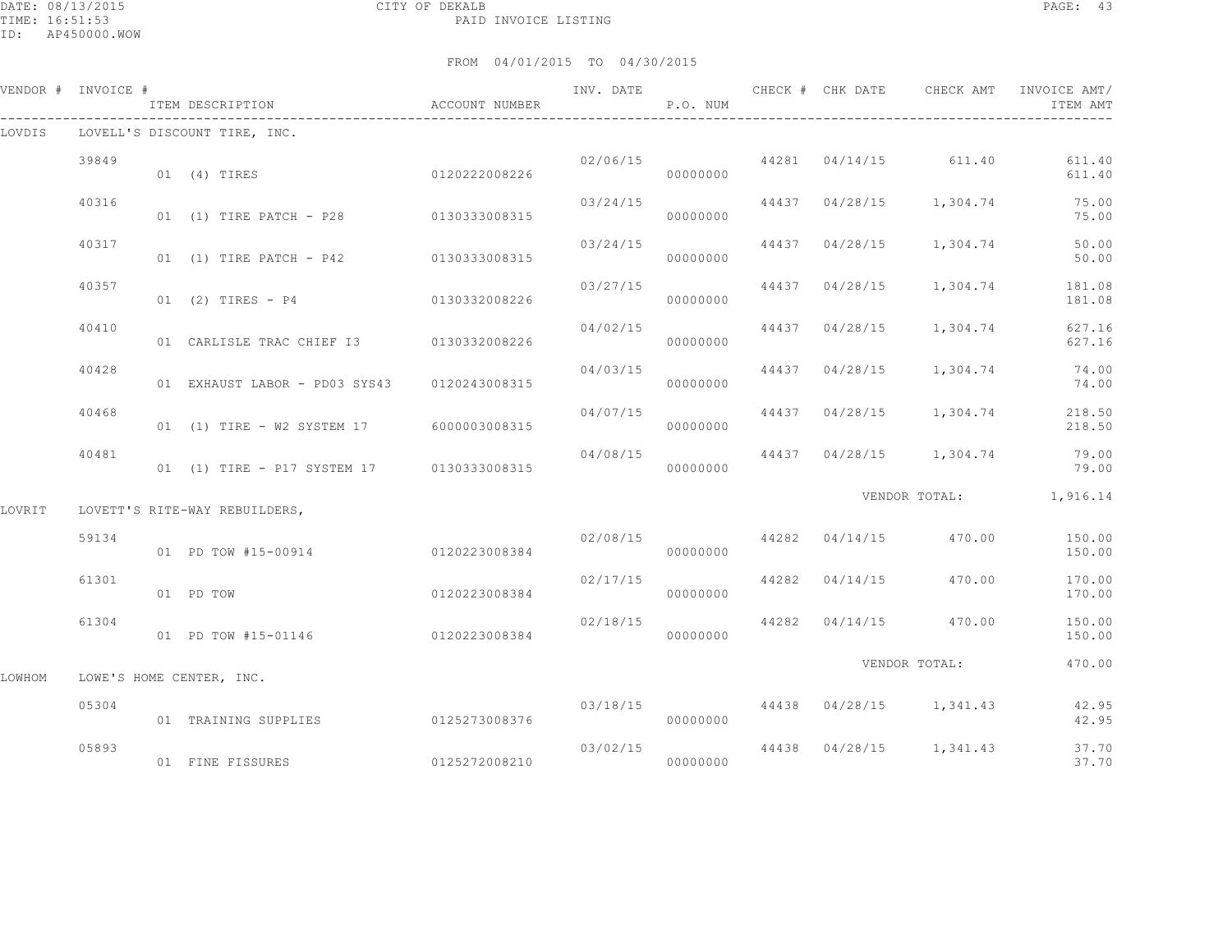CITY OF DEKALB
PAID INVOICE LISTING

FROM 04/01/2015 TO 04/30/2015

| VENDOR # | INVOICE # | ITEM DESCRIPTION | ACCOUNT NUMBER | INV. DATE | P.O. NUM | CHECK # | CHK DATE | CHECK AMT | INVOICE AMT/ ITEM AMT |
|---|---|---|---|---|---|---|---|---|---|
| LOVDIS | LOVELL'S DISCOUNT TIRE, INC. | | | | | | | | |
| | 39849 | | | 02/06/15 | | 44281 | 04/14/15 | 611.40 | 611.40 |
| | | 01 (4) TIRES | 0120222008226 | | 00000000 | | | | 611.40 |
| | 40316 | | | 03/24/15 | | 44437 | 04/28/15 | 1,304.74 | 75.00 |
| | | 01 (1) TIRE PATCH - P28 | 0130333008315 | | 00000000 | | | | 75.00 |
| | 40317 | | | 03/24/15 | | 44437 | 04/28/15 | 1,304.74 | 50.00 |
| | | 01 (1) TIRE PATCH - P42 | 0130333008315 | | 00000000 | | | | 50.00 |
| | 40357 | | | 03/27/15 | | 44437 | 04/28/15 | 1,304.74 | 181.08 |
| | | 01 (2) TIRES - P4 | 0130332008226 | | 00000000 | | | | 181.08 |
| | 40410 | | | 04/02/15 | | 44437 | 04/28/15 | 1,304.74 | 627.16 |
| | | 01 CARLISLE TRAC CHIEF I3 | 0130332008226 | | 00000000 | | | | 627.16 |
| | 40428 | | | 04/03/15 | | 44437 | 04/28/15 | 1,304.74 | 74.00 |
| | | 01 EXHAUST LABOR - PD03 SYS43 | 0120243008315 | | 00000000 | | | | 74.00 |
| | 40468 | | | 04/07/15 | | 44437 | 04/28/15 | 1,304.74 | 218.50 |
| | | 01 (1) TIRE - W2 SYSTEM 17 | 6000003008315 | | 00000000 | | | | 218.50 |
| | 40481 | | | 04/08/15 | | 44437 | 04/28/15 | 1,304.74 | 79.00 |
| | | 01 (1) TIRE - P17 SYSTEM 17 | 0130333008315 | | 00000000 | | | | 79.00 |
| | | | | | | | | VENDOR TOTAL: | 1,916.14 |
| LOVRIT | LOVETT'S RITE-WAY REBUILDERS, | | | | | | | | |
| | 59134 | | | 02/08/15 | | 44282 | 04/14/15 | 470.00 | 150.00 |
| | | 01 PD TOW #15-00914 | 0120223008384 | | 00000000 | | | | 150.00 |
| | 61301 | | | 02/17/15 | | 44282 | 04/14/15 | 470.00 | 170.00 |
| | | 01 PD TOW | 0120223008384 | | 00000000 | | | | 170.00 |
| | 61304 | | | 02/18/15 | | 44282 | 04/14/15 | 470.00 | 150.00 |
| | | 01 PD TOW #15-01146 | 0120223008384 | | 00000000 | | | | 150.00 |
| | | | | | | | | VENDOR TOTAL: | 470.00 |
| LOWHOM | LOWE'S HOME CENTER, INC. | | | | | | | | |
| | 05304 | | | 03/18/15 | | 44438 | 04/28/15 | 1,341.43 | 42.95 |
| | | 01 TRAINING SUPPLIES | 0125273008376 | | 00000000 | | | | 42.95 |
| | 05893 | | | 03/02/15 | | 44438 | 04/28/15 | 1,341.43 | 37.70 |
| | | 01 FINE FISSURES | 0125272008210 | | 00000000 | | | | 37.70 |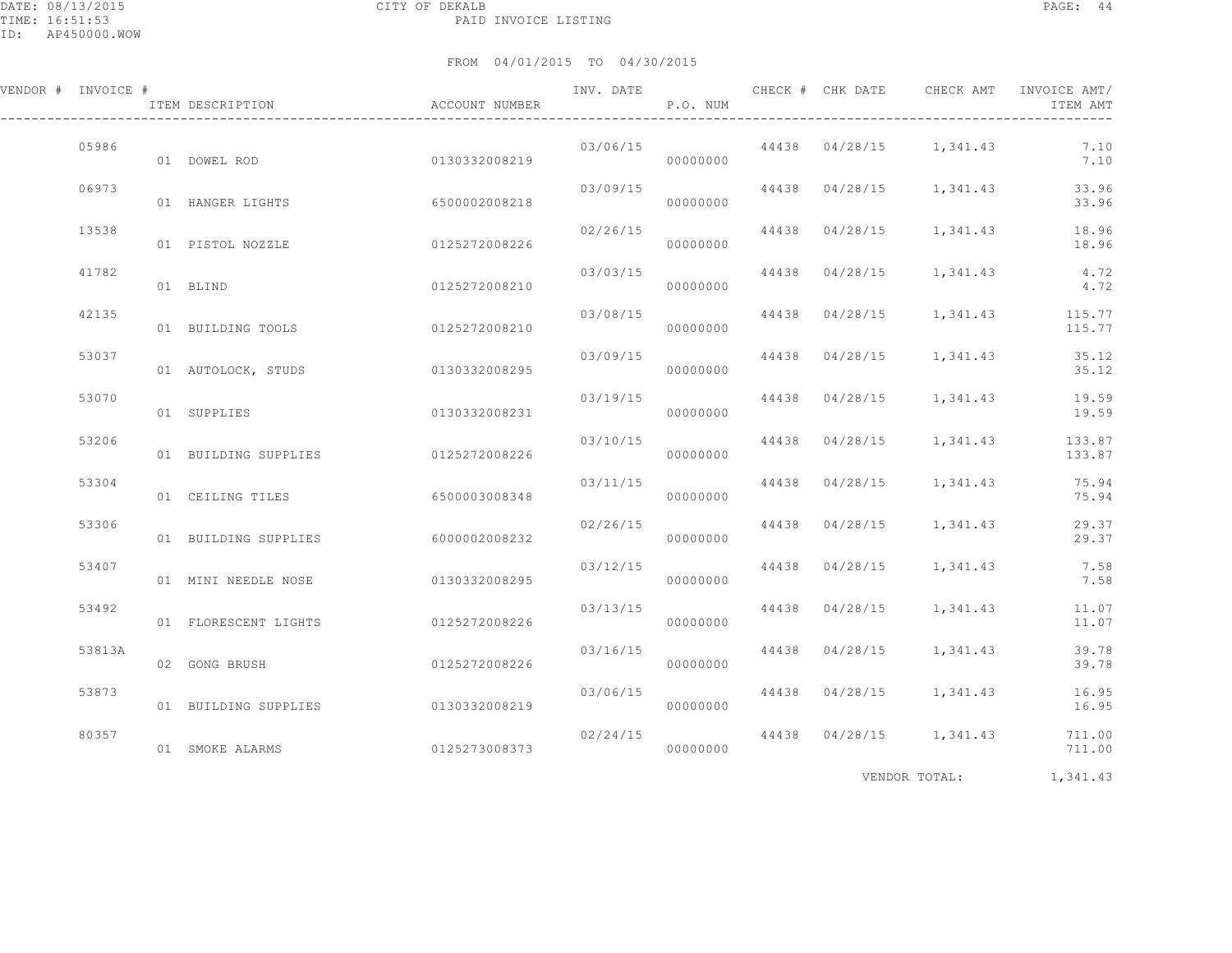CITY OF DEKALB
PAID INVOICE LISTING

DATE: 08/13/2015
TIME: 16:51:53
ID: AP450000.WOW

FROM 04/01/2015 TO 04/30/2015

| VENDOR # | INVOICE # | ITEM DESCRIPTION | ACCOUNT NUMBER | INV. DATE | P.O. NUM | CHECK # | CHK DATE | CHECK AMT | INVOICE AMT/ ITEM AMT |
|---|---|---|---|---|---|---|---|---|---|
| | 05986 | | | 03/06/15 | | 44438 | 04/28/15 | 1,341.43 | 7.10 |
| | | 01 DOWEL ROD | 0130332008219 | | 00000000 | | | | 7.10 |
| | 06973 | | | 03/09/15 | | 44438 | 04/28/15 | 1,341.43 | 33.96 |
| | | 01 HANGER LIGHTS | 6500002008218 | | 00000000 | | | | 33.96 |
| | 13538 | | | 02/26/15 | | 44438 | 04/28/15 | 1,341.43 | 18.96 |
| | | 01 PISTOL NOZZLE | 0125272008226 | | 00000000 | | | | 18.96 |
| | 41782 | | | 03/03/15 | | 44438 | 04/28/15 | 1,341.43 | 4.72 |
| | | 01 BLIND | 0125272008210 | | 00000000 | | | | 4.72 |
| | 42135 | | | 03/08/15 | | 44438 | 04/28/15 | 1,341.43 | 115.77 |
| | | 01 BUILDING TOOLS | 0125272008210 | | 00000000 | | | | 115.77 |
| | 53037 | | | 03/09/15 | | 44438 | 04/28/15 | 1,341.43 | 35.12 |
| | | 01 AUTOLOCK, STUDS | 0130332008295 | | 00000000 | | | | 35.12 |
| | 53070 | | | 03/19/15 | | 44438 | 04/28/15 | 1,341.43 | 19.59 |
| | | 01 SUPPLIES | 0130332008231 | | 00000000 | | | | 19.59 |
| | 53206 | | | 03/10/15 | | 44438 | 04/28/15 | 1,341.43 | 133.87 |
| | | 01 BUILDING SUPPLIES | 0125272008226 | | 00000000 | | | | 133.87 |
| | 53304 | | | 03/11/15 | | 44438 | 04/28/15 | 1,341.43 | 75.94 |
| | | 01 CEILING TILES | 6500003008348 | | 00000000 | | | | 75.94 |
| | 53306 | | | 02/26/15 | | 44438 | 04/28/15 | 1,341.43 | 29.37 |
| | | 01 BUILDING SUPPLIES | 6000002008232 | | 00000000 | | | | 29.37 |
| | 53407 | | | 03/12/15 | | 44438 | 04/28/15 | 1,341.43 | 7.58 |
| | | 01 MINI NEEDLE NOSE | 0130332008295 | | 00000000 | | | | 7.58 |
| | 53492 | | | 03/13/15 | | 44438 | 04/28/15 | 1,341.43 | 11.07 |
| | | 01 FLORESCENT LIGHTS | 0125272008226 | | 00000000 | | | | 11.07 |
| | 53813A | | | 03/16/15 | | 44438 | 04/28/15 | 1,341.43 | 39.78 |
| | | 02 GONG BRUSH | 0125272008226 | | 00000000 | | | | 39.78 |
| | 53873 | | | 03/06/15 | | 44438 | 04/28/15 | 1,341.43 | 16.95 |
| | | 01 BUILDING SUPPLIES | 0130332008219 | | 00000000 | | | | 16.95 |
| | 80357 | | | 02/24/15 | | 44438 | 04/28/15 | 1,341.43 | 711.00 |
| | | 01 SMOKE ALARMS | 0125273008373 | | 00000000 | | | | 711.00 |
| | | | | | | | | VENDOR TOTAL: | 1,341.43 |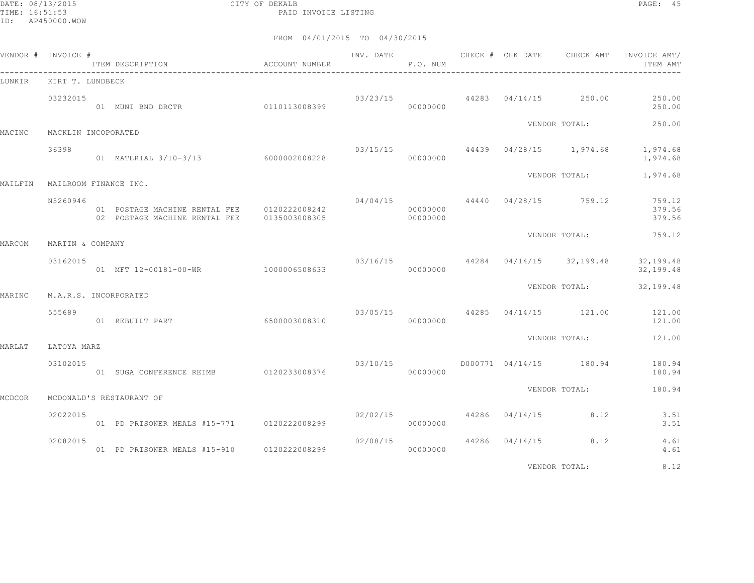CITY OF DEKALB
PAID INVOICE LISTING

DATE: 08/13/2015
TIME: 16:51:53
ID: AP450000.WOW

FROM 04/01/2015 TO 04/30/2015

| VENDOR # | INVOICE # | ITEM DESCRIPTION | ACCOUNT NUMBER | INV. DATE | P.O. NUM | CHECK # | CHK DATE | CHECK AMT | INVOICE AMT/ ITEM AMT |
|---|---|---|---|---|---|---|---|---|---|
| LUNKIR | KIRT T. LUNDBECK | | | | | | | | |
| | 03232015 | | | 03/23/15 | | 44283 | 04/14/15 | 250.00 | 250.00 |
| | | 01 MUNI BND DRCTR | 0110113008399 | | 00000000 | | | | 250.00 |
| | | | | | | | VENDOR TOTAL: | | 250.00 |
| MACINC | MACKLIN INCOPORATED | | | | | | | | |
| | 36398 | | | 03/15/15 | | 44439 | 04/28/15 | 1,974.68 | 1,974.68 |
| | | 01 MATERIAL 3/10-3/13 | 6000002008228 | | 00000000 | | | | 1,974.68 |
| | | | | | | | VENDOR TOTAL: | | 1,974.68 |
| MAILFIN | MAILROOM FINANCE INC. | | | | | | | | |
| | N5260946 | | | 04/04/15 | | 44440 | 04/28/15 | 759.12 | 759.12 |
| | | 01 POSTAGE MACHINE RENTAL FEE | 0120222008242 | | 00000000 | | | | 379.56 |
| | | 02 POSTAGE MACHINE RENTAL FEE | 0135003008305 | | 00000000 | | | | 379.56 |
| | | | | | | | VENDOR TOTAL: | | 759.12 |
| MARCOM | MARTIN & COMPANY | | | | | | | | |
| | 03162015 | | | 03/16/15 | | 44284 | 04/14/15 | 32,199.48 | 32,199.48 |
| | | 01 MFT 12-00181-00-WR | 1000006508633 | | 00000000 | | | | 32,199.48 |
| | | | | | | | VENDOR TOTAL: | | 32,199.48 |
| MARINC | M.A.R.S. INCORPORATED | | | | | | | | |
| | 555689 | | | 03/05/15 | | 44285 | 04/14/15 | 121.00 | 121.00 |
| | | 01 REBUILT PART | 6500003008310 | | 00000000 | | | | 121.00 |
| | | | | | | | VENDOR TOTAL: | | 121.00 |
| MARLAT | LATOYA MARZ | | | | | | | | |
| | 03102015 | | | 03/10/15 | | D000771 | 04/14/15 | 180.94 | 180.94 |
| | | 01 SUGA CONFERENCE REIMB | 0120233008376 | | 00000000 | | | | 180.94 |
| | | | | | | | VENDOR TOTAL: | | 180.94 |
| MCDCOR | MCDONALD'S RESTAURANT OF | | | | | | | | |
| | 02022015 | | | 02/02/15 | | 44286 | 04/14/15 | 8.12 | 3.51 |
| | | 01 PD PRISONER MEALS #15-771 | 0120222008299 | | 00000000 | | | | 3.51 |
| | 02082015 | | | 02/08/15 | | 44286 | 04/14/15 | 8.12 | 4.61 |
| | | 01 PD PRISONER MEALS #15-910 | 0120222008299 | | 00000000 | | | | 4.61 |
| | | | | | | | VENDOR TOTAL: | | 8.12 |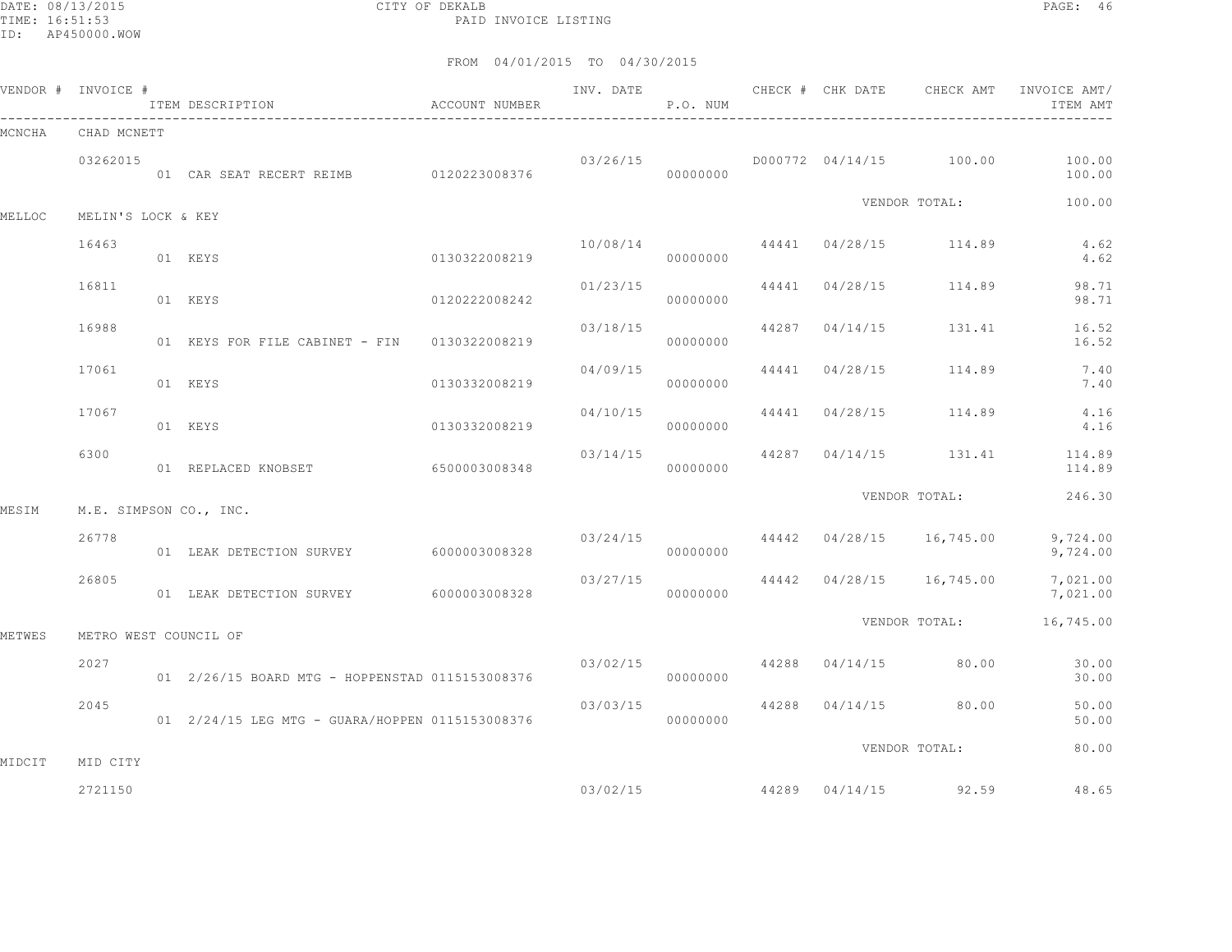CITY OF DEKALB
PAID INVOICE LISTING

FROM 04/01/2015 TO 04/30/2015

| VENDOR # | INVOICE # | ITEM DESCRIPTION | ACCOUNT NUMBER | INV. DATE | P.O. NUM | CHECK # | CHK DATE | CHECK AMT | INVOICE AMT/ ITEM AMT |
|---|---|---|---|---|---|---|---|---|---|
| MCNCHA | CHAD MCNETT | | | | | | | | |
| | 03262015 | | | 03/26/15 | | D000772 | 04/14/15 | 100.00 | 100.00 |
| | | 01 CAR SEAT RECERT REIMB | 0120223008376 | | 00000000 | | | | 100.00 |
| | | | | | | | VENDOR TOTAL: | | 100.00 |
| MELLOC | MELIN'S LOCK & KEY | | | | | | | | |
| | 16463 | | | 10/08/14 | | 44441 | 04/28/15 | 114.89 | 4.62 |
| | | 01 KEYS | 0130322008219 | | 00000000 | | | | 4.62 |
| | 16811 | | | 01/23/15 | | 44441 | 04/28/15 | 114.89 | 98.71 |
| | | 01 KEYS | 0120222008242 | | 00000000 | | | | 98.71 |
| | 16988 | | | 03/18/15 | | 44287 | 04/14/15 | 131.41 | 16.52 |
| | | 01 KEYS FOR FILE CABINET - FIN | 0130322008219 | | 00000000 | | | | 16.52 |
| | 17061 | | | 04/09/15 | | 44441 | 04/28/15 | 114.89 | 7.40 |
| | | 01 KEYS | 0130332008219 | | 00000000 | | | | 7.40 |
| | 17067 | | | 04/10/15 | | 44441 | 04/28/15 | 114.89 | 4.16 |
| | | 01 KEYS | 0130332008219 | | 00000000 | | | | 4.16 |
| | 6300 | | | 03/14/15 | | 44287 | 04/14/15 | 131.41 | 114.89 |
| | | 01 REPLACED KNOBSET | 6500003008348 | | 00000000 | | | | 114.89 |
| | | | | | | | VENDOR TOTAL: | | 246.30 |
| MESIM | M.E. SIMPSON CO., INC. | | | | | | | | |
| | 26778 | | | 03/24/15 | | 44442 | 04/28/15 | 16,745.00 | 9,724.00 |
| | | 01 LEAK DETECTION SURVEY | 6000003008328 | | 00000000 | | | | 9,724.00 |
| | 26805 | | | 03/27/15 | | 44442 | 04/28/15 | 16,745.00 | 7,021.00 |
| | | 01 LEAK DETECTION SURVEY | 6000003008328 | | 00000000 | | | | 7,021.00 |
| | | | | | | | VENDOR TOTAL: | | 16,745.00 |
| METWES | METRO WEST COUNCIL OF | | | | | | | | |
| | 2027 | | | 03/02/15 | | 44288 | 04/14/15 | 80.00 | 30.00 |
| | | 01 2/26/15 BOARD MTG - HOPPENSTAD | 0115153008376 | | 00000000 | | | | 30.00 |
| | 2045 | | | 03/03/15 | | 44288 | 04/14/15 | 80.00 | 50.00 |
| | | 01 2/24/15 LEG MTG - GUARA/HOPPEN | 0115153008376 | | 00000000 | | | | 50.00 |
| | | | | | | | VENDOR TOTAL: | | 80.00 |
| MIDCIT | MID CITY | | | | | | | | |
| | 2721150 | | | 03/02/15 | | 44289 | 04/14/15 | 92.59 | 48.65 |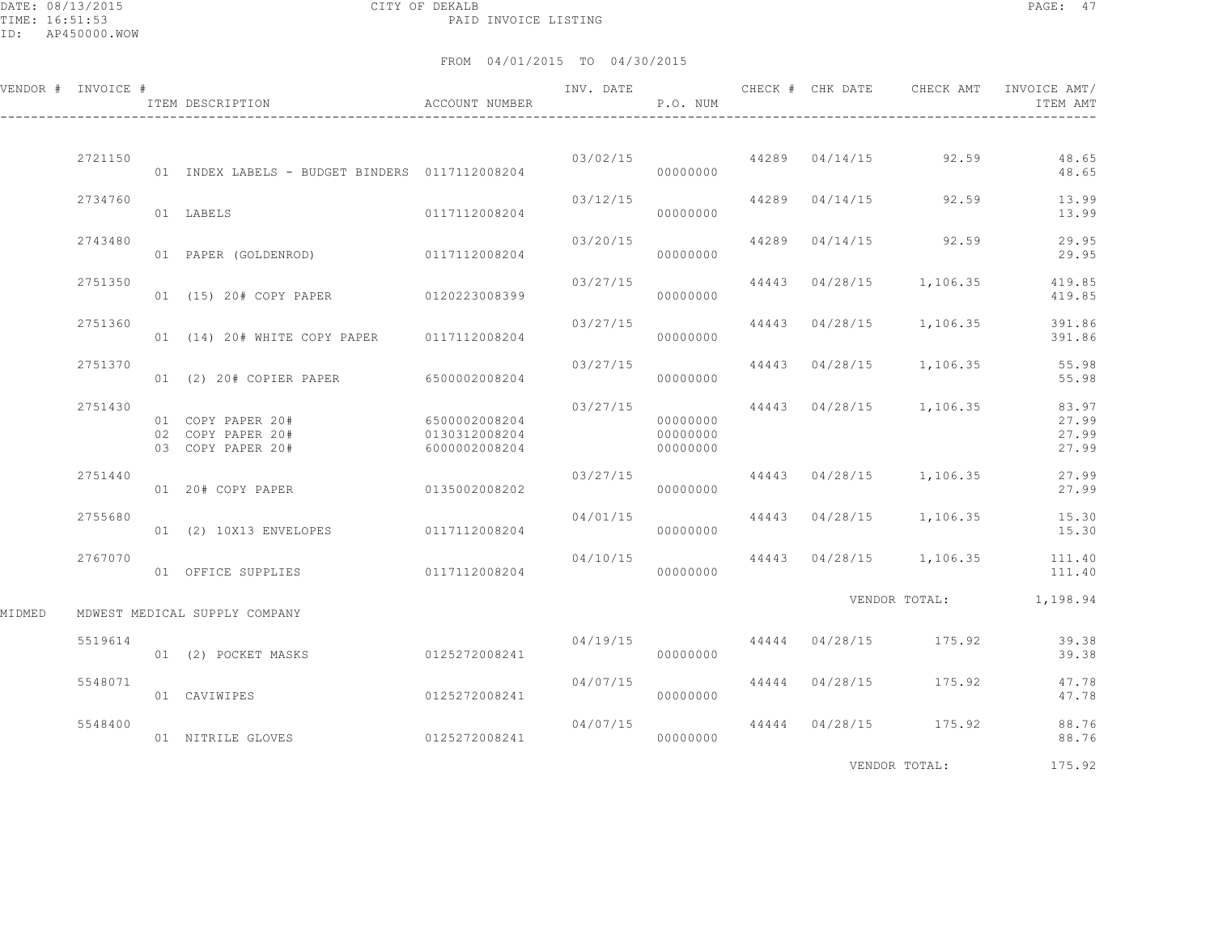DATE: 08/13/2015 CITY OF DEKALB
TIME: 16:51:53 PAID INVOICE LISTING
ID: AP450000.WOW

FROM 04/01/2015 TO 04/30/2015

| VENDOR # | INVOICE # | ITEM DESCRIPTION | ACCOUNT NUMBER | INV. DATE | P.O. NUM | CHECK # | CHK DATE | CHECK AMT | INVOICE AMT/ ITEM AMT |
|---|---|---|---|---|---|---|---|---|---|
| | 2721150 | | | 03/02/15 | | 44289 | 04/14/15 | 92.59 | 48.65 |
| | | 01 INDEX LABELS - BUDGET BINDERS | 0117112008204 | | 00000000 | | | | 48.65 |
| | 2734760 | | | 03/12/15 | | 44289 | 04/14/15 | 92.59 | 13.99 |
| | | 01 LABELS | 0117112008204 | | 00000000 | | | | 13.99 |
| | 2743480 | | | 03/20/15 | | 44289 | 04/14/15 | 92.59 | 29.95 |
| | | 01 PAPER (GOLDENROD) | 0117112008204 | | 00000000 | | | | 29.95 |
| | 2751350 | | | 03/27/15 | | 44443 | 04/28/15 | 1,106.35 | 419.85 |
| | | 01 (15) 20# COPY PAPER | 0120223008399 | | 00000000 | | | | 419.85 |
| | 2751360 | | | 03/27/15 | | 44443 | 04/28/15 | 1,106.35 | 391.86 |
| | | 01 (14) 20# WHITE COPY PAPER | 0117112008204 | | 00000000 | | | | 391.86 |
| | 2751370 | | | 03/27/15 | | 44443 | 04/28/15 | 1,106.35 | 55.98 |
| | | 01 (2) 20# COPIER PAPER | 6500002008204 | | 00000000 | | | | 55.98 |
| | 2751430 | | | 03/27/15 | | 44443 | 04/28/15 | 1,106.35 | 83.97 |
| | | 01 COPY PAPER 20# | 6500002008204 | | 00000000 | | | | 27.99 |
| | | 02 COPY PAPER 20# | 0130312008204 | | 00000000 | | | | 27.99 |
| | | 03 COPY PAPER 20# | 6000002008204 | | 00000000 | | | | 27.99 |
| | 2751440 | | | 03/27/15 | | 44443 | 04/28/15 | 1,106.35 | 27.99 |
| | | 01 20# COPY PAPER | 0135002008202 | | 00000000 | | | | 27.99 |
| | 2755680 | | | 04/01/15 | | 44443 | 04/28/15 | 1,106.35 | 15.30 |
| | | 01 (2) 10X13 ENVELOPES | 0117112008204 | | 00000000 | | | | 15.30 |
| | 2767070 | | | 04/10/15 | | 44443 | 04/28/15 | 1,106.35 | 111.40 |
| | | 01 OFFICE SUPPLIES | 0117112008204 | | 00000000 | | | | 111.40 |
| | | | | | | | | VENDOR TOTAL: | 1,198.94 |
| MIDMED | MDWEST MEDICAL SUPPLY COMPANY | | | | | | | | |
| | 5519614 | | | 04/19/15 | | 44444 | 04/28/15 | 175.92 | 39.38 |
| | | 01 (2) POCKET MASKS | 0125272008241 | | 00000000 | | | | 39.38 |
| | 5548071 | | | 04/07/15 | | 44444 | 04/28/15 | 175.92 | 47.78 |
| | | 01 CAVIWIPES | 0125272008241 | | 00000000 | | | | 47.78 |
| | 5548400 | | | 04/07/15 | | 44444 | 04/28/15 | 175.92 | 88.76 |
| | | 01 NITRILE GLOVES | 0125272008241 | | 00000000 | | | | 88.76 |
| | | | | | | | | VENDOR TOTAL: | 175.92 |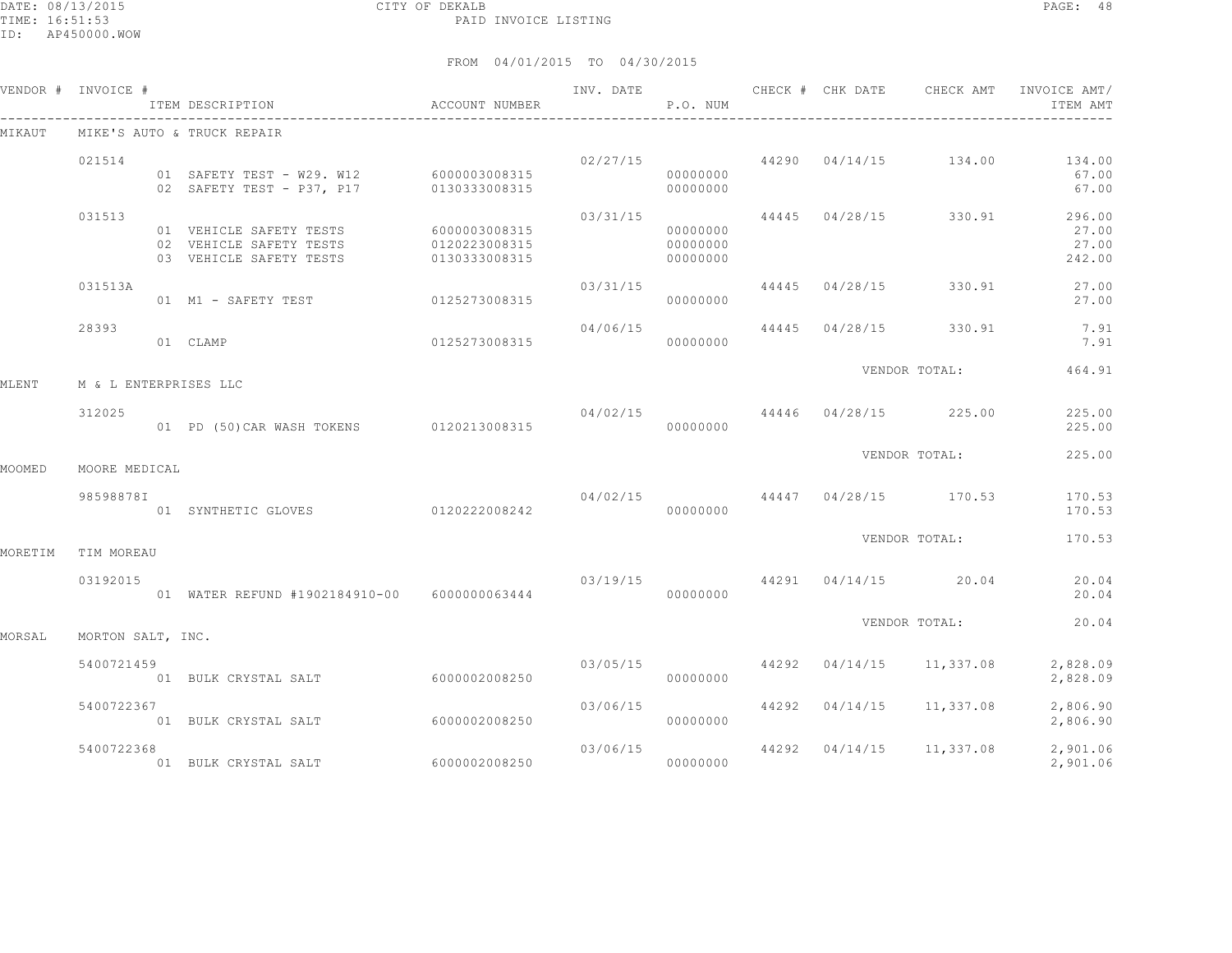CITY OF DEKALB
PAID INVOICE LISTING

FROM 04/01/2015 TO 04/30/2015

| VENDOR # | INVOICE # | ITEM DESCRIPTION | ACCOUNT NUMBER | INV. DATE | P.O. NUM | CHECK # | CHK DATE | CHECK AMT | INVOICE AMT/ ITEM AMT |
|---|---|---|---|---|---|---|---|---|---|
| MIKAUT | MIKE'S AUTO & TRUCK REPAIR | | | | | | | | |
| | 021514 | | | 02/27/15 | | 44290 | 04/14/15 | 134.00 | 134.00 |
| | | 01 SAFETY TEST - W29. W12 | 6000003008315 | | 00000000 | | | | 67.00 |
| | | 02 SAFETY TEST - P37, P17 | 0130333008315 | | 00000000 | | | | 67.00 |
| | 031513 | | | 03/31/15 | | 44445 | 04/28/15 | 330.91 | 296.00 |
| | | 01 VEHICLE SAFETY TESTS | 6000003008315 | | 00000000 | | | | 27.00 |
| | | 02 VEHICLE SAFETY TESTS | 0120223008315 | | 00000000 | | | | 27.00 |
| | | 03 VEHICLE SAFETY TESTS | 0130333008315 | | 00000000 | | | | 242.00 |
| | 031513A | | | 03/31/15 | | 44445 | 04/28/15 | 330.91 | 27.00 |
| | | 01 M1 - SAFETY TEST | 0125273008315 | | 00000000 | | | | 27.00 |
| | 28393 | | | 04/06/15 | | 44445 | 04/28/15 | 330.91 | 7.91 |
| | | 01 CLAMP | 0125273008315 | | 00000000 | | | | 7.91 |
| | | | | | | | VENDOR TOTAL: | | 464.91 |
| MLENT | M & L ENTERPRISES LLC | | | | | | | | |
| | 312025 | | | 04/02/15 | | 44446 | 04/28/15 | 225.00 | 225.00 |
| | | 01 PD (50)CAR WASH TOKENS | 0120213008315 | | 00000000 | | | | 225.00 |
| | | | | | | | VENDOR TOTAL: | | 225.00 |
| MOOMED | MOORE MEDICAL | | | | | | | | |
| | 98598878I | | | 04/02/15 | | 44447 | 04/28/15 | 170.53 | 170.53 |
| | | 01 SYNTHETIC GLOVES | 0120222008242 | | 00000000 | | | | 170.53 |
| | | | | | | | VENDOR TOTAL: | | 170.53 |
| MORETIM | TIM MOREAU | | | | | | | | |
| | 03192015 | | | 03/19/15 | | 44291 | 04/14/15 | 20.04 | 20.04 |
| | | 01 WATER REFUND #1902184910-00 | 6000000063444 | | 00000000 | | | | 20.04 |
| | | | | | | | VENDOR TOTAL: | | 20.04 |
| MORSAL | MORTON SALT, INC. | | | | | | | | |
| | 5400721459 | | | 03/05/15 | | 44292 | 04/14/15 | 11,337.08 | 2,828.09 |
| | | 01 BULK CRYSTAL SALT | 6000002008250 | | 00000000 | | | | 2,828.09 |
| | 5400722367 | | | 03/06/15 | | 44292 | 04/14/15 | 11,337.08 | 2,806.90 |
| | | 01 BULK CRYSTAL SALT | 6000002008250 | | 00000000 | | | | 2,806.90 |
| | 5400722368 | | | 03/06/15 | | 44292 | 04/14/15 | 11,337.08 | 2,901.06 |
| | | 01 BULK CRYSTAL SALT | 6000002008250 | | 00000000 | | | | 2,901.06 |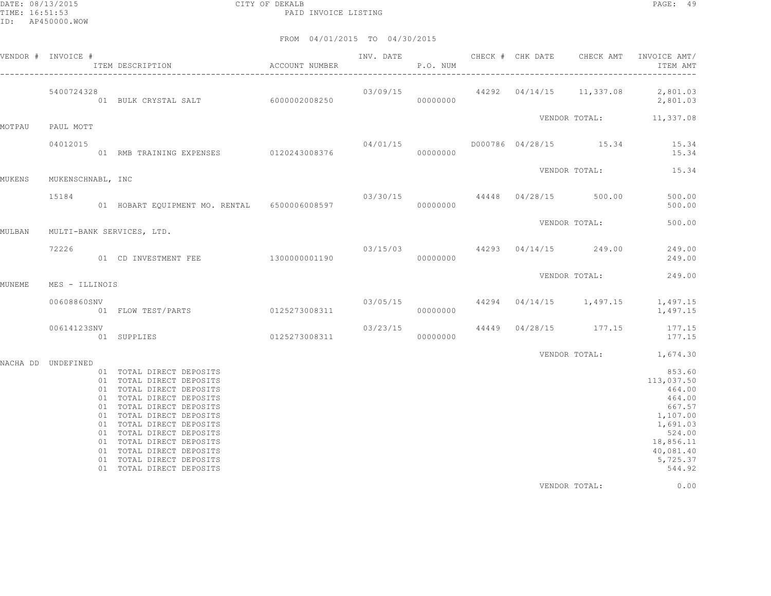CITY OF DEKALB

PAID INVOICE LISTING

FROM 04/01/2015 TO 04/30/2015

| VENDOR # | INVOICE # | ITEM DESCRIPTION | ACCOUNT NUMBER | INV. DATE | P.O. NUM | CHECK # | CHK DATE | CHECK AMT | INVOICE AMT/ ITEM AMT |
|---|---|---|---|---|---|---|---|---|---|
| | 5400724328 | | | 03/09/15 | | 44292 | 04/14/15 | 11,337.08 | 2,801.03 |
| | | 01 BULK CRYSTAL SALT | 6000002008250 | | 00000000 | | | | 2,801.03 |
| | | | | | | | | VENDOR TOTAL: | 11,337.08 |
| MOTPAU | PAUL MOTT | | | | | | | | |
| | 04012015 | | | 04/01/15 | | D000786 | 04/28/15 | 15.34 | 15.34 |
| | | 01 RMB TRAINING EXPENSES | 0120243008376 | | 00000000 | | | | 15.34 |
| | | | | | | | | VENDOR TOTAL: | 15.34 |
| MUKENS | MUKENSCHNABL, INC | | | | | | | | |
| | 15184 | | | 03/30/15 | | 44448 | 04/28/15 | 500.00 | 500.00 |
| | | 01 HOBART EQUIPMENT MO. RENTAL | 6500006008597 | | 00000000 | | | | 500.00 |
| | | | | | | | | VENDOR TOTAL: | 500.00 |
| MULBAN | MULTI-BANK SERVICES, LTD. | | | | | | | | |
| | 72226 | | | 03/15/03 | | 44293 | 04/14/15 | 249.00 | 249.00 |
| | | 01 CD INVESTMENT FEE | 1300000001190 | | 00000000 | | | | 249.00 |
| | | | | | | | | VENDOR TOTAL: | 249.00 |
| MUNEME | MES - ILLINOIS | | | | | | | | |
| | 00608860SNV | | | 03/05/15 | | 44294 | 04/14/15 | 1,497.15 | 1,497.15 |
| | | 01 FLOW TEST/PARTS | 0125273008311 | | 00000000 | | | | 1,497.15 |
| | 00614123SNV | | | 03/23/15 | | 44449 | 04/28/15 | 177.15 | 177.15 |
| | | 01 SUPPLIES | 0125273008311 | | 00000000 | | | | 177.15 |
| | | | | | | | | VENDOR TOTAL: | 1,674.30 |
| NACHA DD | UNDEFINED | | | | | | | | |
| | | 01 TOTAL DIRECT DEPOSITS | | | | | | | 853.60 |
| | | 01 TOTAL DIRECT DEPOSITS | | | | | | | 113,037.50 |
| | | 01 TOTAL DIRECT DEPOSITS | | | | | | | 464.00 |
| | | 01 TOTAL DIRECT DEPOSITS | | | | | | | 464.00 |
| | | 01 TOTAL DIRECT DEPOSITS | | | | | | | 667.57 |
| | | 01 TOTAL DIRECT DEPOSITS | | | | | | | 1,107.00 |
| | | 01 TOTAL DIRECT DEPOSITS | | | | | | | 1,691.03 |
| | | 01 TOTAL DIRECT DEPOSITS | | | | | | | 524.00 |
| | | 01 TOTAL DIRECT DEPOSITS | | | | | | | 18,856.11 |
| | | 01 TOTAL DIRECT DEPOSITS | | | | | | | 40,081.40 |
| | | 01 TOTAL DIRECT DEPOSITS | | | | | | | 5,725.37 |
| | | 01 TOTAL DIRECT DEPOSITS | | | | | | | 544.92 |
| | | | | | | | | VENDOR TOTAL: | 0.00 |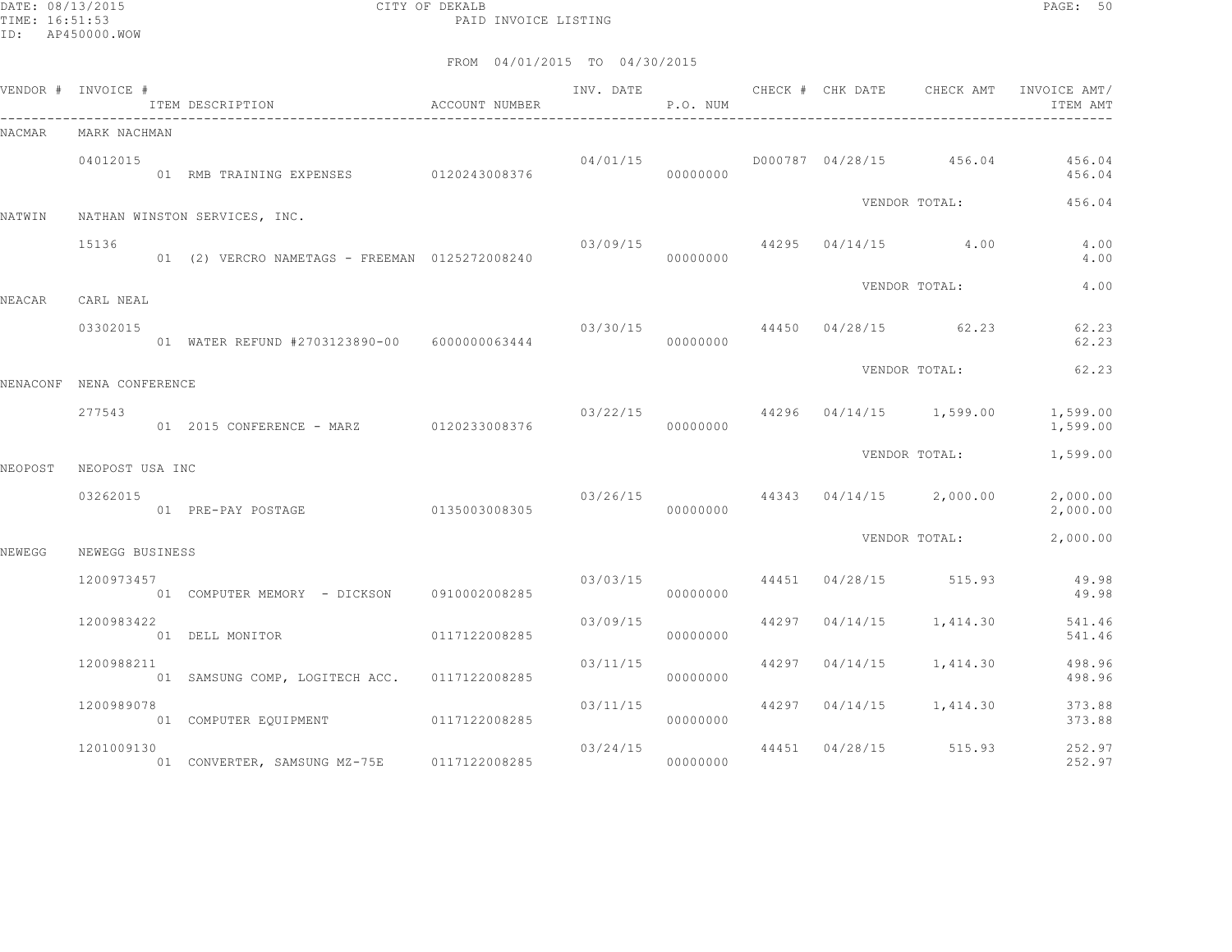CITY OF DEKALB
PAID INVOICE LISTING

DATE: 08/13/2015
TIME: 16:51:53
ID: AP450000.WOW

FROM 04/01/2015 TO 04/30/2015

| VENDOR # | INVOICE # | ITEM DESCRIPTION | ACCOUNT NUMBER | INV. DATE | P.O. NUM | CHECK # | CHK DATE | CHECK AMT | INVOICE AMT/ ITEM AMT |
|---|---|---|---|---|---|---|---|---|---|
| NACMAR | MARK NACHMAN | | | | | | | | |
| | 04012015 | | | 04/01/15 | | D000787 | 04/28/15 | 456.04 | 456.04 |
| | | 01 RMB TRAINING EXPENSES | 0120243008376 | | 00000000 | | | | 456.04 |
| | | | | | | | VENDOR TOTAL: | | 456.04 |
| NATWIN | NATHAN WINSTON SERVICES, INC. | | | | | | | | |
| | 15136 | | | 03/09/15 | | 44295 | 04/14/15 | 4.00 | 4.00 |
| | | 01 (2) VERCRO NAMETAGS - FREEMAN | 0125272008240 | | 00000000 | | | | 4.00 |
| | | | | | | | VENDOR TOTAL: | | 4.00 |
| NEACAR | CARL NEAL | | | | | | | | |
| | 03302015 | | | 03/30/15 | | 44450 | 04/28/15 | 62.23 | 62.23 |
| | | 01 WATER REFUND #2703123890-00 | 6000000063444 | | 00000000 | | | | 62.23 |
| | | | | | | | VENDOR TOTAL: | | 62.23 |
| NENACONF | NENA CONFERENCE | | | | | | | | |
| | 277543 | | | 03/22/15 | | 44296 | 04/14/15 | 1,599.00 | 1,599.00 |
| | | 01 2015 CONFERENCE - MARZ | 0120233008376 | | 00000000 | | | | 1,599.00 |
| | | | | | | | VENDOR TOTAL: | | 1,599.00 |
| NEOPOST | NEOPOST USA INC | | | | | | | | |
| | 03262015 | | | 03/26/15 | | 44343 | 04/14/15 | 2,000.00 | 2,000.00 |
| | | 01 PRE-PAY POSTAGE | 0135003008305 | | 00000000 | | | | 2,000.00 |
| | | | | | | | VENDOR TOTAL: | | 2,000.00 |
| NEWEGG | NEWEGG BUSINESS | | | | | | | | |
| | 1200973457 | | | 03/03/15 | | 44451 | 04/28/15 | 515.93 | 49.98 |
| | | 01 COMPUTER MEMORY - DICKSON | 0910002008285 | | 00000000 | | | | 49.98 |
| | 1200983422 | | | 03/09/15 | | 44297 | 04/14/15 | 1,414.30 | 541.46 |
| | | 01 DELL MONITOR | 0117122008285 | | 00000000 | | | | 541.46 |
| | 1200988211 | | | 03/11/15 | | 44297 | 04/14/15 | 1,414.30 | 498.96 |
| | | 01 SAMSUNG COMP, LOGITECH ACC. | 0117122008285 | | 00000000 | | | | 498.96 |
| | 1200989078 | | | 03/11/15 | | 44297 | 04/14/15 | 1,414.30 | 373.88 |
| | | 01 COMPUTER EQUIPMENT | 0117122008285 | | 00000000 | | | | 373.88 |
| | 1201009130 | | | 03/24/15 | | 44451 | 04/28/15 | 515.93 | 252.97 |
| | | 01 CONVERTER, SAMSUNG MZ-75E | 0117122008285 | | 00000000 | | | | 252.97 |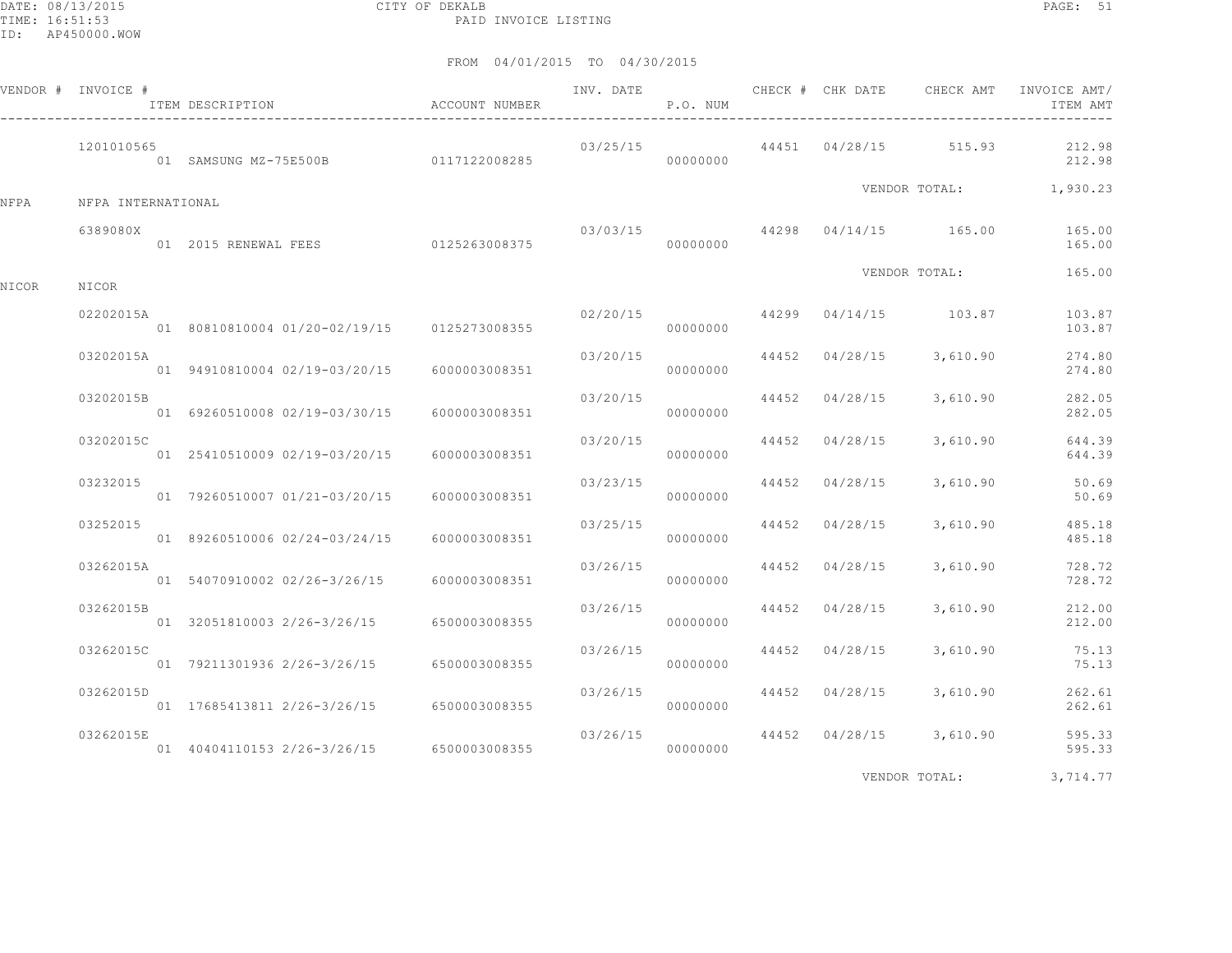CITY OF DEKALB
PAID INVOICE LISTING

FROM 04/01/2015 TO 04/30/2015

| VENDOR # | INVOICE # | ITEM DESCRIPTION | ACCOUNT NUMBER | INV. DATE | P.O. NUM | CHECK # | CHK DATE | CHECK AMT | INVOICE AMT/ ITEM AMT |
|---|---|---|---|---|---|---|---|---|---|
| | 1201010565 | | | 03/25/15 | | 44451 | 04/28/15 | 515.93 | 212.98 |
| | | 01 SAMSUNG MZ-75E500B | 0117122008285 | | 00000000 | | | | 212.98 |
| | | | | | | | | VENDOR TOTAL: | 1,930.23 |
| NFPA | NFPA INTERNATIONAL | | | | | | | | |
| | 6389080X | | | 03/03/15 | | 44298 | 04/14/15 | 165.00 | 165.00 |
| | | 01 2015 RENEWAL FEES | 0125263008375 | | 00000000 | | | | 165.00 |
| | | | | | | | | VENDOR TOTAL: | 165.00 |
| NICOR | NICOR | | | | | | | | |
| | 02202015A | | | 02/20/15 | | 44299 | 04/14/15 | 103.87 | 103.87 |
| | | 01 80810810004 01/20-02/19/15 | 0125273008355 | | 00000000 | | | | 103.87 |
| | 03202015A | | | 03/20/15 | | 44452 | 04/28/15 | 3,610.90 | 274.80 |
| | | 01 94910810004 02/19-03/20/15 | 6000003008351 | | 00000000 | | | | 274.80 |
| | 03202015B | | | 03/20/15 | | 44452 | 04/28/15 | 3,610.90 | 282.05 |
| | | 01 69260510008 02/19-03/30/15 | 6000003008351 | | 00000000 | | | | 282.05 |
| | 03202015C | | | 03/20/15 | | 44452 | 04/28/15 | 3,610.90 | 644.39 |
| | | 01 25410510009 02/19-03/20/15 | 6000003008351 | | 00000000 | | | | 644.39 |
| | 03232015 | | | 03/23/15 | | 44452 | 04/28/15 | 3,610.90 | 50.69 |
| | | 01 79260510007 01/21-03/20/15 | 6000003008351 | | 00000000 | | | | 50.69 |
| | 03252015 | | | 03/25/15 | | 44452 | 04/28/15 | 3,610.90 | 485.18 |
| | | 01 89260510006 02/24-03/24/15 | 6000003008351 | | 00000000 | | | | 485.18 |
| | 03262015A | | | 03/26/15 | | 44452 | 04/28/15 | 3,610.90 | 728.72 |
| | | 01 54070910002 02/26-3/26/15 | 6000003008351 | | 00000000 | | | | 728.72 |
| | 03262015B | | | 03/26/15 | | 44452 | 04/28/15 | 3,610.90 | 212.00 |
| | | 01 32051810003 2/26-3/26/15 | 6500003008355 | | 00000000 | | | | 212.00 |
| | 03262015C | | | 03/26/15 | | 44452 | 04/28/15 | 3,610.90 | 75.13 |
| | | 01 79211301936 2/26-3/26/15 | 6500003008355 | | 00000000 | | | | 75.13 |
| | 03262015D | | | 03/26/15 | | 44452 | 04/28/15 | 3,610.90 | 262.61 |
| | | 01 17685413811 2/26-3/26/15 | 6500003008355 | | 00000000 | | | | 262.61 |
| | 03262015E | | | 03/26/15 | | 44452 | 04/28/15 | 3,610.90 | 595.33 |
| | | 01 40404110153 2/26-3/26/15 | 6500003008355 | | 00000000 | | | | 595.33 |
| | | | | | | | | VENDOR TOTAL: | 3,714.77 |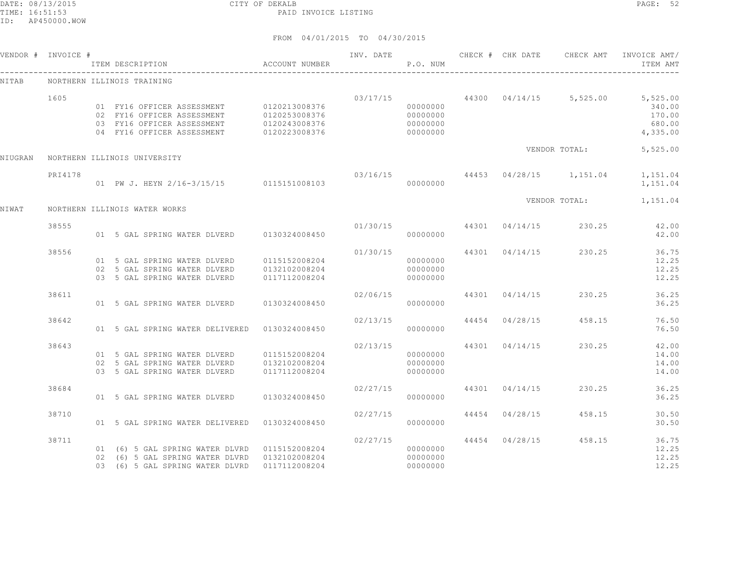CITY OF DEKALB
PAID INVOICE LISTING

FROM 04/01/2015 TO 04/30/2015

| VENDOR # | INVOICE # | ITEM DESCRIPTION | ACCOUNT NUMBER | INV. DATE | P.O. NUM | CHECK # | CHK DATE | CHECK AMT | INVOICE AMT/ ITEM AMT |
|---|---|---|---|---|---|---|---|---|---|
| NITAB | NORTHERN ILLINOIS TRAINING | | | | | | | | |
| | 1605 | | | 03/17/15 | | 44300 | 04/14/15 | 5,525.00 | 5,525.00 |
| | | 01 FY16 OFFICER ASSESSMENT | 0120213008376 | | 00000000 | | | | 340.00 |
| | | 02 FY16 OFFICER ASSESSMENT | 0120253008376 | | 00000000 | | | | 170.00 |
| | | 03 FY16 OFFICER ASSESSMENT | 0120243008376 | | 00000000 | | | | 680.00 |
| | | 04 FY16 OFFICER ASSESSMENT | 0120223008376 | | 00000000 | | | | 4,335.00 |
| | | | | | | | | VENDOR TOTAL: | 5,525.00 |
| NIUGRAN | NORTHERN ILLINOIS UNIVERSITY | | | | | | | | |
| | PRI4178 | | | 03/16/15 | | 44453 | 04/28/15 | 1,151.04 | 1,151.04 |
| | | 01 PW J. HEYN 2/16-3/15/15 | 0115151008103 | | 00000000 | | | | 1,151.04 |
| | | | | | | | | VENDOR TOTAL: | 1,151.04 |
| NIWAT | NORTHERN ILLINOIS WATER WORKS | | | | | | | | |
| | 38555 | | | 01/30/15 | | 44301 | 04/14/15 | 230.25 | 42.00 |
| | | 01 5 GAL SPRING WATER DLVERD | 0130324008450 | | 00000000 | | | | 42.00 |
| | 38556 | | | 01/30/15 | | 44301 | 04/14/15 | 230.25 | 36.75 |
| | | 01 5 GAL SPRING WATER DLVERD | 0115152008204 | | 00000000 | | | | 12.25 |
| | | 02 5 GAL SPRING WATER DLVERD | 0132102008204 | | 00000000 | | | | 12.25 |
| | | 03 5 GAL SPRING WATER DLVERD | 0117112008204 | | 00000000 | | | | 12.25 |
| | 38611 | | | 02/06/15 | | 44301 | 04/14/15 | 230.25 | 36.25 |
| | | 01 5 GAL SPRING WATER DLVERD | 0130324008450 | | 00000000 | | | | 36.25 |
| | 38642 | | | 02/13/15 | | 44454 | 04/28/15 | 458.15 | 76.50 |
| | | 01 5 GAL SPRING WATER DELIVERED | 0130324008450 | | 00000000 | | | | 76.50 |
| | 38643 | | | 02/13/15 | | 44301 | 04/14/15 | 230.25 | 42.00 |
| | | 01 5 GAL SPRING WATER DLVERD | 0115152008204 | | 00000000 | | | | 14.00 |
| | | 02 5 GAL SPRING WATER DLVERD | 0132102008204 | | 00000000 | | | | 14.00 |
| | | 03 5 GAL SPRING WATER DLVERD | 0117112008204 | | 00000000 | | | | 14.00 |
| | 38684 | | | 02/27/15 | | 44301 | 04/14/15 | 230.25 | 36.25 |
| | | 01 5 GAL SPRING WATER DLVERD | 0130324008450 | | 00000000 | | | | 36.25 |
| | 38710 | | | 02/27/15 | | 44454 | 04/28/15 | 458.15 | 30.50 |
| | | 01 5 GAL SPRING WATER DELIVERED | 0130324008450 | | 00000000 | | | | 30.50 |
| | 38711 | | | 02/27/15 | | 44454 | 04/28/15 | 458.15 | 36.75 |
| | | 01 (6) 5 GAL SPRING WATER DLVRD | 0115152008204 | | 00000000 | | | | 12.25 |
| | | 02 (6) 5 GAL SPRING WATER DLVRD | 0132102008204 | | 00000000 | | | | 12.25 |
| | | 03 (6) 5 GAL SPRING WATER DLVRD | 0117112008204 | | 00000000 | | | | 12.25 |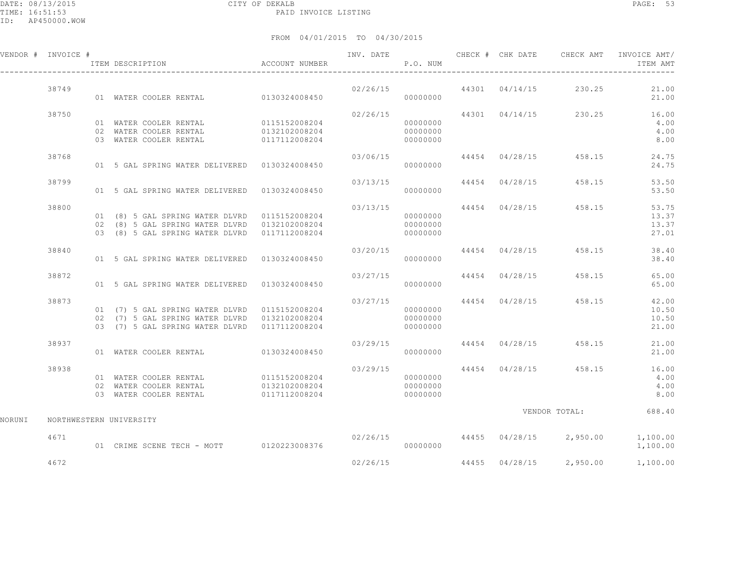DATE: 08/13/2015 CITY OF DEKALB
TIME: 16:51:53 PAID INVOICE LISTING
ID: AP450000.WOW

FROM 04/01/2015 TO 04/30/2015

| VENDOR # | INVOICE # | ITEM DESCRIPTION | ACCOUNT NUMBER | INV. DATE | P.O. NUM | CHECK # | CHK DATE | CHECK AMT | INVOICE AMT/ ITEM AMT |
|---|---|---|---|---|---|---|---|---|---|
| | 38749 | | | 02/26/15 | | 44301 | 04/14/15 | 230.25 | 21.00 |
| | | 01 WATER COOLER RENTAL | 0130324008450 | | 00000000 | | | | 21.00 |
| | 38750 | | | 02/26/15 | | 44301 | 04/14/15 | 230.25 | 16.00 |
| | | 01 WATER COOLER RENTAL | 0115152008204 | | 00000000 | | | | 4.00 |
| | | 02 WATER COOLER RENTAL | 0132102008204 | | 00000000 | | | | 4.00 |
| | | 03 WATER COOLER RENTAL | 0117112008204 | | 00000000 | | | | 8.00 |
| | 38768 | | | 03/06/15 | | 44454 | 04/28/15 | 458.15 | 24.75 |
| | | 01 5 GAL SPRING WATER DELIVERED | 0130324008450 | | 00000000 | | | | 24.75 |
| | 38799 | | | 03/13/15 | | 44454 | 04/28/15 | 458.15 | 53.50 |
| | | 01 5 GAL SPRING WATER DELIVERED | 0130324008450 | | 00000000 | | | | 53.50 |
| | 38800 | | | 03/13/15 | | 44454 | 04/28/15 | 458.15 | 53.75 |
| | | 01 (8) 5 GAL SPRING WATER DLVRD | 0115152008204 | | 00000000 | | | | 13.37 |
| | | 02 (8) 5 GAL SPRING WATER DLVRD | 0132102008204 | | 00000000 | | | | 13.37 |
| | | 03 (8) 5 GAL SPRING WATER DLVRD | 0117112008204 | | 00000000 | | | | 27.01 |
| | 38840 | | | 03/20/15 | | 44454 | 04/28/15 | 458.15 | 38.40 |
| | | 01 5 GAL SPRING WATER DELIVERED | 0130324008450 | | 00000000 | | | | 38.40 |
| | 38872 | | | 03/27/15 | | 44454 | 04/28/15 | 458.15 | 65.00 |
| | | 01 5 GAL SPRING WATER DELIVERED | 0130324008450 | | 00000000 | | | | 65.00 |
| | 38873 | | | 03/27/15 | | 44454 | 04/28/15 | 458.15 | 42.00 |
| | | 01 (7) 5 GAL SPRING WATER DLVRD | 0115152008204 | | 00000000 | | | | 10.50 |
| | | 02 (7) 5 GAL SPRING WATER DLVRD | 0132102008204 | | 00000000 | | | | 10.50 |
| | | 03 (7) 5 GAL SPRING WATER DLVRD | 0117112008204 | | 00000000 | | | | 21.00 |
| | 38937 | | | 03/29/15 | | 44454 | 04/28/15 | 458.15 | 21.00 |
| | | 01 WATER COOLER RENTAL | 0130324008450 | | 00000000 | | | | 21.00 |
| | 38938 | | | 03/29/15 | | 44454 | 04/28/15 | 458.15 | 16.00 |
| | | 01 WATER COOLER RENTAL | 0115152008204 | | 00000000 | | | | 4.00 |
| | | 02 WATER COOLER RENTAL | 0132102008204 | | 00000000 | | | | 4.00 |
| | | 03 WATER COOLER RENTAL | 0117112008204 | | 00000000 | | | | 8.00 |
| | | | | | | | | VENDOR TOTAL: | 688.40 |
| NORUNI | NORTHWESTERN UNIVERSITY | | | | | | | | |
| | 4671 | | | 02/26/15 | | 44455 | 04/28/15 | 2,950.00 | 1,100.00 |
| | | 01 CRIME SCENE TECH - MOTT | 0120223008376 | | 00000000 | | | | 1,100.00 |
| | 4672 | | | 02/26/15 | | 44455 | 04/28/15 | 2,950.00 | 1,100.00 |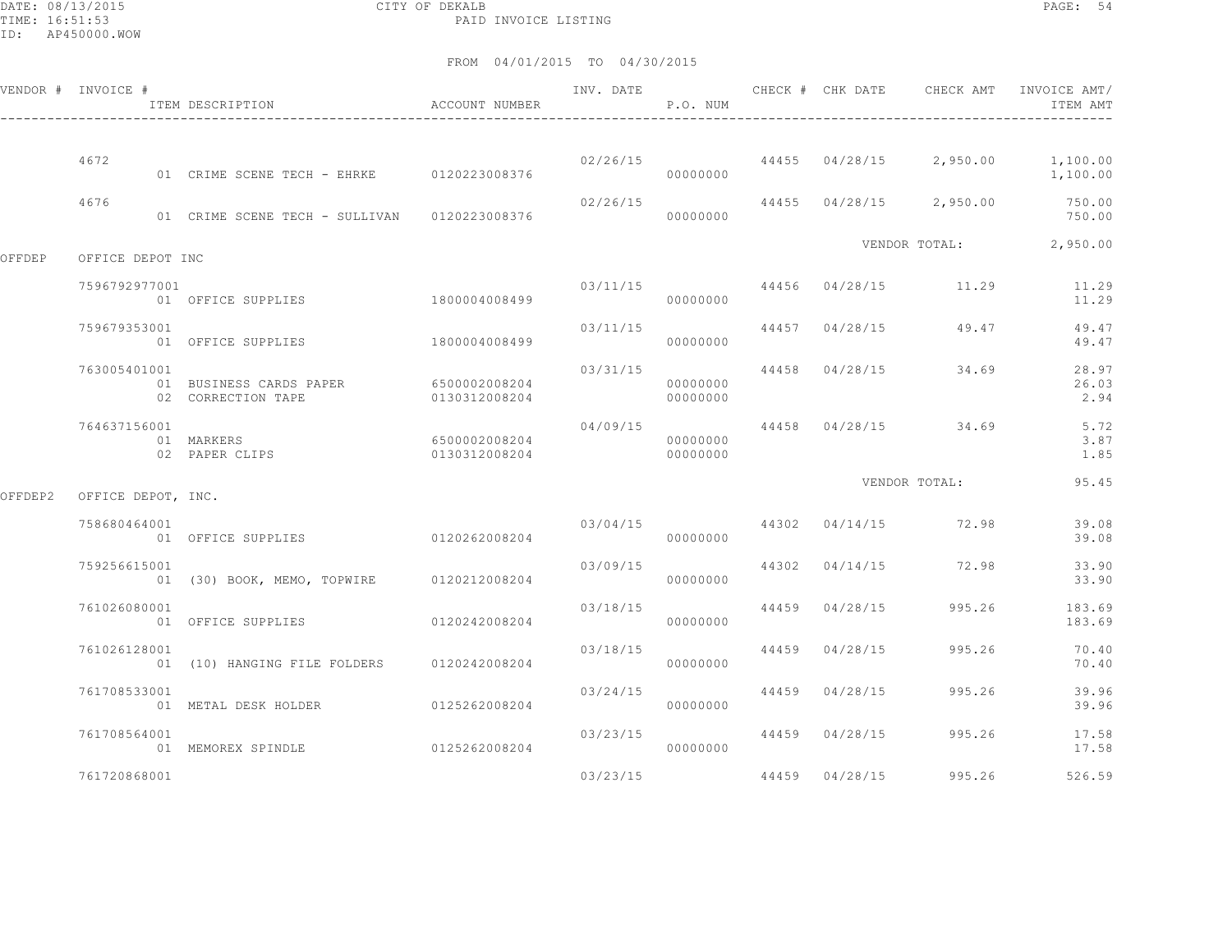CITY OF DEKALB

PAID INVOICE LISTING

DATE: 08/13/2015
TIME: 16:51:53
ID: AP450000.WOW

FROM 04/01/2015 TO 04/30/2015

| VENDOR # | INVOICE # | ITEM DESCRIPTION | ACCOUNT NUMBER | INV. DATE | P.O. NUM | CHECK # | CHK DATE | CHECK AMT | INVOICE AMT/ ITEM AMT |
|---|---|---|---|---|---|---|---|---|---|
| | 4672 | | | 02/26/15 | | 44455 | 04/28/15 | 2,950.00 | 1,100.00 |
| | | 01 CRIME SCENE TECH - EHRKE | 0120223008376 | | 00000000 | | | | 1,100.00 |
| | 4676 | | | 02/26/15 | | 44455 | 04/28/15 | 2,950.00 | 750.00 |
| | | 01 CRIME SCENE TECH - SULLIVAN | 0120223008376 | | 00000000 | | | | 750.00 |
| | | | | | | | VENDOR TOTAL: | | 2,950.00 |
| OFFDEP | OFFICE DEPOT INC | | | | | | | | |
| | 7596792977001 | | | 03/11/15 | | 44456 | 04/28/15 | 11.29 | 11.29 |
| | | 01 OFFICE SUPPLIES | 1800004008499 | | 00000000 | | | | 11.29 |
| | 759679353001 | | | 03/11/15 | | 44457 | 04/28/15 | 49.47 | 49.47 |
| | | 01 OFFICE SUPPLIES | 1800004008499 | | 00000000 | | | | 49.47 |
| | 763005401001 | | | 03/31/15 | | 44458 | 04/28/15 | 34.69 | 28.97 |
| | | 01 BUSINESS CARDS PAPER | 6500002008204 | | 00000000 | | | | 26.03 |
| | | 02 CORRECTION TAPE | 0130312008204 | | 00000000 | | | | 2.94 |
| | 764637156001 | | | 04/09/15 | | 44458 | 04/28/15 | 34.69 | 5.72 |
| | | 01 MARKERS | 6500002008204 | | 00000000 | | | | 3.87 |
| | | 02 PAPER CLIPS | 0130312008204 | | 00000000 | | | | 1.85 |
| | | | | | | | VENDOR TOTAL: | | 95.45 |
| OFFDEP2 | OFFICE DEPOT, INC. | | | | | | | | |
| | 758680464001 | | | 03/04/15 | | 44302 | 04/14/15 | 72.98 | 39.08 |
| | | 01 OFFICE SUPPLIES | 0120262008204 | | 00000000 | | | | 39.08 |
| | 759256615001 | | | 03/09/15 | | 44302 | 04/14/15 | 72.98 | 33.90 |
| | | 01 (30) BOOK, MEMO, TOPWIRE | 0120212008204 | | 00000000 | | | | 33.90 |
| | 761026080001 | | | 03/18/15 | | 44459 | 04/28/15 | 995.26 | 183.69 |
| | | 01 OFFICE SUPPLIES | 0120242008204 | | 00000000 | | | | 183.69 |
| | 761026128001 | | | 03/18/15 | | 44459 | 04/28/15 | 995.26 | 70.40 |
| | | 01 (10) HANGING FILE FOLDERS | 0120242008204 | | 00000000 | | | | 70.40 |
| | 761708533001 | | | 03/24/15 | | 44459 | 04/28/15 | 995.26 | 39.96 |
| | | 01 METAL DESK HOLDER | 0125262008204 | | 00000000 | | | | 39.96 |
| | 761708564001 | | | 03/23/15 | | 44459 | 04/28/15 | 995.26 | 17.58 |
| | | 01 MEMOREX SPINDLE | 0125262008204 | | 00000000 | | | | 17.58 |
| | 761720868001 | | | 03/23/15 | | 44459 | 04/28/15 | 995.26 | 526.59 |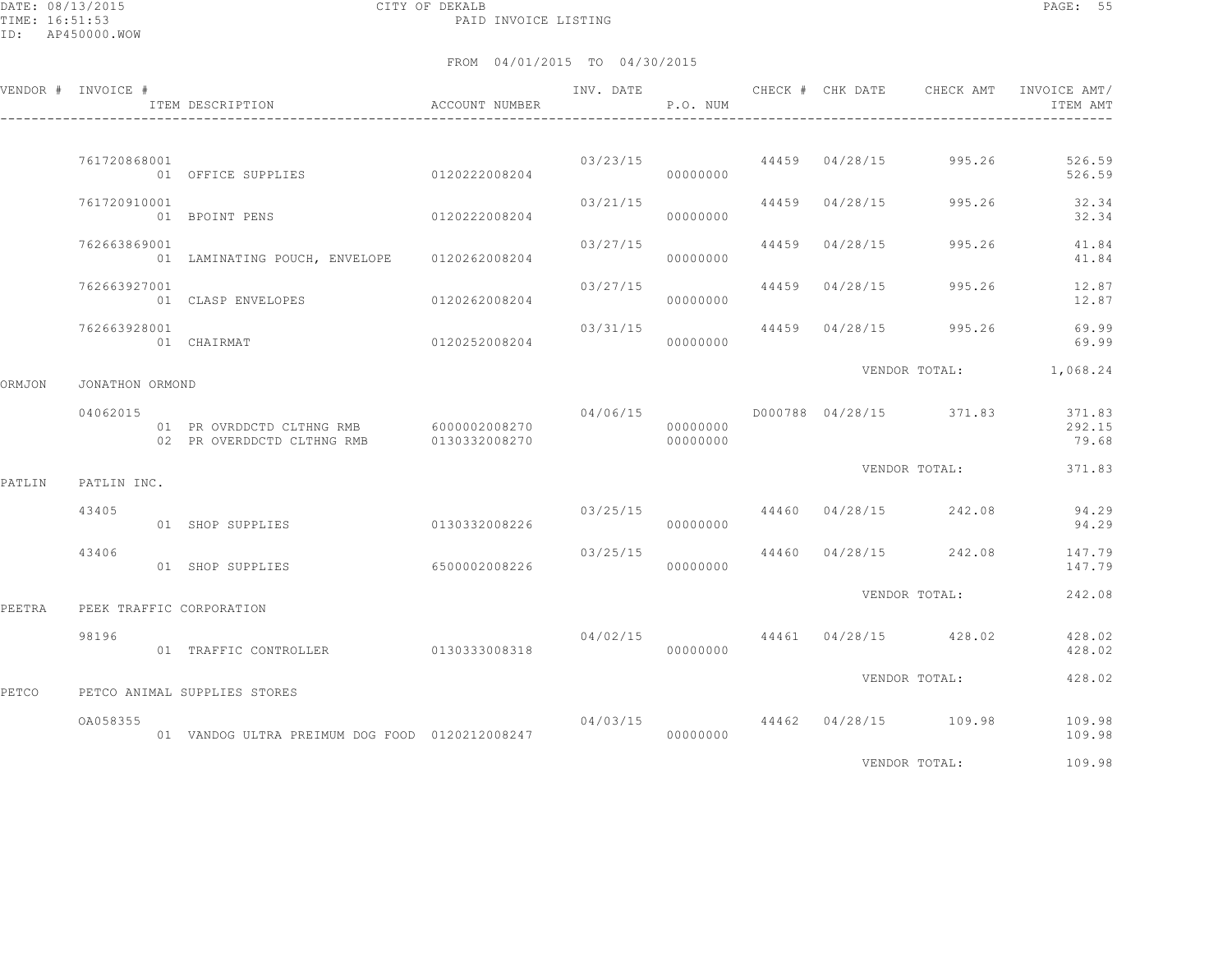CITY OF DEKALB
PAID INVOICE LISTING

FROM 04/01/2015 TO 04/30/2015

| VENDOR # | INVOICE # | ITEM DESCRIPTION | ACCOUNT NUMBER | INV. DATE | P.O. NUM | CHECK # | CHK DATE | CHECK AMT | INVOICE AMT/ ITEM AMT |
|---|---|---|---|---|---|---|---|---|---|
| | 761720868001 | | | 03/23/15 | | 44459 | 04/28/15 | 995.26 | 526.59 |
| | | 01 OFFICE SUPPLIES | 0120222008204 | | 00000000 | | | | 526.59 |
| | 761720910001 | | | 03/21/15 | | 44459 | 04/28/15 | 995.26 | 32.34 |
| | | 01 BPOINT PENS | 0120222008204 | | 00000000 | | | | 32.34 |
| | 762663869001 | | | 03/27/15 | | 44459 | 04/28/15 | 995.26 | 41.84 |
| | | 01 LAMINATING POUCH, ENVELOPE | 0120262008204 | | 00000000 | | | | 41.84 |
| | 762663927001 | | | 03/27/15 | | 44459 | 04/28/15 | 995.26 | 12.87 |
| | | 01 CLASP ENVELOPES | 0120262008204 | | 00000000 | | | | 12.87 |
| | 762663928001 | | | 03/31/15 | | 44459 | 04/28/15 | 995.26 | 69.99 |
| | | 01 CHAIRMAT | 0120252008204 | | 00000000 | | | | 69.99 |
| | | | | | | | VENDOR TOTAL: | | 1,068.24 |
| ORMJON | JONATHON ORMOND | | | | | | | | |
| | 04062015 | | | 04/06/15 | | D000788 | 04/28/15 | 371.83 | 371.83 |
| | | 01 PR OVRDDCTD CLTHNG RMB | 6000002008270 | | 00000000 | | | | 292.15 |
| | | 02 PR OVERDDCTD CLTHNG RMB | 0130332008270 | | 00000000 | | | | 79.68 |
| | | | | | | | VENDOR TOTAL: | | 371.83 |
| PATLIN | PATLIN INC. | | | | | | | | |
| | 43405 | | | 03/25/15 | | 44460 | 04/28/15 | 242.08 | 94.29 |
| | | 01 SHOP SUPPLIES | 0130332008226 | | 00000000 | | | | 94.29 |
| | 43406 | | | 03/25/15 | | 44460 | 04/28/15 | 242.08 | 147.79 |
| | | 01 SHOP SUPPLIES | 6500002008226 | | 00000000 | | | | 147.79 |
| | | | | | | | VENDOR TOTAL: | | 242.08 |
| PEETRA | PEEK TRAFFIC CORPORATION | | | | | | | | |
| | 98196 | | | 04/02/15 | | 44461 | 04/28/15 | 428.02 | 428.02 |
| | | 01 TRAFFIC CONTROLLER | 0130333008318 | | 00000000 | | | | 428.02 |
| | | | | | | | VENDOR TOTAL: | | 428.02 |
| PETCO | PETCO ANIMAL SUPPLIES STORES | | | | | | | | |
| | OA058355 | | | 04/03/15 | | 44462 | 04/28/15 | 109.98 | 109.98 |
| | | 01 VANDOG ULTRA PREIMUM DOG FOOD | 0120212008247 | | 00000000 | | | | 109.98 |
| | | | | | | | VENDOR TOTAL: | | 109.98 |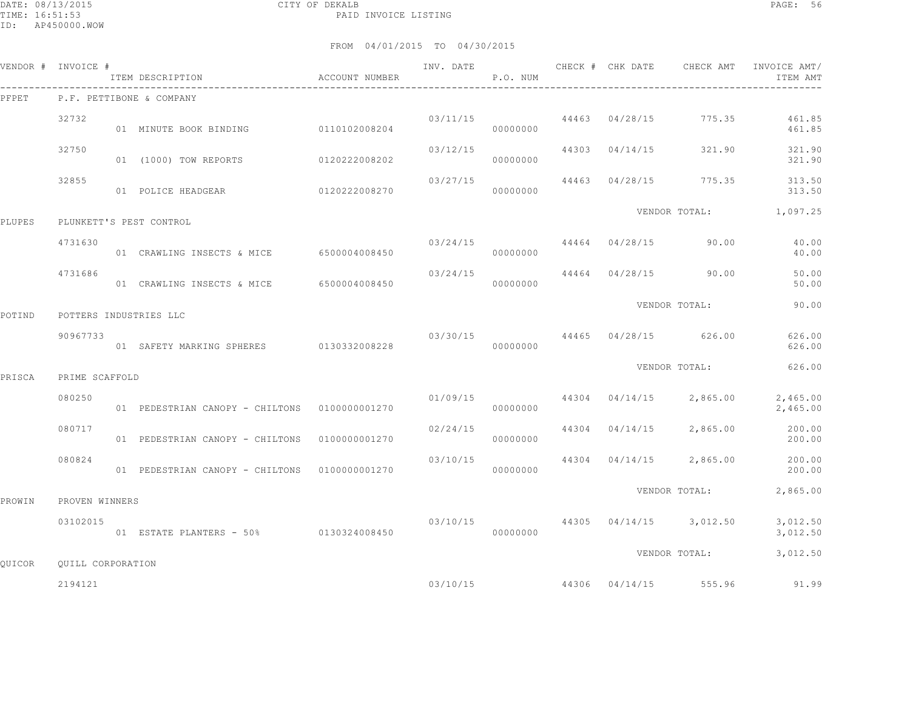CITY OF DEKALB
PAID INVOICE LISTING

FROM 04/01/2015 TO 04/30/2015

| VENDOR # | INVOICE # | ITEM DESCRIPTION | ACCOUNT NUMBER | INV. DATE | P.O. NUM | CHECK # | CHK DATE | CHECK AMT | INVOICE AMT/ ITEM AMT |
|---|---|---|---|---|---|---|---|---|---|
| PFPET | P.F. PETTIBONE & COMPANY | | | | | | | | |
| | 32732 | | | 03/11/15 | | 44463 | 04/28/15 | 775.35 | 461.85 |
| | | 01 MINUTE BOOK BINDING | 0110102008204 | | 00000000 | | | | 461.85 |
| | 32750 | | | 03/12/15 | | 44303 | 04/14/15 | 321.90 | 321.90 |
| | | 01 (1000) TOW REPORTS | 0120222008202 | | 00000000 | | | | 321.90 |
| | 32855 | | | 03/27/15 | | 44463 | 04/28/15 | 775.35 | 313.50 |
| | | 01 POLICE HEADGEAR | 0120222008270 | | 00000000 | | | | 313.50 |
| | | | | | | | VENDOR TOTAL: | | 1,097.25 |
| PLUPES | PLUNKETT'S PEST CONTROL | | | | | | | | |
| | 4731630 | | | 03/24/15 | | 44464 | 04/28/15 | 90.00 | 40.00 |
| | | 01 CRAWLING INSECTS & MICE | 6500004008450 | | 00000000 | | | | 40.00 |
| | 4731686 | | | 03/24/15 | | 44464 | 04/28/15 | 90.00 | 50.00 |
| | | 01 CRAWLING INSECTS & MICE | 6500004008450 | | 00000000 | | | | 50.00 |
| | | | | | | | VENDOR TOTAL: | | 90.00 |
| POTIND | POTTERS INDUSTRIES LLC | | | | | | | | |
| | 90967733 | | | 03/30/15 | | 44465 | 04/28/15 | 626.00 | 626.00 |
| | | 01 SAFETY MARKING SPHERES | 0130332008228 | | 00000000 | | | | 626.00 |
| | | | | | | | VENDOR TOTAL: | | 626.00 |
| PRISCA | PRIME SCAFFOLD | | | | | | | | |
| | 080250 | | | 01/09/15 | | 44304 | 04/14/15 | 2,865.00 | 2,465.00 |
| | | 01 PEDESTRIAN CANOPY - CHILTONS | 0100000001270 | | 00000000 | | | | 2,465.00 |
| | 080717 | | | 02/24/15 | | 44304 | 04/14/15 | 2,865.00 | 200.00 |
| | | 01 PEDESTRIAN CANOPY - CHILTONS | 0100000001270 | | 00000000 | | | | 200.00 |
| | 080824 | | | 03/10/15 | | 44304 | 04/14/15 | 2,865.00 | 200.00 |
| | | 01 PEDESTRIAN CANOPY - CHILTONS | 0100000001270 | | 00000000 | | | | 200.00 |
| | | | | | | | VENDOR TOTAL: | | 2,865.00 |
| PROWIN | PROVEN WINNERS | | | | | | | | |
| | 03102015 | | | 03/10/15 | | 44305 | 04/14/15 | 3,012.50 | 3,012.50 |
| | | 01 ESTATE PLANTERS - 50% | 0130324008450 | | 00000000 | | | | 3,012.50 |
| | | | | | | | VENDOR TOTAL: | | 3,012.50 |
| QUICOR | QUILL CORPORATION | | | | | | | | |
| | 2194121 | | | 03/10/15 | | 44306 | 04/14/15 | 555.96 | 91.99 |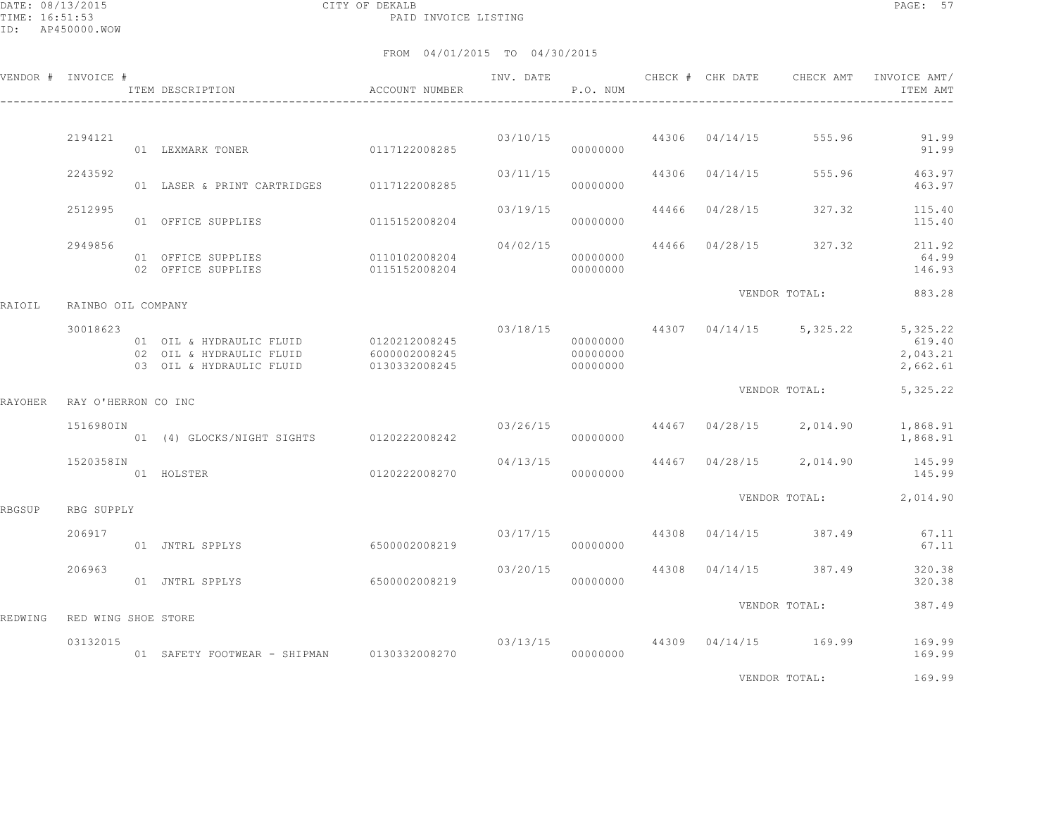CITY OF DEKALB
PAID INVOICE LISTING

FROM 04/01/2015 TO 04/30/2015

| VENDOR # | INVOICE # | ITEM DESCRIPTION | ACCOUNT NUMBER | INV. DATE | P.O. NUM | CHECK # | CHK DATE | CHECK AMT | INVOICE AMT/ ITEM AMT |
|---|---|---|---|---|---|---|---|---|---|
| | 2194121 | | | 03/10/15 | | 44306 | 04/14/15 | 555.96 | 91.99 |
| | | 01 LEXMARK TONER | 0117122008285 | | 00000000 | | | | 91.99 |
| | 2243592 | | | 03/11/15 | | 44306 | 04/14/15 | 555.96 | 463.97 |
| | | 01 LASER & PRINT CARTRIDGES | 0117122008285 | | 00000000 | | | | 463.97 |
| | 2512995 | | | 03/19/15 | | 44466 | 04/28/15 | 327.32 | 115.40 |
| | | 01 OFFICE SUPPLIES | 0115152008204 | | 00000000 | | | | 115.40 |
| | 2949856 | | | 04/02/15 | | 44466 | 04/28/15 | 327.32 | 211.92 |
| | | 01 OFFICE SUPPLIES | 0110102008204 | | 00000000 | | | | 64.99 |
| | | 02 OFFICE SUPPLIES | 0115152008204 | | 00000000 | | | | 146.93 |
| | | | | | | | VENDOR TOTAL: | | 883.28 |
| RAIOIL | RAINBO OIL COMPANY | | | | | | | | |
| | 30018623 | | | 03/18/15 | | 44307 | 04/14/15 | 5,325.22 | 5,325.22 |
| | | 01 OIL & HYDRAULIC FLUID | 0120212008245 | | 00000000 | | | | 619.40 |
| | | 02 OIL & HYDRAULIC FLUID | 6000002008245 | | 00000000 | | | | 2,043.21 |
| | | 03 OIL & HYDRAULIC FLUID | 0130332008245 | | 00000000 | | | | 2,662.61 |
| | | | | | | | VENDOR TOTAL: | | 5,325.22 |
| RAYOHER | RAY O'HERRON CO INC | | | | | | | | |
| | 1516980IN | | | 03/26/15 | | 44467 | 04/28/15 | 2,014.90 | 1,868.91 |
| | | 01 (4) GLOCKS/NIGHT SIGHTS | 0120222008242 | | 00000000 | | | | 1,868.91 |
| | 1520358IN | | | 04/13/15 | | 44467 | 04/28/15 | 2,014.90 | 145.99 |
| | | 01 HOLSTER | 0120222008270 | | 00000000 | | | | 145.99 |
| | | | | | | | VENDOR TOTAL: | | 2,014.90 |
| RBGSUP | RBG SUPPLY | | | | | | | | |
| | 206917 | | | 03/17/15 | | 44308 | 04/14/15 | 387.49 | 67.11 |
| | | 01 JNTRL SPPLYS | 6500002008219 | | 00000000 | | | | 67.11 |
| | 206963 | | | 03/20/15 | | 44308 | 04/14/15 | 387.49 | 320.38 |
| | | 01 JNTRL SPPLYS | 6500002008219 | | 00000000 | | | | 320.38 |
| | | | | | | | VENDOR TOTAL: | | 387.49 |
| REDWING | RED WING SHOE STORE | | | | | | | | |
| | 03132015 | | | 03/13/15 | | 44309 | 04/14/15 | 169.99 | 169.99 |
| | | 01 SAFETY FOOTWEAR - SHIPMAN | 0130332008270 | | 00000000 | | | | 169.99 |
| | | | | | | | VENDOR TOTAL: | | 169.99 |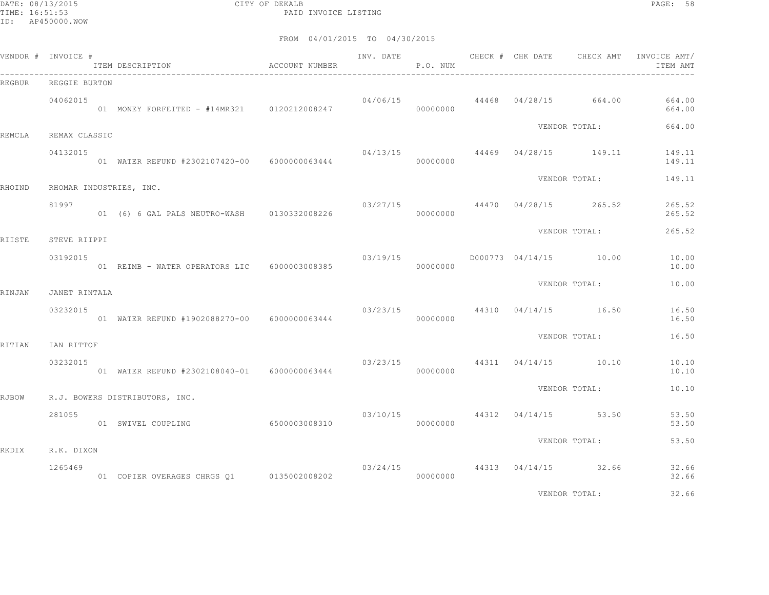CITY OF DEKALB
PAID INVOICE LISTING

DATE: 08/13/2015
TIME: 16:51:53
ID: AP450000.WOW

FROM 04/01/2015 TO 04/30/2015

| VENDOR # | INVOICE # | ITEM DESCRIPTION | ACCOUNT NUMBER | INV. DATE | P.O. NUM | CHECK # | CHK DATE | CHECK AMT | INVOICE AMT/ ITEM AMT |
|---|---|---|---|---|---|---|---|---|---|
| REGBUR | REGGIE BURTON | | | | | | | | |
| | 04062015 | | | 04/06/15 | | 44468 | 04/28/15 | 664.00 | 664.00 |
| | | 01 MONEY FORFEITED - #14MR321 | 0120212008247 | | 00000000 | | | | 664.00 |
| | | | | | | | VENDOR TOTAL: | | 664.00 |
| REMCLA | REMAX CLASSIC | | | | | | | | |
| | 04132015 | | | 04/13/15 | | 44469 | 04/28/15 | 149.11 | 149.11 |
| | | 01 WATER REFUND #2302107420-00 | 6000000063444 | | 00000000 | | | | 149.11 |
| | | | | | | | VENDOR TOTAL: | | 149.11 |
| RHOIND | RHOMAR INDUSTRIES, INC. | | | | | | | | |
| | 81997 | | | 03/27/15 | | 44470 | 04/28/15 | 265.52 | 265.52 |
| | | 01 (6) 6 GAL PALS NEUTRO-WASH | 0130332008226 | | 00000000 | | | | 265.52 |
| | | | | | | | VENDOR TOTAL: | | 265.52 |
| RIISTE | STEVE RIIPPI | | | | | | | | |
| | 03192015 | | | 03/19/15 | | D000773 | 04/14/15 | 10.00 | 10.00 |
| | | 01 REIMB - WATER OPERATORS LIC | 6000003008385 | | 00000000 | | | | 10.00 |
| | | | | | | | VENDOR TOTAL: | | 10.00 |
| RINJAN | JANET RINTALA | | | | | | | | |
| | 03232015 | | | 03/23/15 | | 44310 | 04/14/15 | 16.50 | 16.50 |
| | | 01 WATER REFUND #1902088270-00 | 6000000063444 | | 00000000 | | | | 16.50 |
| | | | | | | | VENDOR TOTAL: | | 16.50 |
| RITIAN | IAN RITTOF | | | | | | | | |
| | 03232015 | | | 03/23/15 | | 44311 | 04/14/15 | 10.10 | 10.10 |
| | | 01 WATER REFUND #2302108040-01 | 6000000063444 | | 00000000 | | | | 10.10 |
| | | | | | | | VENDOR TOTAL: | | 10.10 |
| RJBOW | R.J. BOWERS DISTRIBUTORS, INC. | | | | | | | | |
| | 281055 | | | 03/10/15 | | 44312 | 04/14/15 | 53.50 | 53.50 |
| | | 01 SWIVEL COUPLING | 6500003008310 | | 00000000 | | | | 53.50 |
| | | | | | | | VENDOR TOTAL: | | 53.50 |
| RKDIX | R.K. DIXON | | | | | | | | |
| | 1265469 | | | 03/24/15 | | 44313 | 04/14/15 | 32.66 | 32.66 |
| | | 01 COPIER OVERAGES CHRGS Q1 | 0135002008202 | | 00000000 | | | | 32.66 |
| | | | | | | | VENDOR TOTAL: | | 32.66 |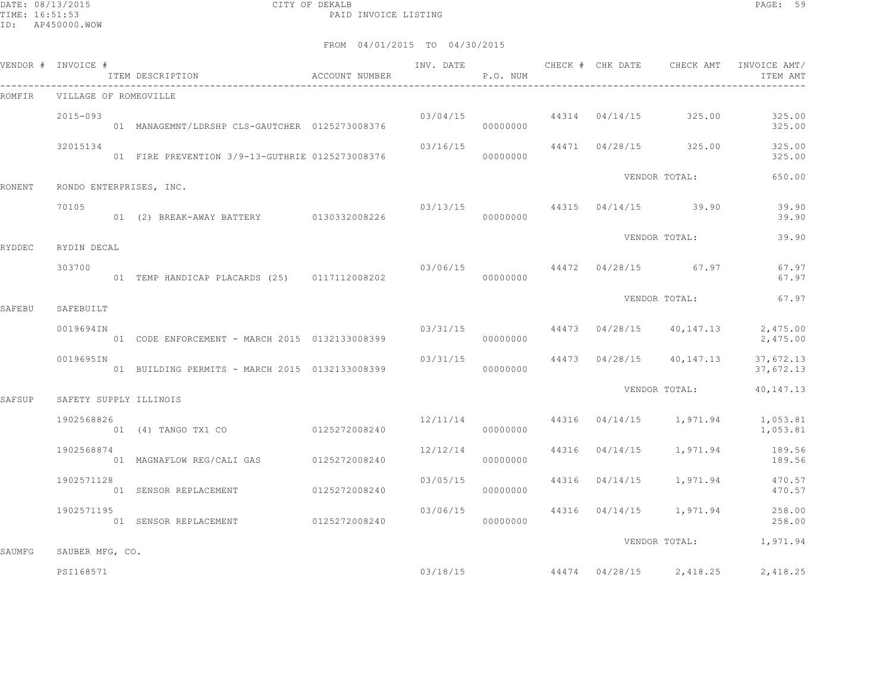FROM 04/01/2015 TO 04/30/2015

| VENDOR # | INVOICE # / ITEM DESCRIPTION | ACCOUNT NUMBER | INV. DATE | P.O. NUM | CHECK # | CHK DATE | CHECK AMT | INVOICE AMT/ ITEM AMT |
|---|---|---|---|---|---|---|---|---|
| ROMFIR | VILLAGE OF ROMEOVILLE | | | | | | | |
| | 2015-093 | | 03/04/15 | | 44314 | 04/14/15 | 325.00 | 325.00 |
| | 01 MANAGEMNT/LDRSHP CLS-GAUTCHER | 0125273008376 | | 00000000 | | | | 325.00 |
| | 32015134 | | 03/16/15 | | 44471 | 04/28/15 | 325.00 | 325.00 |
| | 01 FIRE PREVENTION 3/9-13-GUTHRIE | 0125273008376 | | 00000000 | | | | 325.00 |
| | | | | | | | VENDOR TOTAL: | 650.00 |
| RONENT | RONDO ENTERPRISES, INC. | | | | | | | |
| | 70105 | | 03/13/15 | | 44315 | 04/14/15 | 39.90 | 39.90 |
| | 01 (2) BREAK-AWAY BATTERY | 0130332008226 | | 00000000 | | | | 39.90 |
| | | | | | | | VENDOR TOTAL: | 39.90 |
| RYDDEC | RYDIN DECAL | | | | | | | |
| | 303700 | | 03/06/15 | | 44472 | 04/28/15 | 67.97 | 67.97 |
| | 01 TEMP HANDICAP PLACARDS (25) | 0117112008202 | | 00000000 | | | | 67.97 |
| | | | | | | | VENDOR TOTAL: | 67.97 |
| SAFEBU | SAFEBUILT | | | | | | | |
| | 0019694IN | | 03/31/15 | | 44473 | 04/28/15 | 40,147.13 | 2,475.00 |
| | 01 CODE ENFORCEMENT - MARCH 2015 | 0132133008399 | | 00000000 | | | | 2,475.00 |
| | 0019695IN | | 03/31/15 | | 44473 | 04/28/15 | 40,147.13 | 37,672.13 |
| | 01 BUILDING PERMITS - MARCH 2015 | 0132133008399 | | 00000000 | | | | 37,672.13 |
| | | | | | | | VENDOR TOTAL: | 40,147.13 |
| SAFSUP | SAFETY SUPPLY ILLINOIS | | | | | | | |
| | 1902568826 | | 12/11/14 | | 44316 | 04/14/15 | 1,971.94 | 1,053.81 |
| | 01 (4) TANGO TX1 CO | 0125272008240 | | 00000000 | | | | 1,053.81 |
| | 1902568874 | | 12/12/14 | | 44316 | 04/14/15 | 1,971.94 | 189.56 |
| | 01 MAGNAFLOW REG/CALI GAS | 0125272008240 | | 00000000 | | | | 189.56 |
| | 1902571128 | | 03/05/15 | | 44316 | 04/14/15 | 1,971.94 | 470.57 |
| | 01 SENSOR REPLACEMENT | 0125272008240 | | 00000000 | | | | 470.57 |
| | 1902571195 | | 03/06/15 | | 44316 | 04/14/15 | 1,971.94 | 258.00 |
| | 01 SENSOR REPLACEMENT | 0125272008240 | | 00000000 | | | | 258.00 |
| | | | | | | | VENDOR TOTAL: | 1,971.94 |
| SAUMFG | SAUBER MFG, CO. | | | | | | | |
| | PSI168571 | | 03/18/15 | | 44474 | 04/28/15 | 2,418.25 | 2,418.25 |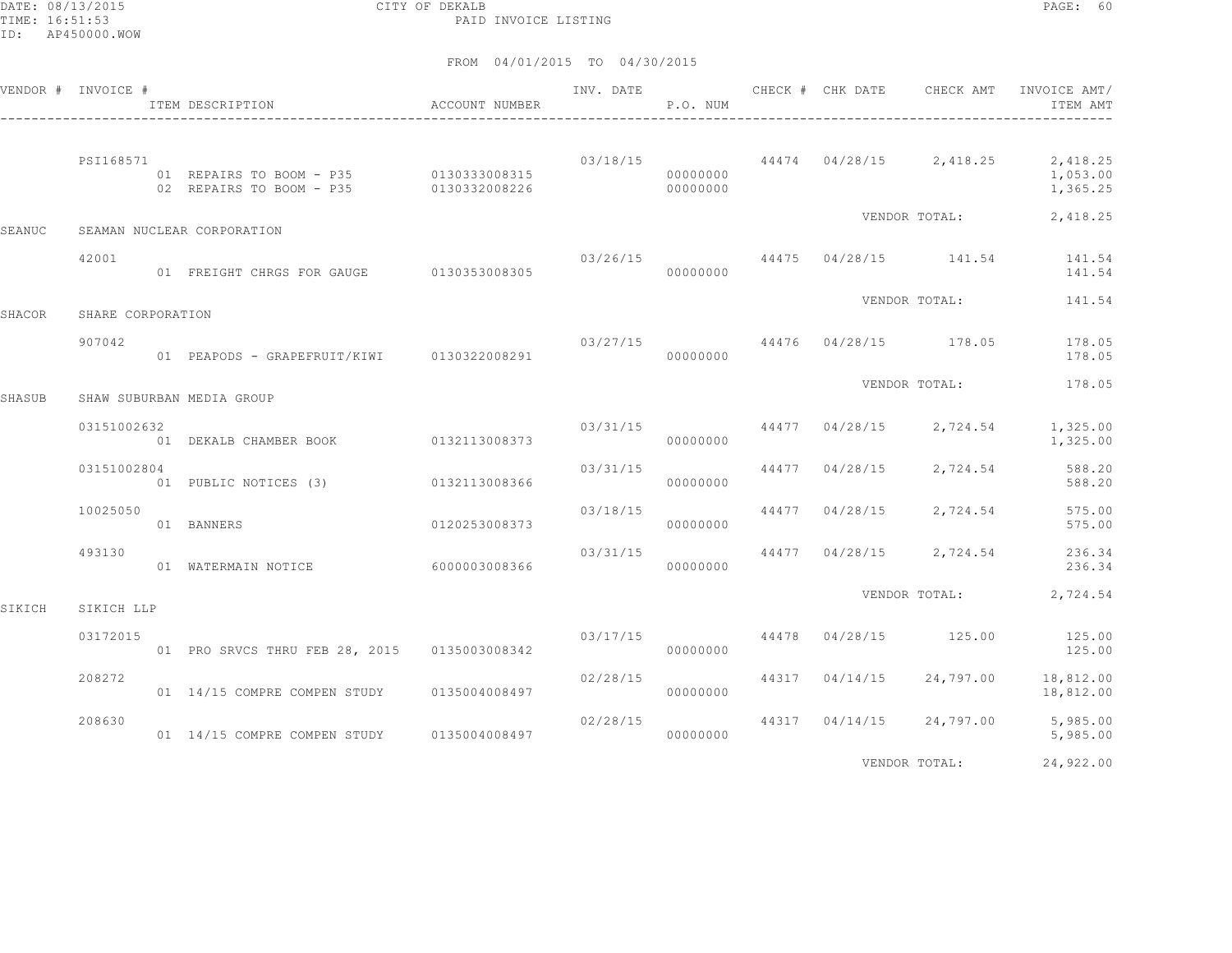CITY OF DEKALB
PAID INVOICE LISTING

DATE: 08/13/2015
TIME: 16:51:53
ID: AP450000.WOW

FROM 04/01/2015 TO 04/30/2015

| VENDOR # | INVOICE # / ITEM DESCRIPTION | ACCOUNT NUMBER | INV. DATE | P.O. NUM | CHECK # | CHK DATE | CHECK AMT | INVOICE AMT/ ITEM AMT |
|---|---|---|---|---|---|---|---|---|
| | PSI168571 | | 03/18/15 | | 44474 | 04/28/15 | 2,418.25 | 2,418.25 |
| | 01 REPAIRS TO BOOM - P35 | 0130333008315 | | 00000000 | | | | 1,053.00 |
| | 02 REPAIRS TO BOOM - P35 | 0130332008226 | | 00000000 | | | | 1,365.25 |
| | | | | | | VENDOR TOTAL: | | 2,418.25 |
| SEANUC | SEAMAN NUCLEAR CORPORATION | | | | | | | |
| | 42001 | | 03/26/15 | | 44475 | 04/28/15 | 141.54 | 141.54 |
| | 01 FREIGHT CHRGS FOR GAUGE | 0130353008305 | | 00000000 | | | | 141.54 |
| | | | | | | VENDOR TOTAL: | | 141.54 |
| SHACOR | SHARE CORPORATION | | | | | | | |
| | 907042 | | 03/27/15 | | 44476 | 04/28/15 | 178.05 | 178.05 |
| | 01 PEAPODS - GRAPEFRUIT/KIWI | 0130322008291 | | 00000000 | | | | 178.05 |
| | | | | | | VENDOR TOTAL: | | 178.05 |
| SHASUB | SHAW SUBURBAN MEDIA GROUP | | | | | | | |
| | 03151002632 | | 03/31/15 | | 44477 | 04/28/15 | 2,724.54 | 1,325.00 |
| | 01 DEKALB CHAMBER BOOK | 0132113008373 | | 00000000 | | | | 1,325.00 |
| | 03151002804 | | 03/31/15 | | 44477 | 04/28/15 | 2,724.54 | 588.20 |
| | 01 PUBLIC NOTICES (3) | 0132113008366 | | 00000000 | | | | 588.20 |
| | 10025050 | | 03/18/15 | | 44477 | 04/28/15 | 2,724.54 | 575.00 |
| | 01 BANNERS | 0120253008373 | | 00000000 | | | | 575.00 |
| | 493130 | | 03/31/15 | | 44477 | 04/28/15 | 2,724.54 | 236.34 |
| | 01 WATERMAIN NOTICE | 6000003008366 | | 00000000 | | | | 236.34 |
| | | | | | | VENDOR TOTAL: | | 2,724.54 |
| SIKICH | SIKICH LLP | | | | | | | |
| | 03172015 | | 03/17/15 | | 44478 | 04/28/15 | 125.00 | 125.00 |
| | 01 PRO SRVCS THRU FEB 28, 2015 | 0135003008342 | | 00000000 | | | | 125.00 |
| | 208272 | | 02/28/15 | | 44317 | 04/14/15 | 24,797.00 | 18,812.00 |
| | 01 14/15 COMPRE COMPEN STUDY | 0135004008497 | | 00000000 | | | | 18,812.00 |
| | 208630 | | 02/28/15 | | 44317 | 04/14/15 | 24,797.00 | 5,985.00 |
| | 01 14/15 COMPRE COMPEN STUDY | 0135004008497 | | 00000000 | | | | 5,985.00 |
| | | | | | | VENDOR TOTAL: | | 24,922.00 |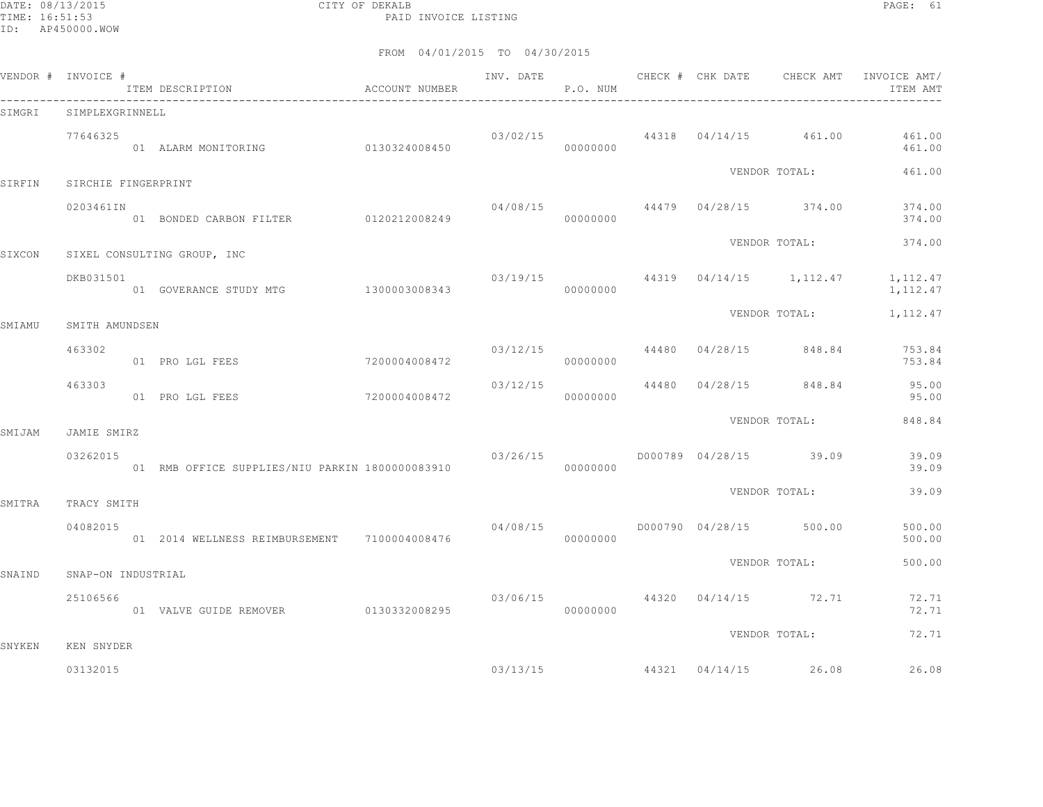DATE: 08/13/2015 CITY OF DEKALB
TIME: 16:51:53 PAID INVOICE LISTING
ID: AP450000.WOW

FROM 04/01/2015 TO 04/30/2015

| VENDOR # | INVOICE # / ITEM DESCRIPTION | ACCOUNT NUMBER | INV. DATE | P.O. NUM | CHECK # | CHK DATE | CHECK AMT | INVOICE AMT/ ITEM AMT |
|---|---|---|---|---|---|---|---|---|
| SIMGRI | SIMPLEXGRINNELL | | | | | | | |
| | 77646325 | | 03/02/15 | | 44318 | 04/14/15 | 461.00 | 461.00 |
| | 01 ALARM MONITORING | 0130324008450 | | 00000000 | | | | 461.00 |
| | | | | | | VENDOR TOTAL: | | 461.00 |
| SIRFIN | SIRCHIE FINGERPRINT | | | | | | | |
| | 0203461IN | | 04/08/15 | | 44479 | 04/28/15 | 374.00 | 374.00 |
| | 01 BONDED CARBON FILTER | 0120212008249 | | 00000000 | | | | 374.00 |
| | | | | | | VENDOR TOTAL: | | 374.00 |
| SIXCON | SIXEL CONSULTING GROUP, INC | | | | | | | |
| | DKB031501 | | 03/19/15 | | 44319 | 04/14/15 | 1,112.47 | 1,112.47 |
| | 01 GOVERANCE STUDY MTG | 1300003008343 | | 00000000 | | | | 1,112.47 |
| | | | | | | VENDOR TOTAL: | | 1,112.47 |
| SMIAMU | SMITH AMUNDSEN | | | | | | | |
| | 463302 | | 03/12/15 | | 44480 | 04/28/15 | 848.84 | 753.84 |
| | 01 PRO LGL FEES | 7200004008472 | | 00000000 | | | | 753.84 |
| | 463303 | | 03/12/15 | | 44480 | 04/28/15 | 848.84 | 95.00 |
| | 01 PRO LGL FEES | 7200004008472 | | 00000000 | | | | 95.00 |
| | | | | | | VENDOR TOTAL: | | 848.84 |
| SMIJAM | JAMIE SMIRZ | | | | | | | |
| | 03262015 | | 03/26/15 | | D000789 | 04/28/15 | 39.09 | 39.09 |
| | 01 RMB OFFICE SUPPLIES/NIU PARKIN | 1800000083910 | | 00000000 | | | | 39.09 |
| | | | | | | VENDOR TOTAL: | | 39.09 |
| SMITRA | TRACY SMITH | | | | | | | |
| | 04082015 | | 04/08/15 | | D000790 | 04/28/15 | 500.00 | 500.00 |
| | 01 2014 WELLNESS REIMBURSEMENT | 7100004008476 | | 00000000 | | | | 500.00 |
| | | | | | | VENDOR TOTAL: | | 500.00 |
| SNAIND | SNAP-ON INDUSTRIAL | | | | | | | |
| | 25106566 | | 03/06/15 | | 44320 | 04/14/15 | 72.71 | 72.71 |
| | 01 VALVE GUIDE REMOVER | 0130332008295 | | 00000000 | | | | 72.71 |
| | | | | | | VENDOR TOTAL: | | 72.71 |
| SNYKEN | KEN SNYDER | | | | | | | |
| | 03132015 | | 03/13/15 | | 44321 | 04/14/15 | 26.08 | 26.08 |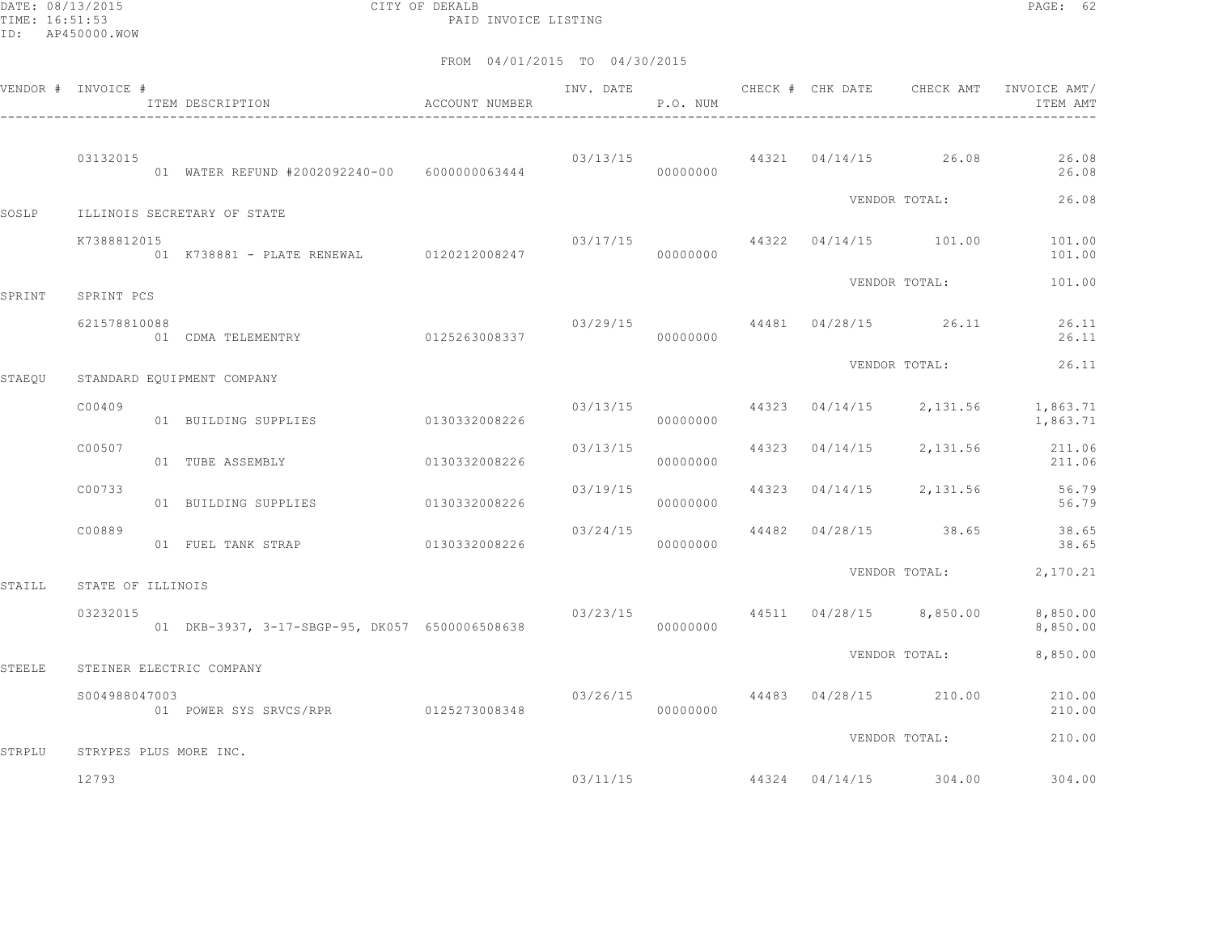CITY OF DEKALB

PAID INVOICE LISTING

DATE: 08/13/2015
TIME: 16:51:53
ID: AP450000.WOW

FROM 04/01/2015 TO 04/30/2015

| VENDOR # | INVOICE # / ITEM DESCRIPTION | ACCOUNT NUMBER | INV. DATE | P.O. NUM | CHECK # | CHK DATE | CHECK AMT | INVOICE AMT/ ITEM AMT |
|---|---|---|---|---|---|---|---|---|
| | 03132015 | | 03/13/15 | | 44321 | 04/14/15 | 26.08 | 26.08 |
| | 01 WATER REFUND #2002092240-00 | 6000000063444 | | 00000000 | | | | 26.08 |
| | | | | | | VENDOR TOTAL: | | 26.08 |
| SOSLP | ILLINOIS SECRETARY OF STATE | | | | | | | |
| | K7388812015 | | 03/17/15 | | 44322 | 04/14/15 | 101.00 | 101.00 |
| | 01 K738881 - PLATE RENEWAL | 0120212008247 | | 00000000 | | | | 101.00 |
| | | | | | | VENDOR TOTAL: | | 101.00 |
| SPRINT | SPRINT PCS | | | | | | | |
| | 621578810088 | | 03/29/15 | | 44481 | 04/28/15 | 26.11 | 26.11 |
| | 01 CDMA TELEMENTRY | 0125263008337 | | 00000000 | | | | 26.11 |
| | | | | | | VENDOR TOTAL: | | 26.11 |
| STAEQU | STANDARD EQUIPMENT COMPANY | | | | | | | |
| | C00409 | | 03/13/15 | | 44323 | 04/14/15 | 2,131.56 | 1,863.71 |
| | 01 BUILDING SUPPLIES | 0130332008226 | | 00000000 | | | | 1,863.71 |
| | C00507 | | 03/13/15 | | 44323 | 04/14/15 | 2,131.56 | 211.06 |
| | 01 TUBE ASSEMBLY | 0130332008226 | | 00000000 | | | | 211.06 |
| | C00733 | | 03/19/15 | | 44323 | 04/14/15 | 2,131.56 | 56.79 |
| | 01 BUILDING SUPPLIES | 0130332008226 | | 00000000 | | | | 56.79 |
| | C00889 | | 03/24/15 | | 44482 | 04/28/15 | 38.65 | 38.65 |
| | 01 FUEL TANK STRAP | 0130332008226 | | 00000000 | | | | 38.65 |
| | | | | | | VENDOR TOTAL: | | 2,170.21 |
| STAILL | STATE OF ILLINOIS | | | | | | | |
| | 03232015 | | 03/23/15 | | 44511 | 04/28/15 | 8,850.00 | 8,850.00 |
| | 01 DKB-3937, 3-17-SBGP-95, DK057 | 6500006508638 | | 00000000 | | | | 8,850.00 |
| | | | | | | VENDOR TOTAL: | | 8,850.00 |
| STEELE | STEINER ELECTRIC COMPANY | | | | | | | |
| | S004988047003 | | 03/26/15 | | 44483 | 04/28/15 | 210.00 | 210.00 |
| | 01 POWER SYS SRVCS/RPR | 0125273008348 | | 00000000 | | | | 210.00 |
| | | | | | | VENDOR TOTAL: | | 210.00 |
| STRPLU | STRYPES PLUS MORE INC. | | | | | | | |
| | 12793 | | 03/11/15 | | 44324 | 04/14/15 | 304.00 | 304.00 |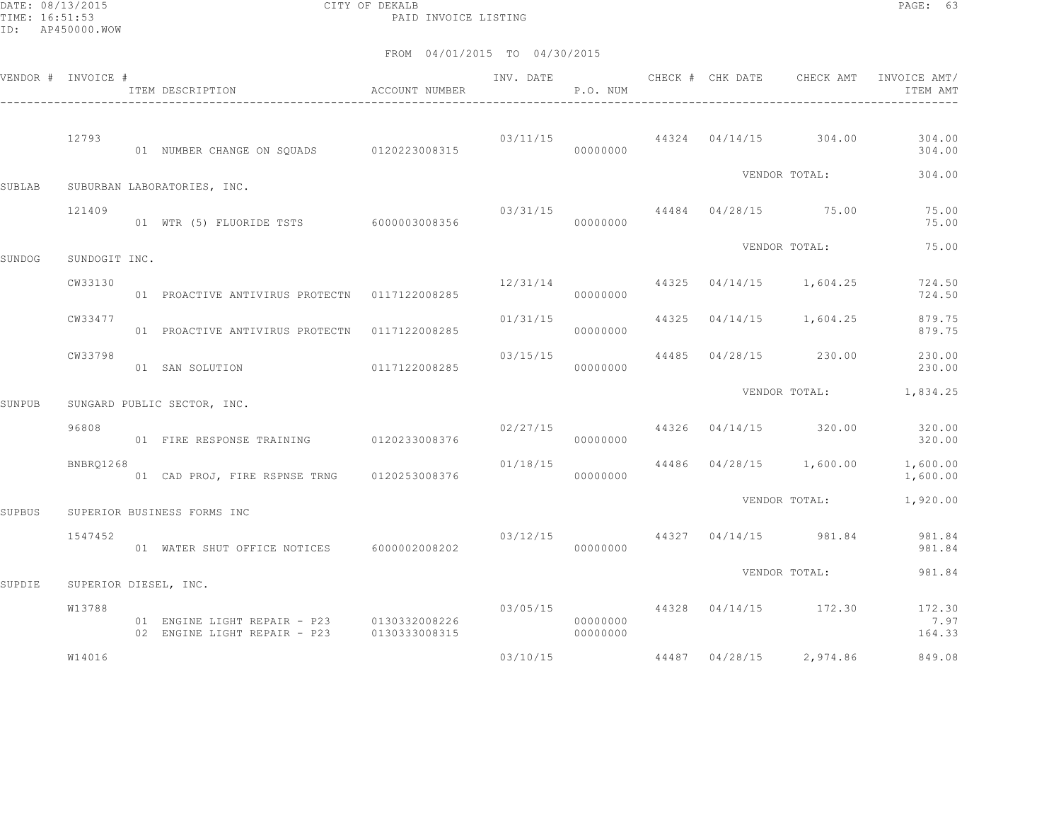CITY OF DEKALB
PAID INVOICE LISTING

FROM 04/01/2015 TO 04/30/2015

| VENDOR # | INVOICE # | ITEM DESCRIPTION | ACCOUNT NUMBER | INV. DATE | P.O. NUM | CHECK # | CHK DATE | CHECK AMT | INVOICE AMT/ ITEM AMT |
|---|---|---|---|---|---|---|---|---|---|
| | 12793 | | | 03/11/15 | | 44324 | 04/14/15 | 304.00 | 304.00 |
| | | 01 NUMBER CHANGE ON SQUADS | 0120223008315 | | 00000000 | | | | 304.00 |
| | | | | | | | | VENDOR TOTAL: | 304.00 |
| SUBLAB | SUBURBAN LABORATORIES, INC. | | | | | | | | |
| | 121409 | | | 03/31/15 | | 44484 | 04/28/15 | 75.00 | 75.00 |
| | | 01 WTR (5) FLUORIDE TSTS | 6000003008356 | | 00000000 | | | | 75.00 |
| | | | | | | | | VENDOR TOTAL: | 75.00 |
| SUNDOG | SUNDOGIT INC. | | | | | | | | |
| | CW33130 | | | 12/31/14 | | 44325 | 04/14/15 | 1,604.25 | 724.50 |
| | | 01 PROACTIVE ANTIVIRUS PROTECTN | 0117122008285 | | 00000000 | | | | 724.50 |
| | CW33477 | | | 01/31/15 | | 44325 | 04/14/15 | 1,604.25 | 879.75 |
| | | 01 PROACTIVE ANTIVIRUS PROTECTN | 0117122008285 | | 00000000 | | | | 879.75 |
| | CW33798 | | | 03/15/15 | | 44485 | 04/28/15 | 230.00 | 230.00 |
| | | 01 SAN SOLUTION | 0117122008285 | | 00000000 | | | | 230.00 |
| | | | | | | | | VENDOR TOTAL: | 1,834.25 |
| SUNPUB | SUNGARD PUBLIC SECTOR, INC. | | | | | | | | |
| | 96808 | | | 02/27/15 | | 44326 | 04/14/15 | 320.00 | 320.00 |
| | | 01 FIRE RESPONSE TRAINING | 0120233008376 | | 00000000 | | | | 320.00 |
| | BNBRQ1268 | | | 01/18/15 | | 44486 | 04/28/15 | 1,600.00 | 1,600.00 |
| | | 01 CAD PROJ, FIRE RSPNSE TRNG | 0120253008376 | | 00000000 | | | | 1,600.00 |
| | | | | | | | | VENDOR TOTAL: | 1,920.00 |
| SUPBUS | SUPERIOR BUSINESS FORMS INC | | | | | | | | |
| | 1547452 | | | 03/12/15 | | 44327 | 04/14/15 | 981.84 | 981.84 |
| | | 01 WATER SHUT OFFICE NOTICES | 6000002008202 | | 00000000 | | | | 981.84 |
| | | | | | | | | VENDOR TOTAL: | 981.84 |
| SUPDIE | SUPERIOR DIESEL, INC. | | | | | | | | |
| | W13788 | | | 03/05/15 | | 44328 | 04/14/15 | 172.30 | 172.30 |
| | | 01 ENGINE LIGHT REPAIR - P23 | 0130332008226 | | 00000000 | | | | 7.97 |
| | | 02 ENGINE LIGHT REPAIR - P23 | 0130333008315 | | 00000000 | | | | 164.33 |
| | W14016 | | | 03/10/15 | | 44487 | 04/28/15 | 2,974.86 | 849.08 |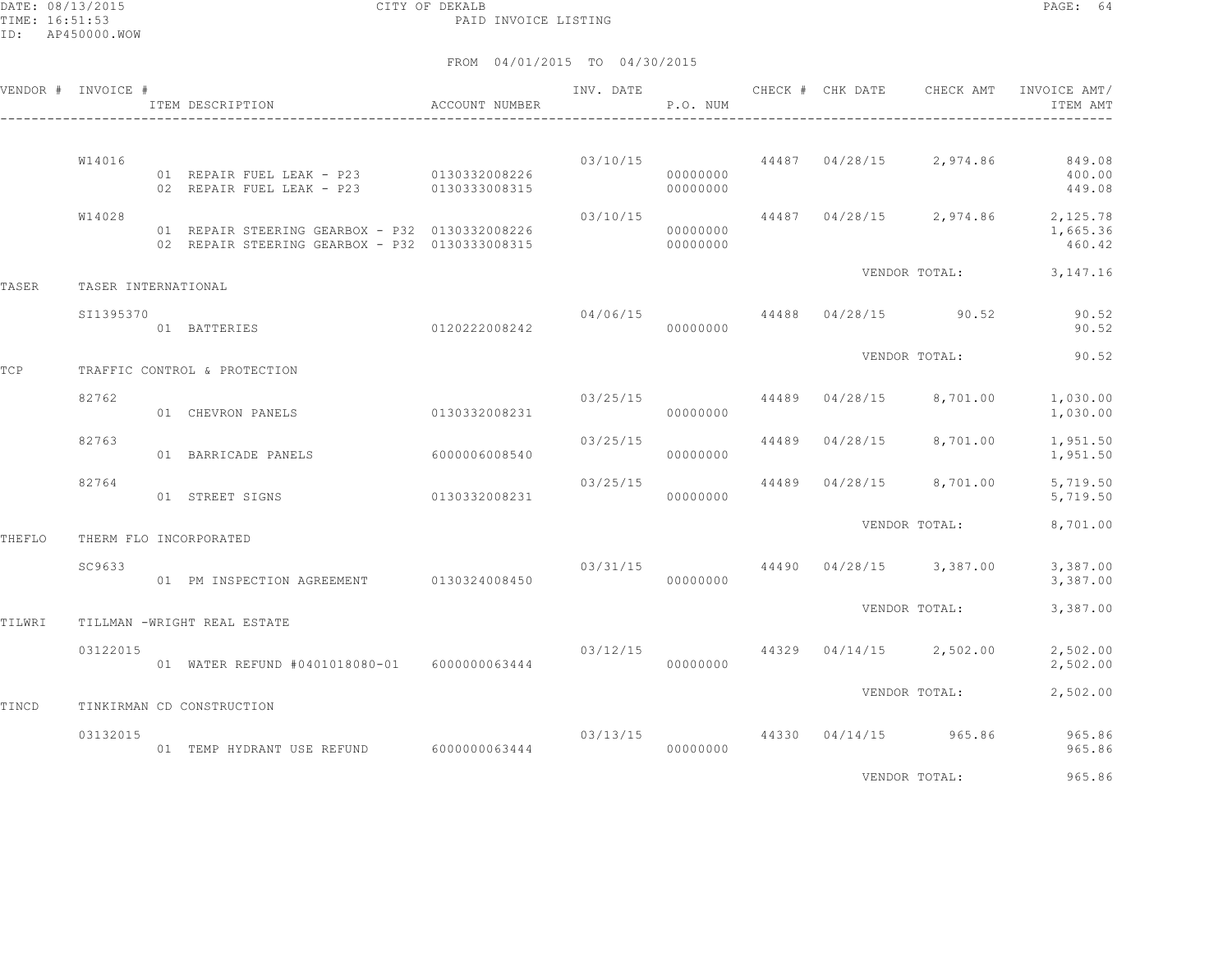CITY OF DEKALB
PAID INVOICE LISTING

DATE: 08/13/2015
TIME: 16:51:53
ID: AP450000.WOW

FROM 04/01/2015 TO 04/30/2015

| VENDOR # | INVOICE # | ITEM DESCRIPTION | ACCOUNT NUMBER | INV. DATE | P.O. NUM | CHECK # | CHK DATE | CHECK AMT | INVOICE AMT/ ITEM AMT |
|---|---|---|---|---|---|---|---|---|---|
| | W14016 | | | 03/10/15 | | 44487 | 04/28/15 | 2,974.86 | 849.08 |
| | | 01 REPAIR FUEL LEAK - P23 | 0130332008226 | | 00000000 | | | | 400.00 |
| | | 02 REPAIR FUEL LEAK - P23 | 0130333008315 | | 00000000 | | | | 449.08 |
| | W14028 | | | 03/10/15 | | 44487 | 04/28/15 | 2,974.86 | 2,125.78 |
| | | 01 REPAIR STEERING GEARBOX - P32 | 0130332008226 | | 00000000 | | | | 1,665.36 |
| | | 02 REPAIR STEERING GEARBOX - P32 | 0130333008315 | | 00000000 | | | | 460.42 |
| | | | | | | | VENDOR TOTAL: | | 3,147.16 |
| TASER | TASER INTERNATIONAL | | | | | | | | |
| | SI1395370 | | | 04/06/15 | | 44488 | 04/28/15 | 90.52 | 90.52 |
| | | 01 BATTERIES | 0120222008242 | | 00000000 | | | | 90.52 |
| | | | | | | | VENDOR TOTAL: | | 90.52 |
| TCP | TRAFFIC CONTROL & PROTECTION | | | | | | | | |
| | 82762 | | | 03/25/15 | | 44489 | 04/28/15 | 8,701.00 | 1,030.00 |
| | | 01 CHEVRON PANELS | 0130332008231 | | 00000000 | | | | 1,030.00 |
| | 82763 | | | 03/25/15 | | 44489 | 04/28/15 | 8,701.00 | 1,951.50 |
| | | 01 BARRICADE PANELS | 6000006008540 | | 00000000 | | | | 1,951.50 |
| | 82764 | | | 03/25/15 | | 44489 | 04/28/15 | 8,701.00 | 5,719.50 |
| | | 01 STREET SIGNS | 0130332008231 | | 00000000 | | | | 5,719.50 |
| | | | | | | | VENDOR TOTAL: | | 8,701.00 |
| THEFLO | THERM FLO INCORPORATED | | | | | | | | |
| | SC9633 | | | 03/31/15 | | 44490 | 04/28/15 | 3,387.00 | 3,387.00 |
| | | 01 PM INSPECTION AGREEMENT | 0130324008450 | | 00000000 | | | | 3,387.00 |
| | | | | | | | VENDOR TOTAL: | | 3,387.00 |
| TILWRI | TILLMAN -WRIGHT REAL ESTATE | | | | | | | | |
| | 03122015 | | | 03/12/15 | | 44329 | 04/14/15 | 2,502.00 | 2,502.00 |
| | | 01 WATER REFUND #0401018080-01 | 6000000063444 | | 00000000 | | | | 2,502.00 |
| | | | | | | | VENDOR TOTAL: | | 2,502.00 |
| TINCD | TINKIRMAN CD CONSTRUCTION | | | | | | | | |
| | 03132015 | | | 03/13/15 | | 44330 | 04/14/15 | 965.86 | 965.86 |
| | | 01 TEMP HYDRANT USE REFUND | 6000000063444 | | 00000000 | | | | 965.86 |
| | | | | | | | VENDOR TOTAL: | | 965.86 |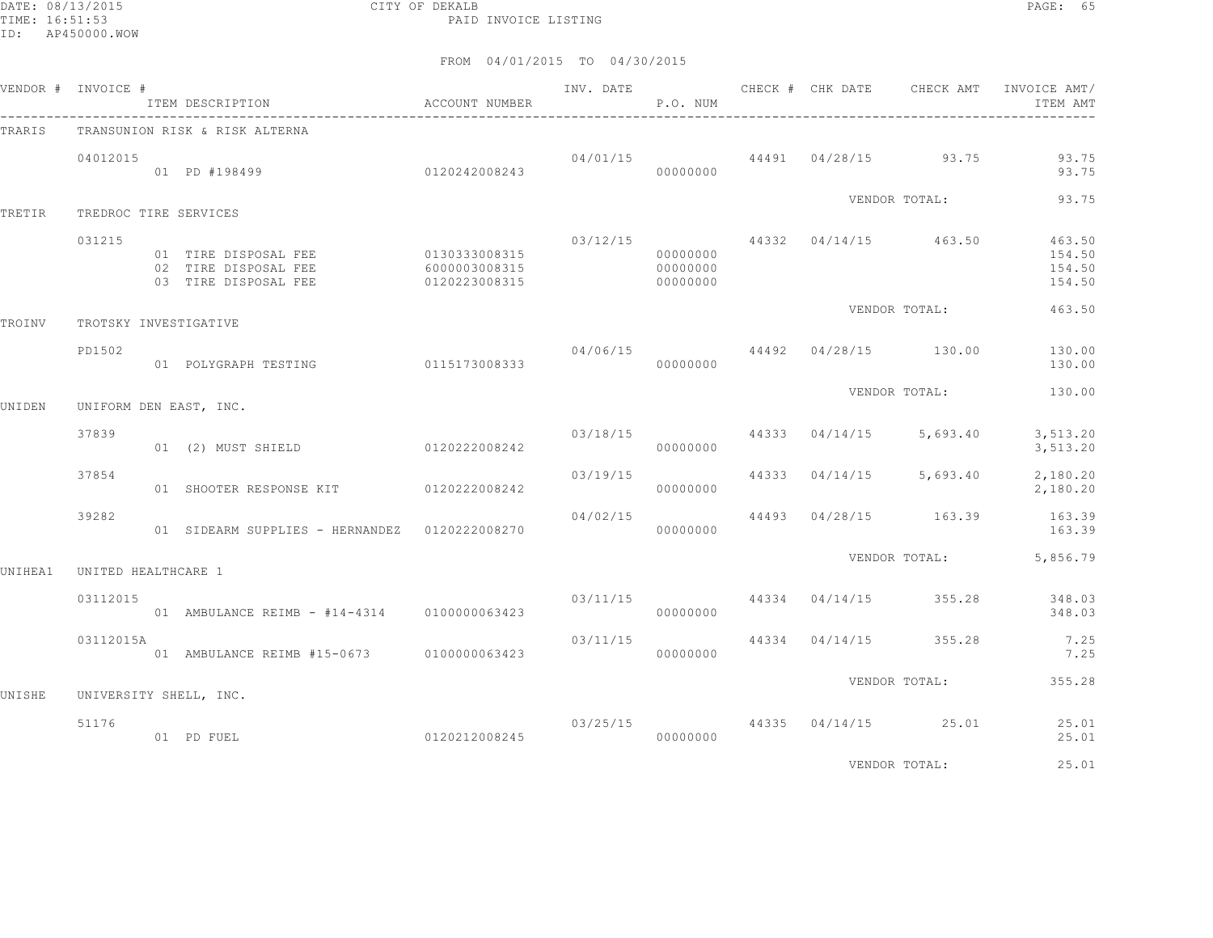CITY OF DEKALB

PAID INVOICE LISTING

FROM 04/01/2015 TO 04/30/2015

| VENDOR # | INVOICE # | ITEM DESCRIPTION | ACCOUNT NUMBER | INV. DATE | P.O. NUM | CHECK # | CHK DATE | CHECK AMT | INVOICE AMT/ ITEM AMT |
|---|---|---|---|---|---|---|---|---|---|
| TRARIS | TRANSUNION RISK & RISK ALTERNA | | | | | | | | |
| | 04012015 | | | 04/01/15 | | 44491 | 04/28/15 | 93.75 | 93.75 |
| | | 01 PD #198499 | 0120242008243 | | 00000000 | | | | 93.75 |
| | | | | | | | VENDOR TOTAL: | | 93.75 |
| TRETIR | TREDROC TIRE SERVICES | | | | | | | | |
| | 031215 | | | 03/12/15 | | 44332 | 04/14/15 | 463.50 | 463.50 |
| | | 01 TIRE DISPOSAL FEE | 0130333008315 | | 00000000 | | | | 154.50 |
| | | 02 TIRE DISPOSAL FEE | 6000003008315 | | 00000000 | | | | 154.50 |
| | | 03 TIRE DISPOSAL FEE | 0120223008315 | | 00000000 | | | | 154.50 |
| | | | | | | | VENDOR TOTAL: | | 463.50 |
| TROINV | TROTSKY INVESTIGATIVE | | | | | | | | |
| | PD1502 | | | 04/06/15 | | 44492 | 04/28/15 | 130.00 | 130.00 |
| | | 01 POLYGRAPH TESTING | 0115173008333 | | 00000000 | | | | 130.00 |
| | | | | | | | VENDOR TOTAL: | | 130.00 |
| UNIDEN | UNIFORM DEN EAST, INC. | | | | | | | | |
| | 37839 | | | 03/18/15 | | 44333 | 04/14/15 | 5,693.40 | 3,513.20 |
| | | 01 (2) MUST SHIELD | 0120222008242 | | 00000000 | | | | 3,513.20 |
| | 37854 | | | 03/19/15 | | 44333 | 04/14/15 | 5,693.40 | 2,180.20 |
| | | 01 SHOOTER RESPONSE KIT | 0120222008242 | | 00000000 | | | | 2,180.20 |
| | 39282 | | | 04/02/15 | | 44493 | 04/28/15 | 163.39 | 163.39 |
| | | 01 SIDEARM SUPPLIES - HERNANDEZ | 0120222008270 | | 00000000 | | | | 163.39 |
| | | | | | | | VENDOR TOTAL: | | 5,856.79 |
| UNIHEA1 | UNITED HEALTHCARE 1 | | | | | | | | |
| | 03112015 | | | 03/11/15 | | 44334 | 04/14/15 | 355.28 | 348.03 |
| | | 01 AMBULANCE REIMB - #14-4314 | 0100000063423 | | 00000000 | | | | 348.03 |
| | 03112015A | | | 03/11/15 | | 44334 | 04/14/15 | 355.28 | 7.25 |
| | | 01 AMBULANCE REIMB #15-0673 | 0100000063423 | | 00000000 | | | | 7.25 |
| | | | | | | | VENDOR TOTAL: | | 355.28 |
| UNISHE | UNIVERSITY SHELL, INC. | | | | | | | | |
| | 51176 | | | 03/25/15 | | 44335 | 04/14/15 | 25.01 | 25.01 |
| | | 01 PD FUEL | 0120212008245 | | 00000000 | | | | 25.01 |
| | | | | | | | VENDOR TOTAL: | | 25.01 |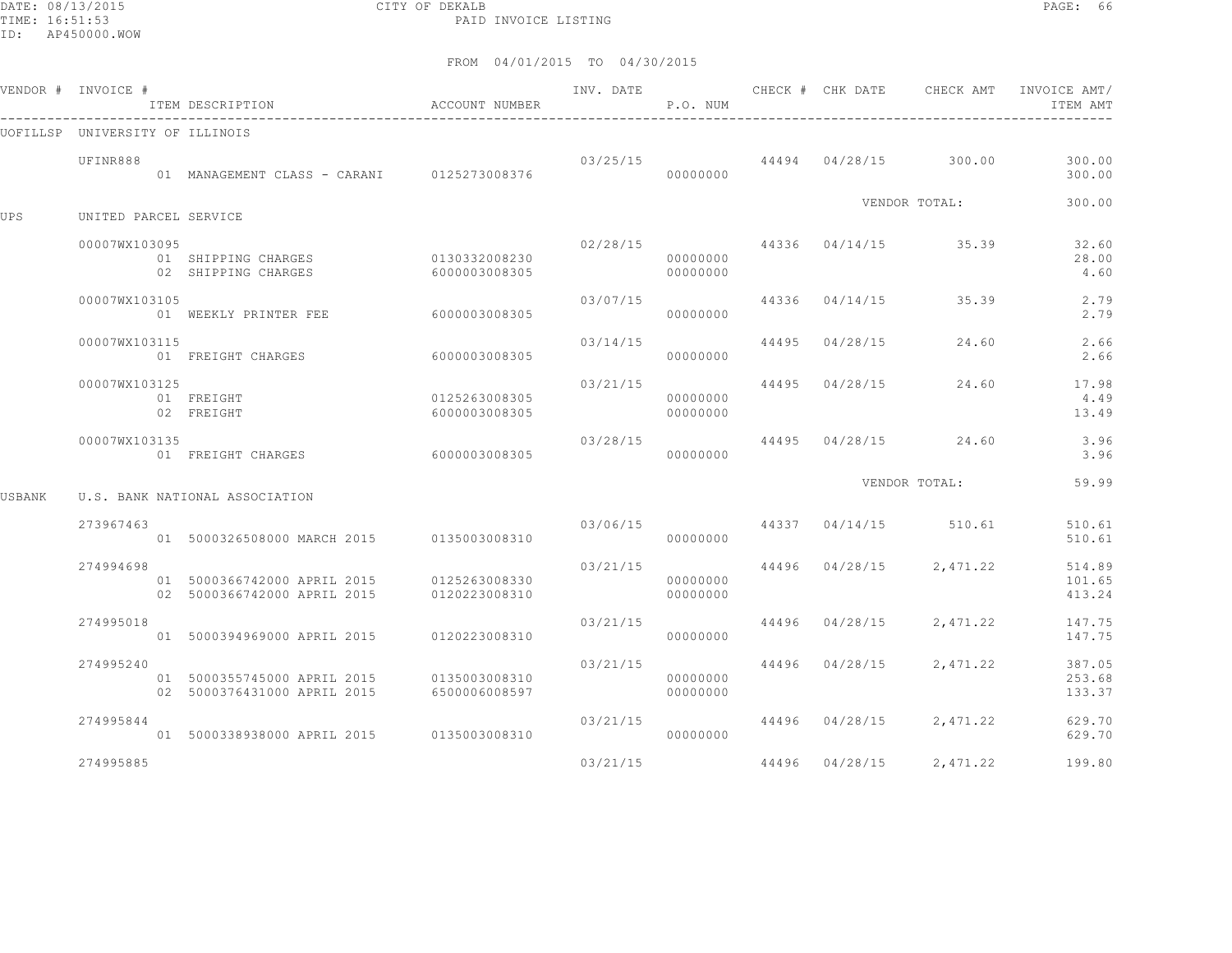CITY OF DEKALB

PAID INVOICE LISTING

DATE: 08/13/2015
TIME: 16:51:53
ID: AP450000.WOW

FROM 04/01/2015 TO 04/30/2015

| VENDOR # | INVOICE # | ITEM DESCRIPTION | ACCOUNT NUMBER | INV. DATE | P.O. NUM | CHECK # | CHK DATE | CHECK AMT | INVOICE AMT/ ITEM AMT |
|---|---|---|---|---|---|---|---|---|---|
| UOFILLSP | UNIVERSITY OF ILLINOIS | | | | | | | | |
| | UFINR888 | | | 03/25/15 | | 44494 | 04/28/15 | 300.00 | 300.00 |
| | | 01 MANAGEMENT CLASS - CARANI | 0125273008376 | | 00000000 | | | | 300.00 |
| | | | | | | | | VENDOR TOTAL: | 300.00 |
| UPS | UNITED PARCEL SERVICE | | | | | | | | |
| | 00007WX103095 | | | 02/28/15 | | 44336 | 04/14/15 | 35.39 | 32.60 |
| | | 01 SHIPPING CHARGES | 0130332008230 | | 00000000 | | | | 28.00 |
| | | 02 SHIPPING CHARGES | 6000003008305 | | 00000000 | | | | 4.60 |
| | 00007WX103105 | | | 03/07/15 | | 44336 | 04/14/15 | 35.39 | 2.79 |
| | | 01 WEEKLY PRINTER FEE | 6000003008305 | | 00000000 | | | | 2.79 |
| | 00007WX103115 | | | 03/14/15 | | 44495 | 04/28/15 | 24.60 | 2.66 |
| | | 01 FREIGHT CHARGES | 6000003008305 | | 00000000 | | | | 2.66 |
| | 00007WX103125 | | | 03/21/15 | | 44495 | 04/28/15 | 24.60 | 17.98 |
| | | 01 FREIGHT | 0125263008305 | | 00000000 | | | | 4.49 |
| | | 02 FREIGHT | 6000003008305 | | 00000000 | | | | 13.49 |
| | 00007WX103135 | | | 03/28/15 | | 44495 | 04/28/15 | 24.60 | 3.96 |
| | | 01 FREIGHT CHARGES | 6000003008305 | | 00000000 | | | | 3.96 |
| | | | | | | | | VENDOR TOTAL: | 59.99 |
| USBANK | U.S. BANK NATIONAL ASSOCIATION | | | | | | | | |
| | 273967463 | | | 03/06/15 | | 44337 | 04/14/15 | 510.61 | 510.61 |
| | | 01 5000326508000 MARCH 2015 | 0135003008310 | | 00000000 | | | | 510.61 |
| | 274994698 | | | 03/21/15 | | 44496 | 04/28/15 | 2,471.22 | 514.89 |
| | | 01 5000366742000 APRIL 2015 | 0125263008330 | | 00000000 | | | | 101.65 |
| | | 02 5000366742000 APRIL 2015 | 0120223008310 | | 00000000 | | | | 413.24 |
| | 274995018 | | | 03/21/15 | | 44496 | 04/28/15 | 2,471.22 | 147.75 |
| | | 01 5000394969000 APRIL 2015 | 0120223008310 | | 00000000 | | | | 147.75 |
| | 274995240 | | | 03/21/15 | | 44496 | 04/28/15 | 2,471.22 | 387.05 |
| | | 01 5000355745000 APRIL 2015 | 0135003008310 | | 00000000 | | | | 253.68 |
| | | 02 5000376431000 APRIL 2015 | 6500006008597 | | 00000000 | | | | 133.37 |
| | 274995844 | | | 03/21/15 | | 44496 | 04/28/15 | 2,471.22 | 629.70 |
| | | 01 5000338938000 APRIL 2015 | 0135003008310 | | 00000000 | | | | 629.70 |
| | 274995885 | | | 03/21/15 | | 44496 | 04/28/15 | 2,471.22 | 199.80 |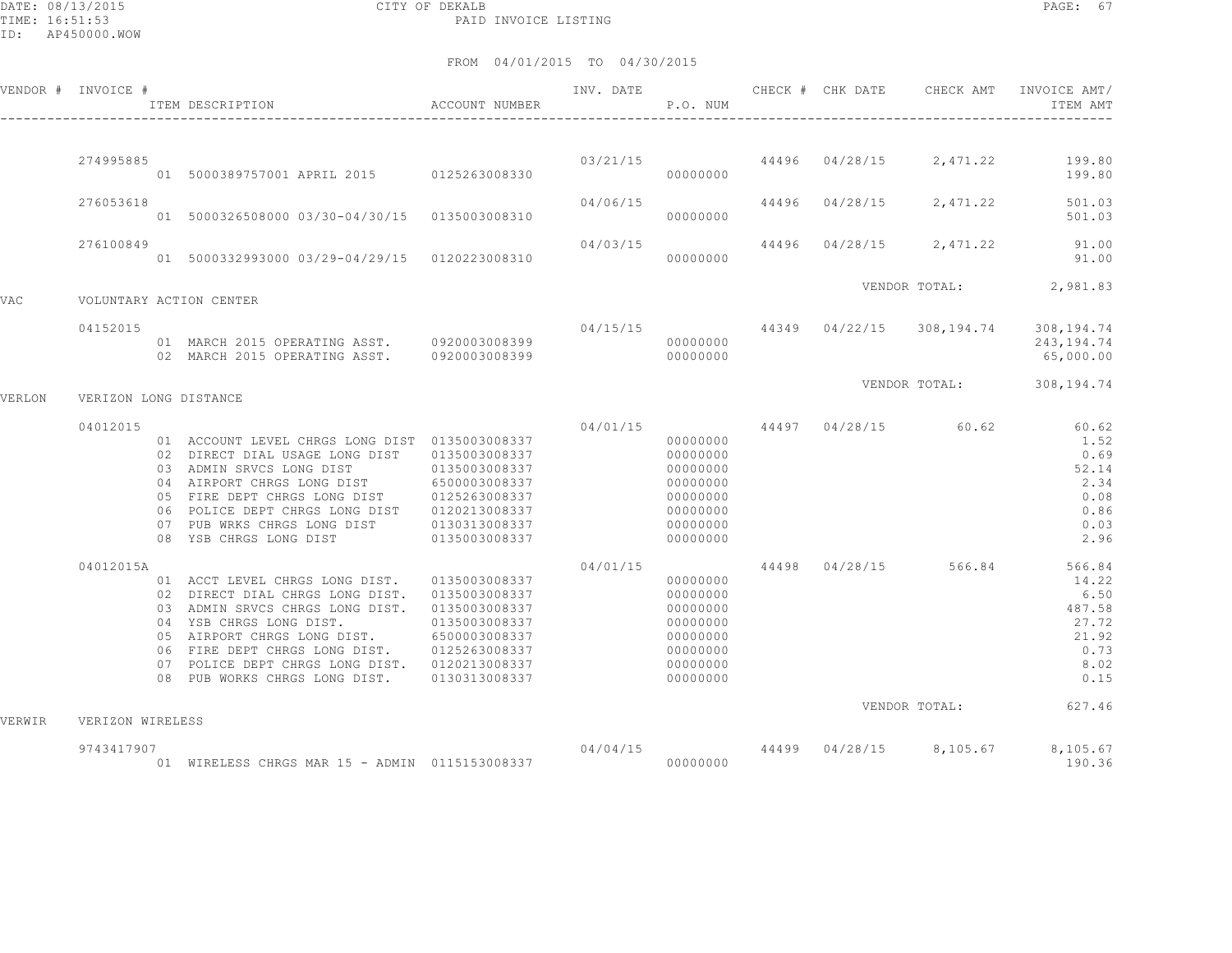FROM 04/01/2015 TO 04/30/2015

| VENDOR # | INVOICE # | ITEM DESCRIPTION | ACCOUNT NUMBER | INV. DATE | P.O. NUM | CHECK # | CHK DATE | CHECK AMT | INVOICE AMT/ ITEM AMT |
|---|---|---|---|---|---|---|---|---|---|
| | 274995885 | | | 03/21/15 | | 44496 | 04/28/15 | 2,471.22 | 199.80 |
| | | 01 5000389757001 APRIL 2015 | 0125263008330 | | 00000000 | | | | 199.80 |
| | 276053618 | | | 04/06/15 | | 44496 | 04/28/15 | 2,471.22 | 501.03 |
| | | 01 5000326508000 03/30-04/30/15 | 0135003008310 | | 00000000 | | | | 501.03 |
| | 276100849 | | | 04/03/15 | | 44496 | 04/28/15 | 2,471.22 | 91.00 |
| | | 01 5000332993000 03/29-04/29/15 | 0120223008310 | | 00000000 | | | | 91.00 |
| | | | | | | | | VENDOR TOTAL: | 2,981.83 |
| VAC | VOLUNTARY ACTION CENTER | | | | | | | | |
| | 04152015 | | | 04/15/15 | | 44349 | 04/22/15 | 308,194.74 | 308,194.74 |
| | | 01 MARCH 2015 OPERATING ASST. | 0920003008399 | | 00000000 | | | | 243,194.74 |
| | | 02 MARCH 2015 OPERATING ASST. | 0920003008399 | | 00000000 | | | | 65,000.00 |
| | | | | | | | | VENDOR TOTAL: | 308,194.74 |
| VERLON | VERIZON LONG DISTANCE | | | | | | | | |
| | 04012015 | | | 04/01/15 | | 44497 | 04/28/15 | 60.62 | 60.62 |
| | | 01 ACCOUNT LEVEL CHRGS LONG DIST | 0135003008337 | | 00000000 | | | | 1.52 |
| | | 02 DIRECT DIAL USAGE LONG DIST | 0135003008337 | | 00000000 | | | | 0.69 |
| | | 03 ADMIN SRVCS LONG DIST | 0135003008337 | | 00000000 | | | | 52.14 |
| | | 04 AIRPORT CHRGS LONG DIST | 6500003008337 | | 00000000 | | | | 2.34 |
| | | 05 FIRE DEPT CHRGS LONG DIST | 0125263008337 | | 00000000 | | | | 0.08 |
| | | 06 POLICE DEPT CHRGS LONG DIST | 0120213008337 | | 00000000 | | | | 0.86 |
| | | 07 PUB WRKS CHRGS LONG DIST | 0130313008337 | | 00000000 | | | | 0.03 |
| | | 08 YSB CHRGS LONG DIST | 0135003008337 | | 00000000 | | | | 2.96 |
| | 04012015A | | | 04/01/15 | | 44498 | 04/28/15 | 566.84 | 566.84 |
| | | 01 ACCT LEVEL CHRGS LONG DIST. | 0135003008337 | | 00000000 | | | | 14.22 |
| | | 02 DIRECT DIAL CHRGS LONG DIST. | 0135003008337 | | 00000000 | | | | 6.50 |
| | | 03 ADMIN SRVCS CHRGS LONG DIST. | 0135003008337 | | 00000000 | | | | 487.58 |
| | | 04 YSB CHRGS LONG DIST. | 0135003008337 | | 00000000 | | | | 27.72 |
| | | 05 AIRPORT CHRGS LONG DIST. | 6500003008337 | | 00000000 | | | | 21.92 |
| | | 06 FIRE DEPT CHRGS LONG DIST. | 0125263008337 | | 00000000 | | | | 0.73 |
| | | 07 POLICE DEPT CHRGS LONG DIST. | 0120213008337 | | 00000000 | | | | 8.02 |
| | | 08 PUB WORKS CHRGS LONG DIST. | 0130313008337 | | 00000000 | | | | 0.15 |
| | | | | | | | | VENDOR TOTAL: | 627.46 |
| VERWIR | VERIZON WIRELESS | | | | | | | | |
| | 9743417907 | | | 04/04/15 | | 44499 | 04/28/15 | 8,105.67 | 8,105.67 |
| | | 01 WIRELESS CHRGS MAR 15 - ADMIN | 0115153008337 | | 00000000 | | | | 190.36 |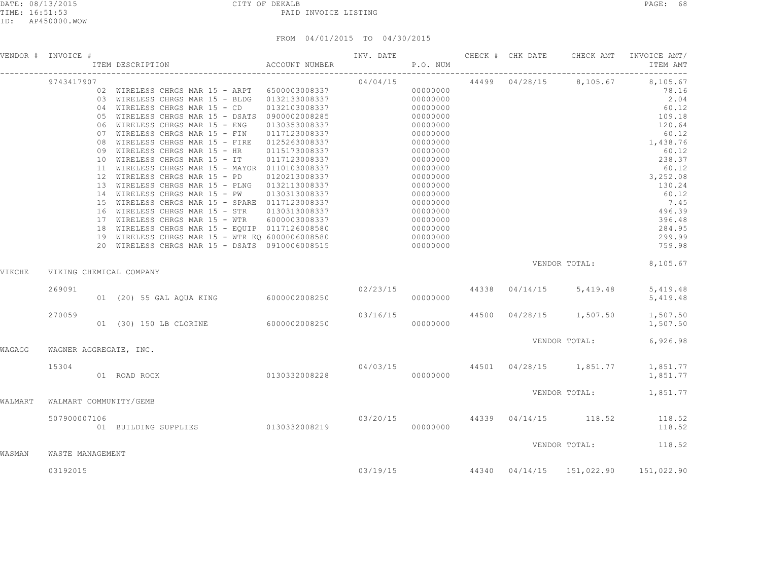CITY OF DEKALB
PAID INVOICE LISTING

DATE: 08/13/2015
TIME: 16:51:53
ID: AP450000.WOW

FROM 04/01/2015 TO 04/30/2015

| VENDOR # | INVOICE # | ITEM DESCRIPTION | ACCOUNT NUMBER | INV. DATE | P.O. NUM | CHECK # | CHK DATE | CHECK AMT | INVOICE AMT/ ITEM AMT |
|---|---|---|---|---|---|---|---|---|---|
| | 9743417907 | | | 04/04/15 | | 44499 | 04/28/15 | 8,105.67 | 8,105.67 |
| | | 02 WIRELESS CHRGS MAR 15 - ARPT | 6500003008337 | | 00000000 | | | | 78.16 |
| | | 03 WIRELESS CHRGS MAR 15 - BLDG | 0132133008337 | | 00000000 | | | | 2.04 |
| | | 04 WIRELESS CHRGS MAR 15 - CD | 0132103008337 | | 00000000 | | | | 60.12 |
| | | 05 WIRELESS CHRGS MAR 15 - DSATS | 0900002008285 | | 00000000 | | | | 109.18 |
| | | 06 WIRELESS CHRGS MAR 15 - ENG | 0130353008337 | | 00000000 | | | | 120.64 |
| | | 07 WIRELESS CHRGS MAR 15 - FIN | 0117123008337 | | 00000000 | | | | 60.12 |
| | | 08 WIRELESS CHRGS MAR 15 - FIRE | 0125263008337 | | 00000000 | | | | 1,438.76 |
| | | 09 WIRELESS CHRGS MAR 15 - HR | 0115173008337 | | 00000000 | | | | 60.12 |
| | | 10 WIRELESS CHRGS MAR 15 - IT | 0117123008337 | | 00000000 | | | | 238.37 |
| | | 11 WIRELESS CHRGS MAR 15 - MAYOR | 0110103008337 | | 00000000 | | | | 60.12 |
| | | 12 WIRELESS CHRGS MAR 15 - PD | 0120213008337 | | 00000000 | | | | 3,252.08 |
| | | 13 WIRELESS CHRGS MAR 15 - PLNG | 0132113008337 | | 00000000 | | | | 130.24 |
| | | 14 WIRELESS CHRGS MAR 15 - PW | 0130313008337 | | 00000000 | | | | 60.12 |
| | | 15 WIRELESS CHRGS MAR 15 - SPARE | 0117123008337 | | 00000000 | | | | 7.45 |
| | | 16 WIRELESS CHRGS MAR 15 - STR | 0130313008337 | | 00000000 | | | | 496.39 |
| | | 17 WIRELESS CHRGS MAR 15 - WTR | 6000003008337 | | 00000000 | | | | 396.48 |
| | | 18 WIRELESS CHRGS MAR 15 - EQUIP | 0117126008580 | | 00000000 | | | | 284.95 |
| | | 19 WIRELESS CHRGS MAR 15 - WTR EQ | 6000006008580 | | 00000000 | | | | 299.99 |
| | | 20 WIRELESS CHRGS MAR 15 - DSATS | 0910006008515 | | 00000000 | | | | 759.98 |
| | | | | | | | VENDOR TOTAL: | | 8,105.67 |
| VIKCHE | VIKING CHEMICAL COMPANY | | | | | | | | |
| | 269091 | | | 02/23/15 | | 44338 | 04/14/15 | 5,419.48 | 5,419.48 |
| | | 01 (20) 55 GAL AQUA KING | 6000002008250 | | 00000000 | | | | 5,419.48 |
| | 270059 | | | 03/16/15 | | 44500 | 04/28/15 | 1,507.50 | 1,507.50 |
| | | 01 (30) 150 LB CLORINE | 6000002008250 | | 00000000 | | | | 1,507.50 |
| | | | | | | | VENDOR TOTAL: | | 6,926.98 |
| WAGAGG | WAGNER AGGREGATE, INC. | | | | | | | | |
| | 15304 | | | 04/03/15 | | 44501 | 04/28/15 | 1,851.77 | 1,851.77 |
| | | 01 ROAD ROCK | 0130332008228 | | 00000000 | | | | 1,851.77 |
| | | | | | | | VENDOR TOTAL: | | 1,851.77 |
| WALMART | WALMART COMMUNITY/GEMB | | | | | | | | |
| | 507900007106 | | | 03/20/15 | | 44339 | 04/14/15 | 118.52 | 118.52 |
| | | 01 BUILDING SUPPLIES | 0130332008219 | | 00000000 | | | | 118.52 |
| | | | | | | | VENDOR TOTAL: | | 118.52 |
| WASMAN | WASTE MANAGEMENT | | | | | | | | |
| | 03192015 | | | 03/19/15 | | 44340 | 04/14/15 | 151,022.90 | 151,022.90 |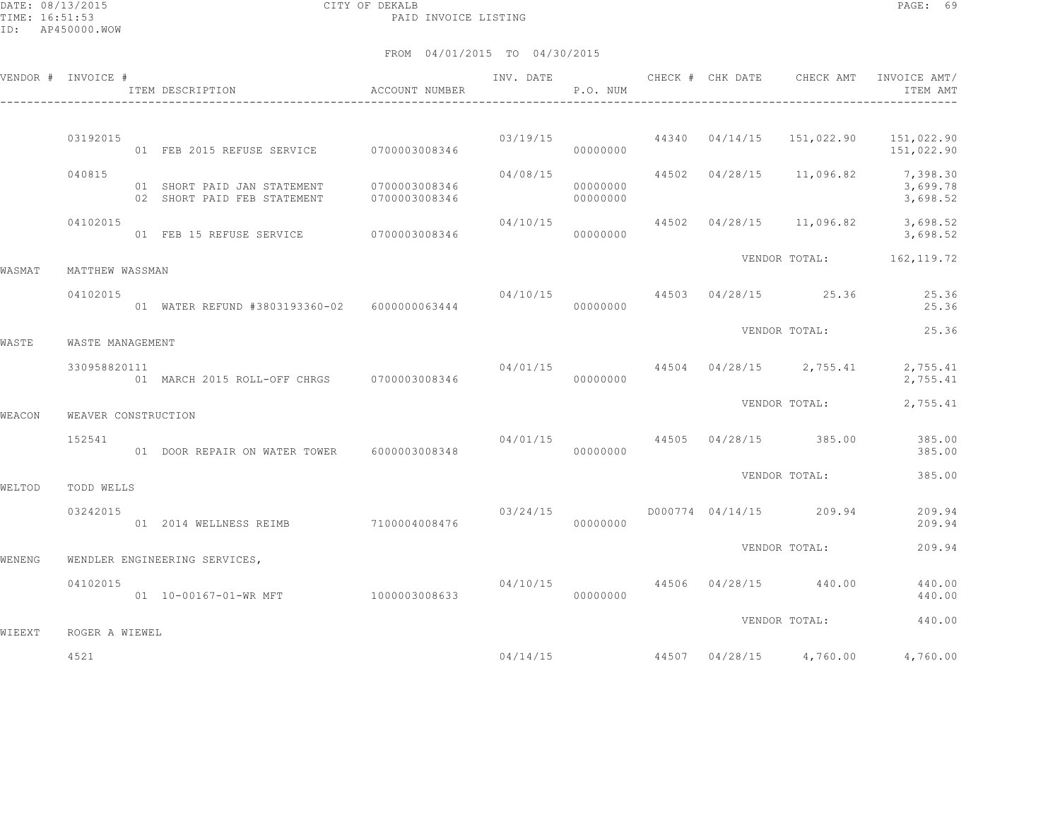FROM 04/01/2015 TO 04/30/2015

| VENDOR # | INVOICE # | ITEM DESCRIPTION | ACCOUNT NUMBER | INV. DATE | P.O. NUM | CHECK # | CHK DATE | CHECK AMT | INVOICE AMT/ ITEM AMT |
|---|---|---|---|---|---|---|---|---|---|
| | 03192015 | | | 03/19/15 | | 44340 | 04/14/15 | 151,022.90 | 151,022.90 |
| | | 01 FEB 2015 REFUSE SERVICE | 0700003008346 | | 00000000 | | | | 151,022.90 |
| | 040815 | | | 04/08/15 | | 44502 | 04/28/15 | 11,096.82 | 7,398.30 |
| | | 01 SHORT PAID JAN STATEMENT | 0700003008346 | | 00000000 | | | | 3,699.78 |
| | | 02 SHORT PAID FEB STATEMENT | 0700003008346 | | 00000000 | | | | 3,698.52 |
| | 04102015 | | | 04/10/15 | | 44502 | 04/28/15 | 11,096.82 | 3,698.52 |
| | | 01 FEB 15 REFUSE SERVICE | 0700003008346 | | 00000000 | | | | 3,698.52 |
| | | | | | | | VENDOR TOTAL: | | 162,119.72 |
| WASMAT | MATTHEW WASSMAN | | | | | | | | |
| | 04102015 | | | 04/10/15 | | 44503 | 04/28/15 | 25.36 | 25.36 |
| | | 01 WATER REFUND #3803193360-02 | 6000000063444 | | 00000000 | | | | 25.36 |
| | | | | | | | VENDOR TOTAL: | | 25.36 |
| WASTE | WASTE MANAGEMENT | | | | | | | | |
| | 330958820111 | | | 04/01/15 | | 44504 | 04/28/15 | 2,755.41 | 2,755.41 |
| | | 01 MARCH 2015 ROLL-OFF CHRGS | 0700003008346 | | 00000000 | | | | 2,755.41 |
| | | | | | | | VENDOR TOTAL: | | 2,755.41 |
| WEACON | WEAVER CONSTRUCTION | | | | | | | | |
| | 152541 | | | 04/01/15 | | 44505 | 04/28/15 | 385.00 | 385.00 |
| | | 01 DOOR REPAIR ON WATER TOWER | 6000003008348 | | 00000000 | | | | 385.00 |
| | | | | | | | VENDOR TOTAL: | | 385.00 |
| WELTOD | TODD WELLS | | | | | | | | |
| | 03242015 | | | 03/24/15 | | D000774 | 04/14/15 | 209.94 | 209.94 |
| | | 01 2014 WELLNESS REIMB | 7100004008476 | | 00000000 | | | | 209.94 |
| | | | | | | | VENDOR TOTAL: | | 209.94 |
| WENENG | WENDLER ENGINEERING SERVICES, | | | | | | | | |
| | 04102015 | | | 04/10/15 | | 44506 | 04/28/15 | 440.00 | 440.00 |
| | | 01 10-00167-01-WR MFT | 1000003008633 | | 00000000 | | | | 440.00 |
| | | | | | | | VENDOR TOTAL: | | 440.00 |
| WIEEXT | ROGER A WIEWEL | | | | | | | | |
| | 4521 | | | 04/14/15 | | 44507 | 04/28/15 | 4,760.00 | 4,760.00 |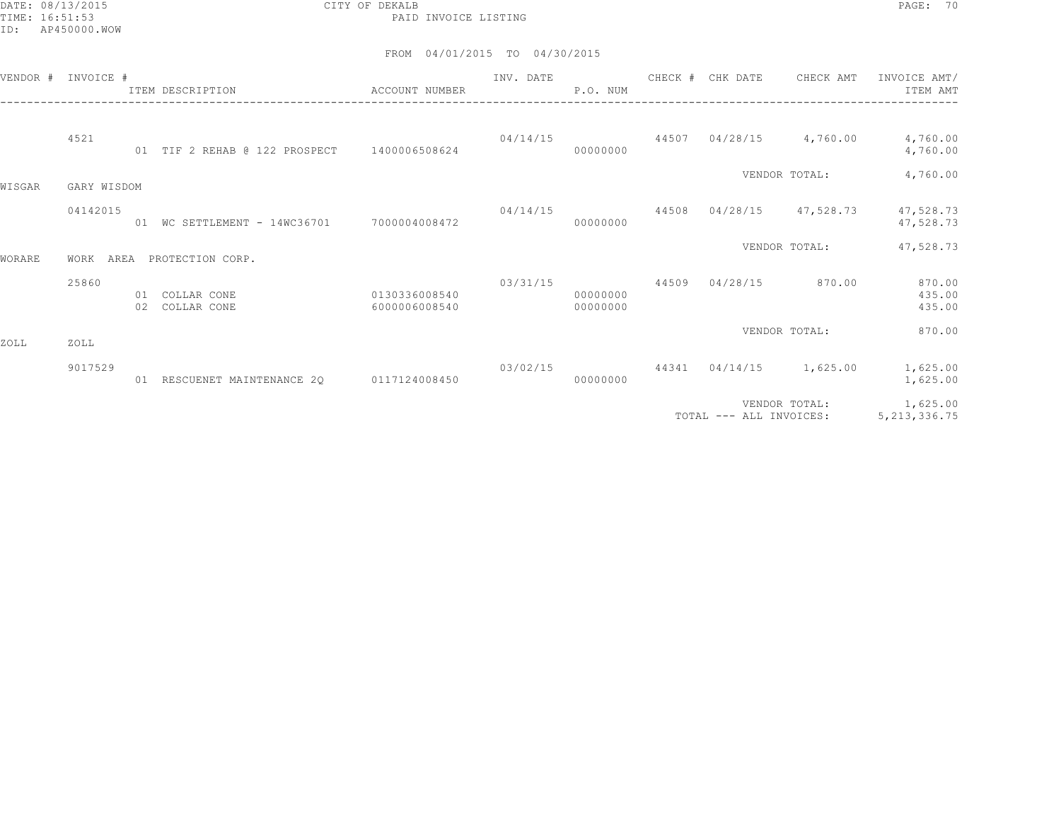FROM 04/01/2015 TO 04/30/2015

| VENDOR # | INVOICE # | ITEM DESCRIPTION | ACCOUNT NUMBER | INV. DATE | P.O. NUM | CHECK # | CHK DATE | CHECK AMT | INVOICE AMT/ ITEM AMT |
|---|---|---|---|---|---|---|---|---|---|
| | 4521 | | | 04/14/15 | | 44507 | 04/28/15 | 4,760.00 | 4,760.00 |
| | | 01 TIF 2 REHAB @ 122 PROSPECT | 1400006508624 | | 00000000 | | | | 4,760.00 |
| | | | | | | | VENDOR TOTAL: | | 4,760.00 |
| WISGAR | GARY WISDOM | | | | | | | | |
| | 04142015 | | | 04/14/15 | | 44508 | 04/28/15 | 47,528.73 | 47,528.73 |
| | | 01 WC SETTLEMENT - 14WC36701 | 7000004008472 | | 00000000 | | | | 47,528.73 |
| | | | | | | | VENDOR TOTAL: | | 47,528.73 |
| WORARE | WORK AREA PROTECTION CORP. | | | | | | | | |
| | 25860 | | | 03/31/15 | | 44509 | 04/28/15 | 870.00 | 870.00 |
| | | 01 COLLAR CONE | 0130336008540 | | 00000000 | | | | 435.00 |
| | | 02 COLLAR CONE | 6000006008540 | | 00000000 | | | | 435.00 |
| | | | | | | | VENDOR TOTAL: | | 870.00 |
| ZOLL | ZOLL | | | | | | | | |
| | 9017529 | | | 03/02/15 | | 44341 | 04/14/15 | 1,625.00 | 1,625.00 |
| | | 01 RESCUENET MAINTENANCE 2Q | 0117124008450 | | 00000000 | | | | 1,625.00 |
| | | | | | | | VENDOR TOTAL: | | 1,625.00 |
| | | | | | | | TOTAL --- ALL INVOICES: | | 5,213,336.75 |